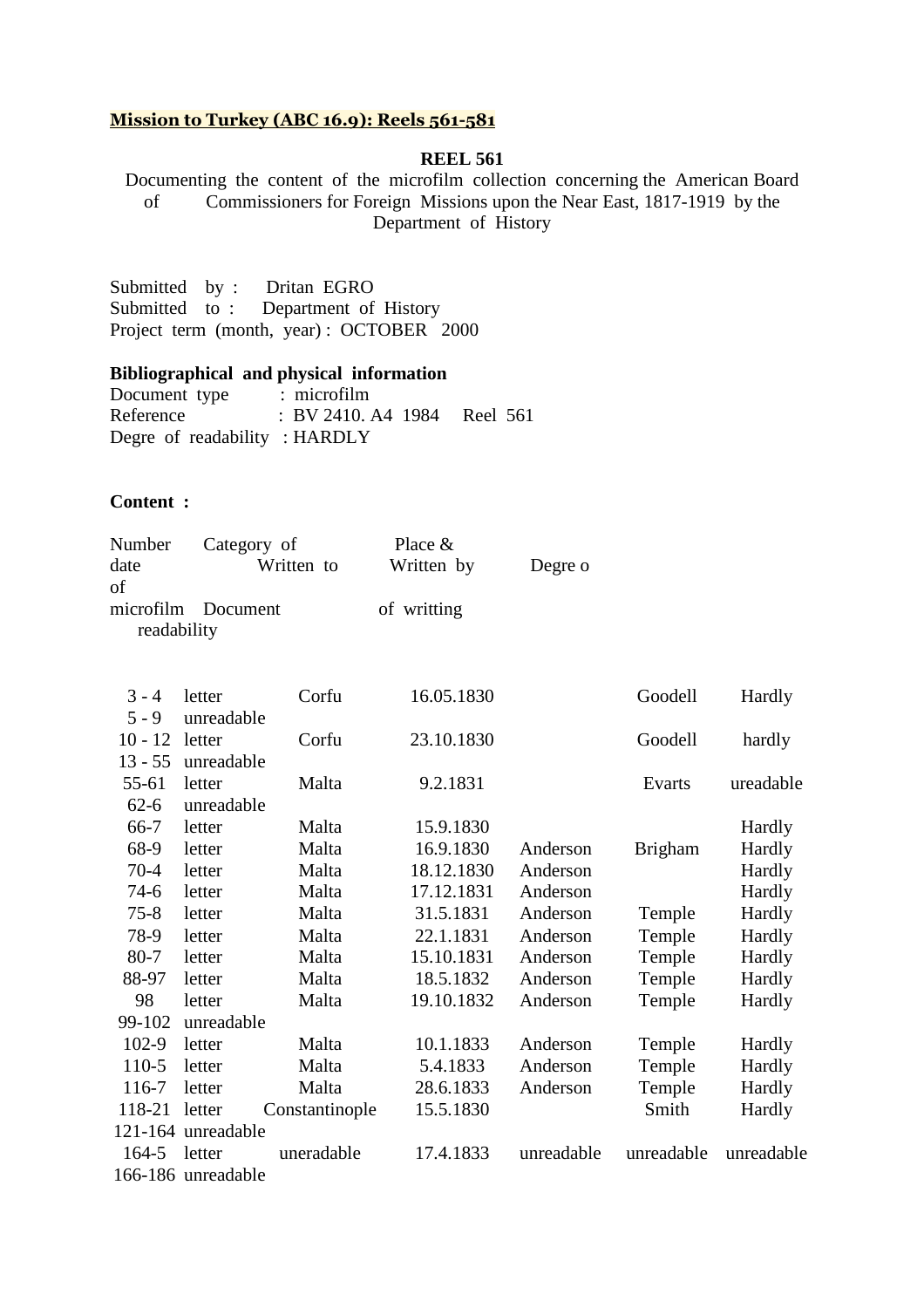**Mission to Turkey (ABC 16.9): Reels 561-581**

**REEL 561**

Documenting the content of the microfilm collection concerning the American Board of Commissioners for Foreign Missions upon the Near East, 1817-1919 by the Department of History

Submitted by : Dritan EGRO
Submitted to : Department of History
Project term (month, year) : OCTOBER 2000

**Bibliographical and physical information**

Document type : microfilm
Reference : BV 2410. A4 1984 Reel 561
Degre of readability : HARDLY

**Content :**

| Number of microfilm | Category of Document | Written to | Place & date of writting | Written by | | Degre o readability |
|---|---|---|---|---|---|---|
| 3 - 4 | letter | Corfu | 16.05.1830 | | Goodell | Hardly |
| 5 - 9 | unreadable | | | | | |
| 10 - 12 | letter | Corfu | 23.10.1830 | | Goodell | hardly |
| 13 - 55 | unreadable | | | | | |
| 55-61 | letter | Malta | 9.2.1831 | | Evarts | ureadable |
| 62-6 | unreadable | | | | | |
| 66-7 | letter | Malta | 15.9.1830 | | | Hardly |
| 68-9 | letter | Malta | 16.9.1830 | Anderson | Brigham | Hardly |
| 70-4 | letter | Malta | 18.12.1830 | Anderson | | Hardly |
| 74-6 | letter | Malta | 17.12.1831 | Anderson | | Hardly |
| 75-8 | letter | Malta | 31.5.1831 | Anderson | Temple | Hardly |
| 78-9 | letter | Malta | 22.1.1831 | Anderson | Temple | Hardly |
| 80-7 | letter | Malta | 15.10.1831 | Anderson | Temple | Hardly |
| 88-97 | letter | Malta | 18.5.1832 | Anderson | Temple | Hardly |
| 98 | letter | Malta | 19.10.1832 | Anderson | Temple | Hardly |
| 99-102 | unreadable | | | | | |
| 102-9 | letter | Malta | 10.1.1833 | Anderson | Temple | Hardly |
| 110-5 | letter | Malta | 5.4.1833 | Anderson | Temple | Hardly |
| 116-7 | letter | Malta | 28.6.1833 | Anderson | Temple | Hardly |
| 118-21 | letter | Constantinople | 15.5.1830 | | Smith | Hardly |
| 121-164 | unreadable | | | | | |
| 164-5 | letter | uneradable | 17.4.1833 | unreadable | unreadable | unreadable |
| 166-186 | unreadable | | | | | |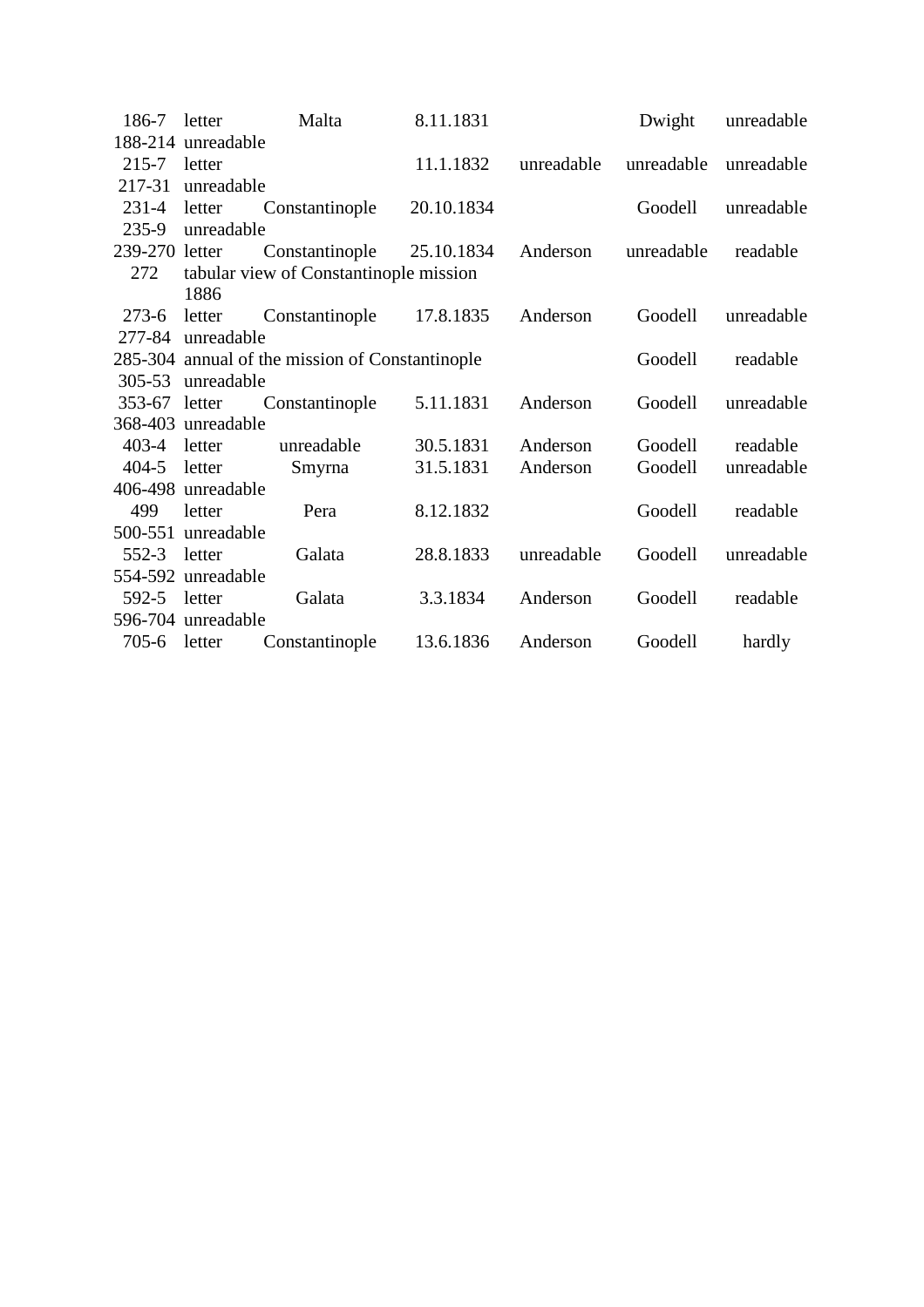| | | | | | | |
|---|---|---|---|---|---|---|
| 186-7 | letter | Malta | 8.11.1831 | | Dwight | unreadable |
| 188-214 | unreadable | | | | | |
| 215-7 | letter | | 11.1.1832 | unreadable | unreadable | unreadable |
| 217-31 | unreadable | | | | | |
| 231-4 | letter | Constantinople | 20.10.1834 | | Goodell | unreadable |
| 235-9 | unreadable | | | | | |
| 239-270 | letter | Constantinople | 25.10.1834 | Anderson | unreadable | readable |
| 272 | tabular view of Constantinople mission 1886 | | | | | |
| 273-6 | letter | Constantinople | 17.8.1835 | Anderson | Goodell | unreadable |
| 277-84 | unreadable | | | | | |
| 285-304 | annual of the mission of Constantinople | | | | Goodell | readable |
| 305-53 | unreadable | | | | | |
| 353-67 | letter | Constantinople | 5.11.1831 | Anderson | Goodell | unreadable |
| 368-403 | unreadable | | | | | |
| 403-4 | letter | unreadable | 30.5.1831 | Anderson | Goodell | readable |
| 404-5 | letter | Smyrna | 31.5.1831 | Anderson | Goodell | unreadable |
| 406-498 | unreadable | | | | | |
| 499 | letter | Pera | 8.12.1832 | | Goodell | readable |
| 500-551 | unreadable | | | | | |
| 552-3 | letter | Galata | 28.8.1833 | unreadable | Goodell | unreadable |
| 554-592 | unreadable | | | | | |
| 592-5 | letter | Galata | 3.3.1834 | Anderson | Goodell | readable |
| 596-704 | unreadable | | | | | |
| 705-6 | letter | Constantinople | 13.6.1836 | Anderson | Goodell | hardly |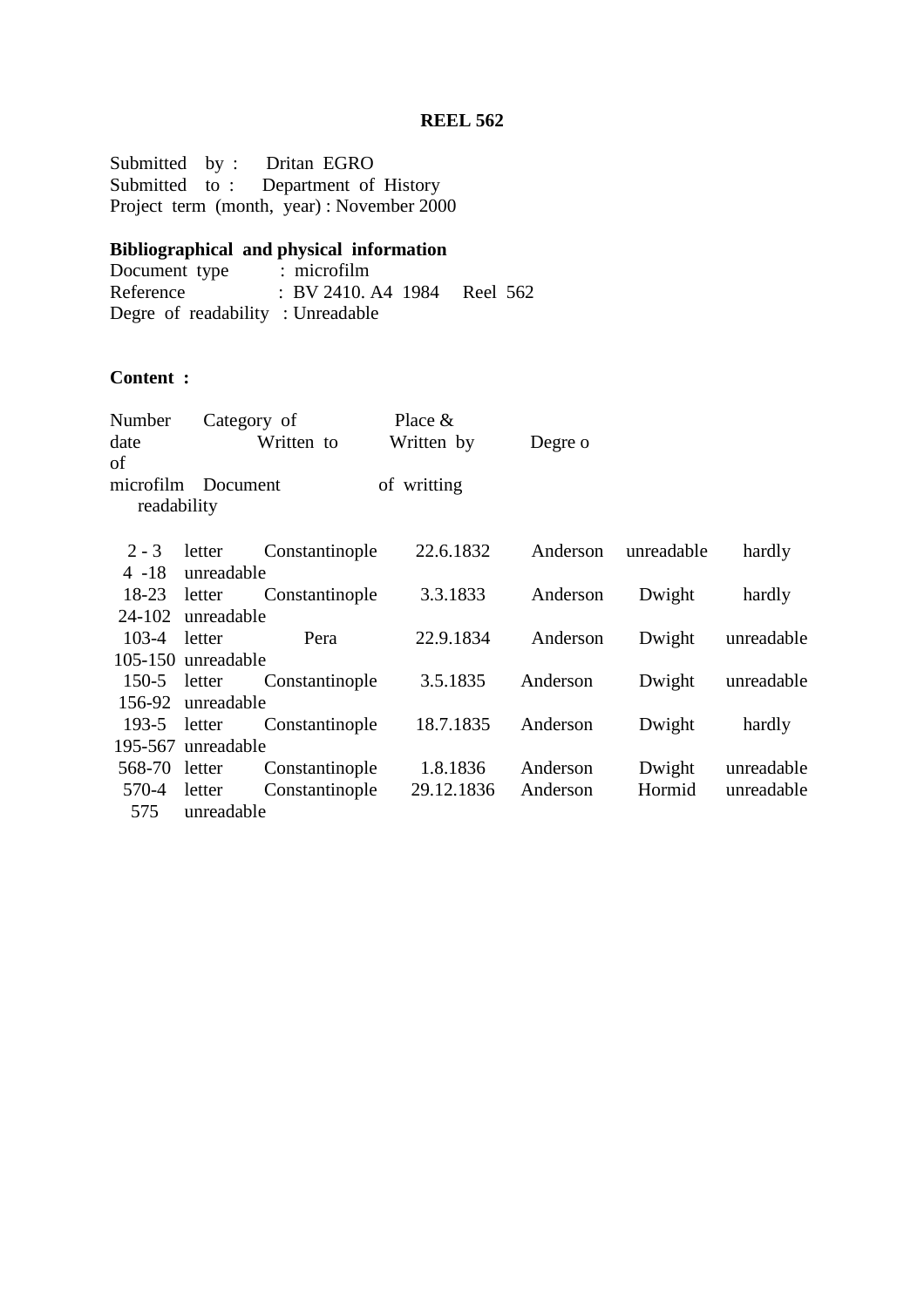**REEL 562**

Submitted by : Dritan EGRO
Submitted to : Department of History
Project term (month, year) : November 2000

**Bibliographical and physical information**

Document type : microfilm
Reference : BV 2410. A4 1984 Reel 562
Degre of readability : Unreadable

**Content :**

| Number of microfilm | Category of Document | Place & date of writting | | Written by | Written to | Degre of readability |
|---|---|---|---|---|---|---|
| 2 - 3 | letter | Constantinople | 22.6.1832 | Anderson | unreadable | hardly |
| 4 -18 | unreadable | | | | | |
| 18-23 | letter | Constantinople | 3.3.1833 | Anderson | Dwight | hardly |
| 24-102 | unreadable | | | | | |
| 103-4 | letter | Pera | 22.9.1834 | Anderson | Dwight | unreadable |
| 105-150 | unreadable | | | | | |
| 150-5 | letter | Constantinople | 3.5.1835 | Anderson | Dwight | unreadable |
| 156-92 | unreadable | | | | | |
| 193-5 | letter | Constantinople | 18.7.1835 | Anderson | Dwight | hardly |
| 195-567 | unreadable | | | | | |
| 568-70 | letter | Constantinople | 1.8.1836 | Anderson | Dwight | unreadable |
| 570-4 | letter | Constantinople | 29.12.1836 | Anderson | Hormid | unreadable |
| 575 | unreadable | | | | | |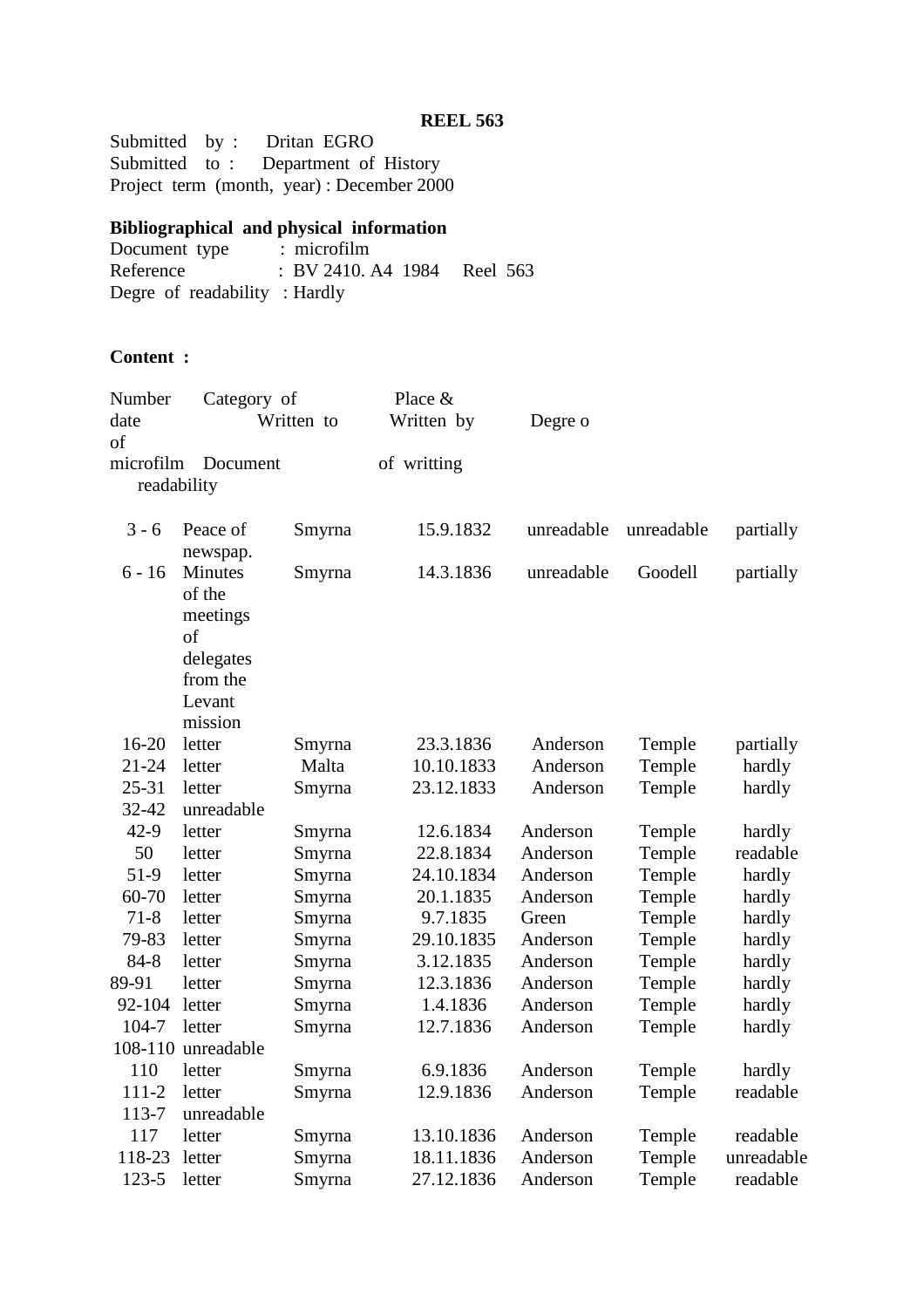**REEL 563**

Submitted by : Dritan EGRO
Submitted to : Department of History
Project term (month, year) : December 2000

**Bibliographical and physical information**

Document type : microfilm
Reference : BV 2410. A4 1984 Reel 563
Degre of readability : Hardly

**Content :**

| Number of microfilm | Category of Document | Written to | Place & date of writting | Written by | Degre o readability | |
|---|---|---|---|---|---|---|
| 3 - 6 | Peace of newspap. | Smyrna | 15.9.1832 | unreadable | unreadable | partially |
| 6 - 16 | Minutes of the meetings of delegates from the Levant mission | Smyrna | 14.3.1836 | unreadable | Goodell | partially |
| 16-20 | letter | Smyrna | 23.3.1836 | Anderson | Temple | partially |
| 21-24 | letter | Malta | 10.10.1833 | Anderson | Temple | hardly |
| 25-31 | letter | Smyrna | 23.12.1833 | Anderson | Temple | hardly |
| 32-42 | unreadable | | | | | |
| 42-9 | letter | Smyrna | 12.6.1834 | Anderson | Temple | hardly |
| 50 | letter | Smyrna | 22.8.1834 | Anderson | Temple | readable |
| 51-9 | letter | Smyrna | 24.10.1834 | Anderson | Temple | hardly |
| 60-70 | letter | Smyrna | 20.1.1835 | Anderson | Temple | hardly |
| 71-8 | letter | Smyrna | 9.7.1835 | Green | Temple | hardly |
| 79-83 | letter | Smyrna | 29.10.1835 | Anderson | Temple | hardly |
| 84-8 | letter | Smyrna | 3.12.1835 | Anderson | Temple | hardly |
| 89-91 | letter | Smyrna | 12.3.1836 | Anderson | Temple | hardly |
| 92-104 | letter | Smyrna | 1.4.1836 | Anderson | Temple | hardly |
| 104-7 | letter | Smyrna | 12.7.1836 | Anderson | Temple | hardly |
| 108-110 | unreadable | | | | | |
| 110 | letter | Smyrna | 6.9.1836 | Anderson | Temple | hardly |
| 111-2 | letter | Smyrna | 12.9.1836 | Anderson | Temple | readable |
| 113-7 | unreadable | | | | | |
| 117 | letter | Smyrna | 13.10.1836 | Anderson | Temple | readable |
| 118-23 | letter | Smyrna | 18.11.1836 | Anderson | Temple | unreadable |
| 123-5 | letter | Smyrna | 27.12.1836 | Anderson | Temple | readable |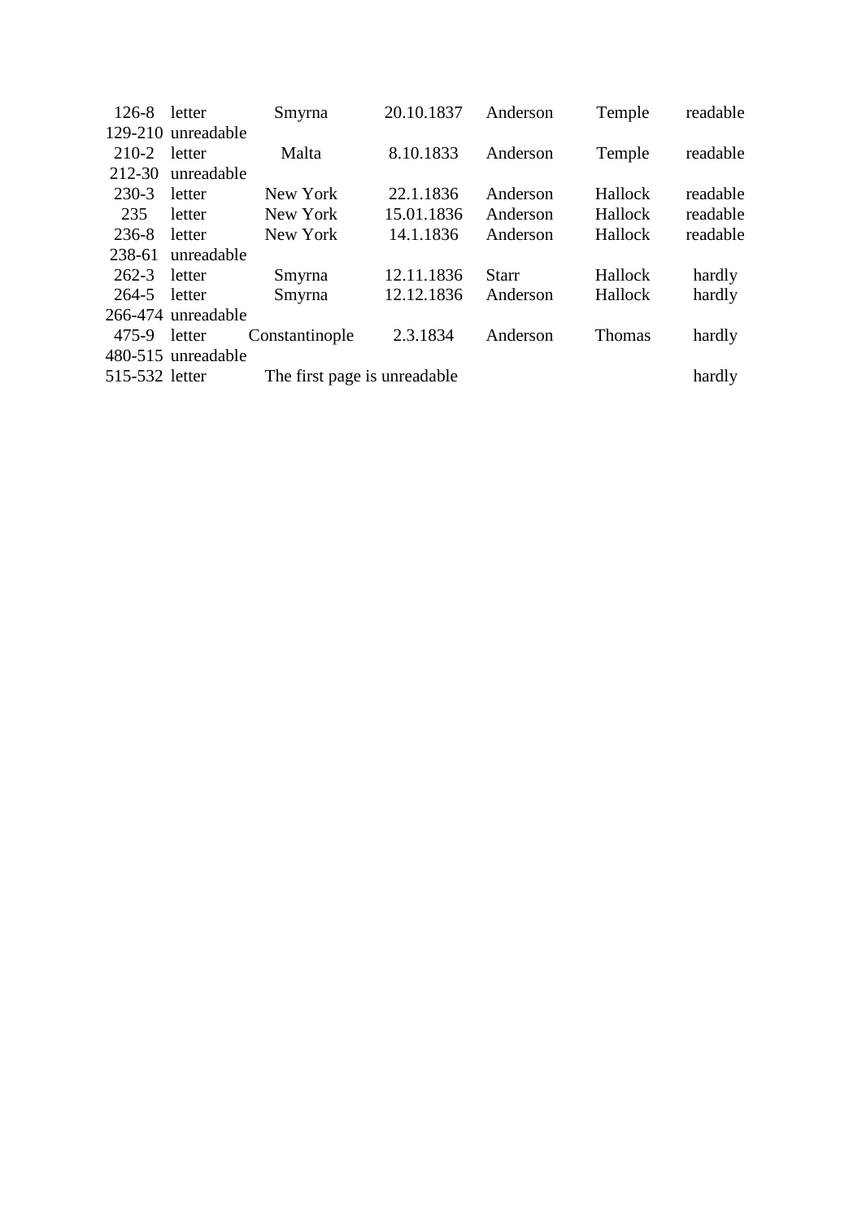| | | | | | | |
|---|---|---|---|---|---|---|
| 126-8 | letter | Smyrna | 20.10.1837 | Anderson | Temple | readable |
| 129-210 | unreadable | | | | | |
| 210-2 | letter | Malta | 8.10.1833 | Anderson | Temple | readable |
| 212-30 | unreadable | | | | | |
| 230-3 | letter | New York | 22.1.1836 | Anderson | Hallock | readable |
| 235 | letter | New York | 15.01.1836 | Anderson | Hallock | readable |
| 236-8 | letter | New York | 14.1.1836 | Anderson | Hallock | readable |
| 238-61 | unreadable | | | | | |
| 262-3 | letter | Smyrna | 12.11.1836 | Starr | Hallock | hardly |
| 264-5 | letter | Smyrna | 12.12.1836 | Anderson | Hallock | hardly |
| 266-474 | unreadable | | | | | |
| 475-9 | letter | Constantinople | 2.3.1834 | Anderson | Thomas | hardly |
| 480-515 | unreadable | | | | | |
| 515-532 | letter | The first page is unreadable | | | | hardly |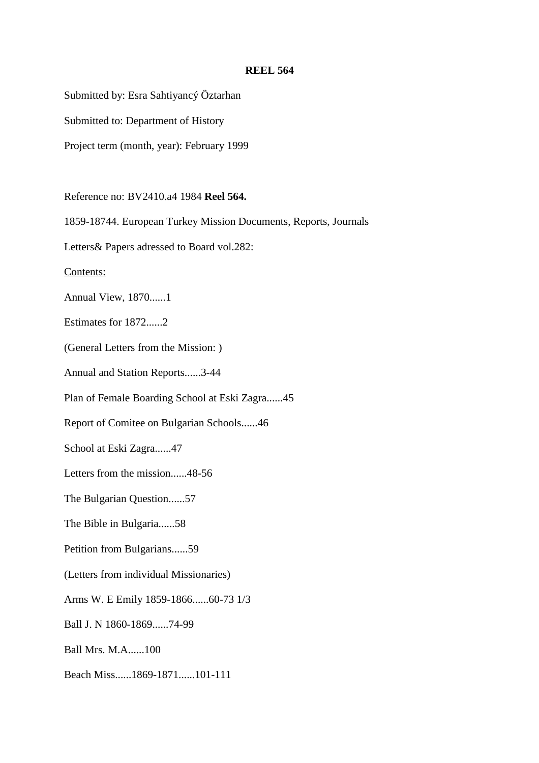**REEL 564**

Submitted by: Esra Sahtiyancý Öztarhan

Submitted to: Department of History

Project term (month, year): February 1999

Reference no: BV2410.a4 1984 **Reel 564.**

1859-18744. European Turkey Mission Documents, Reports, Journals

Letters& Papers adressed to Board vol.282:

<u>Contents:</u>

Annual View, 1870......1

Estimates for 1872......2

(General Letters from the Mission: )

Annual and Station Reports......3-44

Plan of Female Boarding School at Eski Zagra......45

Report of Comitee on Bulgarian Schools......46

School at Eski Zagra......47

Letters from the mission......48-56

The Bulgarian Question......57

The Bible in Bulgaria......58

Petition from Bulgarians......59

(Letters from individual Missionaries)

Arms W. E Emily 1859-1866......60-73 1/3

Ball J. N 1860-1869......74-99

Ball Mrs. M.A......100

Beach Miss......1869-1871......101-111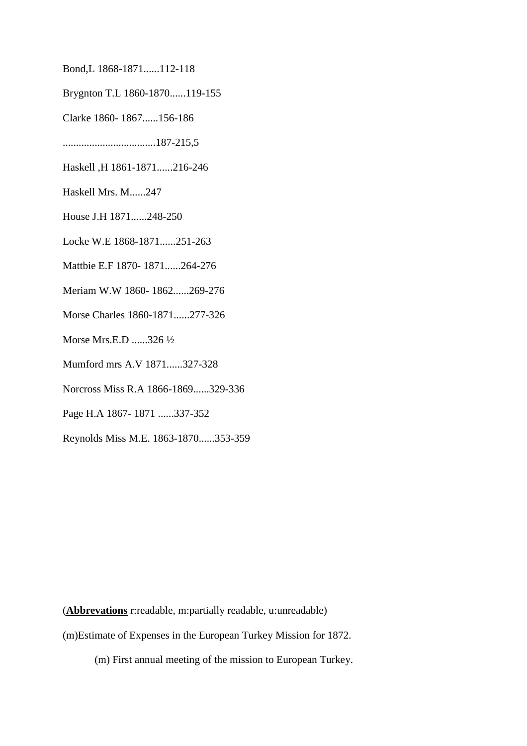Bond,L 1868-1871......112-118

Brygnton T.L 1860-1870......119-155

Clarke 1860- 1867......156-186

...................................187-215,5

Haskell ,H 1861-1871......216-246

Haskell Mrs. M......247

House J.H 1871......248-250

Locke W.E 1868-1871......251-263

Mattbie E.F 1870- 1871......264-276

Meriam W.W 1860- 1862......269-276

Morse Charles 1860-1871......277-326

Morse Mrs.E.D ......326 ½

Mumford mrs A.V 1871......327-328

Norcross Miss R.A 1866-1869......329-336

Page H.A 1867- 1871 ......337-352

Reynolds Miss M.E. 1863-1870......353-359

(**Abbrevations** r:readable, m:partially readable, u:unreadable)

(m)Estimate of Expenses in the European Turkey Mission for 1872.

(m) First annual meeting of the mission to European Turkey.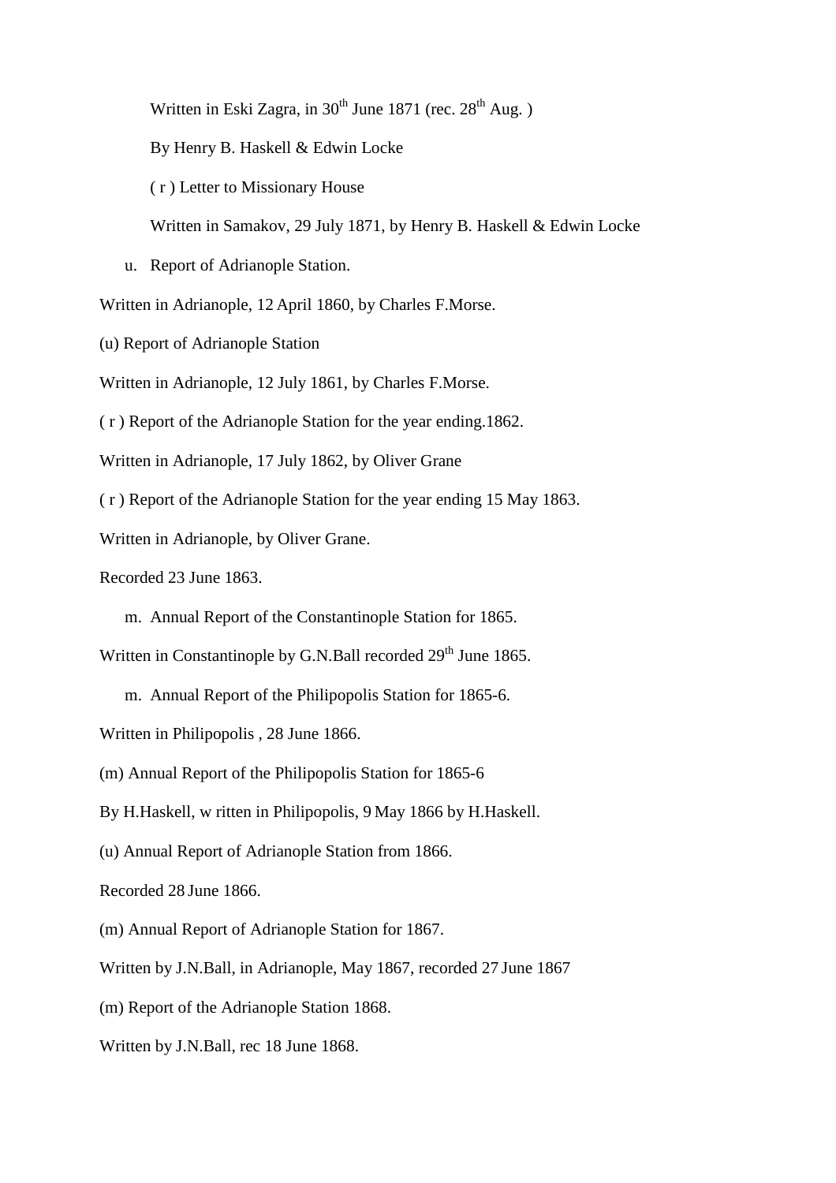Written in Eski Zagra, in 30th June 1871 (rec. 28th Aug. )

By Henry B. Haskell & Edwin Locke

( r ) Letter to Missionary House

Written in Samakov, 29 July 1871, by Henry B. Haskell & Edwin Locke

u. Report of Adrianople Station.

Written in Adrianople, 12 April 1860, by Charles F.Morse.

(u) Report of Adrianople Station

Written in Adrianople, 12 July 1861, by Charles F.Morse.

( r ) Report of the Adrianople Station for the year ending.1862.

Written in Adrianople, 17 July 1862, by Oliver Grane

( r ) Report of the Adrianople Station for the year ending 15 May 1863.

Written in Adrianople, by Oliver Grane.

Recorded 23 June 1863.

m. Annual Report of the Constantinople Station for 1865.

Written in Constantinople by G.N.Ball recorded 29th June 1865.

m. Annual Report of the Philipopolis Station for 1865-6.

Written in Philipopolis , 28 June 1866.

(m) Annual Report of the Philipopolis Station for 1865-6

By H.Haskell, w ritten in Philipopolis, 9 May 1866 by H.Haskell.

(u) Annual Report of Adrianople Station from 1866.

Recorded 28 June 1866.

(m) Annual Report of Adrianople Station for 1867.

Written by J.N.Ball, in Adrianople, May 1867, recorded 27 June 1867

(m) Report of the Adrianople Station 1868.

Written by J.N.Ball, rec 18 June 1868.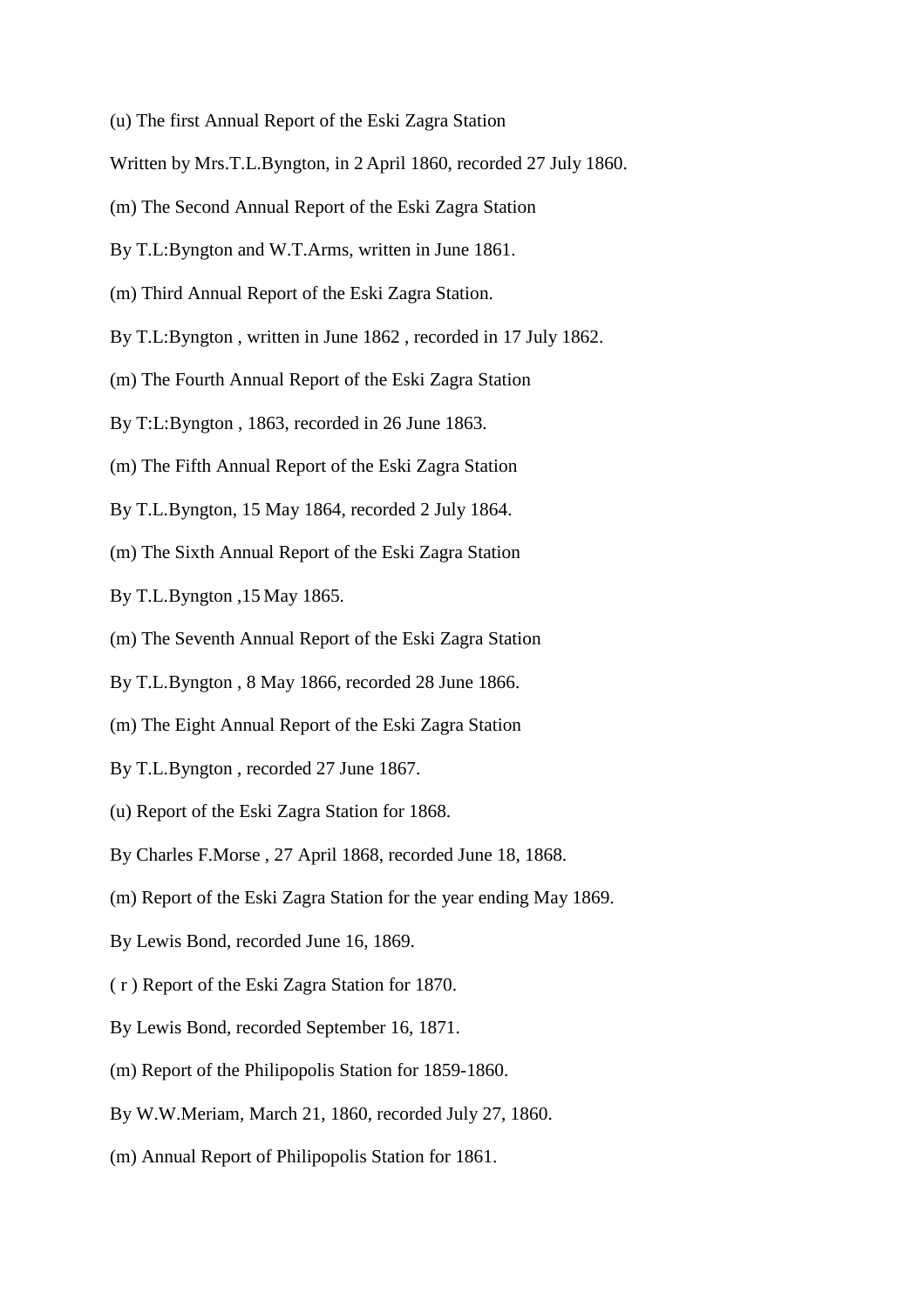(u) The first Annual Report of the Eski Zagra Station

Written by Mrs.T.L.Byngton, in 2 April 1860, recorded 27 July 1860.

(m) The Second Annual Report of the Eski Zagra Station

By T.L:Byngton and W.T.Arms, written in June 1861.

(m) Third Annual Report of the Eski Zagra Station.

By T.L:Byngton , written in June 1862 , recorded in 17 July 1862.

(m) The Fourth Annual Report of the Eski Zagra Station

By T:L:Byngton , 1863, recorded in 26 June 1863.

(m) The Fifth Annual Report of the Eski Zagra Station

By T.L.Byngton, 15 May 1864, recorded 2 July 1864.

(m) The Sixth Annual Report of the Eski Zagra Station

By T.L.Byngton ,15 May 1865.

(m) The Seventh Annual Report of the Eski Zagra Station

By T.L.Byngton , 8 May 1866, recorded 28 June 1866.

(m) The Eight Annual Report of the Eski Zagra Station

By T.L.Byngton , recorded 27 June 1867.

(u) Report of the Eski Zagra Station for 1868.

By Charles F.Morse , 27 April 1868, recorded June 18, 1868.

(m) Report of the Eski Zagra Station for the year ending May 1869.

By Lewis Bond, recorded June 16, 1869.

( r ) Report of the Eski Zagra Station for 1870.

By Lewis Bond, recorded September 16, 1871.

(m) Report of the Philipopolis Station for 1859-1860.

By W.W.Meriam, March 21, 1860, recorded July 27, 1860.

(m) Annual Report of Philipopolis Station for 1861.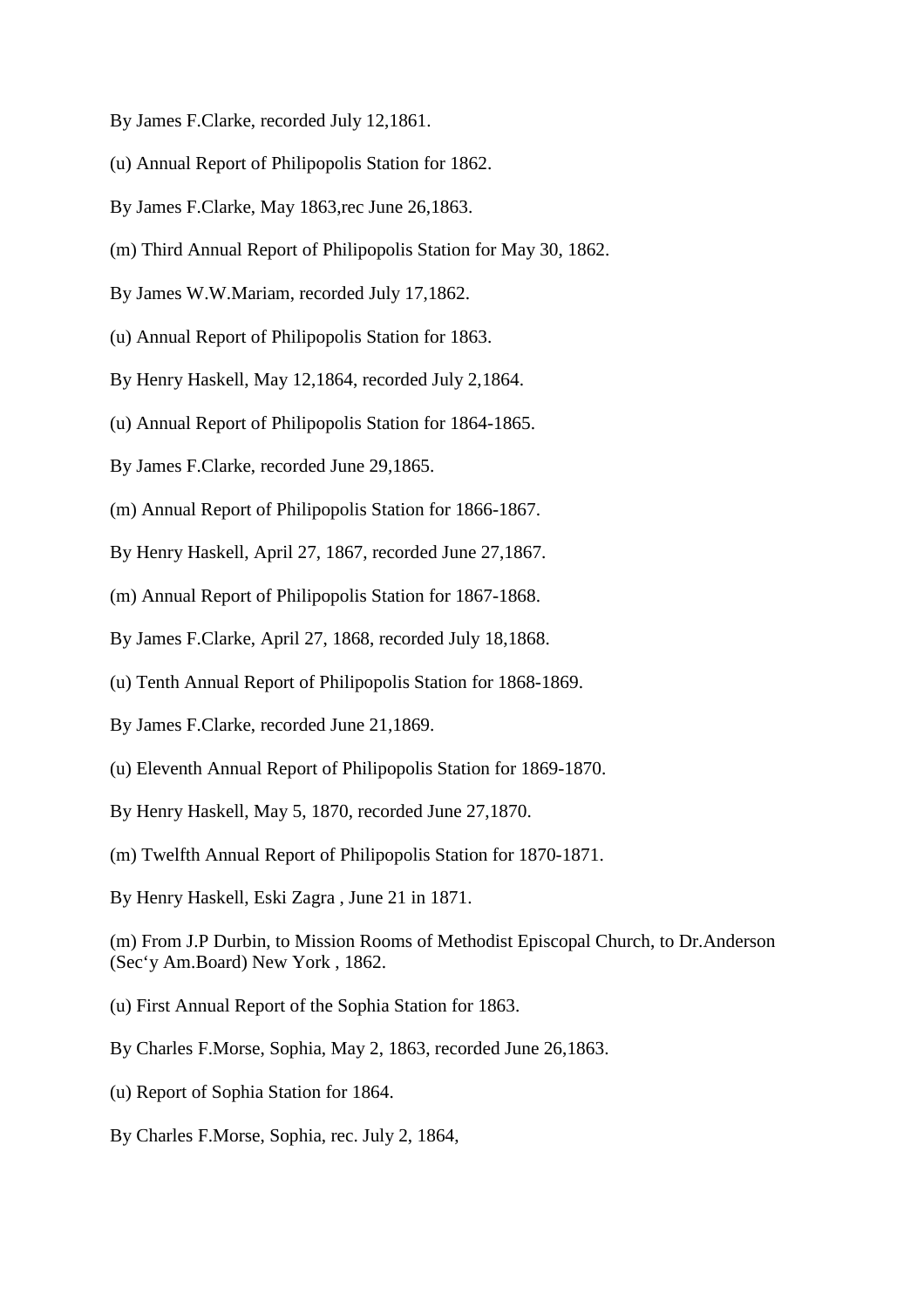By James F.Clarke, recorded July 12,1861.

(u) Annual Report of Philipopolis Station for 1862.

By James F.Clarke, May 1863,rec June 26,1863.

(m) Third Annual Report of Philipopolis Station for May 30, 1862.

By James W.W.Mariam, recorded July 17,1862.

(u) Annual Report of Philipopolis Station for 1863.

By Henry Haskell, May 12,1864, recorded July 2,1864.

(u) Annual Report of Philipopolis Station for 1864-1865.

By James F.Clarke, recorded June 29,1865.

(m) Annual Report of Philipopolis Station for 1866-1867.

By Henry Haskell, April 27, 1867, recorded June 27,1867.

(m) Annual Report of Philipopolis Station for 1867-1868.

By James F.Clarke, April 27, 1868, recorded July 18,1868.

(u) Tenth Annual Report of Philipopolis Station for 1868-1869.

By James F.Clarke, recorded June 21,1869.

(u) Eleventh Annual Report of Philipopolis Station for 1869-1870.

By Henry Haskell, May 5, 1870, recorded June 27,1870.

(m) Twelfth Annual Report of Philipopolis Station for 1870-1871.

By Henry Haskell, Eski Zagra , June 21 in 1871.

(m) From J.P Durbin, to Mission Rooms of Methodist Episcopal Church, to Dr.Anderson (Sec'y Am.Board) New York , 1862.

(u) First Annual Report of the Sophia Station for 1863.

By Charles F.Morse, Sophia, May 2, 1863, recorded June 26,1863.

(u) Report of Sophia Station for 1864.

By Charles F.Morse, Sophia, rec. July 2, 1864,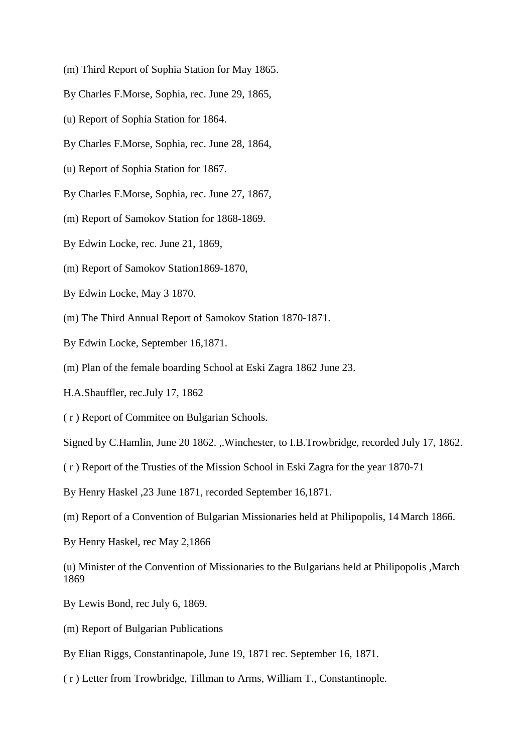(m) Third Report of Sophia Station for May 1865.

By Charles F.Morse, Sophia, rec. June 29, 1865,

(u) Report of Sophia Station for 1864.

By Charles F.Morse, Sophia, rec. June 28, 1864,

(u) Report of Sophia Station for 1867.

By Charles F.Morse, Sophia, rec. June 27, 1867,

(m) Report of Samokov Station for 1868-1869.

By Edwin Locke, rec. June 21, 1869,

(m) Report of Samokov Station1869-1870,

By Edwin Locke, May 3 1870.

(m) The Third Annual Report of Samokov Station 1870-1871.

By Edwin Locke, September 16,1871.

(m) Plan of the female boarding School at Eski Zagra 1862 June 23.

H.A.Shauffler, rec.July 17, 1862

( r ) Report of Commitee on Bulgarian Schools.

Signed by C.Hamlin, June 20 1862. ,.Winchester, to I.B.Trowbridge, recorded July 17, 1862.

( r ) Report of the Trusties of the Mission School in Eski Zagra for the year 1870-71

By Henry Haskel ,23 June 1871, recorded September 16,1871.

(m) Report of a Convention of Bulgarian Missionaries held at Philipopolis, 14 March 1866.

By Henry Haskel, rec May 2,1866

(u) Minister of the Convention of Missionaries to the Bulgarians held at Philipopolis ,March 1869

By Lewis Bond, rec July 6, 1869.

(m) Report of Bulgarian Publications

By Elian Riggs, Constantinapole, June 19, 1871 rec. September 16, 1871.

( r ) Letter from Trowbridge, Tillman to Arms, William T., Constantinople.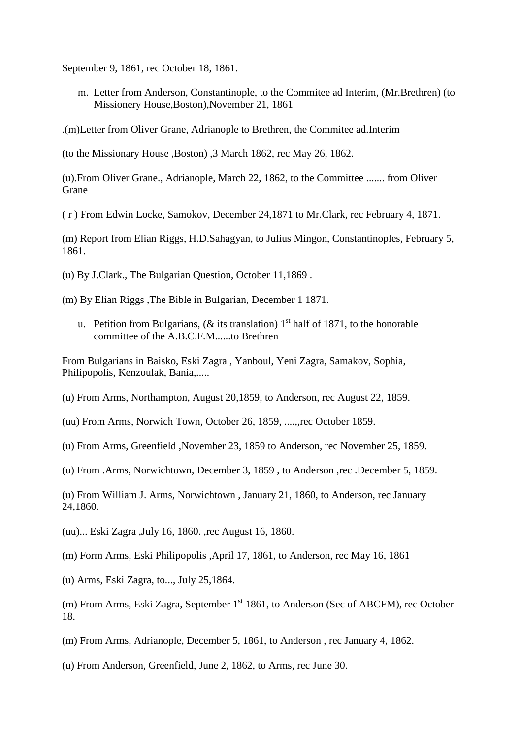September 9, 1861, rec October 18, 1861.

m. Letter from Anderson, Constantinople, to the Commitee ad Interim, (Mr.Brethren) (to Missionery House,Boston),November 21, 1861

.(m)Letter from Oliver Grane, Adrianople to Brethren, the Commitee ad.Interim

(to the Missionary House ,Boston) ,3 March 1862, rec May 26, 1862.

(u).From Oliver Grane., Adrianople, March 22, 1862, to the Committee ....... from Oliver Grane

( r ) From Edwin Locke, Samokov, December 24,1871 to Mr.Clark, rec February 4, 1871.

(m) Report from Elian Riggs, H.D.Sahagyan, to Julius Mingon, Constantinoples, February 5, 1861.

(u) By J.Clark., The Bulgarian Question, October 11,1869 .

(m) By Elian Riggs ,The Bible in Bulgarian, December 1 1871.

u. Petition from Bulgarians, (& its translation) 1st half of 1871, to the honorable committee of the A.B.C.F.M......to Brethren

From Bulgarians in Baisko, Eski Zagra , Yanboul, Yeni Zagra, Samakov, Sophia, Philipopolis, Kenzoulak, Bania,.....

(u) From Arms, Northampton, August 20,1859, to Anderson, rec August 22, 1859.

(uu) From Arms, Norwich Town, October 26, 1859, ....,,rec October 1859.

(u) From Arms, Greenfield ,November 23, 1859 to Anderson, rec November 25, 1859.

(u) From .Arms, Norwichtown, December 3, 1859 , to Anderson ,rec .December 5, 1859.

(u) From William J. Arms, Norwichtown , January 21, 1860, to Anderson, rec January 24,1860.

(uu)... Eski Zagra ,July 16, 1860. ,rec August 16, 1860.

(m) Form Arms, Eski Philipopolis ,April 17, 1861, to Anderson, rec May 16, 1861

(u) Arms, Eski Zagra, to..., July 25,1864.

(m) From Arms, Eski Zagra, September 1st 1861, to Anderson (Sec of ABCFM), rec October 18.

(m) From Arms, Adrianople, December 5, 1861, to Anderson , rec January 4, 1862.

(u) From Anderson, Greenfield, June 2, 1862, to Arms, rec June 30.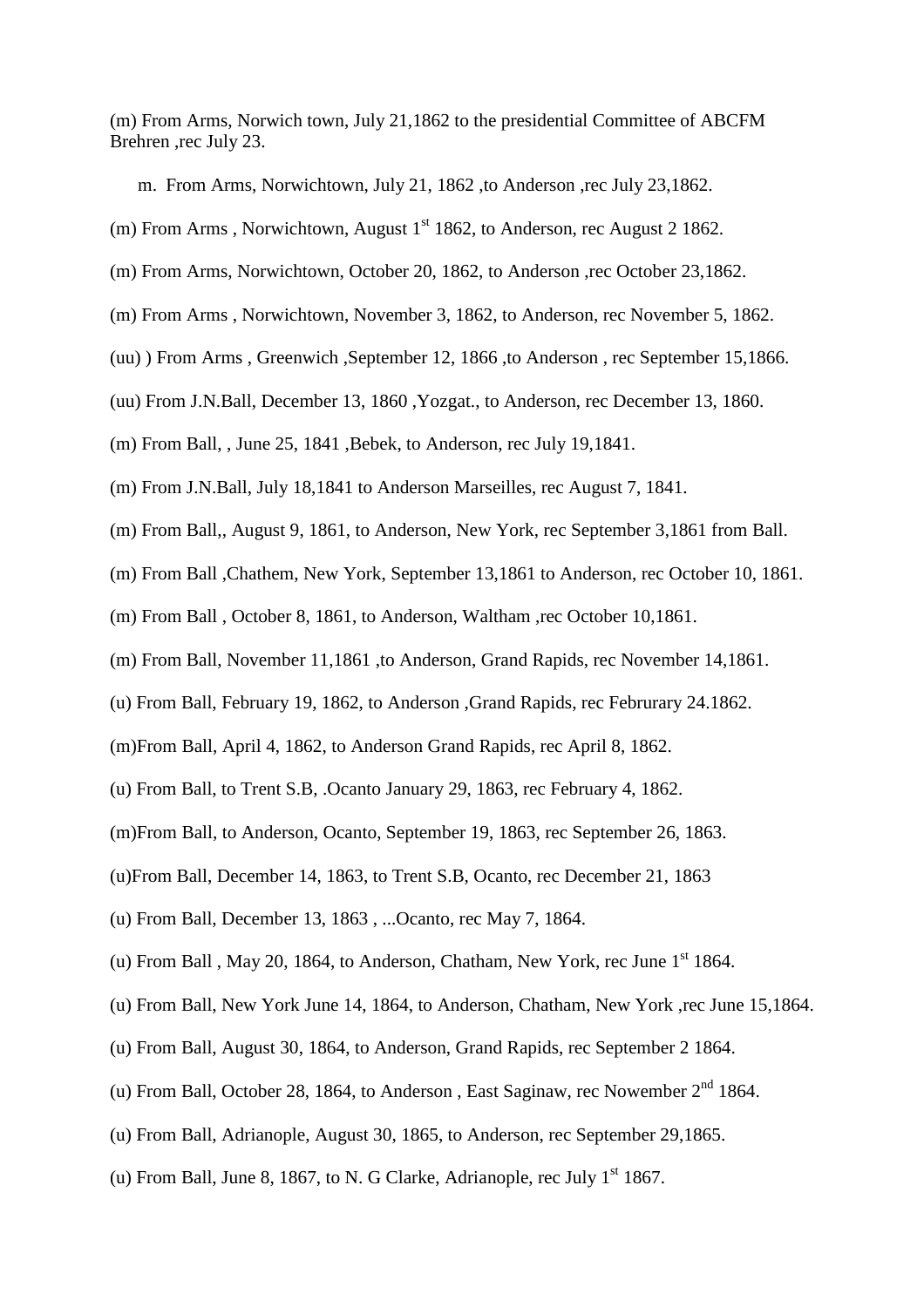(m) From Arms, Norwich town, July 21,1862 to the presidential Committee of ABCFM Brehren ,rec July 23.

m. From Arms, Norwichtown, July 21, 1862 ,to Anderson ,rec July 23,1862.

(m) From Arms , Norwichtown, August 1st 1862, to Anderson, rec August 2 1862.

(m) From Arms, Norwichtown, October 20, 1862, to Anderson ,rec October 23,1862.

(m) From Arms , Norwichtown, November 3, 1862, to Anderson, rec November 5, 1862.

(uu) ) From Arms , Greenwich ,September 12, 1866 ,to Anderson , rec September 15,1866.

(uu) From J.N.Ball, December 13, 1860 ,Yozgat., to Anderson, rec December 13, 1860.

(m) From Ball, , June 25, 1841 ,Bebek, to Anderson, rec July 19,1841.

(m) From J.N.Ball, July 18,1841 to Anderson Marseilles, rec August 7, 1841.

(m) From Ball,, August 9, 1861, to Anderson, New York, rec September 3,1861 from Ball.

(m) From Ball ,Chathem, New York, September 13,1861 to Anderson, rec October 10, 1861.

(m) From Ball , October 8, 1861, to Anderson, Waltham ,rec October 10,1861.

(m) From Ball, November 11,1861 ,to Anderson, Grand Rapids, rec November 14,1861.

(u) From Ball, February 19, 1862, to Anderson ,Grand Rapids, rec Februrary 24.1862.

(m)From Ball, April 4, 1862, to Anderson Grand Rapids, rec April 8, 1862.

(u) From Ball, to Trent S.B, .Ocanto January 29, 1863, rec February 4, 1862.

(m)From Ball, to Anderson, Ocanto, September 19, 1863, rec September 26, 1863.

(u)From Ball, December 14, 1863, to Trent S.B, Ocanto, rec December 21, 1863

(u) From Ball, December 13, 1863 , ...Ocanto, rec May 7, 1864.

(u) From Ball , May 20, 1864, to Anderson, Chatham, New York, rec June 1st 1864.

(u) From Ball, New York June 14, 1864, to Anderson, Chatham, New York ,rec June 15,1864.

(u) From Ball, August 30, 1864, to Anderson, Grand Rapids, rec September 2 1864.

(u) From Ball, October 28, 1864, to Anderson , East Saginaw, rec Nowember 2nd 1864.

(u) From Ball, Adrianople, August 30, 1865, to Anderson, rec September 29,1865.

(u) From Ball, June 8, 1867, to N. G Clarke, Adrianople, rec July 1st 1867.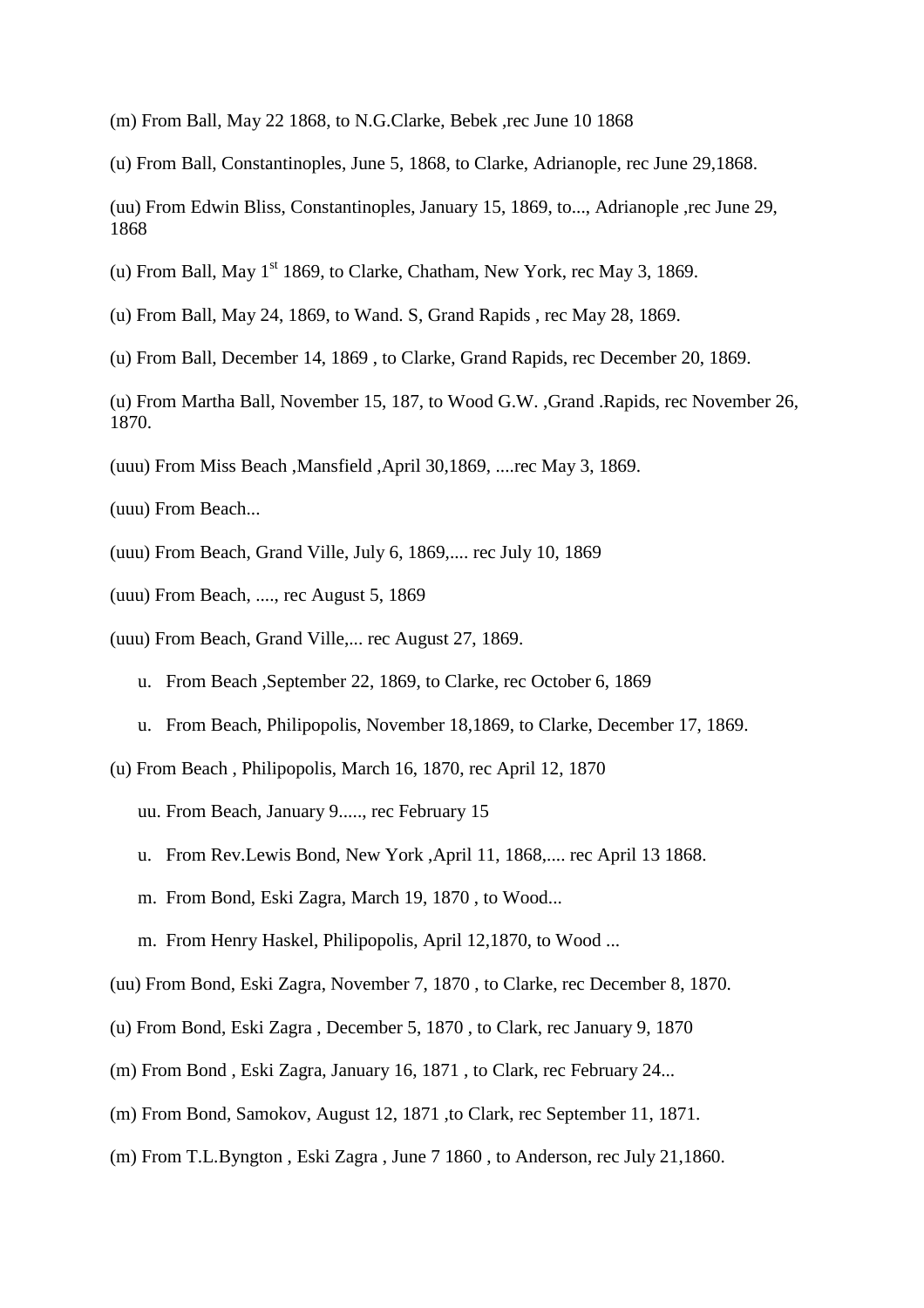(m) From Ball, May 22 1868, to N.G.Clarke, Bebek ,rec June 10 1868

(u) From Ball, Constantinoples, June 5, 1868, to Clarke, Adrianople, rec June 29,1868.

(uu) From Edwin Bliss, Constantinoples, January 15, 1869, to..., Adrianople ,rec June 29, 1868

(u) From Ball, May 1st 1869, to Clarke, Chatham, New York, rec May 3, 1869.

(u) From Ball, May 24, 1869, to Wand. S, Grand Rapids , rec May 28, 1869.

(u) From Ball, December 14, 1869 , to Clarke, Grand Rapids, rec December 20, 1869.

(u) From Martha Ball, November 15, 187, to Wood G.W. ,Grand .Rapids, rec November 26, 1870.

(uuu) From Miss Beach ,Mansfield ,April 30,1869, ....rec May 3, 1869.

(uuu) From Beach...

(uuu) From Beach, Grand Ville, July 6, 1869,.... rec July 10, 1869

(uuu) From Beach, ...., rec August 5, 1869

(uuu) From Beach, Grand Ville,... rec August 27, 1869.

- u. From Beach ,September 22, 1869, to Clarke, rec October 6, 1869
- u. From Beach, Philipopolis, November 18,1869, to Clarke, December 17, 1869.

(u) From Beach , Philipopolis, March 16, 1870, rec April 12, 1870

- uu. From Beach, January 9....., rec February 15
- u. From Rev.Lewis Bond, New York ,April 11, 1868,.... rec April 13 1868.
- m. From Bond, Eski Zagra, March 19, 1870 , to Wood...
- m. From Henry Haskel, Philipopolis, April 12,1870, to Wood ...

(uu) From Bond, Eski Zagra, November 7, 1870 , to Clarke, rec December 8, 1870.

(u) From Bond, Eski Zagra , December 5, 1870 , to Clark, rec January 9, 1870

(m) From Bond , Eski Zagra, January 16, 1871 , to Clark, rec February 24...

(m) From Bond, Samokov, August 12, 1871 ,to Clark, rec September 11, 1871.

(m) From T.L.Byngton , Eski Zagra , June 7 1860 , to Anderson, rec July 21,1860.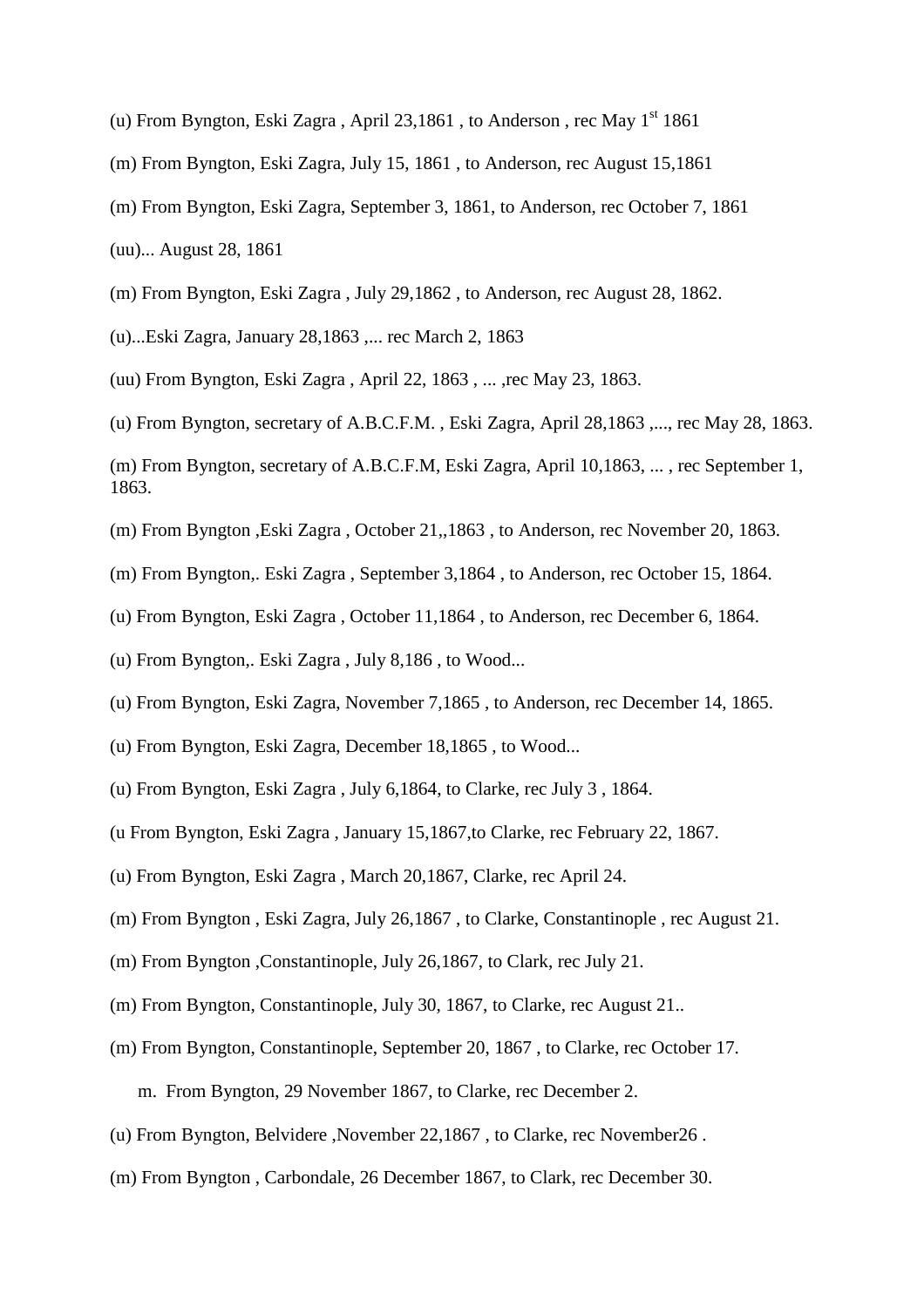(u) From Byngton, Eski Zagra , April 23,1861 , to Anderson , rec May 1st 1861

(m) From Byngton, Eski Zagra, July 15, 1861 , to Anderson, rec August 15,1861

(m) From Byngton, Eski Zagra, September 3, 1861, to Anderson, rec October 7, 1861

(uu)... August 28, 1861

(m) From Byngton, Eski Zagra , July 29,1862 , to Anderson, rec August 28, 1862.

(u)...Eski Zagra, January 28,1863 ,... rec March 2, 1863

(uu) From Byngton, Eski Zagra , April 22, 1863 , ... ,rec May 23, 1863.

(u) From Byngton, secretary of A.B.C.F.M. , Eski Zagra, April 28,1863 ,..., rec May 28, 1863.

(m) From Byngton, secretary of A.B.C.F.M, Eski Zagra, April 10,1863, ... , rec September 1, 1863.

(m) From Byngton ,Eski Zagra , October 21,,1863 , to Anderson, rec November 20, 1863.

(m) From Byngton,. Eski Zagra , September 3,1864 , to Anderson, rec October 15, 1864.

(u) From Byngton, Eski Zagra , October 11,1864 , to Anderson, rec December 6, 1864.

(u) From Byngton,. Eski Zagra , July 8,186 , to Wood...

(u) From Byngton, Eski Zagra, November 7,1865 , to Anderson, rec December 14, 1865.

(u) From Byngton, Eski Zagra, December 18,1865 , to Wood...

(u) From Byngton, Eski Zagra , July 6,1864, to Clarke, rec July 3 , 1864.

(u From Byngton, Eski Zagra , January 15,1867,to Clarke, rec February 22, 1867.

(u) From Byngton, Eski Zagra , March 20,1867, Clarke, rec April 24.

(m) From Byngton , Eski Zagra, July 26,1867 , to Clarke, Constantinople , rec August 21.

(m) From Byngton ,Constantinople, July 26,1867, to Clark, rec July 21.

(m) From Byngton, Constantinople, July 30, 1867, to Clarke, rec August 21..

(m) From Byngton, Constantinople, September 20, 1867 , to Clarke, rec October 17.

m. From Byngton, 29 November 1867, to Clarke, rec December 2.

(u) From Byngton, Belvidere ,November 22,1867 , to Clarke, rec November26 .

(m) From Byngton , Carbondale, 26 December 1867, to Clark, rec December 30.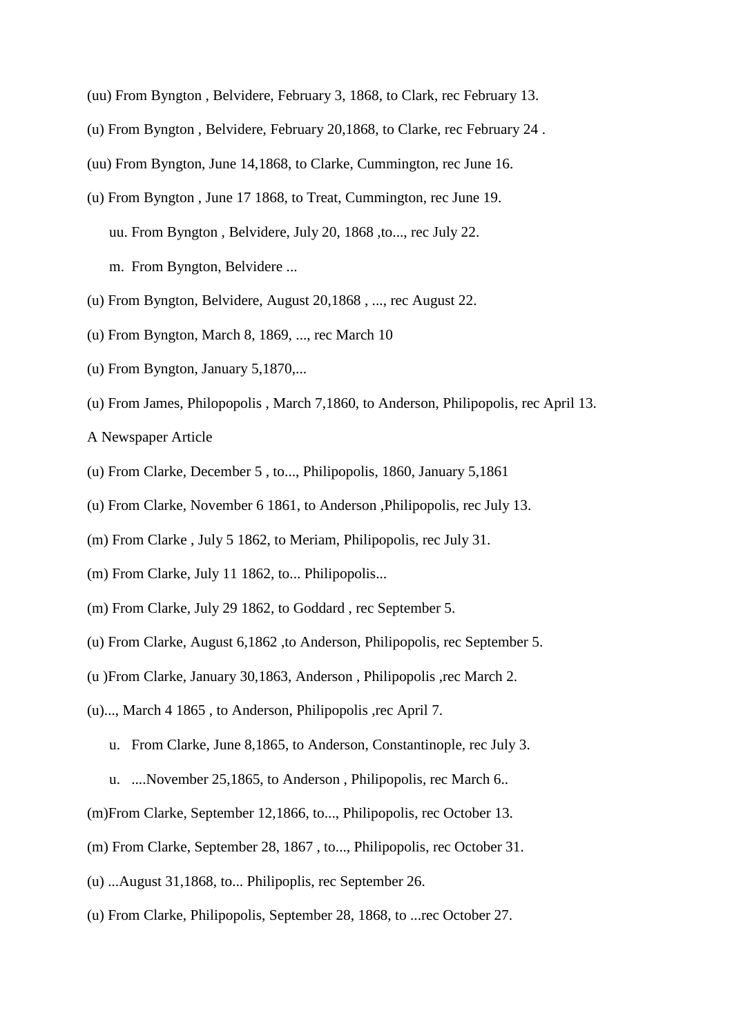(uu) From Byngton , Belvidere, February 3, 1868, to Clark, rec February 13.

(u) From Byngton , Belvidere, February 20,1868, to Clarke, rec February 24 .

(uu) From Byngton, June 14,1868, to Clarke, Cummington, rec June 16.

(u) From Byngton , June 17 1868, to Treat, Cummington, rec June 19.

uu. From Byngton , Belvidere, July 20, 1868 ,to..., rec July 22.

m. From Byngton, Belvidere ...

(u) From Byngton, Belvidere, August 20,1868 , ..., rec August 22.

(u) From Byngton, March 8, 1869, ..., rec March 10

(u) From Byngton, January 5,1870,...

(u) From James, Philopopolis , March 7,1860, to Anderson, Philipopolis, rec April 13.

A Newspaper Article

(u) From Clarke, December 5 , to..., Philipopolis, 1860, January 5,1861

(u) From Clarke, November 6 1861, to Anderson ,Philipopolis, rec July 13.

(m) From Clarke , July 5 1862, to Meriam, Philipopolis, rec July 31.

(m) From Clarke, July 11 1862, to... Philipopolis...

(m) From Clarke, July 29 1862, to Goddard , rec September 5.

(u) From Clarke, August 6,1862 ,to Anderson, Philipopolis, rec September 5.

(u )From Clarke, January 30,1863, Anderson , Philipopolis ,rec March 2.

(u)..., March 4 1865 , to Anderson, Philipopolis ,rec April 7.

u. From Clarke, June 8,1865, to Anderson, Constantinople, rec July 3.

u. ....November 25,1865, to Anderson , Philipopolis, rec March 6..

(m)From Clarke, September 12,1866, to..., Philipopolis, rec October 13.

(m) From Clarke, September 28, 1867 , to..., Philipopolis, rec October 31.

(u) ...August 31,1868, to... Philipoplis, rec September 26.

(u) From Clarke, Philipopolis, September 28, 1868, to ...rec October 27.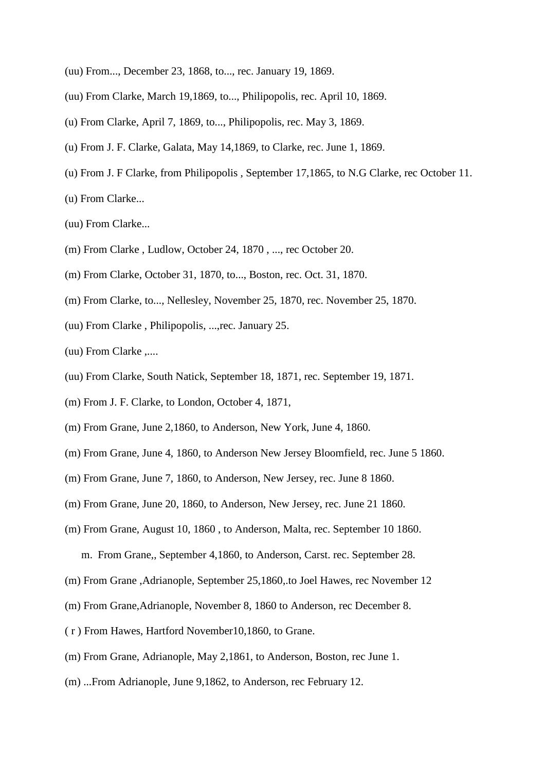(uu) From..., December 23, 1868, to..., rec. January 19, 1869.

(uu) From Clarke, March 19,1869, to..., Philipopolis, rec. April 10, 1869.

(u) From Clarke, April 7, 1869, to..., Philipopolis, rec. May 3, 1869.

(u) From J. F. Clarke, Galata, May 14,1869, to Clarke, rec. June 1, 1869.

(u) From J. F Clarke, from Philipopolis , September 17,1865, to N.G Clarke, rec October 11.

(u) From Clarke...

(uu) From Clarke...

(m) From Clarke , Ludlow, October 24, 1870 , ..., rec October 20.

(m) From Clarke, October 31, 1870, to..., Boston, rec. Oct. 31, 1870.

(m) From Clarke, to..., Nellesley, November 25, 1870, rec. November 25, 1870.

(uu) From Clarke , Philipopolis, ...,rec. January 25.

(uu) From Clarke ,....

(uu) From Clarke, South Natick, September 18, 1871, rec. September 19, 1871.

(m) From J. F. Clarke, to London, October 4, 1871,

(m) From Grane, June 2,1860, to Anderson, New York, June 4, 1860.

(m) From Grane, June 4, 1860, to Anderson New Jersey Bloomfield, rec. June 5 1860.

(m) From Grane, June 7, 1860, to Anderson, New Jersey, rec. June 8 1860.

(m) From Grane, June 20, 1860, to Anderson, New Jersey, rec. June 21 1860.

(m) From Grane, August 10, 1860 , to Anderson, Malta, rec. September 10 1860.

m. From Grane,, September 4,1860, to Anderson, Carst. rec. September 28.

(m) From Grane ,Adrianople, September 25,1860,.to Joel Hawes, rec November 12

(m) From Grane,Adrianople, November 8, 1860 to Anderson, rec December 8.

( r ) From Hawes, Hartford November10,1860, to Grane.

(m) From Grane, Adrianople, May 2,1861, to Anderson, Boston, rec June 1.

(m) ...From Adrianople, June 9,1862, to Anderson, rec February 12.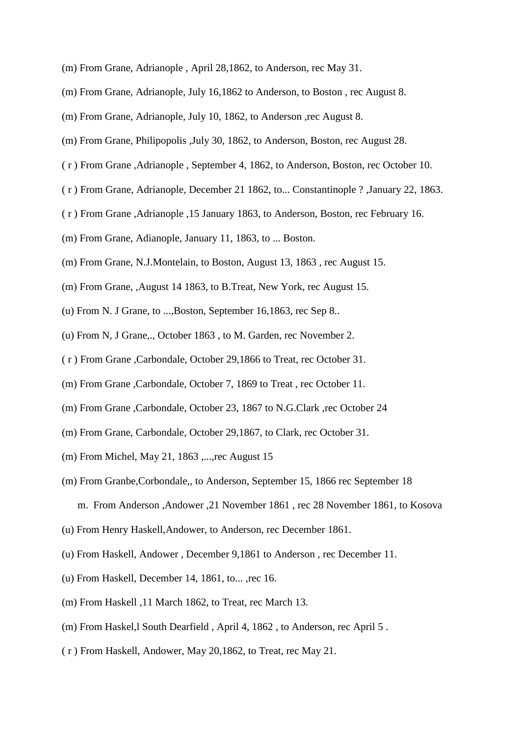(m) From Grane, Adrianople , April 28,1862, to Anderson, rec May 31.

(m) From Grane, Adrianople, July 16,1862 to Anderson, to Boston , rec August 8.

(m) From Grane, Adrianople, July 10, 1862, to Anderson ,rec August 8.

(m) From Grane, Philipopolis ,July 30, 1862, to Anderson, Boston, rec August 28.

( r ) From Grane ,Adrianople , September 4, 1862, to Anderson, Boston, rec October 10.

( r ) From Grane, Adrianople, December 21 1862, to... Constantinople ? ,January 22, 1863.

( r ) From Grane ,Adrianople ,15 January 1863, to Anderson, Boston, rec February 16.

(m) From Grane, Adianople, January 11, 1863, to ... Boston.

(m) From Grane, N.J.Montelain, to Boston, August 13, 1863 , rec August 15.

(m) From Grane, ,August 14 1863, to B.Treat, New York, rec August 15.

(u) From N. J Grane, to ...,Boston, September 16,1863, rec Sep 8..

(u) From N, J Grane,., October 1863 , to M. Garden, rec November 2.

( r ) From Grane ,Carbondale, October 29,1866 to Treat, rec October 31.

(m) From Grane ,Carbondale, October 7, 1869 to Treat , rec October 11.

(m) From Grane ,Carbondale, October 23, 1867 to N.G.Clark ,rec October 24

(m) From Grane, Carbondale, October 29,1867, to Clark, rec October 31.

(m) From Michel, May 21, 1863 ,...,rec August 15

(m) From Granbe,Corbondale,, to Anderson, September 15, 1866 rec September 18

m. From Anderson ,Andower ,21 November 1861 , rec 28 November 1861, to Kosova

(u) From Henry Haskell,Andower, to Anderson, rec December 1861.

(u) From Haskell, Andower , December 9,1861 to Anderson , rec December 11.

(u) From Haskell, December 14, 1861, to... ,rec 16.

(m) From Haskell ,11 March 1862, to Treat, rec March 13.

(m) From Haskel,l South Dearfield , April 4, 1862 , to Anderson, rec April 5 .

( r ) From Haskell, Andower, May 20,1862, to Treat, rec May 21.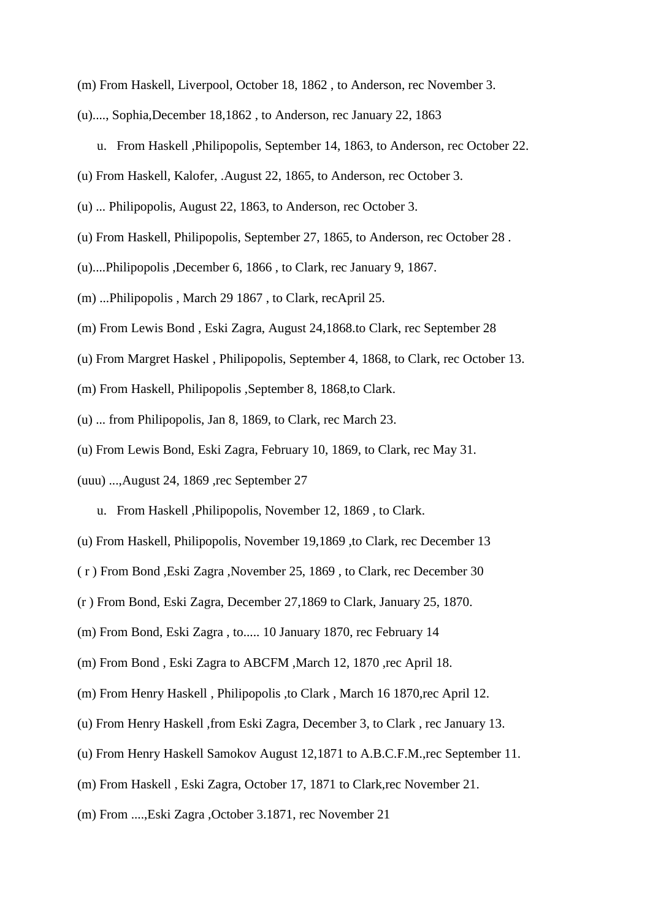(m) From Haskell, Liverpool, October 18, 1862 , to Anderson, rec November 3.

(u)...., Sophia,December 18,1862 , to Anderson, rec January 22, 1863

u. From Haskell ,Philipopolis, September 14, 1863, to Anderson, rec October 22.

(u) From Haskell, Kalofer, .August 22, 1865, to Anderson, rec October 3.

(u) ... Philipopolis, August 22, 1863, to Anderson, rec October 3.

(u) From Haskell, Philipopolis, September 27, 1865, to Anderson, rec October 28 .

(u)....Philipopolis ,December 6, 1866 , to Clark, rec January 9, 1867.

(m) ...Philipopolis , March 29 1867 , to Clark, recApril 25.

(m) From Lewis Bond , Eski Zagra, August 24,1868.to Clark, rec September 28

(u) From Margret Haskel , Philipopolis, September 4, 1868, to Clark, rec October 13.

(m) From Haskell, Philipopolis ,September 8, 1868,to Clark.

(u) ... from Philipopolis, Jan 8, 1869, to Clark, rec March 23.

(u) From Lewis Bond, Eski Zagra, February 10, 1869, to Clark, rec May 31.

(uuu) ...,August 24, 1869 ,rec September 27

u. From Haskell ,Philipopolis, November 12, 1869 , to Clark.

(u) From Haskell, Philipopolis, November 19,1869 ,to Clark, rec December 13

( r ) From Bond ,Eski Zagra ,November 25, 1869 , to Clark, rec December 30

(r ) From Bond, Eski Zagra, December 27,1869 to Clark, January 25, 1870.

(m) From Bond, Eski Zagra , to..... 10 January 1870, rec February 14

(m) From Bond , Eski Zagra to ABCFM ,March 12, 1870 ,rec April 18.

(m) From Henry Haskell , Philipopolis ,to Clark , March 16 1870,rec April 12.

(u) From Henry Haskell ,from Eski Zagra, December 3, to Clark , rec January 13.

(u) From Henry Haskell Samokov August 12,1871 to A.B.C.F.M.,rec September 11.

(m) From Haskell , Eski Zagra, October 17, 1871 to Clark,rec November 21.

(m) From ....,Eski Zagra ,October 3.1871, rec November 21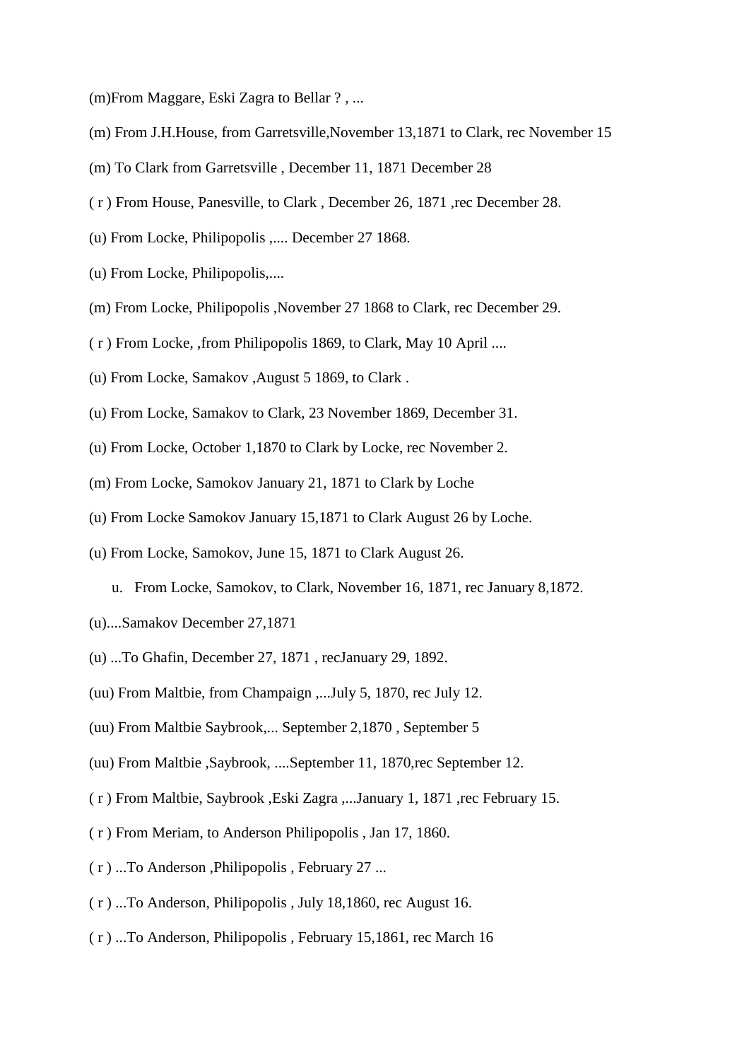(m)From Maggare, Eski Zagra to Bellar ? , ...

(m) From J.H.House, from Garretsville,November 13,1871 to Clark, rec November 15

(m) To Clark from Garretsville , December 11, 1871 December 28

( r ) From House, Panesville, to Clark , December 26, 1871 ,rec December 28.

(u) From Locke, Philipopolis ,.... December 27 1868.

(u) From Locke, Philipopolis,....

(m) From Locke, Philipopolis ,November 27 1868 to Clark, rec December 29.

( r ) From Locke, ,from Philipopolis 1869, to Clark, May 10 April ....

(u) From Locke, Samakov ,August 5 1869, to Clark .

(u) From Locke, Samakov to Clark, 23 November 1869, December 31.

(u) From Locke, October 1,1870 to Clark by Locke, rec November 2.

(m) From Locke, Samokov January 21, 1871 to Clark by Loche

(u) From Locke Samokov January 15,1871 to Clark August 26 by Loche.

(u) From Locke, Samokov, June 15, 1871 to Clark August 26.

u. From Locke, Samokov, to Clark, November 16, 1871, rec January 8,1872.

(u)....Samakov December 27,1871

(u) ...To Ghafin, December 27, 1871 , recJanuary 29, 1892.

(uu) From Maltbie, from Champaign ,...July 5, 1870, rec July 12.

(uu) From Maltbie Saybrook,... September 2,1870 , September 5

(uu) From Maltbie ,Saybrook, ....September 11, 1870,rec September 12.

( r ) From Maltbie, Saybrook ,Eski Zagra ,...January 1, 1871 ,rec February 15.

( r ) From Meriam, to Anderson Philipopolis , Jan 17, 1860.

( r ) ...To Anderson ,Philipopolis , February 27 ...

( r ) ...To Anderson, Philipopolis , July 18,1860, rec August 16.

( r ) ...To Anderson, Philipopolis , February 15,1861, rec March 16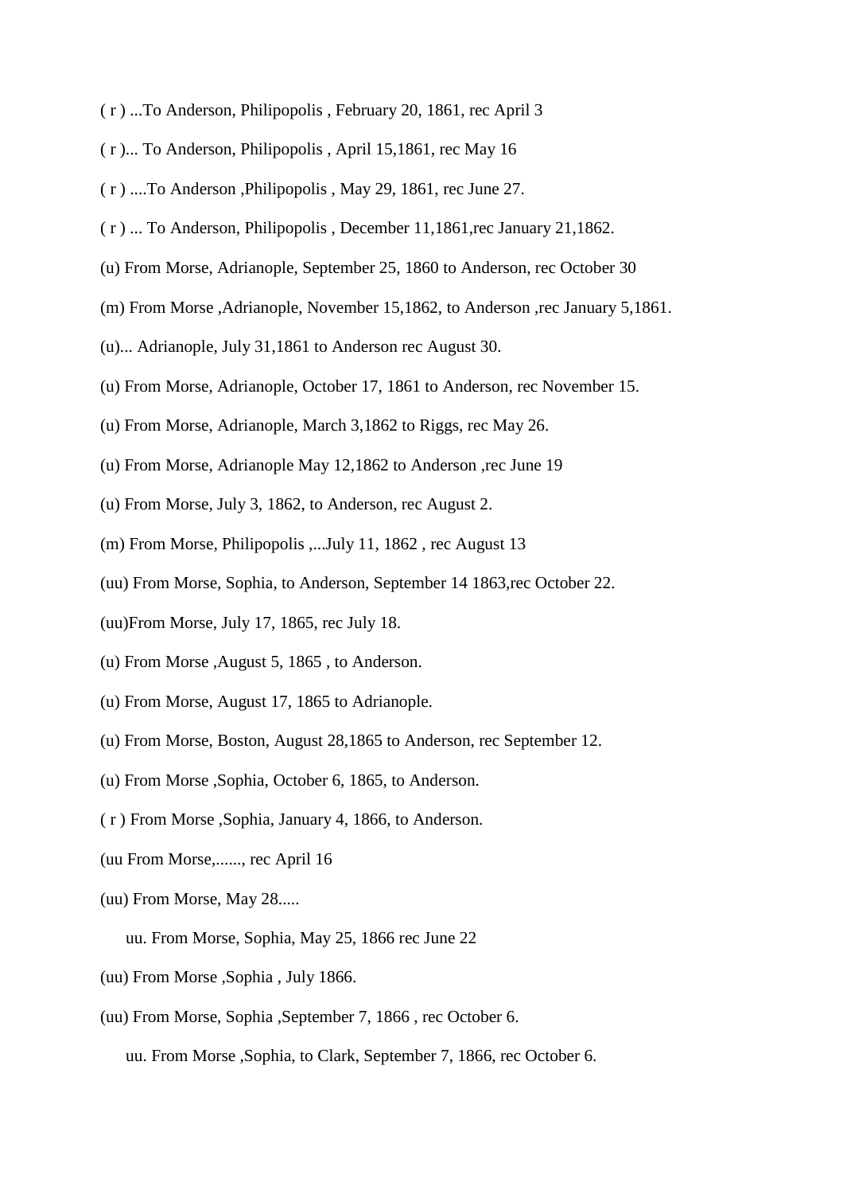( r ) ...To Anderson, Philipopolis , February 20, 1861, rec April 3

( r )... To Anderson, Philipopolis , April 15,1861, rec May 16

( r ) ....To Anderson ,Philipopolis , May 29, 1861, rec June 27.

( r ) ... To Anderson, Philipopolis , December 11,1861,rec January 21,1862.

(u) From Morse, Adrianople, September 25, 1860 to Anderson, rec October 30

(m) From Morse ,Adrianople, November 15,1862, to Anderson ,rec January 5,1861.

(u)... Adrianople, July 31,1861 to Anderson rec August 30.

(u) From Morse, Adrianople, October 17, 1861 to Anderson, rec November 15.

(u) From Morse, Adrianople, March 3,1862 to Riggs, rec May 26.

(u) From Morse, Adrianople May 12,1862 to Anderson ,rec June 19

(u) From Morse, July 3, 1862, to Anderson, rec August 2.

(m) From Morse, Philipopolis ,...July 11, 1862 , rec August 13

(uu) From Morse, Sophia, to Anderson, September 14 1863,rec October 22.

(uu)From Morse, July 17, 1865, rec July 18.

(u) From Morse ,August 5, 1865 , to Anderson.

(u) From Morse, August 17, 1865 to Adrianople.

(u) From Morse, Boston, August 28,1865 to Anderson, rec September 12.

(u) From Morse ,Sophia, October 6, 1865, to Anderson.

( r ) From Morse ,Sophia, January 4, 1866, to Anderson.

(uu From Morse,......, rec April 16

(uu) From Morse, May 28.....

uu. From Morse, Sophia, May 25, 1866 rec June 22

(uu) From Morse ,Sophia , July 1866.

(uu) From Morse, Sophia ,September 7, 1866 , rec October 6.

uu. From Morse ,Sophia, to Clark, September 7, 1866, rec October 6.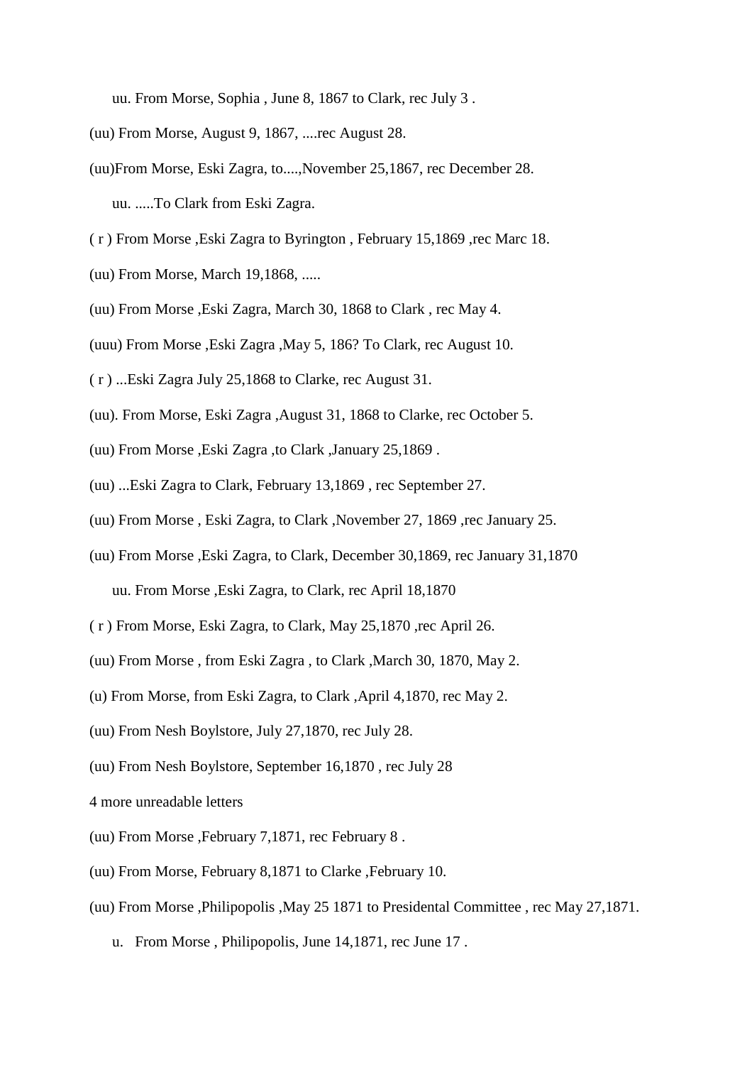uu. From Morse, Sophia , June 8, 1867 to Clark, rec July 3 .

(uu) From Morse, August 9, 1867, ....rec August 28.

(uu)From Morse, Eski Zagra, to....,November 25,1867, rec December 28.

uu. .....To Clark from Eski Zagra.

( r ) From Morse ,Eski Zagra to Byrington , February 15,1869 ,rec Marc 18.

(uu) From Morse, March 19,1868, .....

(uu) From Morse ,Eski Zagra, March 30, 1868 to Clark , rec May 4.

(uuu) From Morse ,Eski Zagra ,May 5, 186? To Clark, rec August 10.

( r ) ...Eski Zagra July 25,1868 to Clarke, rec August 31.

(uu). From Morse, Eski Zagra ,August 31, 1868 to Clarke, rec October 5.

(uu) From Morse ,Eski Zagra ,to Clark ,January 25,1869 .

(uu) ...Eski Zagra to Clark, February 13,1869 , rec September 27.

(uu) From Morse , Eski Zagra, to Clark ,November 27, 1869 ,rec January 25.

(uu) From Morse ,Eski Zagra, to Clark, December 30,1869, rec January 31,1870

uu. From Morse ,Eski Zagra, to Clark, rec April 18,1870

( r ) From Morse, Eski Zagra, to Clark, May 25,1870 ,rec April 26.

(uu) From Morse , from Eski Zagra , to Clark ,March 30, 1870, May 2.

(u) From Morse, from Eski Zagra, to Clark ,April 4,1870, rec May 2.

(uu) From Nesh Boylstore, July 27,1870, rec July 28.

(uu) From Nesh Boylstore, September 16,1870 , rec July 28

4 more unreadable letters

(uu) From Morse ,February 7,1871, rec February 8 .

(uu) From Morse, February 8,1871 to Clarke ,February 10.

(uu) From Morse ,Philipopolis ,May 25 1871 to Presidental Committee , rec May 27,1871.

u. From Morse , Philipopolis, June 14,1871, rec June 17 .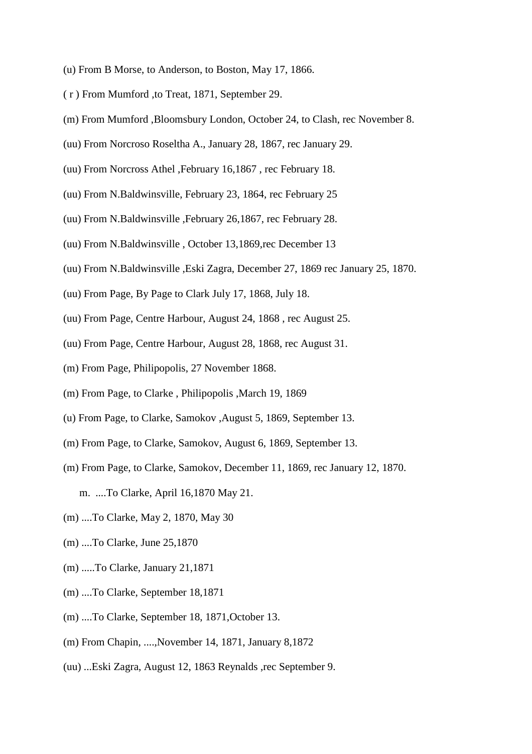(u) From B Morse, to Anderson, to Boston, May 17, 1866.

( r ) From Mumford ,to Treat, 1871, September 29.

(m) From Mumford ,Bloomsbury London, October 24, to Clash, rec November 8.

(uu) From Norcroso Roseltha A., January 28, 1867, rec January 29.

(uu) From Norcross Athel ,February 16,1867 , rec February 18.

(uu) From N.Baldwinsville, February 23, 1864, rec February 25

(uu) From N.Baldwinsville ,February 26,1867, rec February 28.

(uu) From N.Baldwinsville , October 13,1869,rec December 13

(uu) From N.Baldwinsville ,Eski Zagra, December 27, 1869 rec January 25, 1870.

(uu) From Page, By Page to Clark July 17, 1868, July 18.

(uu) From Page, Centre Harbour, August 24, 1868 , rec August 25.

(uu) From Page, Centre Harbour, August 28, 1868, rec August 31.

(m) From Page, Philipopolis, 27 November 1868.

(m) From Page, to Clarke , Philipopolis ,March 19, 1869

(u) From Page, to Clarke, Samokov ,August 5, 1869, September 13.

(m) From Page, to Clarke, Samokov, August 6, 1869, September 13.

(m) From Page, to Clarke, Samokov, December 11, 1869, rec January 12, 1870.

m. ....To Clarke, April 16,1870 May 21.

(m) ....To Clarke, May 2, 1870, May 30

(m) ....To Clarke, June 25,1870

(m) .....To Clarke, January 21,1871

(m) ....To Clarke, September 18,1871

(m) ....To Clarke, September 18, 1871,October 13.

(m) From Chapin, ....,November 14, 1871, January 8,1872

(uu) ...Eski Zagra, August 12, 1863 Reynalds ,rec September 9.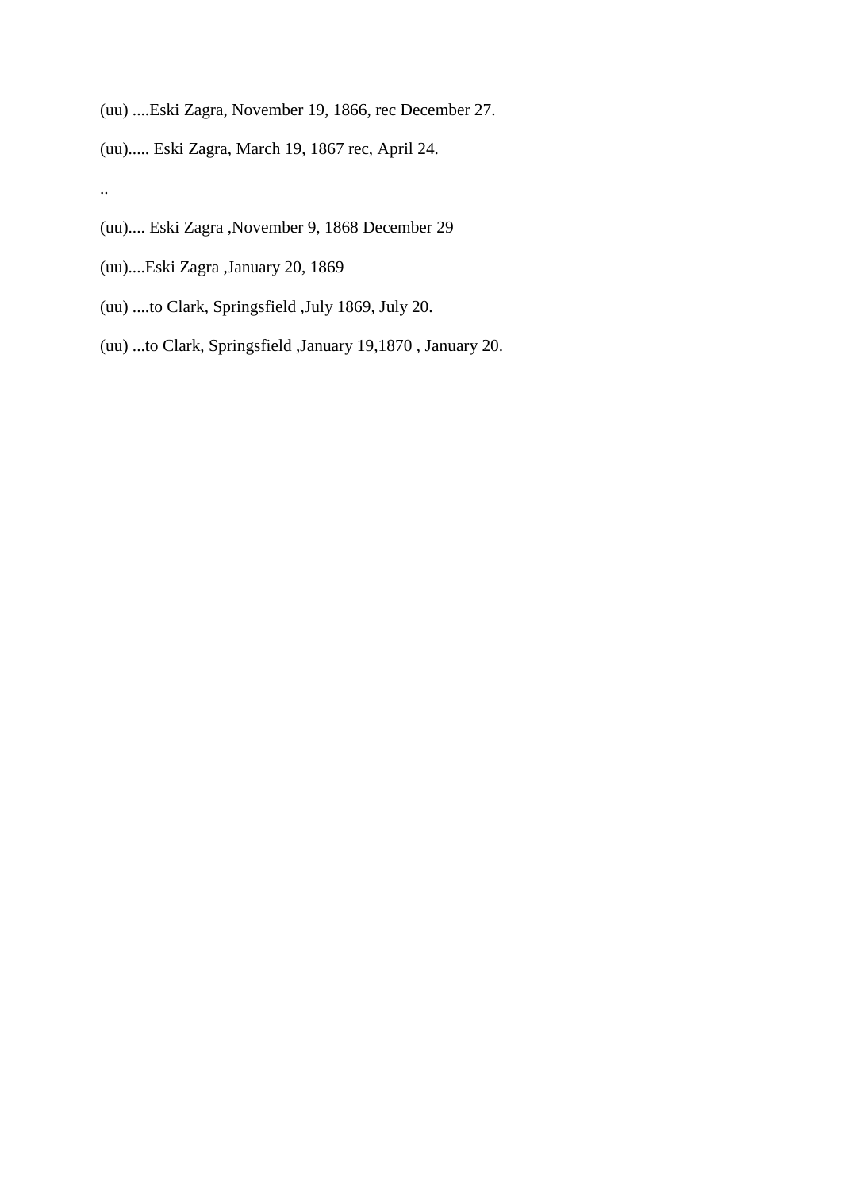(uu) ....Eski Zagra, November 19, 1866, rec December 27.

(uu)..... Eski Zagra, March 19, 1867 rec, April 24.

..

(uu).... Eski Zagra ,November 9, 1868 December 29

(uu)....Eski Zagra ,January 20, 1869

(uu) ....to Clark, Springsfield ,July 1869, July 20.

(uu) ...to Clark, Springsfield ,January 19,1870 , January 20.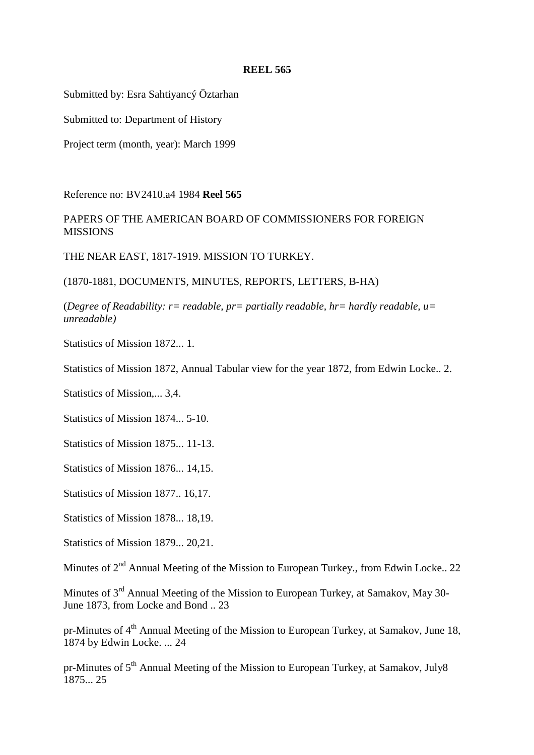**REEL 565**

Submitted by: Esra Sahtiyancý Öztarhan

Submitted to: Department of History

Project term (month, year): March 1999

Reference no: BV2410.a4 1984 **Reel 565**

PAPERS OF THE AMERICAN BOARD OF COMMISSIONERS FOR FOREIGN MISSIONS

THE NEAR EAST, 1817-1919. MISSION TO TURKEY.

(1870-1881, DOCUMENTS, MINUTES, REPORTS, LETTERS, B-HA)

(*Degree of Readability: r= readable, pr= partially readable, hr= hardly readable, u= unreadable)*

Statistics of Mission 1872... 1.

Statistics of Mission 1872, Annual Tabular view for the year 1872, from Edwin Locke.. 2.

Statistics of Mission,... 3,4.

Statistics of Mission 1874... 5-10.

Statistics of Mission 1875... 11-13.

Statistics of Mission 1876... 14,15.

Statistics of Mission 1877.. 16,17.

Statistics of Mission 1878... 18,19.

Statistics of Mission 1879... 20,21.

Minutes of 2nd Annual Meeting of the Mission to European Turkey., from Edwin Locke.. 22

Minutes of 3rd Annual Meeting of the Mission to European Turkey, at Samakov, May 30-June 1873, from Locke and Bond .. 23

pr-Minutes of 4th Annual Meeting of the Mission to European Turkey, at Samakov, June 18, 1874 by Edwin Locke. ... 24

pr-Minutes of 5th Annual Meeting of the Mission to European Turkey, at Samakov, July8 1875... 25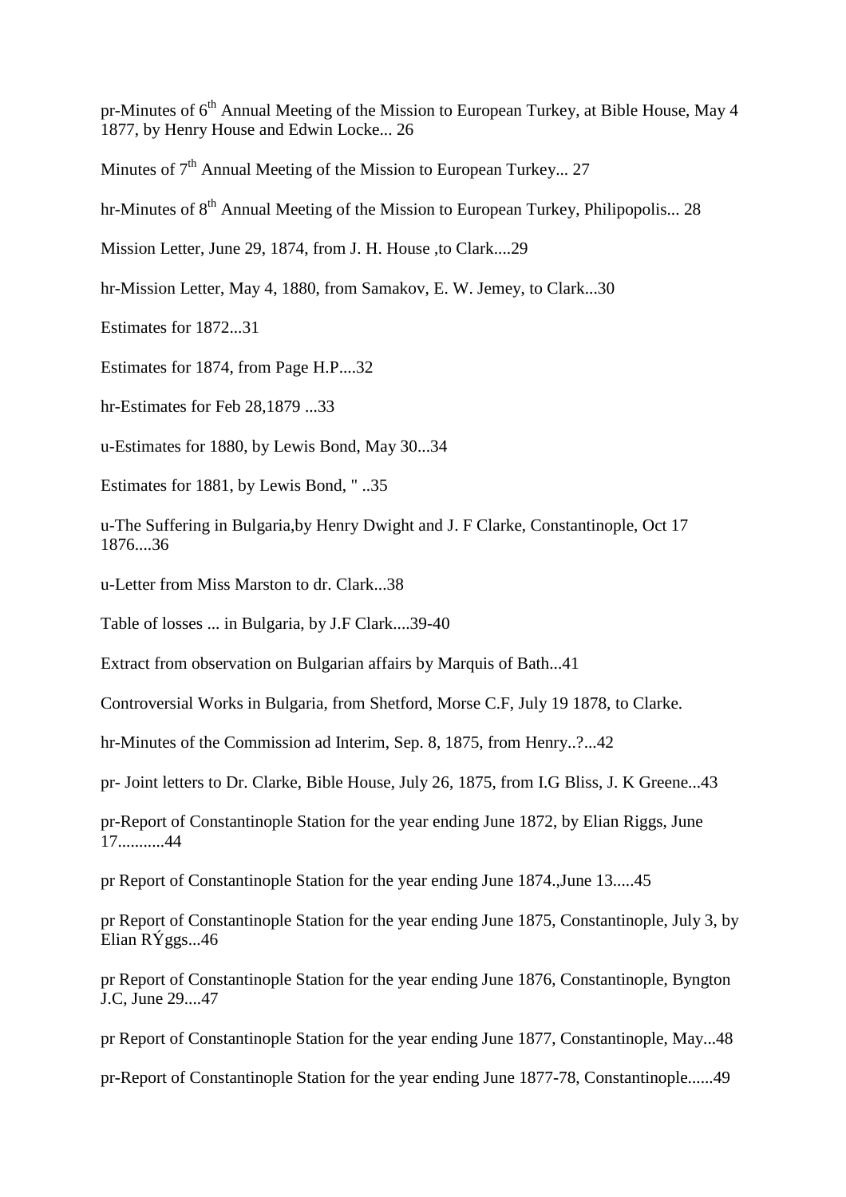pr-Minutes of 6th Annual Meeting of the Mission to European Turkey, at Bible House, May 4 1877, by Henry House and Edwin Locke... 26

Minutes of 7th Annual Meeting of the Mission to European Turkey... 27

hr-Minutes of 8th Annual Meeting of the Mission to European Turkey, Philipopolis... 28

Mission Letter, June 29, 1874, from J. H. House ,to Clark....29

hr-Mission Letter, May 4, 1880, from Samakov, E. W. Jemey, to Clark...30

Estimates for 1872...31

Estimates for 1874, from Page H.P....32

hr-Estimates for Feb 28,1879 ...33

u-Estimates for 1880, by Lewis Bond, May 30...34

Estimates for 1881, by Lewis Bond, " ..35

u-The Suffering in Bulgaria,by Henry Dwight and J. F Clarke, Constantinople, Oct 17 1876....36

u-Letter from Miss Marston to dr. Clark...38

Table of losses ... in Bulgaria, by J.F Clark....39-40

Extract from observation on Bulgarian affairs by Marquis of Bath...41

Controversial Works in Bulgaria, from Shetford, Morse C.F, July 19 1878, to Clarke.

hr-Minutes of the Commission ad Interim, Sep. 8, 1875, from Henry..?...42

pr- Joint letters to Dr. Clarke, Bible House, July 26, 1875, from I.G Bliss, J. K Greene...43

pr-Report of Constantinople Station for the year ending June 1872, by Elian Riggs, June 17...........44

pr Report of Constantinople Station for the year ending June 1874.,June 13.....45

pr Report of Constantinople Station for the year ending June 1875, Constantinople, July 3, by Elian RÝggs...46

pr Report of Constantinople Station for the year ending June 1876, Constantinople, Byngton J.C, June 29....47

pr Report of Constantinople Station for the year ending June 1877, Constantinople, May...48

pr-Report of Constantinople Station for the year ending June 1877-78, Constantinople......49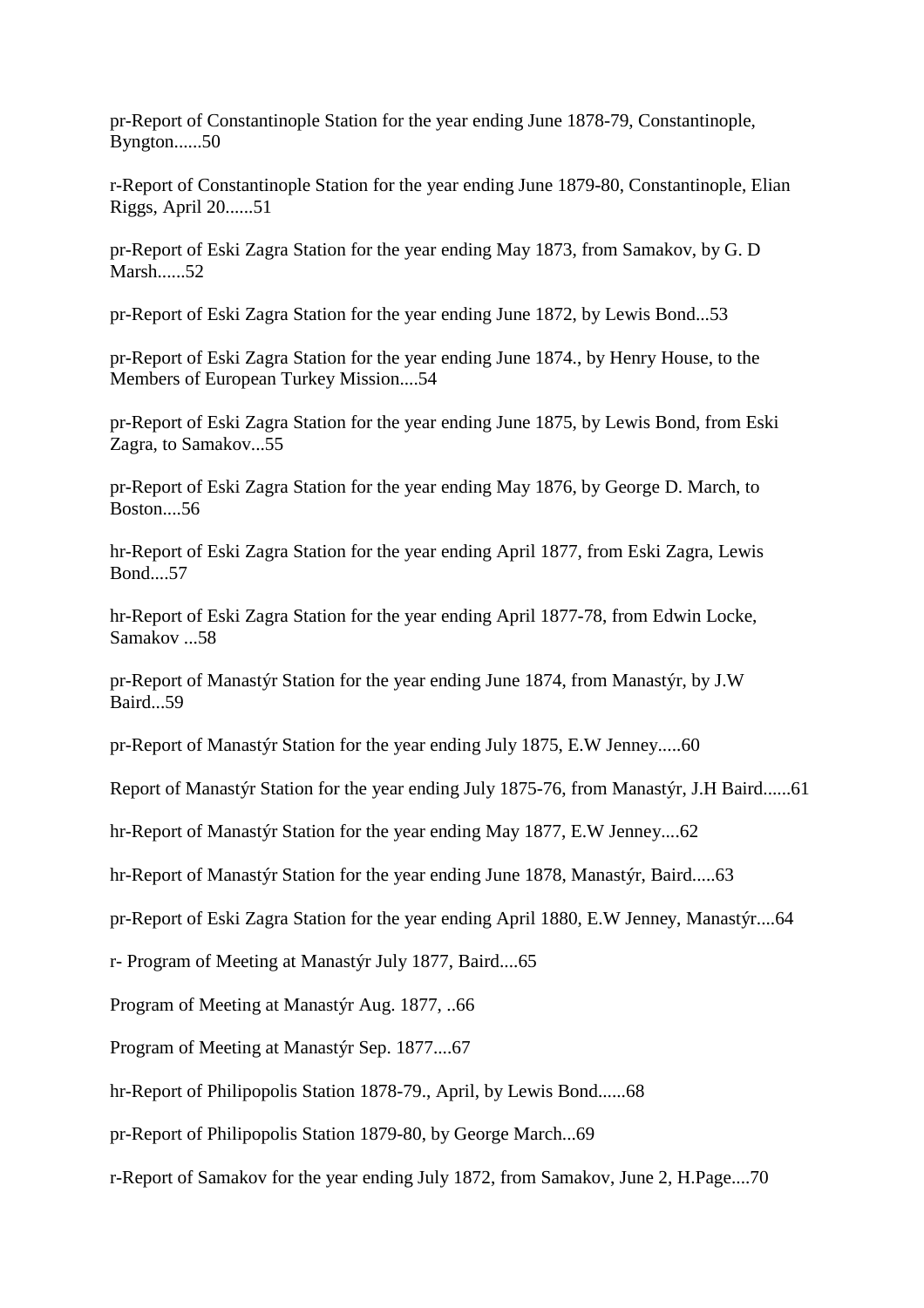pr-Report of Constantinople Station for the year ending June 1878-79, Constantinople, Byngton......50

r-Report of Constantinople Station for the year ending June 1879-80, Constantinople, Elian Riggs, April 20......51

pr-Report of Eski Zagra Station for the year ending May 1873, from Samakov, by G. D Marsh......52

pr-Report of Eski Zagra Station for the year ending June 1872, by Lewis Bond...53

pr-Report of Eski Zagra Station for the year ending June 1874., by Henry House, to the Members of European Turkey Mission....54

pr-Report of Eski Zagra Station for the year ending June 1875, by Lewis Bond, from Eski Zagra, to Samakov...55

pr-Report of Eski Zagra Station for the year ending May 1876, by George D. March, to Boston....56

hr-Report of Eski Zagra Station for the year ending April 1877, from Eski Zagra, Lewis Bond....57

hr-Report of Eski Zagra Station for the year ending April 1877-78, from Edwin Locke, Samakov ...58

pr-Report of Manastýr Station for the year ending June 1874, from Manastýr, by J.W Baird...59

pr-Report of Manastýr Station for the year ending July 1875, E.W Jenney.....60

Report of Manastýr Station for the year ending July 1875-76, from Manastýr, J.H Baird......61

hr-Report of Manastýr Station for the year ending May 1877, E.W Jenney....62

hr-Report of Manastýr Station for the year ending June 1878, Manastýr, Baird.....63

pr-Report of Eski Zagra Station for the year ending April 1880, E.W Jenney, Manastýr....64

r- Program of Meeting at Manastýr July 1877, Baird....65

Program of Meeting at Manastýr Aug. 1877, ..66

Program of Meeting at Manastýr Sep. 1877....67

hr-Report of Philipopolis Station 1878-79., April, by Lewis Bond......68

pr-Report of Philipopolis Station 1879-80, by George March...69

r-Report of Samakov for the year ending July 1872, from Samakov, June 2, H.Page....70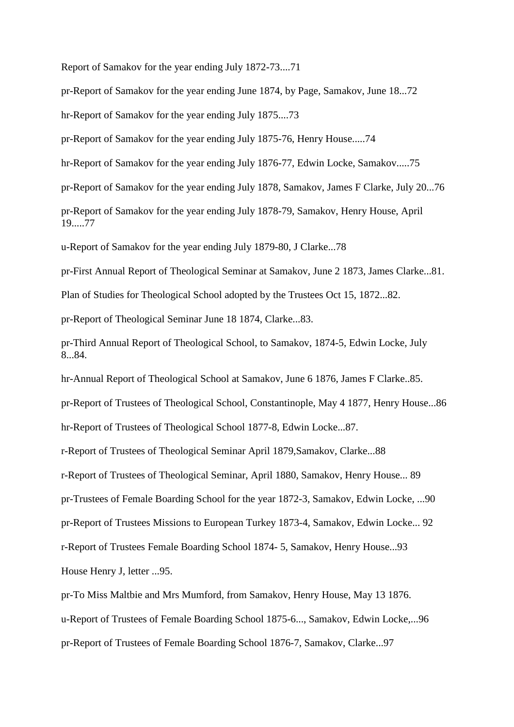Report of Samakov for the year ending July 1872-73....71

pr-Report of Samakov for the year ending June 1874, by Page, Samakov, June 18...72

hr-Report of Samakov for the year ending July 1875....73

pr-Report of Samakov for the year ending July 1875-76, Henry House.....74

hr-Report of Samakov for the year ending July 1876-77, Edwin Locke, Samakov.....75

pr-Report of Samakov for the year ending July 1878, Samakov, James F Clarke, July 20...76

pr-Report of Samakov for the year ending July 1878-79, Samakov, Henry House, April 19.....77

u-Report of Samakov for the year ending July 1879-80, J Clarke...78

pr-First Annual Report of Theological Seminar at Samakov, June 2 1873, James Clarke...81.

Plan of Studies for Theological School adopted by the Trustees Oct 15, 1872...82.

pr-Report of Theological Seminar June 18 1874, Clarke...83.

pr-Third Annual Report of Theological School, to Samakov, 1874-5, Edwin Locke, July 8...84.

hr-Annual Report of Theological School at Samakov, June 6 1876, James F Clarke..85.

pr-Report of Trustees of Theological School, Constantinople, May 4 1877, Henry House...86

hr-Report of Trustees of Theological School 1877-8, Edwin Locke...87.

r-Report of Trustees of Theological Seminar April 1879,Samakov, Clarke...88

r-Report of Trustees of Theological Seminar, April 1880, Samakov, Henry House... 89

pr-Trustees of Female Boarding School for the year 1872-3, Samakov, Edwin Locke, ...90

pr-Report of Trustees Missions to European Turkey 1873-4, Samakov, Edwin Locke... 92

r-Report of Trustees Female Boarding School 1874- 5, Samakov, Henry House...93

House Henry J, letter ...95.

pr-To Miss Maltbie and Mrs Mumford, from Samakov, Henry House, May 13 1876.

u-Report of Trustees of Female Boarding School 1875-6..., Samakov, Edwin Locke,...96

pr-Report of Trustees of Female Boarding School 1876-7, Samakov, Clarke...97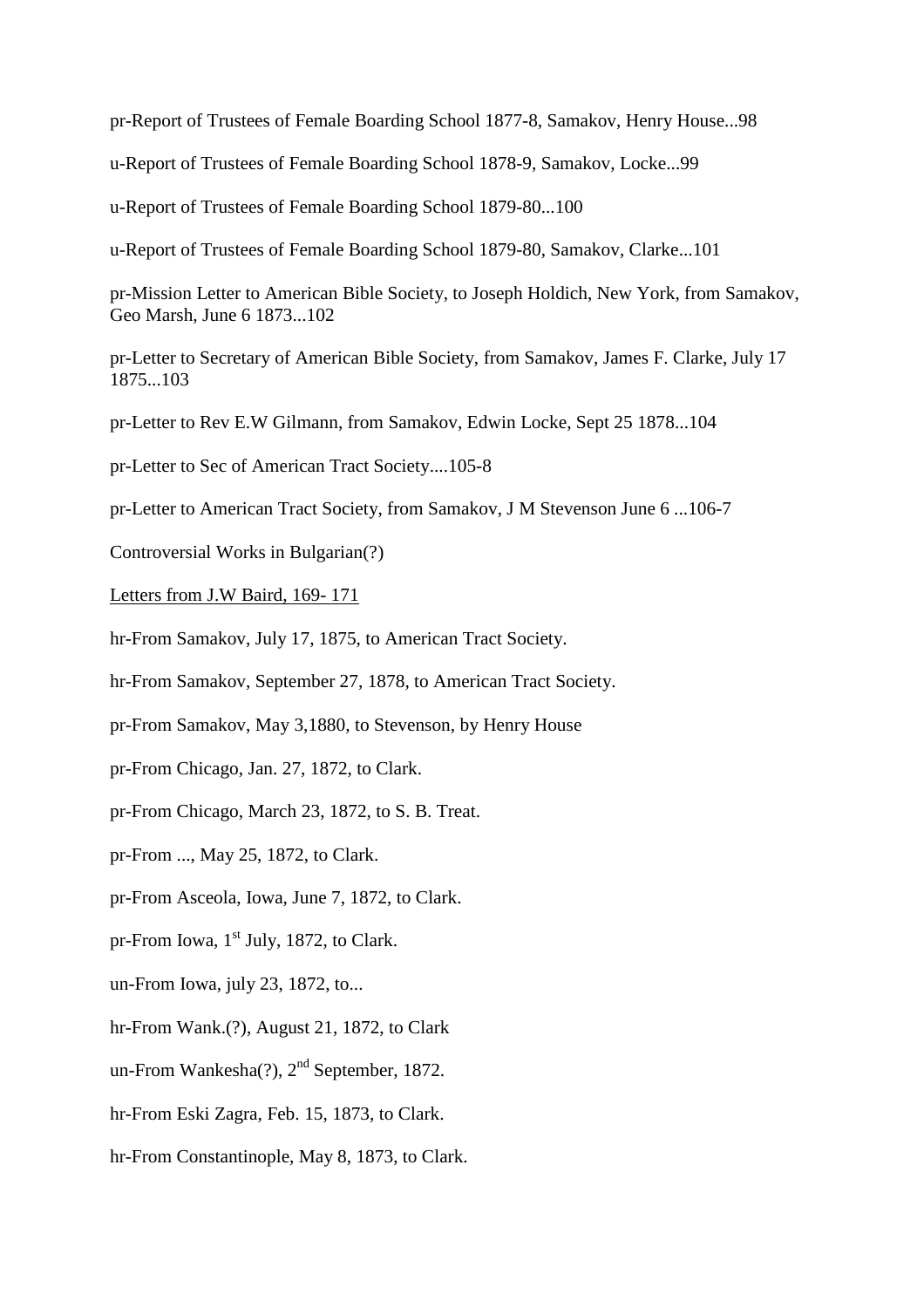pr-Report of Trustees of Female Boarding School 1877-8, Samakov, Henry House...98

u-Report of Trustees of Female Boarding School 1878-9, Samakov, Locke...99

u-Report of Trustees of Female Boarding School 1879-80...100

u-Report of Trustees of Female Boarding School 1879-80, Samakov, Clarke...101

pr-Mission Letter to American Bible Society, to Joseph Holdich, New York, from Samakov, Geo Marsh, June 6 1873...102

pr-Letter to Secretary of American Bible Society, from Samakov, James F. Clarke, July 17 1875...103

pr-Letter to Rev E.W Gilmann, from Samakov, Edwin Locke, Sept 25 1878...104

pr-Letter to Sec of American Tract Society....105-8

pr-Letter to American Tract Society, from Samakov, J M Stevenson June 6 ...106-7

Controversial Works in Bulgarian(?)

<u>Letters from J.W Baird, 169- 171</u>

hr-From Samakov, July 17, 1875, to American Tract Society.

hr-From Samakov, September 27, 1878, to American Tract Society.

pr-From Samakov, May 3,1880, to Stevenson, by Henry House

pr-From Chicago, Jan. 27, 1872, to Clark.

pr-From Chicago, March 23, 1872, to S. B. Treat.

pr-From ..., May 25, 1872, to Clark.

pr-From Asceola, Iowa, June 7, 1872, to Clark.

pr-From Iowa, 1st July, 1872, to Clark.

un-From Iowa, july 23, 1872, to...

hr-From Wank.(?), August 21, 1872, to Clark

un-From Wankesha(?), 2nd September, 1872.

hr-From Eski Zagra, Feb. 15, 1873, to Clark.

hr-From Constantinople, May 8, 1873, to Clark.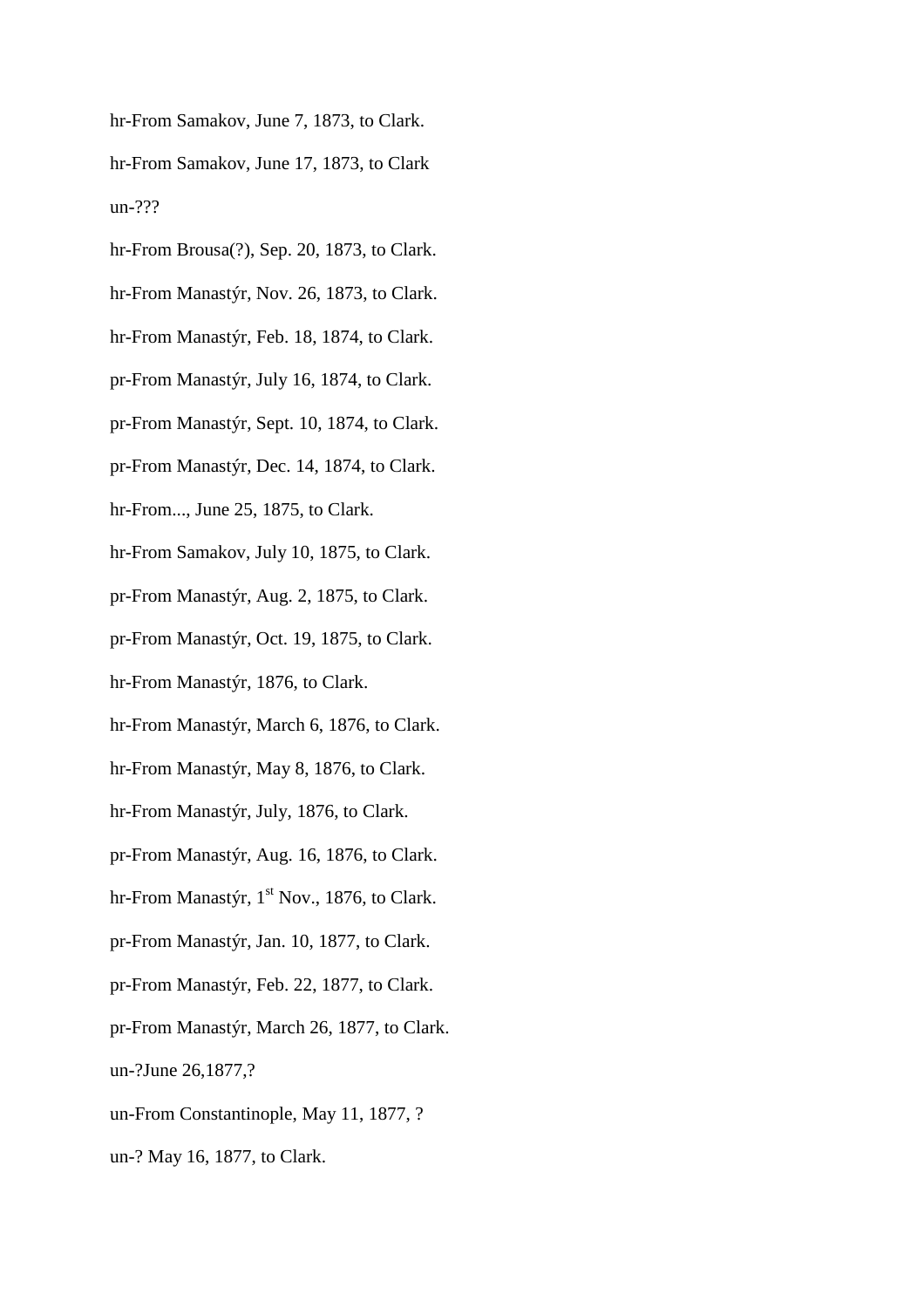hr-From Samakov, June 7, 1873, to Clark.

hr-From Samakov, June 17, 1873, to Clark

un-???

hr-From Brousa(?), Sep. 20, 1873, to Clark.

hr-From Manastýr, Nov. 26, 1873, to Clark.

hr-From Manastýr, Feb. 18, 1874, to Clark.

pr-From Manastýr, July 16, 1874, to Clark.

pr-From Manastýr, Sept. 10, 1874, to Clark.

pr-From Manastýr, Dec. 14, 1874, to Clark.

hr-From..., June 25, 1875, to Clark.

hr-From Samakov, July 10, 1875, to Clark.

pr-From Manastýr, Aug. 2, 1875, to Clark.

pr-From Manastýr, Oct. 19, 1875, to Clark.

hr-From Manastýr, 1876, to Clark.

hr-From Manastýr, March 6, 1876, to Clark.

hr-From Manastýr, May 8, 1876, to Clark.

hr-From Manastýr, July, 1876, to Clark.

pr-From Manastýr, Aug. 16, 1876, to Clark.

hr-From Manastýr, 1st Nov., 1876, to Clark.

pr-From Manastýr, Jan. 10, 1877, to Clark.

pr-From Manastýr, Feb. 22, 1877, to Clark.

pr-From Manastýr, March 26, 1877, to Clark.

un-?June 26,1877,?

un-From Constantinople, May 11, 1877, ?

un-? May 16, 1877, to Clark.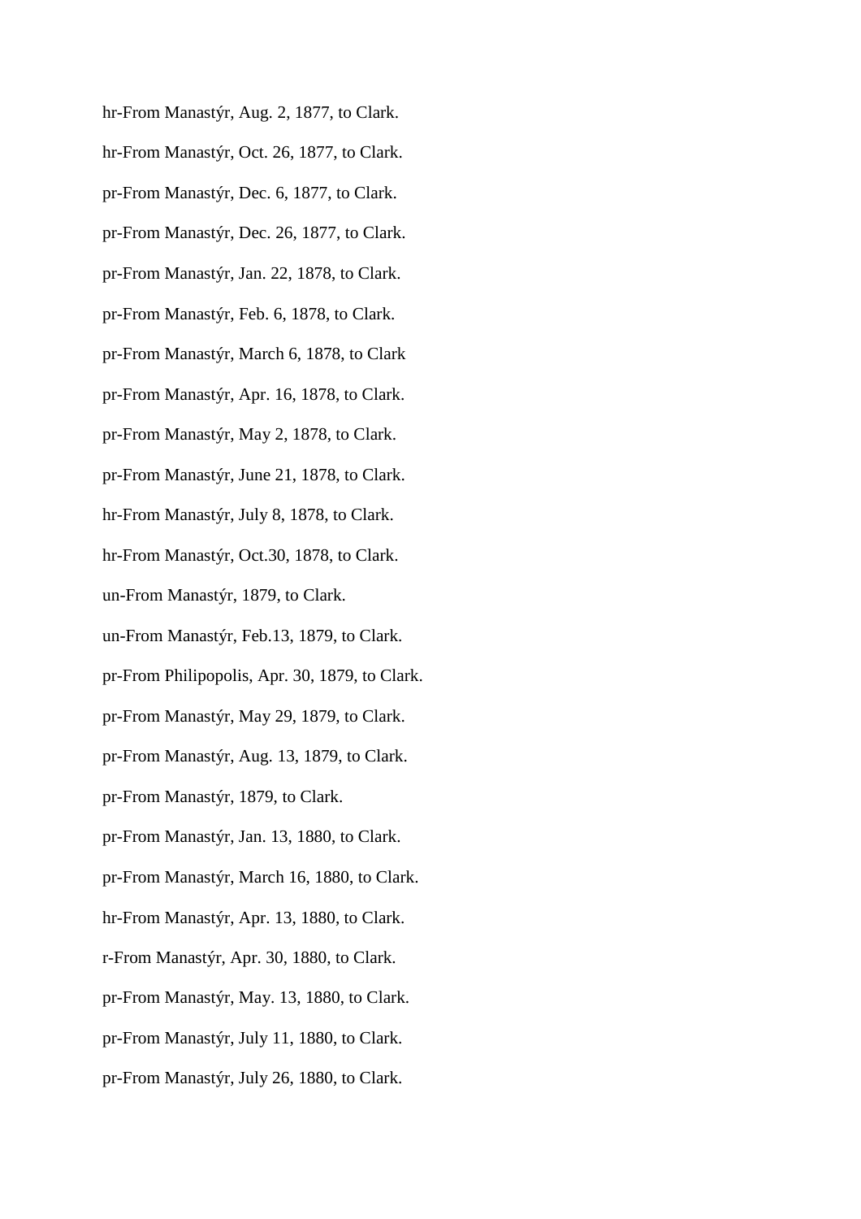hr-From Manastýr, Aug. 2, 1877, to Clark.

hr-From Manastýr, Oct. 26, 1877, to Clark.

pr-From Manastýr, Dec. 6, 1877, to Clark.

pr-From Manastýr, Dec. 26, 1877, to Clark.

pr-From Manastýr, Jan. 22, 1878, to Clark.

pr-From Manastýr, Feb. 6, 1878, to Clark.

pr-From Manastýr, March 6, 1878, to Clark

pr-From Manastýr, Apr. 16, 1878, to Clark.

pr-From Manastýr, May 2, 1878, to Clark.

pr-From Manastýr, June 21, 1878, to Clark.

hr-From Manastýr, July 8, 1878, to Clark.

hr-From Manastýr, Oct.30, 1878, to Clark.

un-From Manastýr, 1879, to Clark.

un-From Manastýr, Feb.13, 1879, to Clark.

pr-From Philipopolis, Apr. 30, 1879, to Clark.

pr-From Manastýr, May 29, 1879, to Clark.

pr-From Manastýr, Aug. 13, 1879, to Clark.

pr-From Manastýr, 1879, to Clark.

pr-From Manastýr, Jan. 13, 1880, to Clark.

pr-From Manastýr, March 16, 1880, to Clark.

hr-From Manastýr, Apr. 13, 1880, to Clark.

r-From Manastýr, Apr. 30, 1880, to Clark.

pr-From Manastýr, May. 13, 1880, to Clark.

pr-From Manastýr, July 11, 1880, to Clark.

pr-From Manastýr, July 26, 1880, to Clark.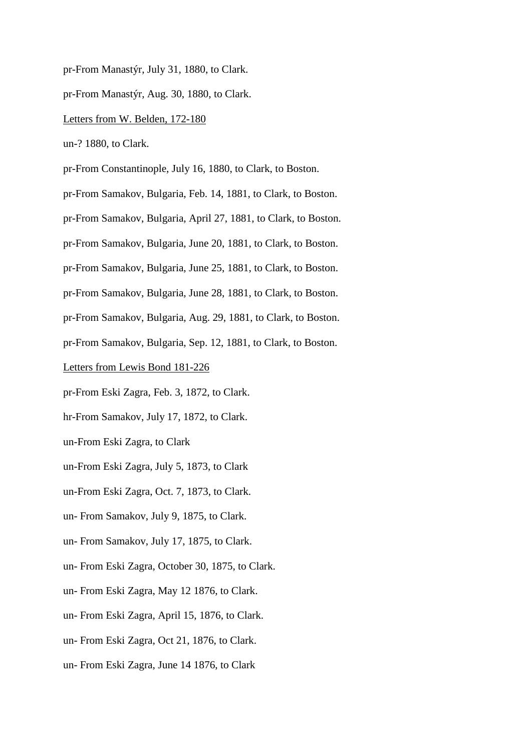pr-From Manastýr, July 31, 1880, to Clark.

pr-From Manastýr, Aug. 30, 1880, to Clark.

<u>Letters from W. Belden, 172-180</u>

un-? 1880, to Clark.

pr-From Constantinople, July 16, 1880, to Clark, to Boston.

pr-From Samakov, Bulgaria, Feb. 14, 1881, to Clark, to Boston.

pr-From Samakov, Bulgaria, April 27, 1881, to Clark, to Boston.

pr-From Samakov, Bulgaria, June 20, 1881, to Clark, to Boston.

pr-From Samakov, Bulgaria, June 25, 1881, to Clark, to Boston.

pr-From Samakov, Bulgaria, June 28, 1881, to Clark, to Boston.

pr-From Samakov, Bulgaria, Aug. 29, 1881, to Clark, to Boston.

pr-From Samakov, Bulgaria, Sep. 12, 1881, to Clark, to Boston.

<u>Letters from Lewis Bond 181-226</u>

pr-From Eski Zagra, Feb. 3, 1872, to Clark.

hr-From Samakov, July 17, 1872, to Clark.

un-From Eski Zagra, to Clark

un-From Eski Zagra, July 5, 1873, to Clark

un-From Eski Zagra, Oct. 7, 1873, to Clark.

un- From Samakov, July 9, 1875, to Clark.

un- From Samakov, July 17, 1875, to Clark.

un- From Eski Zagra, October 30, 1875, to Clark.

un- From Eski Zagra, May 12 1876, to Clark.

un- From Eski Zagra, April 15, 1876, to Clark.

un- From Eski Zagra, Oct 21, 1876, to Clark.

un- From Eski Zagra, June 14 1876, to Clark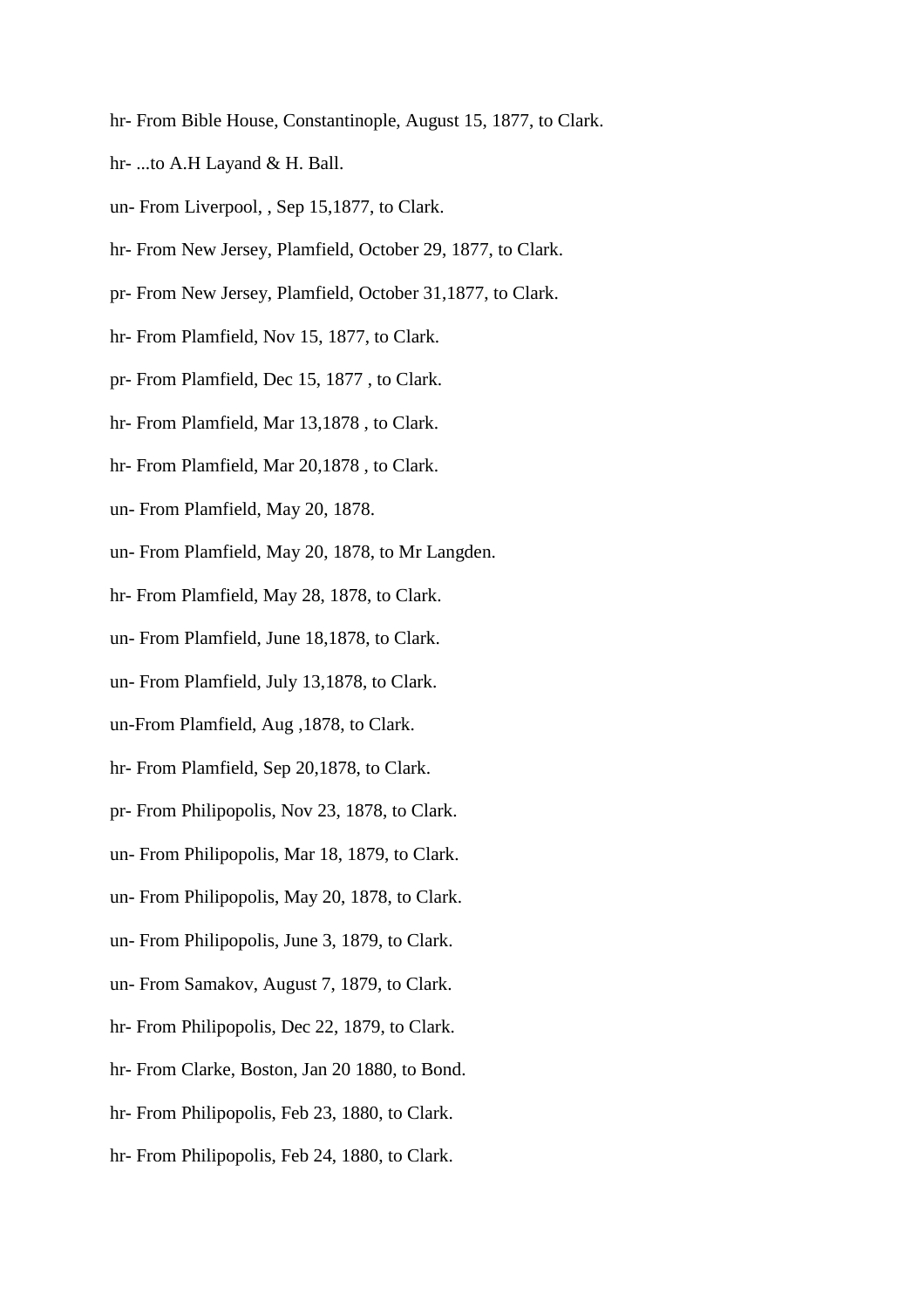hr- From Bible House, Constantinople, August 15, 1877, to Clark.

hr- ...to A.H Layand & H. Ball.

un- From Liverpool, , Sep 15,1877, to Clark.

hr- From New Jersey, Plamfield, October 29, 1877, to Clark.

pr- From New Jersey, Plamfield, October 31,1877, to Clark.

hr- From Plamfield, Nov 15, 1877, to Clark.

pr- From Plamfield, Dec 15, 1877 , to Clark.

hr- From Plamfield, Mar 13,1878 , to Clark.

hr- From Plamfield, Mar 20,1878 , to Clark.

un- From Plamfield, May 20, 1878.

un- From Plamfield, May 20, 1878, to Mr Langden.

hr- From Plamfield, May 28, 1878, to Clark.

un- From Plamfield, June 18,1878, to Clark.

un- From Plamfield, July 13,1878, to Clark.

un-From Plamfield, Aug ,1878, to Clark.

hr- From Plamfield, Sep 20,1878, to Clark.

pr- From Philipopolis, Nov 23, 1878, to Clark.

un- From Philipopolis, Mar 18, 1879, to Clark.

un- From Philipopolis, May 20, 1878, to Clark.

un- From Philipopolis, June 3, 1879, to Clark.

un- From Samakov, August 7, 1879, to Clark.

hr- From Philipopolis, Dec 22, 1879, to Clark.

hr- From Clarke, Boston, Jan 20 1880, to Bond.

hr- From Philipopolis, Feb 23, 1880, to Clark.

hr- From Philipopolis, Feb 24, 1880, to Clark.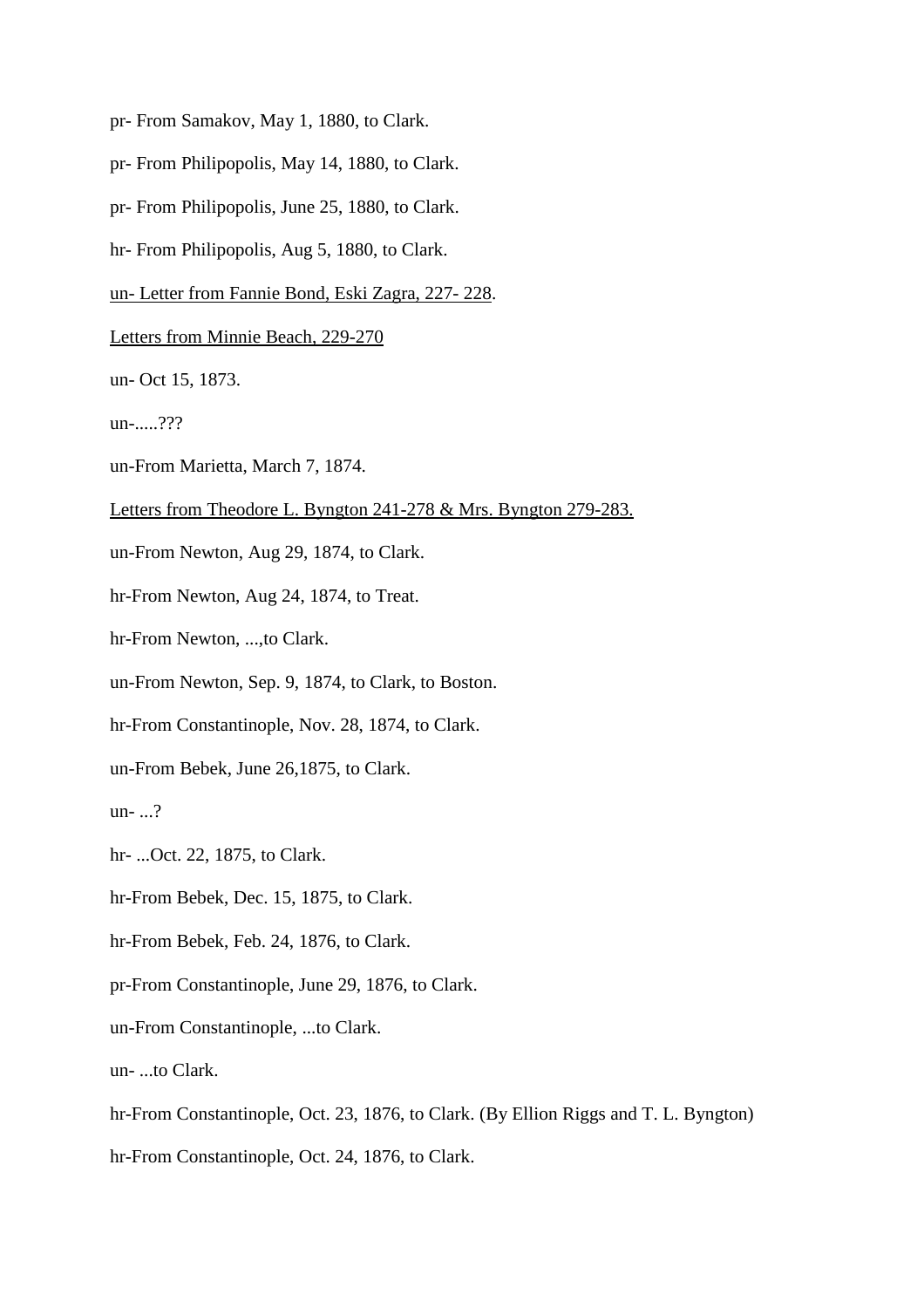pr- From Samakov, May 1, 1880, to Clark.

pr- From Philipopolis, May 14, 1880, to Clark.

pr- From Philipopolis, June 25, 1880, to Clark.

hr- From Philipopolis, Aug 5, 1880, to Clark.

<u>un- Letter from Fannie Bond, Eski Zagra, 227- 228</u>.

<u>Letters from Minnie Beach, 229-270</u>

un- Oct 15, 1873.

un-.....???

un-From Marietta, March 7, 1874.

<u>Letters from Theodore L. Byngton 241-278 & Mrs. Byngton 279-283.</u>

un-From Newton, Aug 29, 1874, to Clark.

hr-From Newton, Aug 24, 1874, to Treat.

hr-From Newton, ...,to Clark.

un-From Newton, Sep. 9, 1874, to Clark, to Boston.

hr-From Constantinople, Nov. 28, 1874, to Clark.

un-From Bebek, June 26,1875, to Clark.

un- ...?

hr- ...Oct. 22, 1875, to Clark.

hr-From Bebek, Dec. 15, 1875, to Clark.

hr-From Bebek, Feb. 24, 1876, to Clark.

pr-From Constantinople, June 29, 1876, to Clark.

un-From Constantinople, ...to Clark.

un- ...to Clark.

hr-From Constantinople, Oct. 23, 1876, to Clark. (By Ellion Riggs and T. L. Byngton)

hr-From Constantinople, Oct. 24, 1876, to Clark.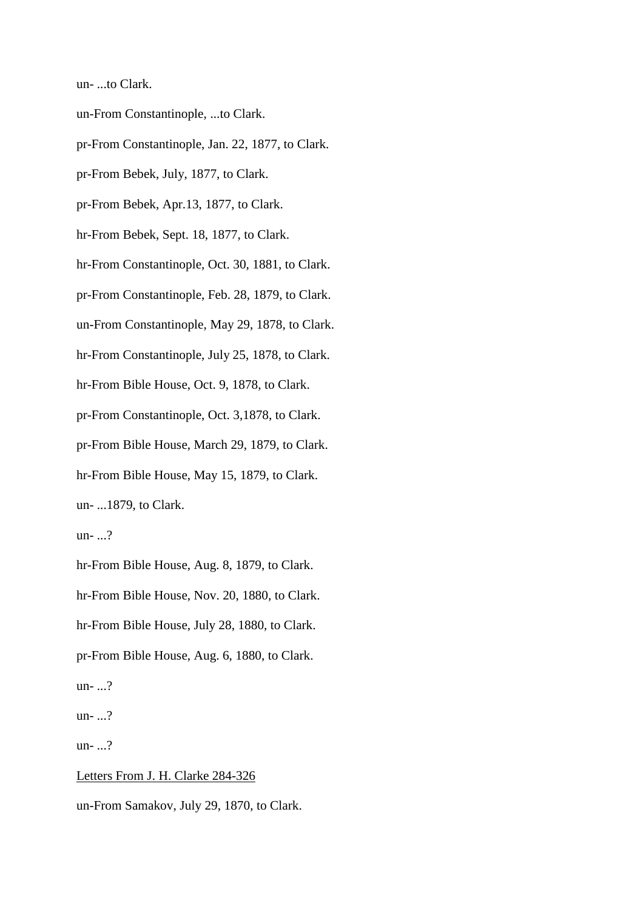un- ...to Clark.

un-From Constantinople, ...to Clark.

pr-From Constantinople, Jan. 22, 1877, to Clark.

pr-From Bebek, July, 1877, to Clark.

pr-From Bebek, Apr.13, 1877, to Clark.

hr-From Bebek, Sept. 18, 1877, to Clark.

hr-From Constantinople, Oct. 30, 1881, to Clark.

pr-From Constantinople, Feb. 28, 1879, to Clark.

un-From Constantinople, May 29, 1878, to Clark.

hr-From Constantinople, July 25, 1878, to Clark.

hr-From Bible House, Oct. 9, 1878, to Clark.

pr-From Constantinople, Oct. 3,1878, to Clark.

pr-From Bible House, March 29, 1879, to Clark.

hr-From Bible House, May 15, 1879, to Clark.

un- ...1879, to Clark.

un- ...?

hr-From Bible House, Aug. 8, 1879, to Clark.

hr-From Bible House, Nov. 20, 1880, to Clark.

hr-From Bible House, July 28, 1880, to Clark.

pr-From Bible House, Aug. 6, 1880, to Clark.

un- ...?

un- ...?

un- ...?

<u>Letters From J. H. Clarke 284-326</u>

un-From Samakov, July 29, 1870, to Clark.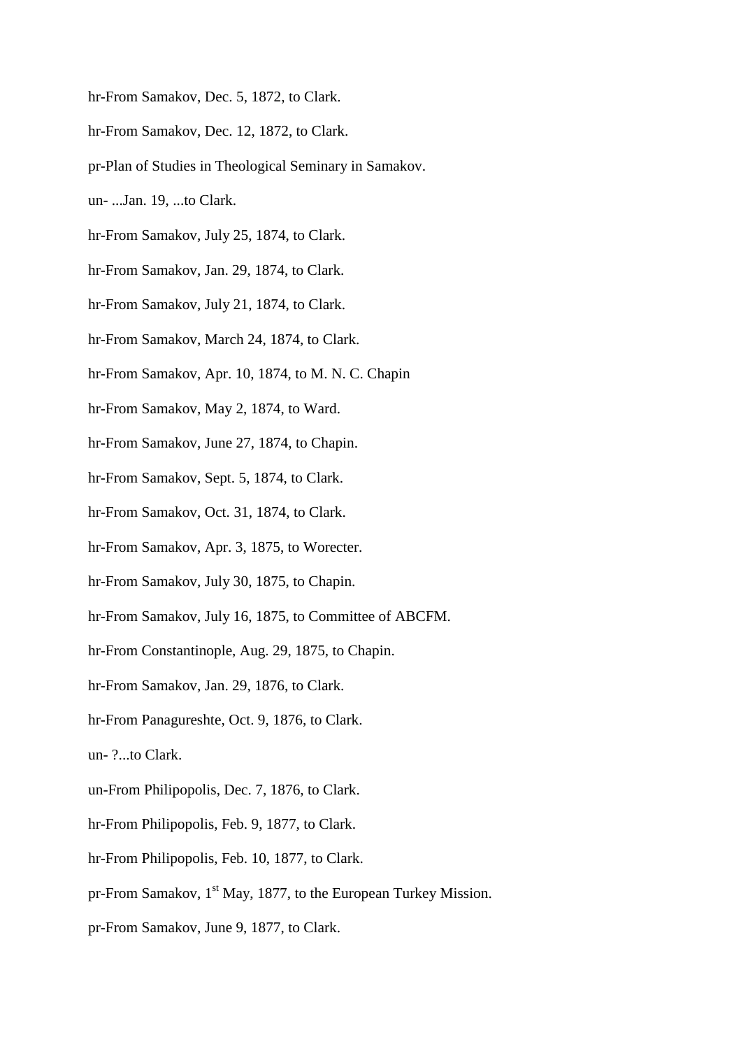hr-From Samakov, Dec. 5, 1872, to Clark.

hr-From Samakov, Dec. 12, 1872, to Clark.

pr-Plan of Studies in Theological Seminary in Samakov.

un- ...Jan. 19, ...to Clark.

hr-From Samakov, July 25, 1874, to Clark.

hr-From Samakov, Jan. 29, 1874, to Clark.

hr-From Samakov, July 21, 1874, to Clark.

hr-From Samakov, March 24, 1874, to Clark.

hr-From Samakov, Apr. 10, 1874, to M. N. C. Chapin

hr-From Samakov, May 2, 1874, to Ward.

hr-From Samakov, June 27, 1874, to Chapin.

hr-From Samakov, Sept. 5, 1874, to Clark.

hr-From Samakov, Oct. 31, 1874, to Clark.

hr-From Samakov, Apr. 3, 1875, to Worecter.

hr-From Samakov, July 30, 1875, to Chapin.

hr-From Samakov, July 16, 1875, to Committee of ABCFM.

hr-From Constantinople, Aug. 29, 1875, to Chapin.

hr-From Samakov, Jan. 29, 1876, to Clark.

hr-From Panagureshte, Oct. 9, 1876, to Clark.

un- ?...to Clark.

un-From Philipopolis, Dec. 7, 1876, to Clark.

hr-From Philipopolis, Feb. 9, 1877, to Clark.

hr-From Philipopolis, Feb. 10, 1877, to Clark.

pr-From Samakov, 1st May, 1877, to the European Turkey Mission.

pr-From Samakov, June 9, 1877, to Clark.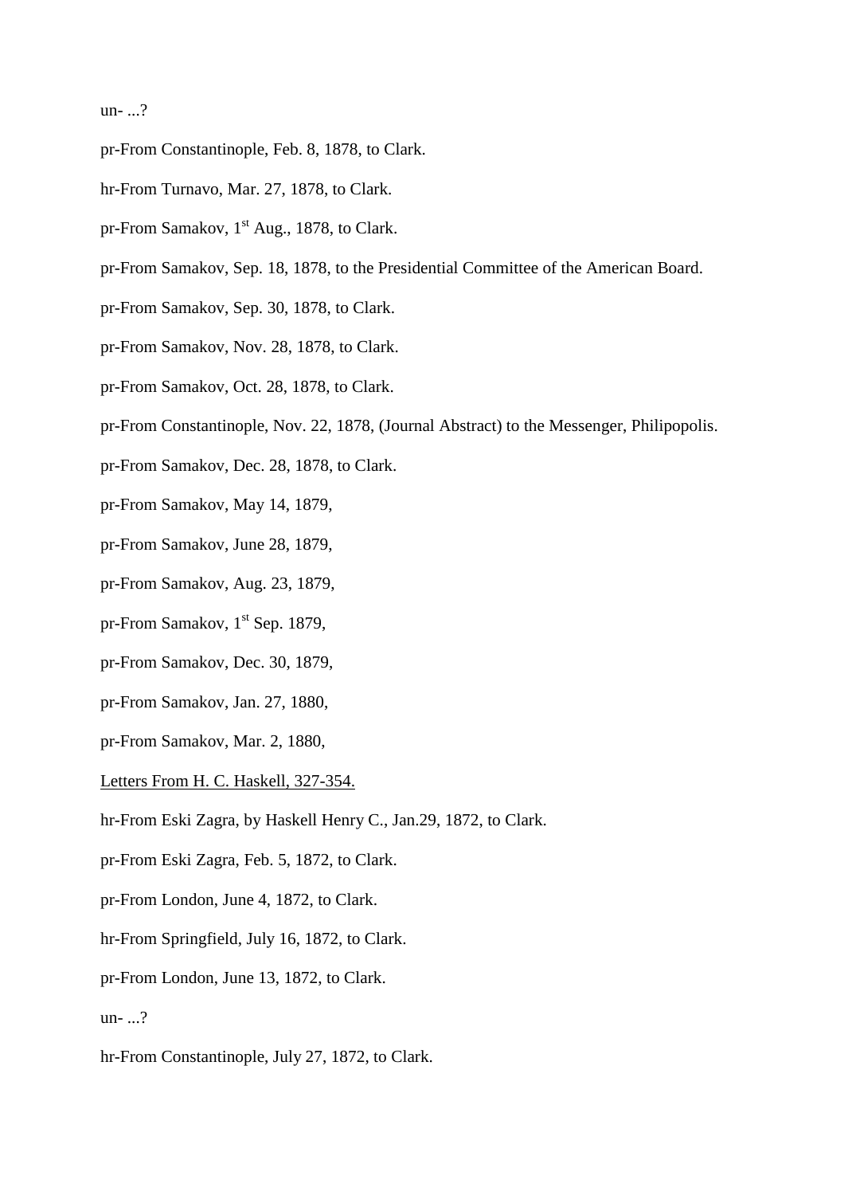un- ...?

pr-From Constantinople, Feb. 8, 1878, to Clark.

hr-From Turnavo, Mar. 27, 1878, to Clark.

pr-From Samakov, 1st Aug., 1878, to Clark.

pr-From Samakov, Sep. 18, 1878, to the Presidential Committee of the American Board.

pr-From Samakov, Sep. 30, 1878, to Clark.

pr-From Samakov, Nov. 28, 1878, to Clark.

pr-From Samakov, Oct. 28, 1878, to Clark.

pr-From Constantinople, Nov. 22, 1878, (Journal Abstract) to the Messenger, Philipopolis.

pr-From Samakov, Dec. 28, 1878, to Clark.

pr-From Samakov, May 14, 1879,

pr-From Samakov, June 28, 1879,

pr-From Samakov, Aug. 23, 1879,

pr-From Samakov, 1st Sep. 1879,

pr-From Samakov, Dec. 30, 1879,

pr-From Samakov, Jan. 27, 1880,

pr-From Samakov, Mar. 2, 1880,

<u>Letters From H. C. Haskell, 327-354.</u>

hr-From Eski Zagra, by Haskell Henry C., Jan.29, 1872, to Clark.

pr-From Eski Zagra, Feb. 5, 1872, to Clark.

pr-From London, June 4, 1872, to Clark.

hr-From Springfield, July 16, 1872, to Clark.

pr-From London, June 13, 1872, to Clark.

un- ...?

hr-From Constantinople, July 27, 1872, to Clark.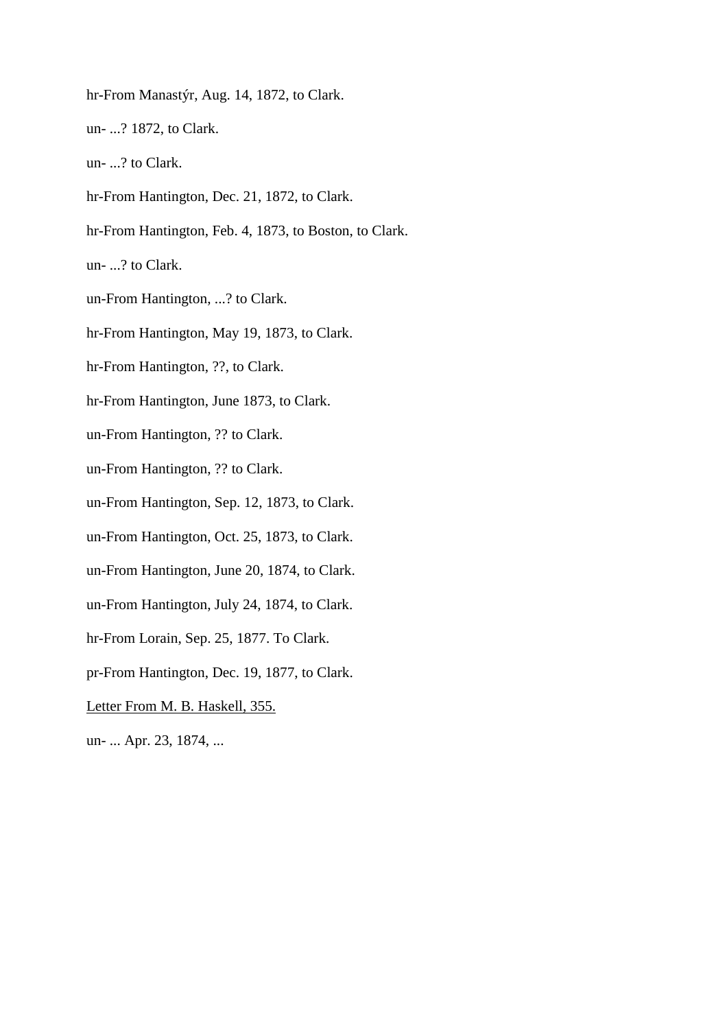hr-From Manastýr, Aug. 14, 1872, to Clark.

un- ...? 1872, to Clark.

un- ...? to Clark.

hr-From Hantington, Dec. 21, 1872, to Clark.

hr-From Hantington, Feb. 4, 1873, to Boston, to Clark.

un- ...? to Clark.

un-From Hantington, ...? to Clark.

hr-From Hantington, May 19, 1873, to Clark.

hr-From Hantington, ??, to Clark.

hr-From Hantington, June 1873, to Clark.

un-From Hantington, ?? to Clark.

un-From Hantington, ?? to Clark.

un-From Hantington, Sep. 12, 1873, to Clark.

un-From Hantington, Oct. 25, 1873, to Clark.

un-From Hantington, June 20, 1874, to Clark.

un-From Hantington, July 24, 1874, to Clark.

hr-From Lorain, Sep. 25, 1877. To Clark.

pr-From Hantington, Dec. 19, 1877, to Clark.

<u>Letter From M. B. Haskell, 355.</u>

un- ... Apr. 23, 1874, ...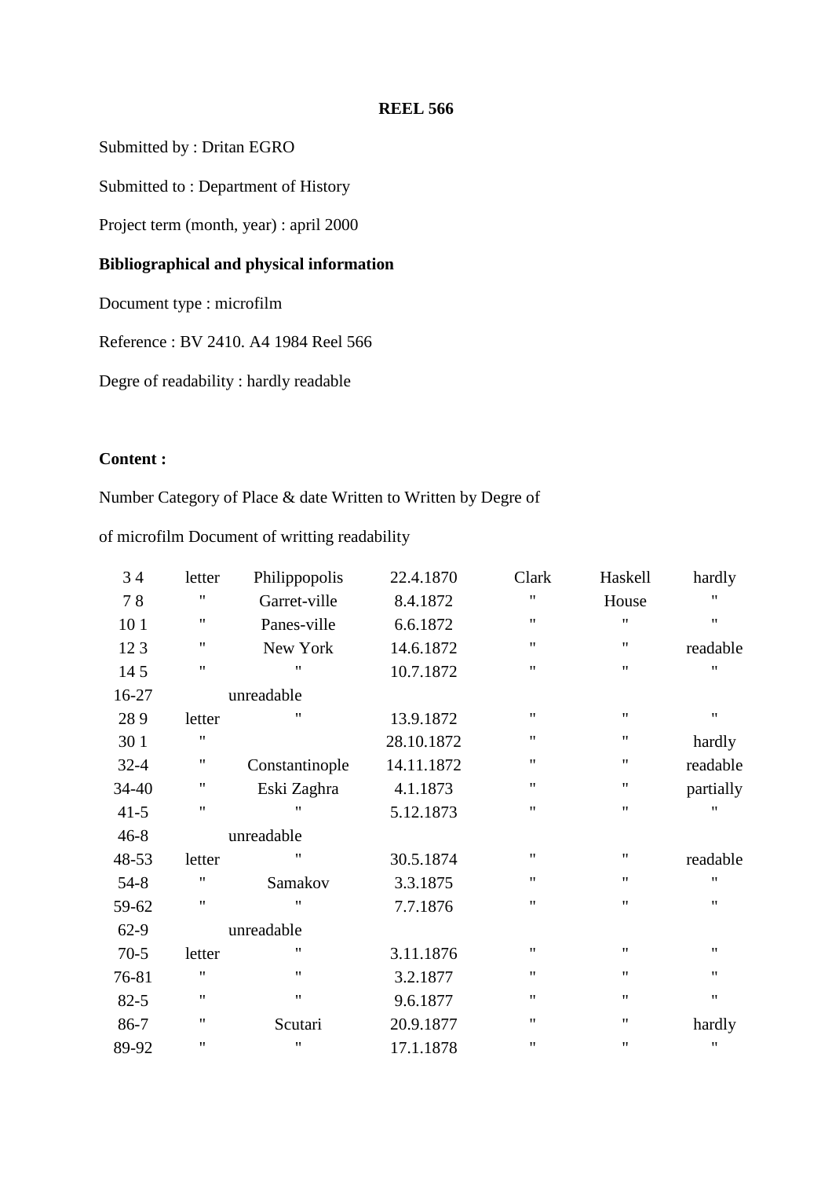**REEL 566**

Submitted by : Dritan EGRO

Submitted to : Department of History

Project term (month, year) : april 2000

**Bibliographical and physical information**

Document type : microfilm

Reference : BV 2410. A4 1984 Reel 566

Degre of readability : hardly readable

**Content :**

Number Category of Place & date Written to Written by Degree of

of microfilm Document of writting readability

| | | | | | | |
|---|---|---|---|---|---|---|
| 3 4 | letter | Philippopolis | 22.4.1870 | Clark | Haskell | hardly |
| 7 8 | " | Garret-ville | 8.4.1872 | " | House | " |
| 10 1 | " | Panes-ville | 6.6.1872 | " | " | " |
| 12 3 | " | New York | 14.6.1872 | " | " | readable |
| 14 5 | " | " | 10.7.1872 | " | " | " |
| 16-27 | unreadable | | | | | |
| 28 9 | letter | " | 13.9.1872 | " | " | " |
| 30 1 | " | | 28.10.1872 | " | " | hardly |
| 32-4 | " | Constantinople | 14.11.1872 | " | " | readable |
| 34-40 | " | Eski Zaghra | 4.1.1873 | " | " | partially |
| 41-5 | " | " | 5.12.1873 | " | " | " |
| 46-8 | unreadable | | | | | |
| 48-53 | letter | " | 30.5.1874 | " | " | readable |
| 54-8 | " | Samakov | 3.3.1875 | " | " | " |
| 59-62 | " | " | 7.7.1876 | " | " | " |
| 62-9 | unreadable | | | | | |
| 70-5 | letter | " | 3.11.1876 | " | " | " |
| 76-81 | " | " | 3.2.1877 | " | " | " |
| 82-5 | " | " | 9.6.1877 | " | " | " |
| 86-7 | " | Scutari | 20.9.1877 | " | " | hardly |
| 89-92 | " | " | 17.1.1878 | " | " | " |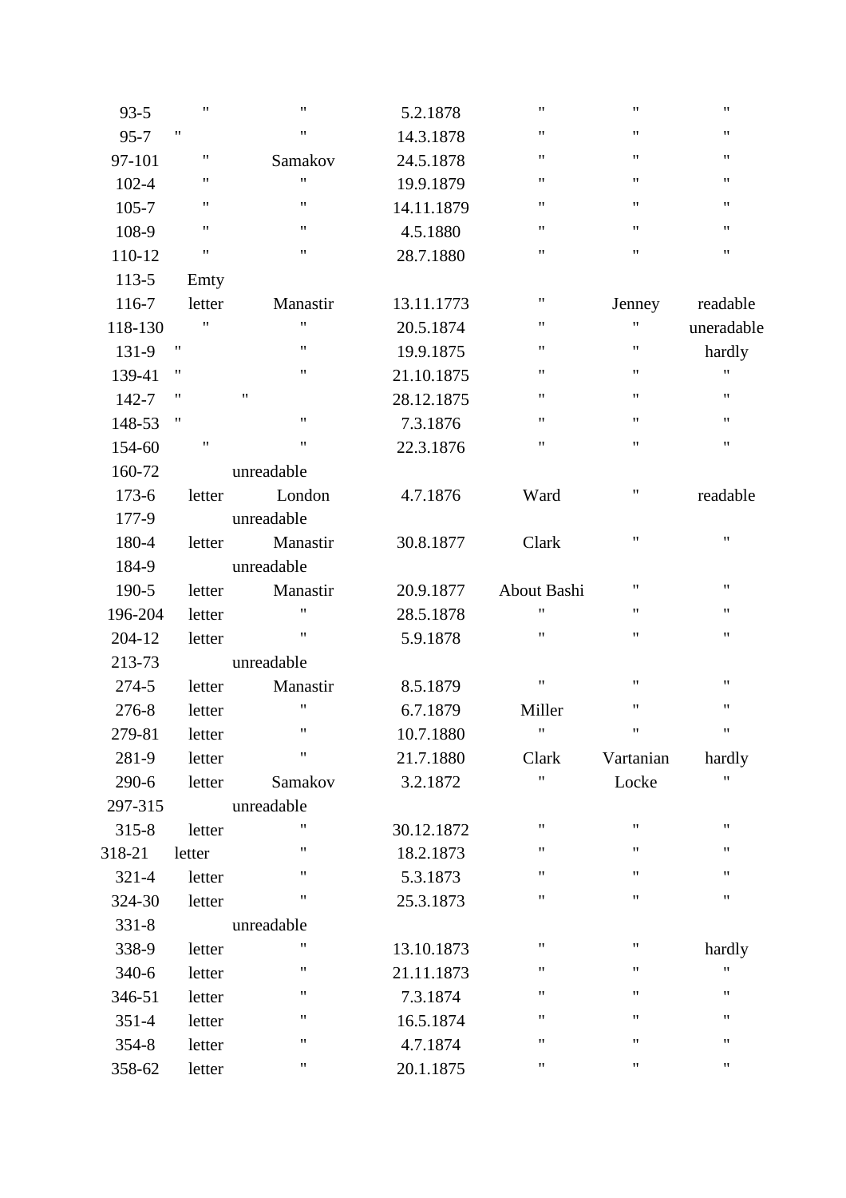| | | | | | | |
|---|---|---|---|---|---|---|
| 93-5 | " | " | 5.2.1878 | " | " | " |
| 95-7 | " | " | 14.3.1878 | " | " | " |
| 97-101 | " | Samakov | 24.5.1878 | " | " | " |
| 102-4 | " | " | 19.9.1879 | " | " | " |
| 105-7 | " | " | 14.11.1879 | " | " | " |
| 108-9 | " | " | 4.5.1880 | " | " | " |
| 110-12 | " | " | 28.7.1880 | " | " | " |
| 113-5 | Emty | | | | | |
| 116-7 | letter | Manastir | 13.11.1773 | " | Jenney | readable |
| 118-130 | " | " | 20.5.1874 | " | " | uneradable |
| 131-9 | " | " | 19.9.1875 | " | " | hardly |
| 139-41 | " | " | 21.10.1875 | " | " | " |
| 142-7 | " | " | 28.12.1875 | " | " | " |
| 148-53 | " | " | 7.3.1876 | " | " | " |
| 154-60 | " | " | 22.3.1876 | " | " | " |
| 160-72 | | unreadable | | | | |
| 173-6 | letter | London | 4.7.1876 | Ward | " | readable |
| 177-9 | | unreadable | | | | |
| 180-4 | letter | Manastir | 30.8.1877 | Clark | " | " |
| 184-9 | | unreadable | | | | |
| 190-5 | letter | Manastir | 20.9.1877 | About Bashi | " | " |
| 196-204 | letter | " | 28.5.1878 | " | " | " |
| 204-12 | letter | " | 5.9.1878 | " | " | " |
| 213-73 | | unreadable | | | | |
| 274-5 | letter | Manastir | 8.5.1879 | " | " | " |
| 276-8 | letter | " | 6.7.1879 | Miller | " | " |
| 279-81 | letter | " | 10.7.1880 | " | " | " |
| 281-9 | letter | " | 21.7.1880 | Clark | Vartanian | hardly |
| 290-6 | letter | Samakov | 3.2.1872 | " | Locke | " |
| 297-315 | | unreadable | | | | |
| 315-8 | letter | " | 30.12.1872 | " | " | " |
| 318-21 | letter | " | 18.2.1873 | " | " | " |
| 321-4 | letter | " | 5.3.1873 | " | " | " |
| 324-30 | letter | " | 25.3.1873 | " | " | " |
| 331-8 | | unreadable | | | | |
| 338-9 | letter | " | 13.10.1873 | " | " | hardly |
| 340-6 | letter | " | 21.11.1873 | " | " | " |
| 346-51 | letter | " | 7.3.1874 | " | " | " |
| 351-4 | letter | " | 16.5.1874 | " | " | " |
| 354-8 | letter | " | 4.7.1874 | " | " | " |
| 358-62 | letter | " | 20.1.1875 | " | " | " |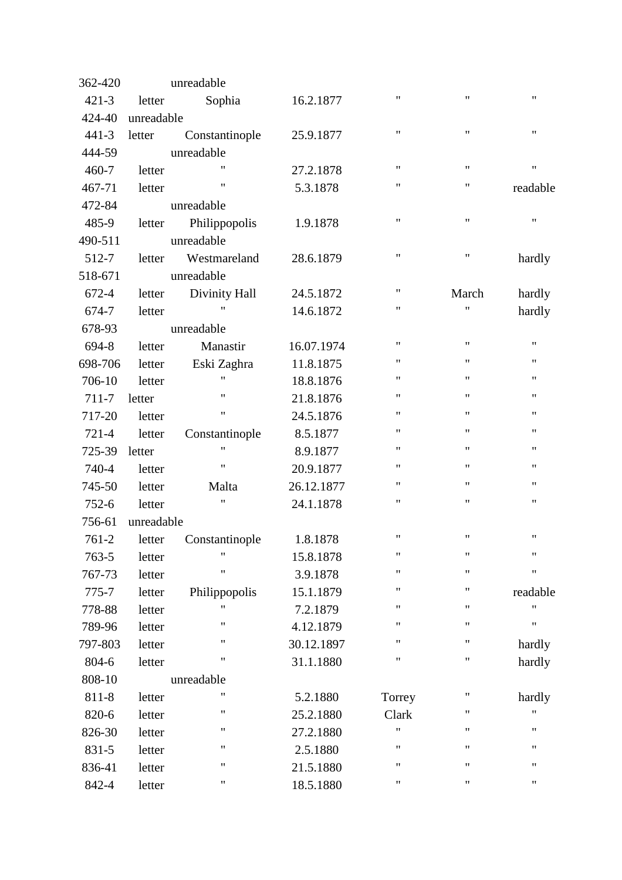| | | | | | | |
|---|---|---|---|---|---|---|
| 362-420 | | unreadable | | | | |
| 421-3 | letter | Sophia | 16.2.1877 | " | " | " |
| 424-40 | unreadable | | | | | |
| 441-3 | letter | Constantinople | 25.9.1877 | " | " | " |
| 444-59 | | unreadable | | | | |
| 460-7 | letter | " | 27.2.1878 | " | " | " |
| 467-71 | letter | " | 5.3.1878 | " | " | readable |
| 472-84 | | unreadable | | | | |
| 485-9 | letter | Philippopolis | 1.9.1878 | " | " | " |
| 490-511 | | unreadable | | | | |
| 512-7 | letter | Westmareland | 28.6.1879 | " | " | hardly |
| 518-671 | | unreadable | | | | |
| 672-4 | letter | Divinity Hall | 24.5.1872 | " | March | hardly |
| 674-7 | letter | " | 14.6.1872 | " | " | hardly |
| 678-93 | | unreadable | | | | |
| 694-8 | letter | Manastir | 16.07.1974 | " | " | " |
| 698-706 | letter | Eski Zaghra | 11.8.1875 | " | " | " |
| 706-10 | letter | " | 18.8.1876 | " | " | " |
| 711-7 | letter | " | 21.8.1876 | " | " | " |
| 717-20 | letter | " | 24.5.1876 | " | " | " |
| 721-4 | letter | Constantinople | 8.5.1877 | " | " | " |
| 725-39 | letter | " | 8.9.1877 | " | " | " |
| 740-4 | letter | " | 20.9.1877 | " | " | " |
| 745-50 | letter | Malta | 26.12.1877 | " | " | " |
| 752-6 | letter | " | 24.1.1878 | " | " | " |
| 756-61 | unreadable | | | | | |
| 761-2 | letter | Constantinople | 1.8.1878 | " | " | " |
| 763-5 | letter | " | 15.8.1878 | " | " | " |
| 767-73 | letter | " | 3.9.1878 | " | " | " |
| 775-7 | letter | Philippopolis | 15.1.1879 | " | " | readable |
| 778-88 | letter | " | 7.2.1879 | " | " | " |
| 789-96 | letter | " | 4.12.1879 | " | " | " |
| 797-803 | letter | " | 30.12.1897 | " | " | hardly |
| 804-6 | letter | " | 31.1.1880 | " | " | hardly |
| 808-10 | | unreadable | | | | |
| 811-8 | letter | " | 5.2.1880 | Torrey | " | hardly |
| 820-6 | letter | " | 25.2.1880 | Clark | " | " |
| 826-30 | letter | " | 27.2.1880 | " | " | " |
| 831-5 | letter | " | 2.5.1880 | " | " | " |
| 836-41 | letter | " | 21.5.1880 | " | " | " |
| 842-4 | letter | " | 18.5.1880 | " | " | " |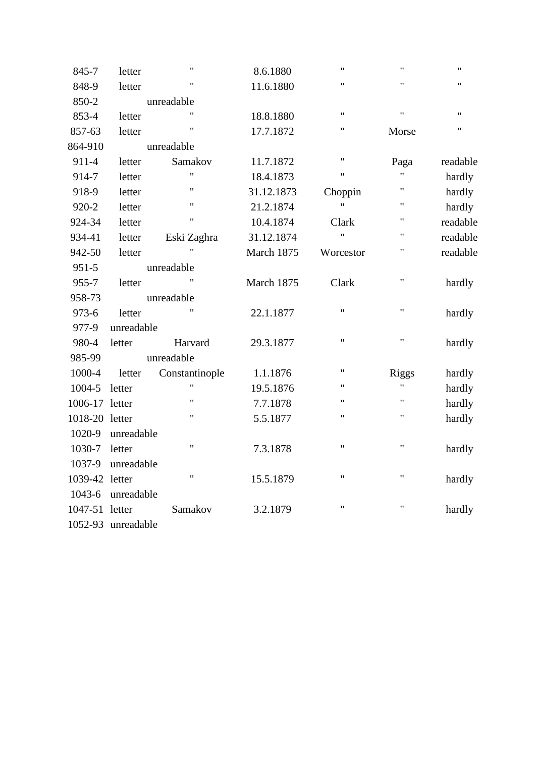| | | | | | | |
|---|---|---|---|---|---|---|
| 845-7 | letter | " | 8.6.1880 | " | " | " |
| 848-9 | letter | " | 11.6.1880 | " | " | " |
| 850-2 | unreadable | | | | | |
| 853-4 | letter | " | 18.8.1880 | " | " | " |
| 857-63 | letter | " | 17.7.1872 | " | Morse | " |
| 864-910 | unreadable | | | | | |
| 911-4 | letter | Samakov | 11.7.1872 | " | Paga | readable |
| 914-7 | letter | " | 18.4.1873 | " | " | hardly |
| 918-9 | letter | " | 31.12.1873 | Choppin | " | hardly |
| 920-2 | letter | " | 21.2.1874 | " | " | hardly |
| 924-34 | letter | " | 10.4.1874 | Clark | " | readable |
| 934-41 | letter | Eski Zaghra | 31.12.1874 | " | " | readable |
| 942-50 | letter | " | March 1875 | Worcestor | " | readable |
| 951-5 | unreadable | | | | | |
| 955-7 | letter | " | March 1875 | Clark | " | hardly |
| 958-73 | unreadable | | | | | |
| 973-6 | letter | " | 22.1.1877 | " | " | hardly |
| 977-9 | unreadable | | | | | |
| 980-4 | letter | Harvard | 29.3.1877 | " | " | hardly |
| 985-99 | unreadable | | | | | |
| 1000-4 | letter | Constantinople | 1.1.1876 | " | Riggs | hardly |
| 1004-5 | letter | " | 19.5.1876 | " | " | hardly |
| 1006-17 | letter | " | 7.7.1878 | " | " | hardly |
| 1018-20 | letter | " | 5.5.1877 | " | " | hardly |
| 1020-9 | unreadable | | | | | |
| 1030-7 | letter | " | 7.3.1878 | " | " | hardly |
| 1037-9 | unreadable | | | | | |
| 1039-42 | letter | " | 15.5.1879 | " | " | hardly |
| 1043-6 | unreadable | | | | | |
| 1047-51 | letter | Samakov | 3.2.1879 | " | " | hardly |
| 1052-93 | unreadable | | | | | |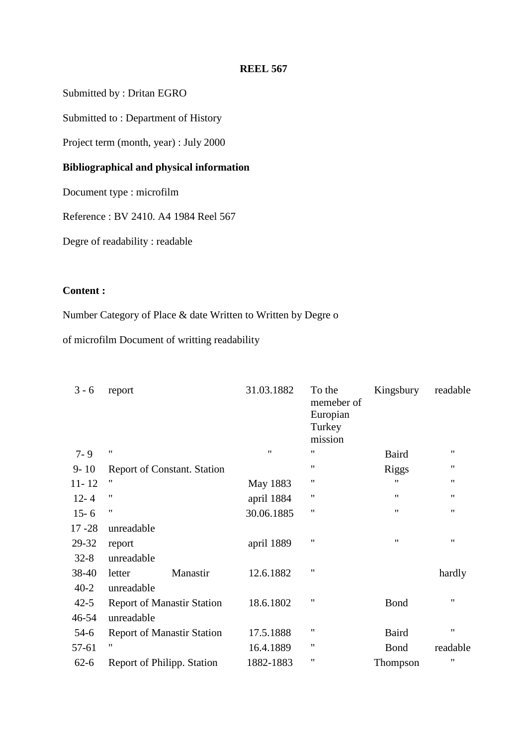**REEL 567**

Submitted by : Dritan EGRO

Submitted to : Department of History

Project term (month, year) : July 2000

**Bibliographical and physical information**

Document type : microfilm

Reference : BV 2410. A4 1984 Reel 567

Degre of readability : readable

**Content :**

Number Category of Place & date Written to Written by Degre o

of microfilm Document of writting readability

| | | | | | | |
|---|---|---|---|---|---|---|
| 3 - 6 | report | | 31.03.1882 | To the memeber of Europian Turkey mission | Kingsbury | readable |
| 7- 9 | " | | " | " | Baird | " |
| 9- 10 | Report of Constant. Station | | | " | Riggs | " |
| 11- 12 | " | | May 1883 | " | " | " |
| 12- 4 | " | | april 1884 | " | " | " |
| 15- 6 | " | | 30.06.1885 | " | " | " |
| 17 -28 | unreadable | | | | | |
| 29-32 | report | | april 1889 | " | " | " |
| 32-8 | unreadable | | | | | |
| 38-40 | letter | Manastir | 12.6.1882 | " | | hardly |
| 40-2 | unreadable | | | | | |
| 42-5 | Report of Manastir Station | | 18.6.1802 | " | Bond | " |
| 46-54 | unreadable | | | | | |
| 54-6 | Report of Manastir Station | | 17.5.1888 | " | Baird | " |
| 57-61 | " | | 16.4.1889 | " | Bond | readable |
| 62-6 | Report of Philipp. Station | | 1882-1883 | " | Thompson | " |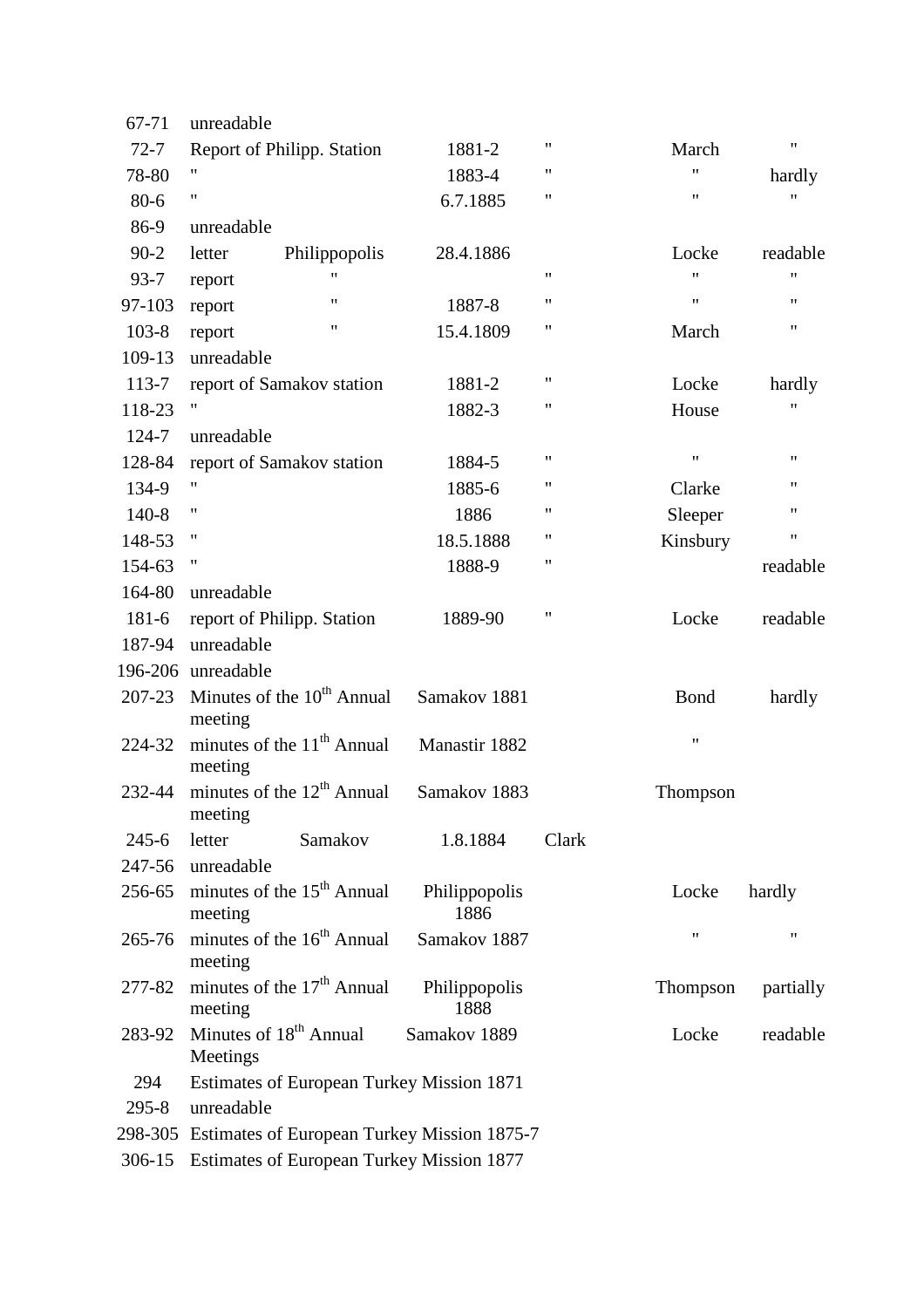| | | | | | | |
|---|---|---|---|---|---|---|
| 67-71 | unreadable | | | | | |
| 72-7 | Report of Philipp. Station | | 1881-2 | " | March | " |
| 78-80 | " | | 1883-4 | " | " | hardly |
| 80-6 | " | | 6.7.1885 | " | " | " |
| 86-9 | unreadable | | | | | |
| 90-2 | letter | Philippopolis | 28.4.1886 | | Locke | readable |
| 93-7 | report | " | | " | " | " |
| 97-103 | report | " | 1887-8 | " | " | " |
| 103-8 | report | " | 15.4.1809 | " | March | " |
| 109-13 | unreadable | | | | | |
| 113-7 | report of Samakov station | | 1881-2 | " | Locke | hardly |
| 118-23 | " | | 1882-3 | " | House | " |
| 124-7 | unreadable | | | | | |
| 128-84 | report of Samakov station | | 1884-5 | " | " | " |
| 134-9 | " | | 1885-6 | " | Clarke | " |
| 140-8 | " | | 1886 | " | Sleeper | " |
| 148-53 | " | | 18.5.1888 | " | Kinsbury | " |
| 154-63 | " | | 1888-9 | " | | readable |
| 164-80 | unreadable | | | | | |
| 181-6 | report of Philipp. Station | | 1889-90 | " | Locke | readable |
| 187-94 | unreadable | | | | | |
| 196-206 | unreadable | | | | | |
| 207-23 | Minutes of the 10th Annual meeting | | Samakov 1881 | | Bond | hardly |
| 224-32 | minutes of the 11th Annual meeting | | Manastir 1882 | | " | |
| 232-44 | minutes of the 12th Annual meeting | | Samakov 1883 | | Thompson | |
| 245-6 | letter | Samakov | 1.8.1884 | Clark | | |
| 247-56 | unreadable | | | | | |
| 256-65 | minutes of the 15th Annual meeting | | Philippopolis 1886 | | Locke | hardly |
| 265-76 | minutes of the 16th Annual meeting | | Samakov 1887 | | " | " |
| 277-82 | minutes of the 17th Annual meeting | | Philippopolis 1888 | | Thompson | partially |
| 283-92 | Minutes of 18th Annual Meetings | | Samakov 1889 | | Locke | readable |
| 294 | Estimates of European Turkey Mission 1871 | | | | | |
| 295-8 | unreadable | | | | | |
| 298-305 | Estimates of European Turkey Mission 1875-7 | | | | | |
| 306-15 | Estimates of European Turkey Mission 1877 | | | | | |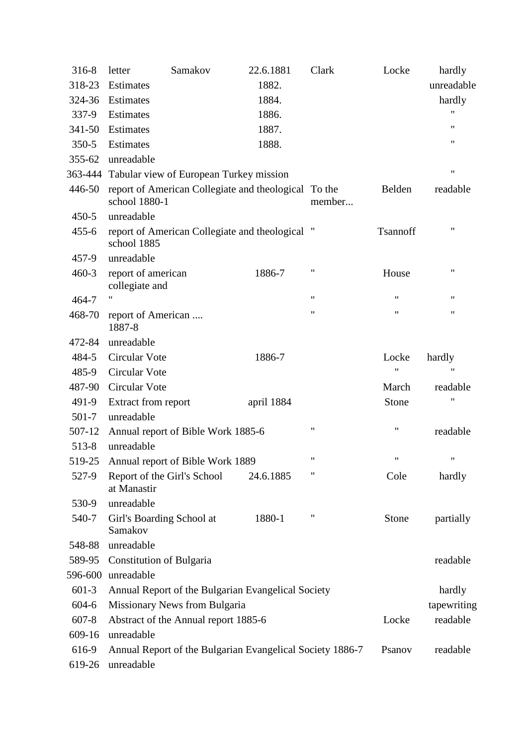| | | | | | | |
|---|---|---|---|---|---|---|
| 316-8 | letter | Samakov | 22.6.1881 | Clark | Locke | hardly |
| 318-23 | Estimates | | 1882. | | | unreadable |
| 324-36 | Estimates | | 1884. | | | hardly |
| 337-9 | Estimates | | 1886. | | | " |
| 341-50 | Estimates | | 1887. | | | " |
| 350-5 | Estimates | | 1888. | | | " |
| 355-62 | unreadable | | | | | |
| 363-444 | Tabular view of European Turkey mission | | | | | " |
| 446-50 | report of American Collegiate and theological school 1880-1 | | | To the member... | Belden | readable |
| 450-5 | unreadable | | | | | |
| 455-6 | report of American Collegiate and theological school 1885 | | | " | Tsannoff | " |
| 457-9 | unreadable | | | | | |
| 460-3 | report of american collegiate and | | 1886-7 | " | House | " |
| 464-7 | " | | | " | " | " |
| 468-70 | report of American .... 1887-8 | | | " | " | " |
| 472-84 | unreadable | | | | | |
| 484-5 | Circular Vote | | 1886-7 | | Locke | hardly |
| 485-9 | Circular Vote | | | | " | " |
| 487-90 | Circular Vote | | | | March | readable |
| 491-9 | Extract from report | | april 1884 | | Stone | " |
| 501-7 | unreadable | | | | | |
| 507-12 | Annual report of Bible Work 1885-6 | | | " | " | readable |
| 513-8 | unreadable | | | | | |
| 519-25 | Annual report of Bible Work 1889 | | | " | " | " |
| 527-9 | Report of the Girl's School at Manastir | | 24.6.1885 | " | Cole | hardly |
| 530-9 | unreadable | | | | | |
| 540-7 | Girl's Boarding School at Samakov | | 1880-1 | " | Stone | partially |
| 548-88 | unreadable | | | | | |
| 589-95 | Constitution of Bulgaria | | | | | readable |
| 596-600 | unreadable | | | | | |
| 601-3 | Annual Report of the Bulgarian Evangelical Society | | | | | hardly |
| 604-6 | Missionary News from Bulgaria | | | | | tapewriting |
| 607-8 | Abstract of the Annual report 1885-6 | | | | Locke | readable |
| 609-16 | unreadable | | | | | |
| 616-9 | Annual Report of the Bulgarian Evangelical Society 1886-7 | | | | Psanov | readable |
| 619-26 | unreadable | | | | | |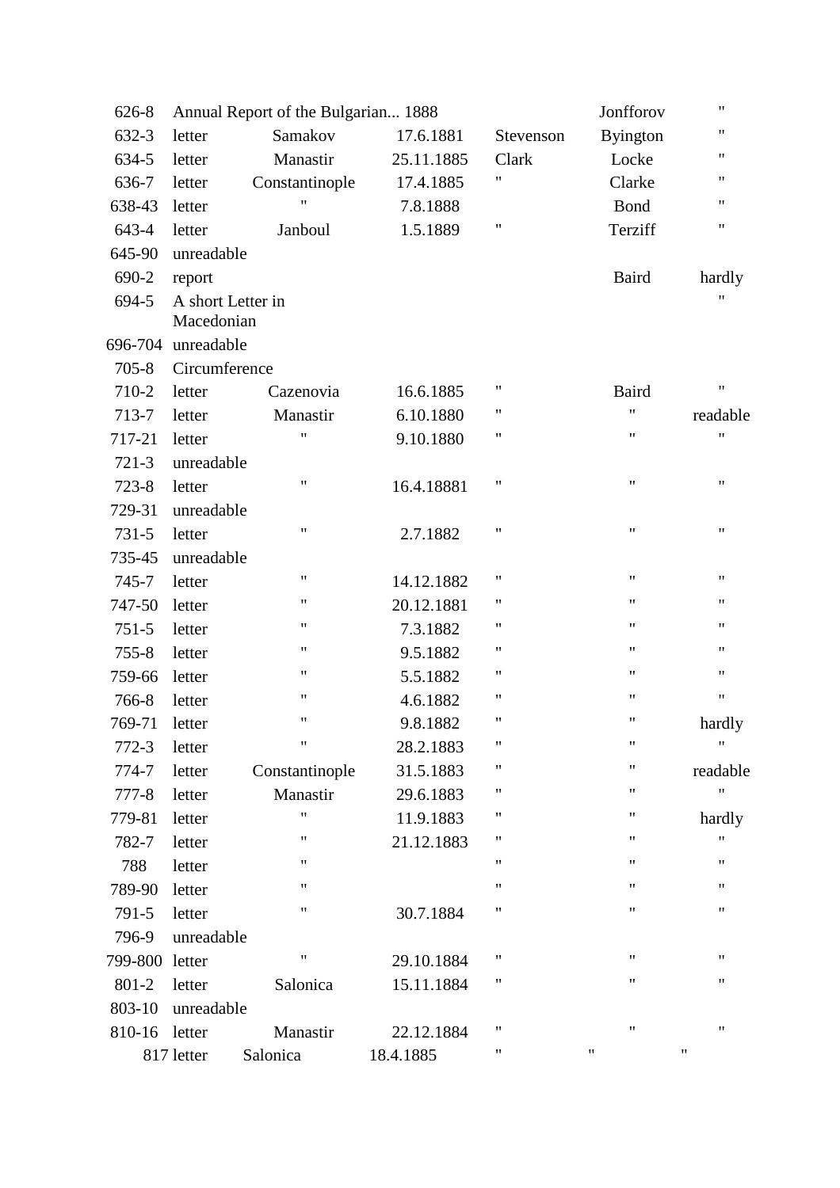| | | | | | | |
|---|---|---|---|---|---|---|
| 626-8 | Annual Report of the Bulgarian... 1888 | | | | Jonfforov | " |
| 632-3 | letter | Samakov | 17.6.1881 | Stevenson | Byington | " |
| 634-5 | letter | Manastir | 25.11.1885 | Clark | Locke | " |
| 636-7 | letter | Constantinople | 17.4.1885 | " | Clarke | " |
| 638-43 | letter | " | 7.8.1888 | | Bond | " |
| 643-4 | letter | Janboul | 1.5.1889 | " | Terziff | " |
| 645-90 | unreadable | | | | | |
| 690-2 | report | | | | Baird | hardly |
| 694-5 | A short Letter in Macedonian | | | | | " |
| 696-704 | unreadable | | | | | |
| 705-8 | Circumference | | | | | |
| 710-2 | letter | Cazenovia | 16.6.1885 | " | Baird | " |
| 713-7 | letter | Manastir | 6.10.1880 | " | " | readable |
| 717-21 | letter | " | 9.10.1880 | " | " | " |
| 721-3 | unreadable | | | | | |
| 723-8 | letter | " | 16.4.18881 | " | " | " |
| 729-31 | unreadable | | | | | |
| 731-5 | letter | " | 2.7.1882 | " | " | " |
| 735-45 | unreadable | | | | | |
| 745-7 | letter | " | 14.12.1882 | " | " | " |
| 747-50 | letter | " | 20.12.1881 | " | " | " |
| 751-5 | letter | " | 7.3.1882 | " | " | " |
| 755-8 | letter | " | 9.5.1882 | " | " | " |
| 759-66 | letter | " | 5.5.1882 | " | " | " |
| 766-8 | letter | " | 4.6.1882 | " | " | " |
| 769-71 | letter | " | 9.8.1882 | " | " | hardly |
| 772-3 | letter | " | 28.2.1883 | " | " | " |
| 774-7 | letter | Constantinople | 31.5.1883 | " | " | readable |
| 777-8 | letter | Manastir | 29.6.1883 | " | " | " |
| 779-81 | letter | " | 11.9.1883 | " | " | hardly |
| 782-7 | letter | " | 21.12.1883 | " | " | " |
| 788 | letter | " | | " | " | " |
| 789-90 | letter | " | | " | " | " |
| 791-5 | letter | " | 30.7.1884 | " | " | " |
| 796-9 | unreadable | | | | | |
| 799-800 | letter | " | 29.10.1884 | " | " | " |
| 801-2 | letter | Salonica | 15.11.1884 | " | " | " |
| 803-10 | unreadable | | | | | |
| 810-16 | letter | Manastir | 22.12.1884 | " | " | " |
| 817 | letter | Salonica | 18.4.1885 | " | " | " |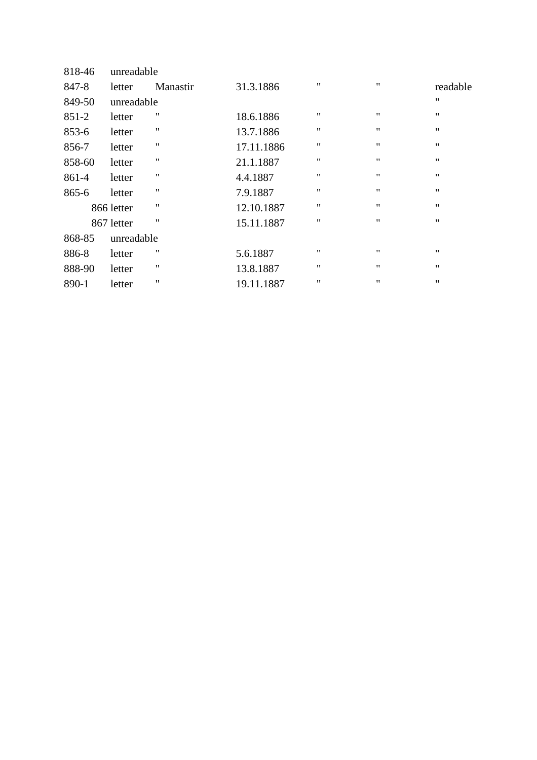| | | | | | | |
|---|---|---|---|---|---|---|
| 818-46 | unreadable | | | | | |
| 847-8 | letter | Manastir | 31.3.1886 | " | " | readable |
| 849-50 | unreadable | | | | | " |
| 851-2 | letter | " | 18.6.1886 | " | " | " |
| 853-6 | letter | " | 13.7.1886 | " | " | " |
| 856-7 | letter | " | 17.11.1886 | " | " | " |
| 858-60 | letter | " | 21.1.1887 | " | " | " |
| 861-4 | letter | " | 4.4.1887 | " | " | " |
| 865-6 | letter | " | 7.9.1887 | " | " | " |
| 866 | letter | " | 12.10.1887 | " | " | " |
| 867 | letter | " | 15.11.1887 | " | " | " |
| 868-85 | unreadable | | | | | |
| 886-8 | letter | " | 5.6.1887 | " | " | " |
| 888-90 | letter | " | 13.8.1887 | " | " | " |
| 890-1 | letter | " | 19.11.1887 | " | " | " |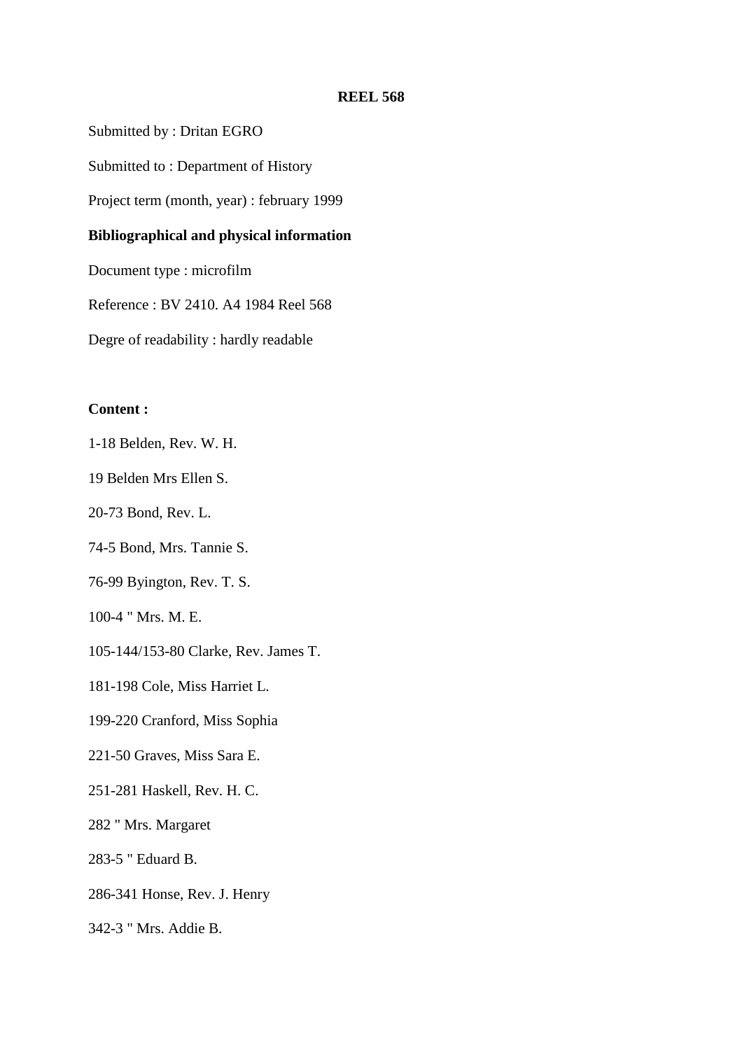**REEL 568**

Submitted by : Dritan EGRO

Submitted to : Department of History

Project term (month, year) : february 1999

**Bibliographical and physical information**

Document type : microfilm

Reference : BV 2410. A4 1984 Reel 568

Degre of readability : hardly readable

**Content :**

1-18 Belden, Rev. W. H.

19 Belden Mrs Ellen S.

20-73 Bond, Rev. L.

74-5 Bond, Mrs. Tannie S.

76-99 Byington, Rev. T. S.

100-4 " Mrs. M. E.

105-144/153-80 Clarke, Rev. James T.

181-198 Cole, Miss Harriet L.

199-220 Cranford, Miss Sophia

221-50 Graves, Miss Sara E.

251-281 Haskell, Rev. H. C.

282 " Mrs. Margaret

283-5 " Eduard B.

286-341 Honse, Rev. J. Henry

342-3 " Mrs. Addie B.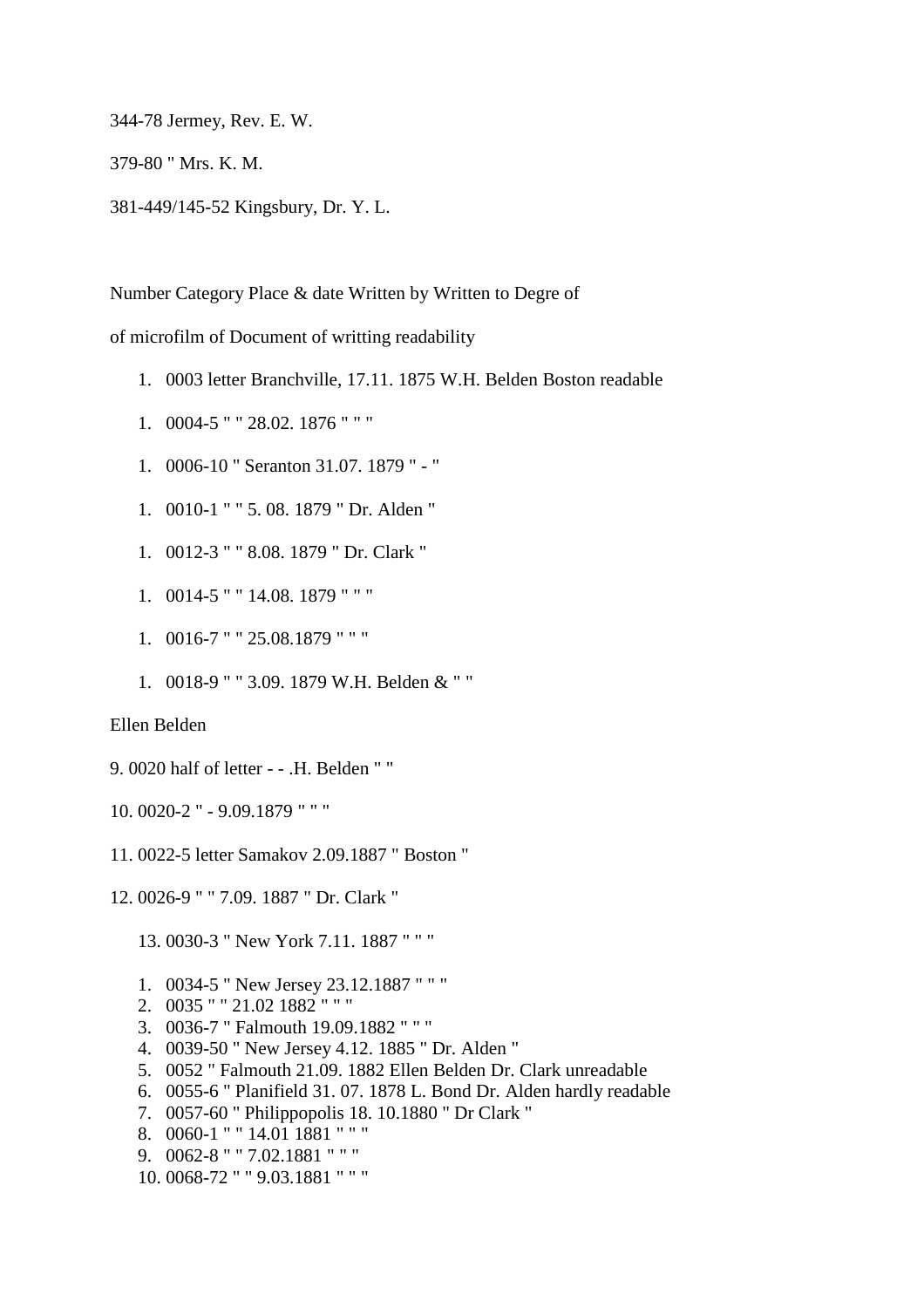344-78 Jermey, Rev. E. W.

379-80 " Mrs. K. M.

381-449/145-52 Kingsbury, Dr. Y. L.

Number Category Place & date Written by Written to Degre of

of microfilm of Document of writting readability

1. 0003 letter Branchville, 17.11. 1875 W.H. Belden Boston readable
1. 0004-5 " " 28.02. 1876 " " "
1. 0006-10 " Seranton 31.07. 1879 " - "
1. 0010-1 " " 5. 08. 1879 " Dr. Alden "
1. 0012-3 " " 8.08. 1879 " Dr. Clark "
1. 0014-5 " " 14.08. 1879 " " "
1. 0016-7 " " 25.08.1879 " " "
1. 0018-9 " " 3.09. 1879 W.H. Belden & " "

Ellen Belden

9. 0020 half of letter - - .H. Belden " "

10. 0020-2 " - 9.09.1879 " " "

11. 0022-5 letter Samakov 2.09.1887 " Boston "

12. 0026-9 " " 7.09. 1887 " Dr. Clark "

13. 0030-3 " New York 7.11. 1887 " " "

1. 0034-5 " New Jersey 23.12.1887 " " "
2. 0035 " " 21.02 1882 " " "
3. 0036-7 " Falmouth 19.09.1882 " " "
4. 0039-50 " New Jersey 4.12. 1885 " Dr. Alden "
5. 0052 " Falmouth 21.09. 1882 Ellen Belden Dr. Clark unreadable
6. 0055-6 " Planifield 31. 07. 1878 L. Bond Dr. Alden hardly readable
7. 0057-60 " Philippopolis 18. 10.1880 " Dr Clark "
8. 0060-1 " " 14.01 1881 " " "
9. 0062-8 " " 7.02.1881 " " "
10. 0068-72 " " 9.03.1881 " " "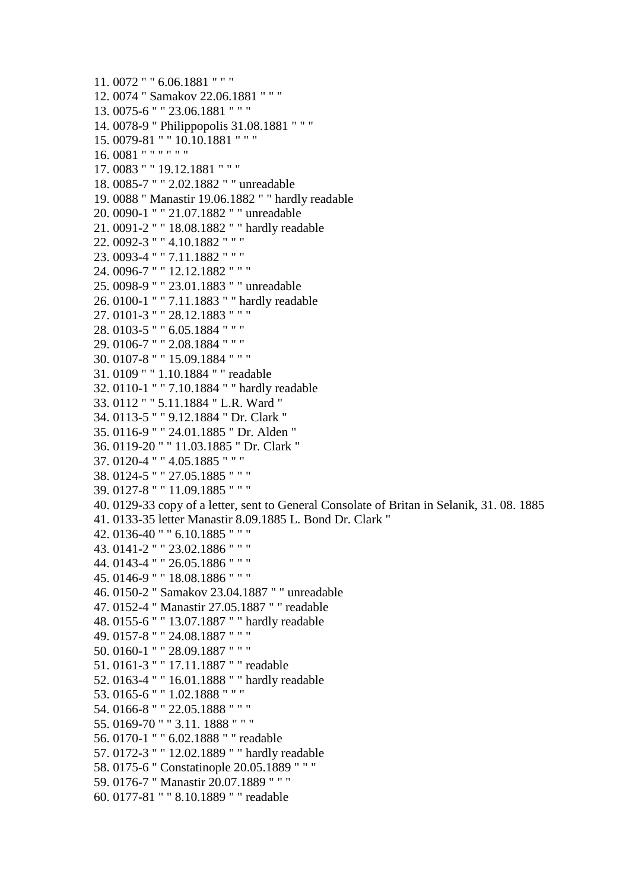11. 0072 " " 6.06.1881 " " "
12. 0074 " Samakov 22.06.1881 " " "
13. 0075-6 " " 23.06.1881 " " "
14. 0078-9 " Philippopolis 31.08.1881 " " "
15. 0079-81 " " 10.10.1881 " " "
16. 0081 " " " " " "
17. 0083 " " 19.12.1881 " " "
18. 0085-7 " " 2.02.1882 " " unreadable
19. 0088 " Manastir 19.06.1882 " " hardly readable
20. 0090-1 " " 21.07.1882 " " unreadable
21. 0091-2 " " 18.08.1882 " " hardly readable
22. 0092-3 " " 4.10.1882 " " "
23. 0093-4 " " 7.11.1882 " " "
24. 0096-7 " " 12.12.1882 " " "
25. 0098-9 " " 23.01.1883 " " unreadable
26. 0100-1 " " 7.11.1883 " " hardly readable
27. 0101-3 " " 28.12.1883 " " "
28. 0103-5 " " 6.05.1884 " " "
29. 0106-7 " " 2.08.1884 " " "
30. 0107-8 " " 15.09.1884 " " "
31. 0109 " " 1.10.1884 " " readable
32. 0110-1 " " 7.10.1884 " " hardly readable
33. 0112 " " 5.11.1884 " L.R. Ward "
34. 0113-5 " " 9.12.1884 " Dr. Clark "
35. 0116-9 " " 24.01.1885 " Dr. Alden "
36. 0119-20 " " 11.03.1885 " Dr. Clark "
37. 0120-4 " " 4.05.1885 " " "
38. 0124-5 " " 27.05.1885 " " "
39. 0127-8 " " 11.09.1885 " " "
40. 0129-33 copy of a letter, sent to General Consolate of Britan in Selanik, 31. 08. 1885
41. 0133-35 letter Manastir 8.09.1885 L. Bond Dr. Clark "
42. 0136-40 " " 6.10.1885 " " "
43. 0141-2 " " 23.02.1886 " " "
44. 0143-4 " " 26.05.1886 " " "
45. 0146-9 " " 18.08.1886 " " "
46. 0150-2 " Samakov 23.04.1887 " " unreadable
47. 0152-4 " Manastir 27.05.1887 " " readable
48. 0155-6 " " 13.07.1887 " " hardly readable
49. 0157-8 " " 24.08.1887 " " "
50. 0160-1 " " 28.09.1887 " " "
51. 0161-3 " " 17.11.1887 " " readable
52. 0163-4 " " 16.01.1888 " " hardly readable
53. 0165-6 " " 1.02.1888 " " "
54. 0166-8 " " 22.05.1888 " " "
55. 0169-70 " " 3.11. 1888 " " "
56. 0170-1 " " 6.02.1888 " " readable
57. 0172-3 " " 12.02.1889 " " hardly readable
58. 0175-6 " Constatinople 20.05.1889 " " "
59. 0176-7 " Manastir 20.07.1889 " " "
60. 0177-81 " " 8.10.1889 " " readable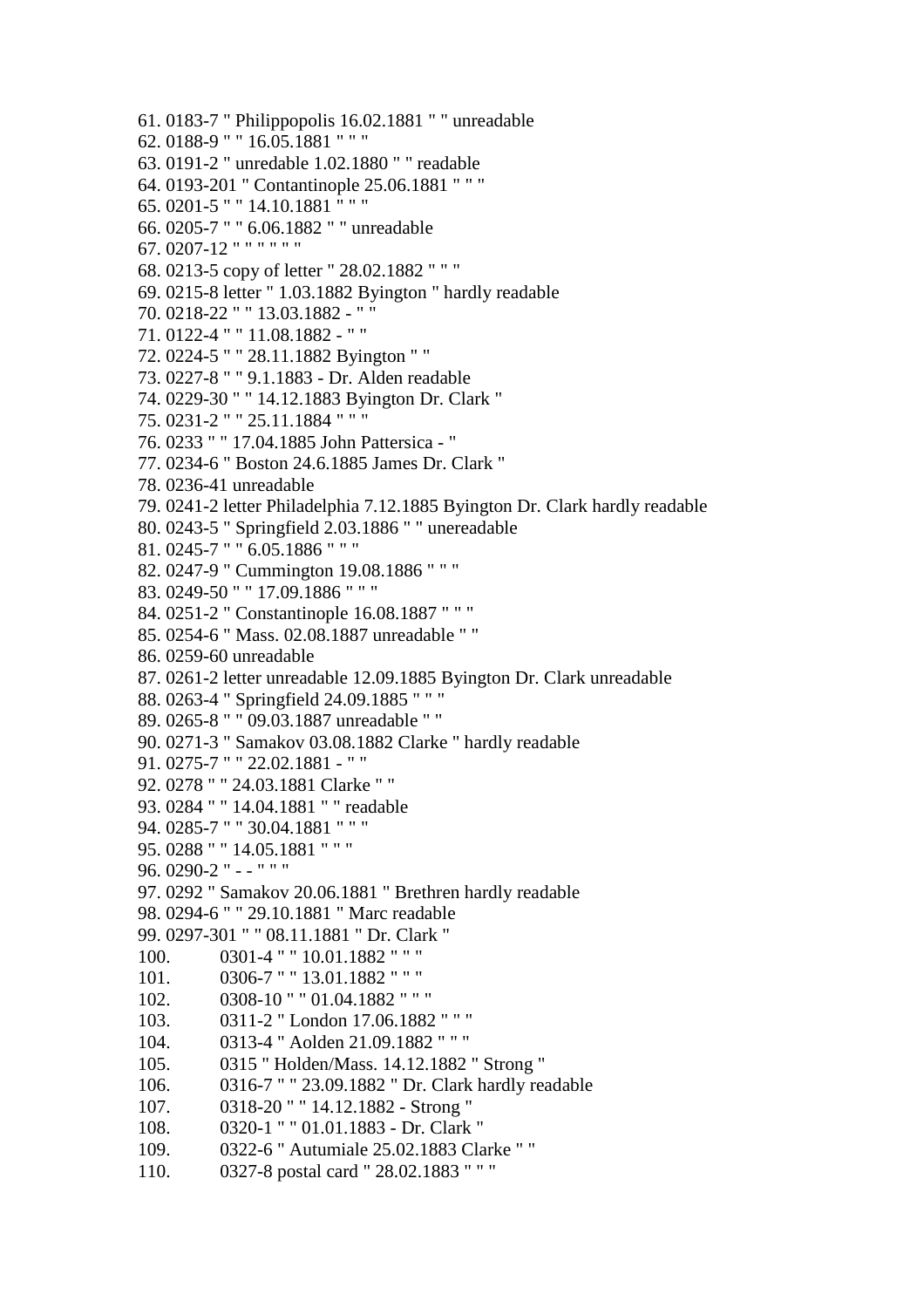61. 0183-7 " Philippopolis 16.02.1881 " " unreadable
62. 0188-9 " " 16.05.1881 " " "
63. 0191-2 " unredable 1.02.1880 " " readable
64. 0193-201 " Contantinople 25.06.1881 " " "
65. 0201-5 " " 14.10.1881 " " "
66. 0205-7 " " 6.06.1882 " " unreadable
67. 0207-12 " " " " " "
68. 0213-5 copy of letter " 28.02.1882 " " "
69. 0215-8 letter " 1.03.1882 Byington " hardly readable
70. 0218-22 " " 13.03.1882 - " "
71. 0122-4 " " 11.08.1882 - " "
72. 0224-5 " " 28.11.1882 Byington " "
73. 0227-8 " " 9.1.1883 - Dr. Alden readable
74. 0229-30 " " 14.12.1883 Byington Dr. Clark "
75. 0231-2 " " 25.11.1884 " " "
76. 0233 " " 17.04.1885 John Pattersica - "
77. 0234-6 " Boston 24.6.1885 James Dr. Clark "
78. 0236-41 unreadable
79. 0241-2 letter Philadelphia 7.12.1885 Byington Dr. Clark hardly readable
80. 0243-5 " Springfield 2.03.1886 " " unereadable
81. 0245-7 " " 6.05.1886 " " "
82. 0247-9 " Cummington 19.08.1886 " " "
83. 0249-50 " " 17.09.1886 " " "
84. 0251-2 " Constantinople 16.08.1887 " " "
85. 0254-6 " Mass. 02.08.1887 unreadable " "
86. 0259-60 unreadable
87. 0261-2 letter unreadable 12.09.1885 Byington Dr. Clark unreadable
88. 0263-4 " Springfield 24.09.1885 " " "
89. 0265-8 " " 09.03.1887 unreadable " "
90. 0271-3 " Samakov 03.08.1882 Clarke " hardly readable
91. 0275-7 " " 22.02.1881 - " "
92. 0278 " " 24.03.1881 Clarke " "
93. 0284 " " 14.04.1881 " " readable
94. 0285-7 " " 30.04.1881 " " "
95. 0288 " " 14.05.1881 " " "
96. 0290-2 " - - " " "
97. 0292 " Samakov 20.06.1881 " Brethren hardly readable
98. 0294-6 " " 29.10.1881 " Marc readable
99. 0297-301 " " 08.11.1881 " Dr. Clark "
100. 0301-4 " " 10.01.1882 " " "
101. 0306-7 " " 13.01.1882 " " "
102. 0308-10 " " 01.04.1882 " " "
103. 0311-2 " London 17.06.1882 " " "
104. 0313-4 " Aolden 21.09.1882 " " "
105. 0315 " Holden/Mass. 14.12.1882 " Strong "
106. 0316-7 " " 23.09.1882 " Dr. Clark hardly readable
107. 0318-20 " " 14.12.1882 - Strong "
108. 0320-1 " " 01.01.1883 - Dr. Clark "
109. 0322-6 " Autumiale 25.02.1883 Clarke " "
110. 0327-8 postal card " 28.02.1883 " " "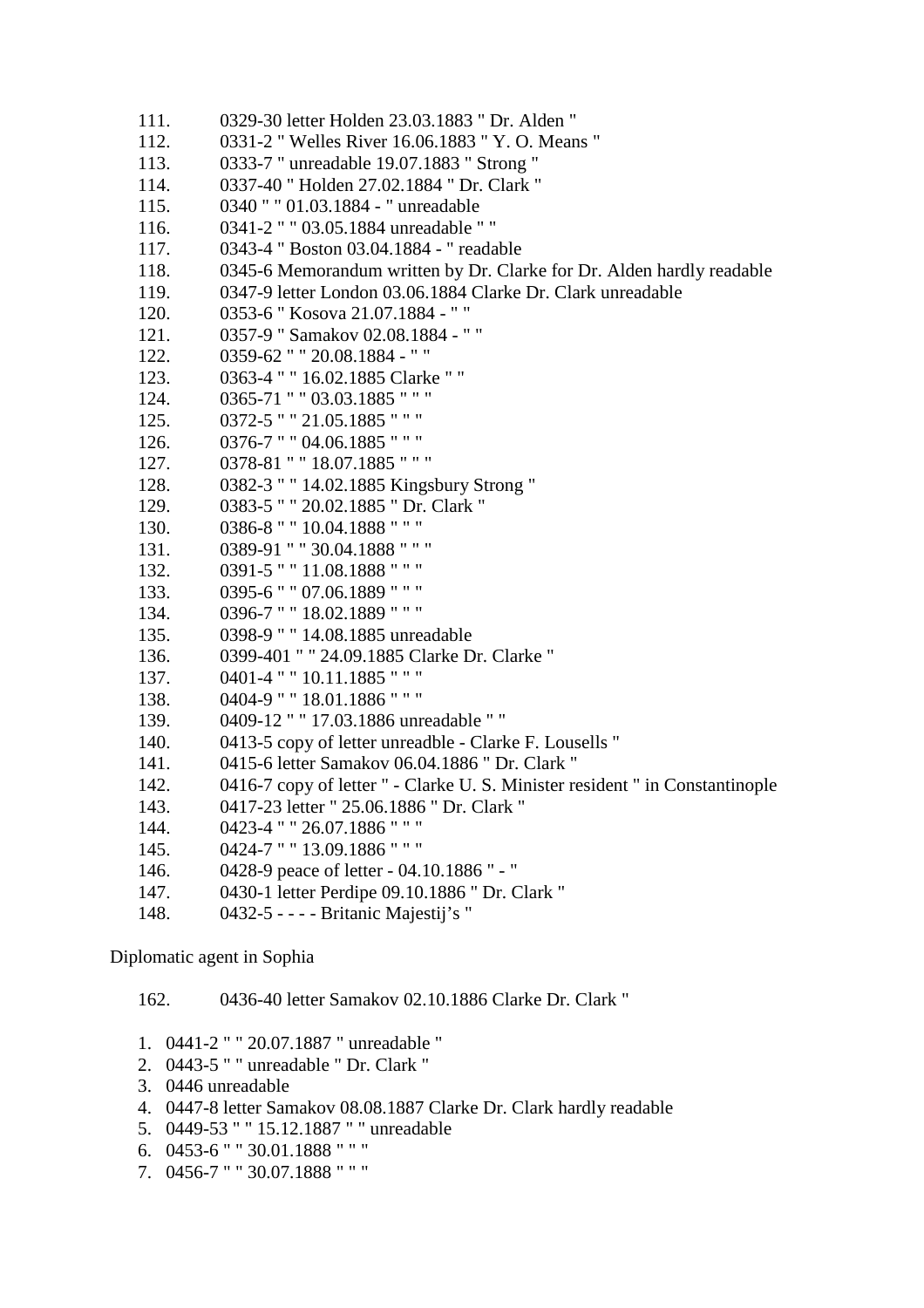111. 0329-30 letter Holden 23.03.1883 " Dr. Alden "
112. 0331-2 " Welles River 16.06.1883 " Y. O. Means "
113. 0333-7 " unreadable 19.07.1883 " Strong "
114. 0337-40 " Holden 27.02.1884 " Dr. Clark "
115. 0340 " " 01.03.1884 - " unreadable
116. 0341-2 " " 03.05.1884 unreadable " "
117. 0343-4 " Boston 03.04.1884 - " readable
118. 0345-6 Memorandum written by Dr. Clarke for Dr. Alden hardly readable
119. 0347-9 letter London 03.06.1884 Clarke Dr. Clark unreadable
120. 0353-6 " Kosova 21.07.1884 - " "
121. 0357-9 " Samakov 02.08.1884 - " "
122. 0359-62 " " 20.08.1884 - " "
123. 0363-4 " " 16.02.1885 Clarke " "
124. 0365-71 " " 03.03.1885 " " "
125. 0372-5 " " 21.05.1885 " " "
126. 0376-7 " " 04.06.1885 " " "
127. 0378-81 " " 18.07.1885 " " "
128. 0382-3 " " 14.02.1885 Kingsbury Strong "
129. 0383-5 " " 20.02.1885 " Dr. Clark "
130. 0386-8 " " 10.04.1888 " " "
131. 0389-91 " " 30.04.1888 " " "
132. 0391-5 " " 11.08.1888 " " "
133. 0395-6 " " 07.06.1889 " " "
134. 0396-7 " " 18.02.1889 " " "
135. 0398-9 " " 14.08.1885 unreadable
136. 0399-401 " " 24.09.1885 Clarke Dr. Clarke "
137. 0401-4 " " 10.11.1885 " " "
138. 0404-9 " " 18.01.1886 " " "
139. 0409-12 " " 17.03.1886 unreadable " "
140. 0413-5 copy of letter unreadble - Clarke F. Lousells "
141. 0415-6 letter Samakov 06.04.1886 " Dr. Clark "
142. 0416-7 copy of letter " - Clarke U. S. Minister resident " in Constantinople
143. 0417-23 letter " 25.06.1886 " Dr. Clark "
144. 0423-4 " " 26.07.1886 " " "
145. 0424-7 " " 13.09.1886 " " "
146. 0428-9 peace of letter - 04.10.1886 " - "
147. 0430-1 letter Perdipe 09.10.1886 " Dr. Clark "
148. 0432-5 - - - - Britanic Majestij's "

Diplomatic agent in Sophia

162. 0436-40 letter Samakov 02.10.1886 Clarke Dr. Clark "

1. 0441-2 " " 20.07.1887 " unreadable "
2. 0443-5 " " unreadable " Dr. Clark "
3. 0446 unreadable
4. 0447-8 letter Samakov 08.08.1887 Clarke Dr. Clark hardly readable
5. 0449-53 " " 15.12.1887 " " unreadable
6. 0453-6 " " 30.01.1888 " " "
7. 0456-7 " " 30.07.1888 " " "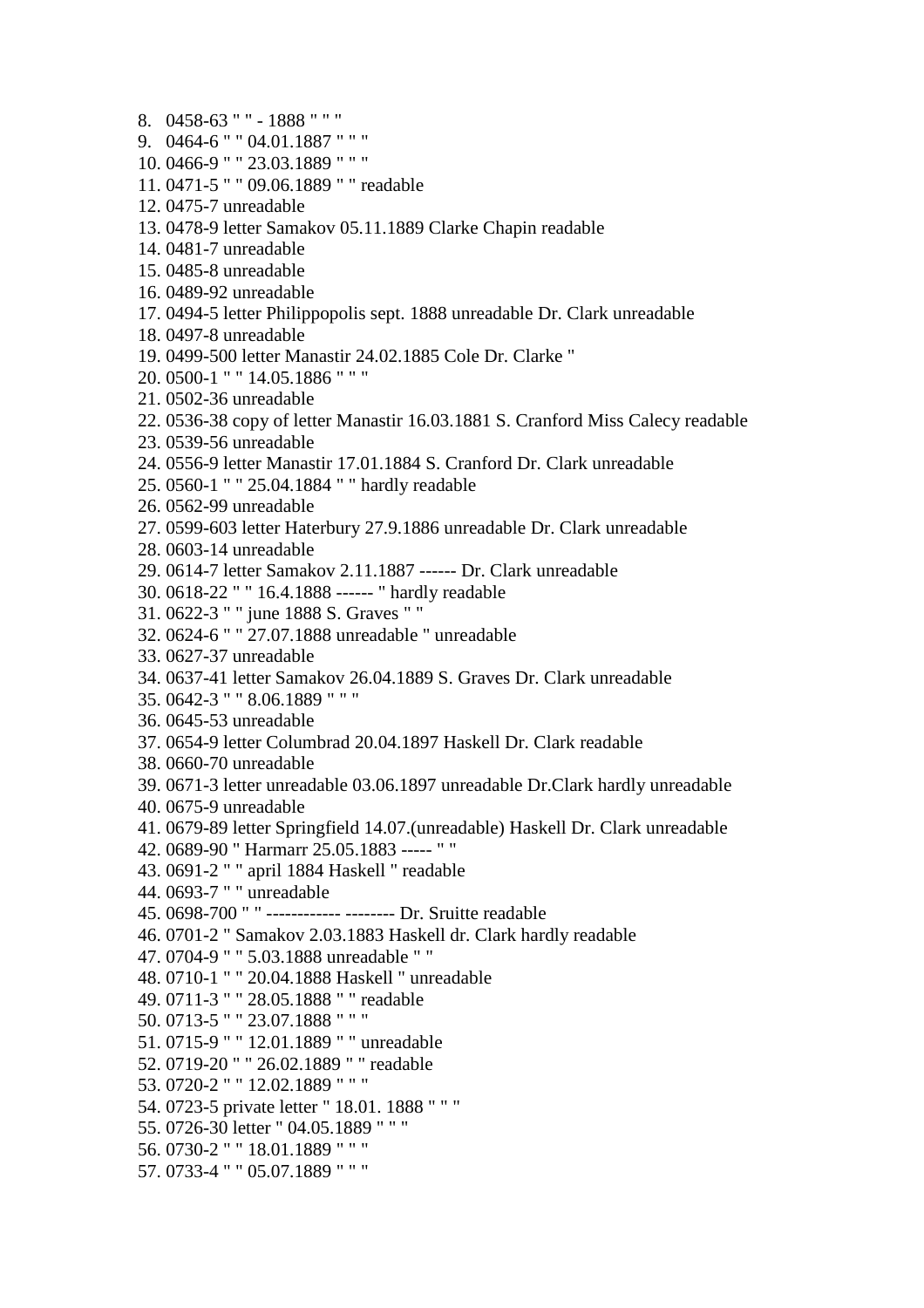8. 0458-63 " " - 1888 " " "
9. 0464-6 " " 04.01.1887 " " "
10. 0466-9 " " 23.03.1889 " " "
11. 0471-5 " " 09.06.1889 " " readable
12. 0475-7 unreadable
13. 0478-9 letter Samakov 05.11.1889 Clarke Chapin readable
14. 0481-7 unreadable
15. 0485-8 unreadable
16. 0489-92 unreadable
17. 0494-5 letter Philippopolis sept. 1888 unreadable Dr. Clark unreadable
18. 0497-8 unreadable
19. 0499-500 letter Manastir 24.02.1885 Cole Dr. Clarke "
20. 0500-1 " " 14.05.1886 " " "
21. 0502-36 unreadable
22. 0536-38 copy of letter Manastir 16.03.1881 S. Cranford Miss Calecy readable
23. 0539-56 unreadable
24. 0556-9 letter Manastir 17.01.1884 S. Cranford Dr. Clark unreadable
25. 0560-1 " " 25.04.1884 " " hardly readable
26. 0562-99 unreadable
27. 0599-603 letter Haterbury 27.9.1886 unreadable Dr. Clark unreadable
28. 0603-14 unreadable
29. 0614-7 letter Samakov 2.11.1887 ------ Dr. Clark unreadable
30. 0618-22 " " 16.4.1888 ------ " hardly readable
31. 0622-3 " " june 1888 S. Graves " "
32. 0624-6 " " 27.07.1888 unreadable " unreadable
33. 0627-37 unreadable
34. 0637-41 letter Samakov 26.04.1889 S. Graves Dr. Clark unreadable
35. 0642-3 " " 8.06.1889 " " "
36. 0645-53 unreadable
37. 0654-9 letter Columbrad 20.04.1897 Haskell Dr. Clark readable
38. 0660-70 unreadable
39. 0671-3 letter unreadable 03.06.1897 unreadable Dr.Clark hardly unreadable
40. 0675-9 unreadable
41. 0679-89 letter Springfield 14.07.(unreadable) Haskell Dr. Clark unreadable
42. 0689-90 " Harmarr 25.05.1883 ----- " "
43. 0691-2 " " april 1884 Haskell " readable
44. 0693-7 " " unreadable
45. 0698-700 " " ------------ -------- Dr. Sruitte readable
46. 0701-2 " Samakov 2.03.1883 Haskell dr. Clark hardly readable
47. 0704-9 " " 5.03.1888 unreadable " "
48. 0710-1 " " 20.04.1888 Haskell " unreadable
49. 0711-3 " " 28.05.1888 " " readable
50. 0713-5 " " 23.07.1888 " " "
51. 0715-9 " " 12.01.1889 " " unreadable
52. 0719-20 " " 26.02.1889 " " readable
53. 0720-2 " " 12.02.1889 " " "
54. 0723-5 private letter " 18.01. 1888 " " "
55. 0726-30 letter " 04.05.1889 " " "
56. 0730-2 " " 18.01.1889 " " "
57. 0733-4 " " 05.07.1889 " " "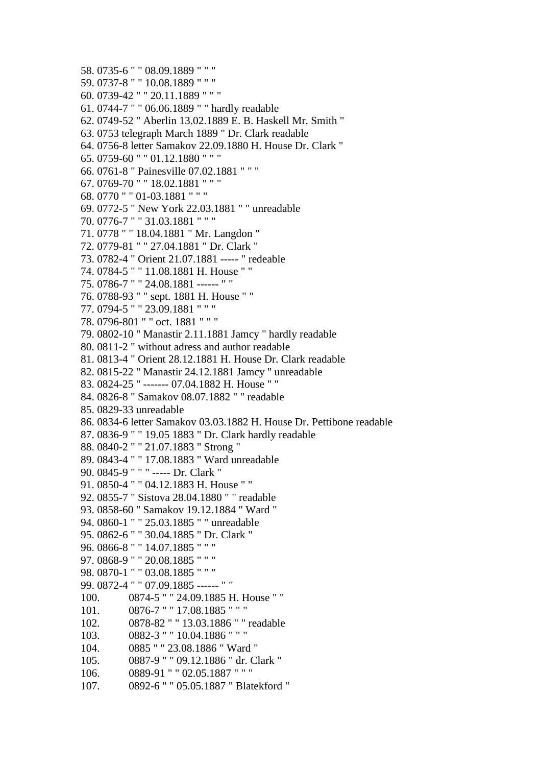58. 0735-6 " " 08.09.1889 " " "
59. 0737-8 " " 10.08.1889 " " "
60. 0739-42 " " 20.11.1889 " " "
61. 0744-7 " " 06.06.1889 " " hardly readable
62. 0749-52 " Aberlin 13.02.1889 E. B. Haskell Mr. Smith "
63. 0753 telegraph March 1889 " Dr. Clark readable
64. 0756-8 letter Samakov 22.09.1880 H. House Dr. Clark "
65. 0759-60 " " 01.12.1880 " " "
66. 0761-8 " Painesville 07.02.1881 " " "
67. 0769-70 " " 18.02.1881 " " "
68. 0770 " " 01-03.1881 " " "
69. 0772-5 " New York 22.03.1881 " " unreadable
70. 0776-7 " " 31.03.1881 " " "
71. 0778 " " 18.04.1881 " Mr. Langdon "
72. 0779-81 " " 27.04.1881 " Dr. Clark "
73. 0782-4 " Orient 21.07.1881 ----- " redeable
74. 0784-5 " " 11.08.1881 H. House " "
75. 0786-7 " " 24.08.1881 ------ " "
76. 0788-93 " " sept. 1881 H. House " "
77. 0794-5 " " 23.09.1881 " " "
78. 0796-801 " " oct. 1881 " " "
79. 0802-10 " Manastir 2.11.1881 Jamcy " hardly readable
80. 0811-2 " without adress and author readable
81. 0813-4 " Orient 28.12.1881 H. House Dr. Clark readable
82. 0815-22 " Manastir 24.12.1881 Jamcy " unreadable
83. 0824-25 " ------- 07.04.1882 H. House " "
84. 0826-8 " Samakov 08.07.1882 " " readable
85. 0829-33 unreadable
86. 0834-6 letter Samakov 03.03.1882 H. House Dr. Pettibone readable
87. 0836-9 " " 19.05 1883 " Dr. Clark hardly readable
88. 0840-2 " " 21.07.1883 " Strong "
89. 0843-4 " " 17.08.1883 " Ward unreadable
90. 0845-9 " " " ----- Dr. Clark "
91. 0850-4 " " 04.12.1883 H. House " "
92. 0855-7 " Sistova 28.04.1880 " " readable
93. 0858-60 " Samakov 19.12.1884 " Ward "
94. 0860-1 " " 25.03.1885 " " unreadable
95. 0862-6 " " 30.04.1885 " Dr. Clark "
96. 0866-8 " " 14.07.1885 " " "
97. 0868-9 " " 20.08.1885 " " "
98. 0870-1 " " 03.08.1885 " " "
99. 0872-4 " " 07.09.1885 ------ " "
100. 0874-5 " " 24.09.1885 H. House " "
101. 0876-7 " " 17.08.1885 " " "
102. 0878-82 " " 13.03.1886 " " readable
103. 0882-3 " " 10.04.1886 " " "
104. 0885 " " 23.08.1886 " Ward "
105. 0887-9 " " 09.12.1886 " dr. Clark "
106. 0889-91 " " 02.05.1887 " " "
107. 0892-6 " " 05.05.1887 " Blatekford "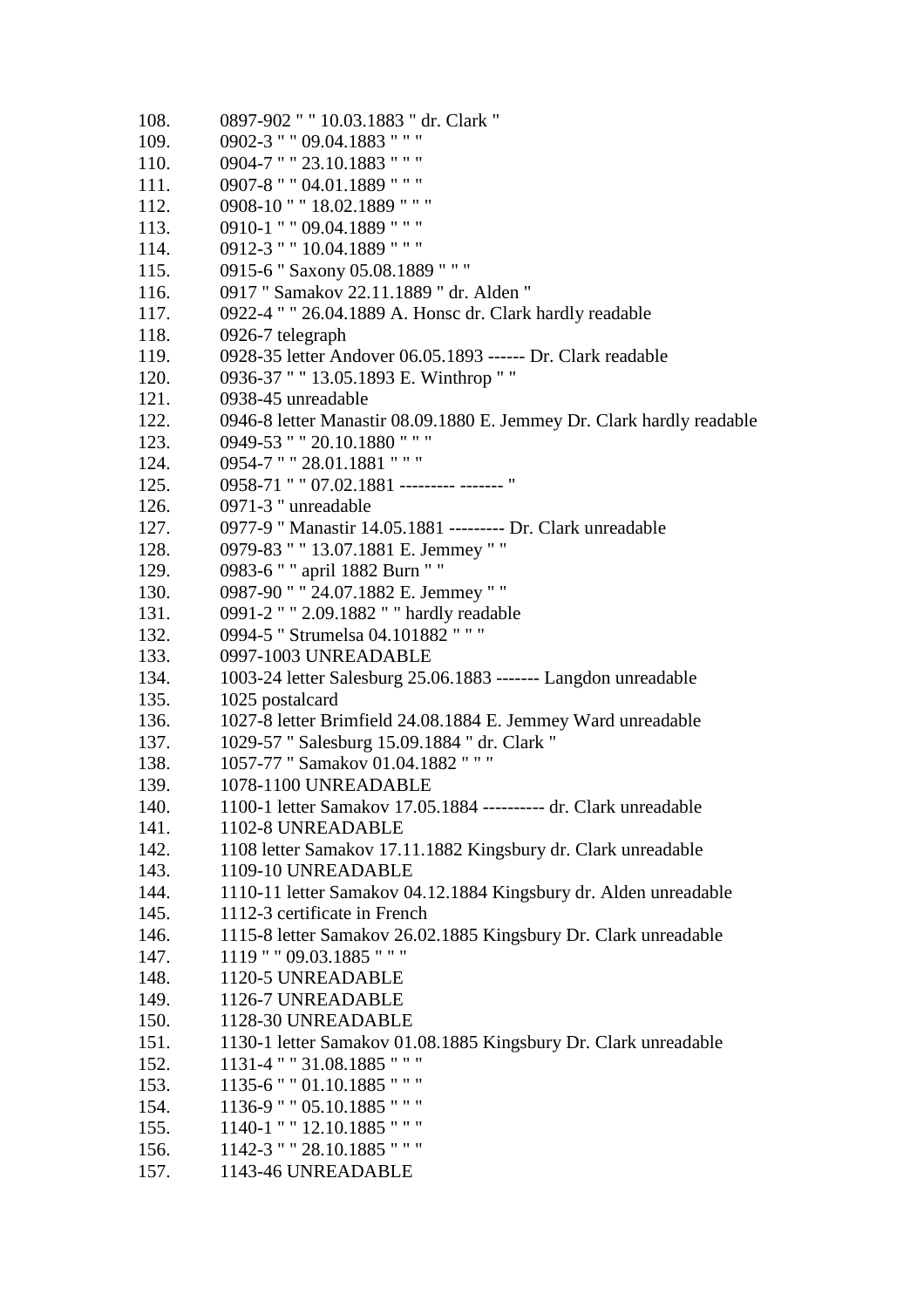108. 0897-902 " " 10.03.1883 " dr. Clark "
109. 0902-3 " " 09.04.1883 " " "
110. 0904-7 " " 23.10.1883 " " "
111. 0907-8 " " 04.01.1889 " " "
112. 0908-10 " " 18.02.1889 " " "
113. 0910-1 " " 09.04.1889 " " "
114. 0912-3 " " 10.04.1889 " " "
115. 0915-6 " Saxony 05.08.1889 " " "
116. 0917 " Samakov 22.11.1889 " dr. Alden "
117. 0922-4 " " 26.04.1889 A. Honsc dr. Clark hardly readable
118. 0926-7 telegraph
119. 0928-35 letter Andover 06.05.1893 ------ Dr. Clark readable
120. 0936-37 " " 13.05.1893 E. Winthrop " "
121. 0938-45 unreadable
122. 0946-8 letter Manastir 08.09.1880 E. Jemmey Dr. Clark hardly readable
123. 0949-53 " " 20.10.1880 " " "
124. 0954-7 " " 28.01.1881 " " "
125. 0958-71 " " 07.02.1881 --------- ------- "
126. 0971-3 " unreadable
127. 0977-9 " Manastir 14.05.1881 --------- Dr. Clark unreadable
128. 0979-83 " " 13.07.1881 E. Jemmey " "
129. 0983-6 " " april 1882 Burn " "
130. 0987-90 " " 24.07.1882 E. Jemmey " "
131. 0991-2 " " 2.09.1882 " " hardly readable
132. 0994-5 " Strumelsa 04.101882 " " "
133. 0997-1003 UNREADABLE
134. 1003-24 letter Salesburg 25.06.1883 ------- Langdon unreadable
135. 1025 postalcard
136. 1027-8 letter Brimfield 24.08.1884 E. Jemmey Ward unreadable
137. 1029-57 " Salesburg 15.09.1884 " dr. Clark "
138. 1057-77 " Samakov 01.04.1882 " " "
139. 1078-1100 UNREADABLE
140. 1100-1 letter Samakov 17.05.1884 ---------- dr. Clark unreadable
141. 1102-8 UNREADABLE
142. 1108 letter Samakov 17.11.1882 Kingsbury dr. Clark unreadable
143. 1109-10 UNREADABLE
144. 1110-11 letter Samakov 04.12.1884 Kingsbury dr. Alden unreadable
145. 1112-3 certificate in French
146. 1115-8 letter Samakov 26.02.1885 Kingsbury Dr. Clark unreadable
147. 1119 " " 09.03.1885 " " "
148. 1120-5 UNREADABLE
149. 1126-7 UNREADABLE
150. 1128-30 UNREADABLE
151. 1130-1 letter Samakov 01.08.1885 Kingsbury Dr. Clark unreadable
152. 1131-4 " " 31.08.1885 " " "
153. 1135-6 " " 01.10.1885 " " "
154. 1136-9 " " 05.10.1885 " " "
155. 1140-1 " " 12.10.1885 " " "
156. 1142-3 " " 28.10.1885 " " "
157. 1143-46 UNREADABLE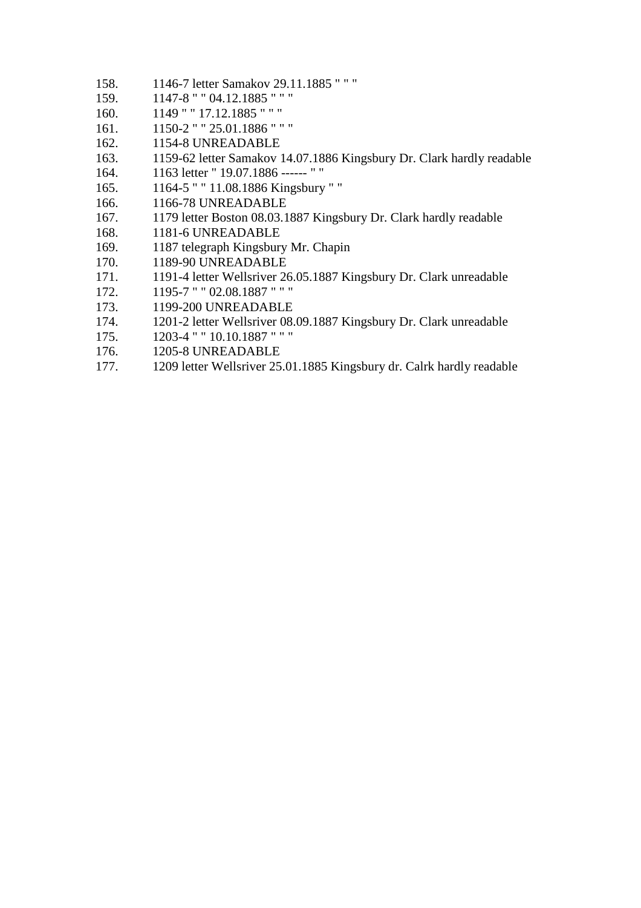158. 1146-7 letter Samakov 29.11.1885 " " "
159. 1147-8 " " 04.12.1885 " " "
160. 1149 " " 17.12.1885 " " "
161. 1150-2 " " 25.01.1886 " " "
162. 1154-8 UNREADABLE
163. 1159-62 letter Samakov 14.07.1886 Kingsbury Dr. Clark hardly readable
164. 1163 letter " 19.07.1886 ------ " "
165. 1164-5 " " 11.08.1886 Kingsbury " "
166. 1166-78 UNREADABLE
167. 1179 letter Boston 08.03.1887 Kingsbury Dr. Clark hardly readable
168. 1181-6 UNREADABLE
169. 1187 telegraph Kingsbury Mr. Chapin
170. 1189-90 UNREADABLE
171. 1191-4 letter Wellsriver 26.05.1887 Kingsbury Dr. Clark unreadable
172. 1195-7 " " 02.08.1887 " " "
173. 1199-200 UNREADABLE
174. 1201-2 letter Wellsriver 08.09.1887 Kingsbury Dr. Clark unreadable
175. 1203-4 " " 10.10.1887 " " "
176. 1205-8 UNREADABLE
177. 1209 letter Wellsriver 25.01.1885 Kingsbury dr. Calrk hardly readable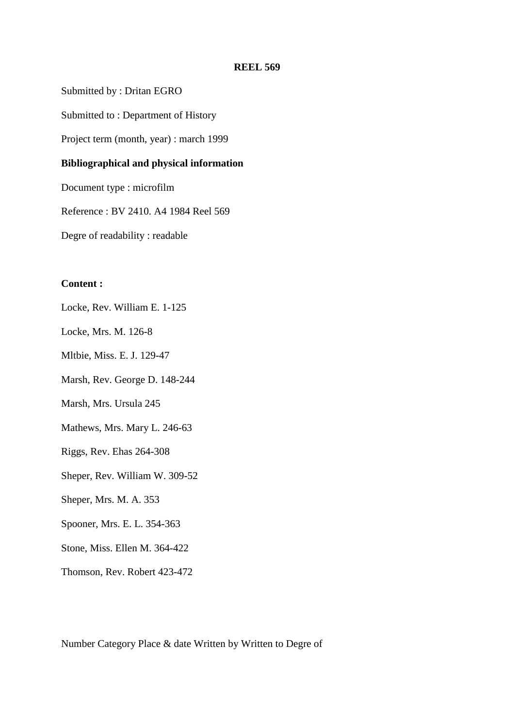**REEL 569**

Submitted by : Dritan EGRO

Submitted to : Department of History

Project term (month, year) : march 1999

**Bibliographical and physical information**

Document type : microfilm

Reference : BV 2410. A4 1984 Reel 569

Degre of readability : readable

**Content :**

Locke, Rev. William E. 1-125

Locke, Mrs. M. 126-8

Mltbie, Miss. E. J. 129-47

Marsh, Rev. George D. 148-244

Marsh, Mrs. Ursula 245

Mathews, Mrs. Mary L. 246-63

Riggs, Rev. Ehas 264-308

Sheper, Rev. William W. 309-52

Sheper, Mrs. M. A. 353

Spooner, Mrs. E. L. 354-363

Stone, Miss. Ellen M. 364-422

Thomson, Rev. Robert 423-472

Number Category Place & date Written by Written to Degree of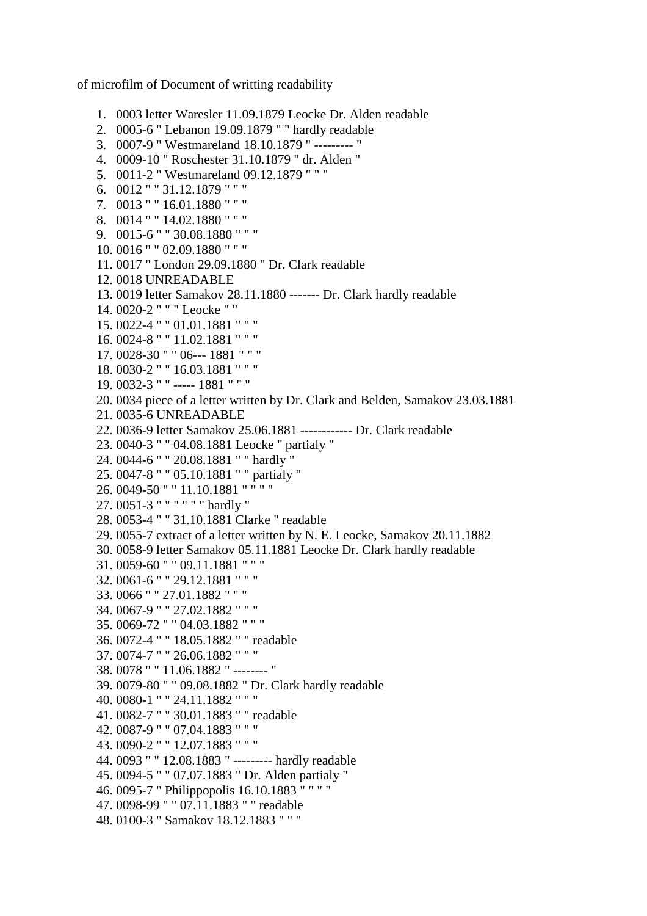of microfilm of Document of writting readability

1. 0003 letter Waresler 11.09.1879 Leocke Dr. Alden readable
2. 0005-6 " Lebanon 19.09.1879 " " hardly readable
3. 0007-9 " Westmareland 18.10.1879 " --------- "
4. 0009-10 " Roschester 31.10.1879 " dr. Alden "
5. 0011-2 " Westmareland 09.12.1879 " " "
6. 0012 " " 31.12.1879 " " "
7. 0013 " " 16.01.1880 " " "
8. 0014 " " 14.02.1880 " " "
9. 0015-6 " " 30.08.1880 " " "
10. 0016 " " 02.09.1880 " " "
11. 0017 " London 29.09.1880 " Dr. Clark readable
12. 0018 UNREADABLE
13. 0019 letter Samakov 28.11.1880 ------- Dr. Clark hardly readable
14. 0020-2 " " " Leocke " "
15. 0022-4 " " 01.01.1881 " " "
16. 0024-8 " " 11.02.1881 " " "
17. 0028-30 " " 06--- 1881 " " "
18. 0030-2 " " 16.03.1881 " " "
19. 0032-3 " " ----- 1881 " " "
20. 0034 piece of a letter written by Dr. Clark and Belden, Samakov 23.03.1881
21. 0035-6 UNREADABLE
22. 0036-9 letter Samakov 25.06.1881 ------------ Dr. Clark readable
23. 0040-3 " " 04.08.1881 Leocke " partialy "
24. 0044-6 " " 20.08.1881 " " hardly "
25. 0047-8 " " 05.10.1881 " " partialy "
26. 0049-50 " " 11.10.1881 " " " "
27. 0051-3 " " " " " " hardly "
28. 0053-4 " " 31.10.1881 Clarke " readable
29. 0055-7 extract of a letter written by N. E. Leocke, Samakov 20.11.1882
30. 0058-9 letter Samakov 05.11.1881 Leocke Dr. Clark hardly readable
31. 0059-60 " " 09.11.1881 " " "
32. 0061-6 " " 29.12.1881 " " "
33. 0066 " " 27.01.1882 " " "
34. 0067-9 " " 27.02.1882 " " "
35. 0069-72 " " 04.03.1882 " " "
36. 0072-4 " " 18.05.1882 " " readable
37. 0074-7 " " 26.06.1882 " " "
38. 0078 " " 11.06.1882 " -------- "
39. 0079-80 " " 09.08.1882 " Dr. Clark hardly readable
40. 0080-1 " " 24.11.1882 " " "
41. 0082-7 " " 30.01.1883 " " readable
42. 0087-9 " " 07.04.1883 " " "
43. 0090-2 " " 12.07.1883 " " "
44. 0093 " " 12.08.1883 " --------- hardly readable
45. 0094-5 " " 07.07.1883 " Dr. Alden partialy "
46. 0095-7 " Philippopolis 16.10.1883 " " " "
47. 0098-99 " " 07.11.1883 " " readable
48. 0100-3 " Samakov 18.12.1883 " " "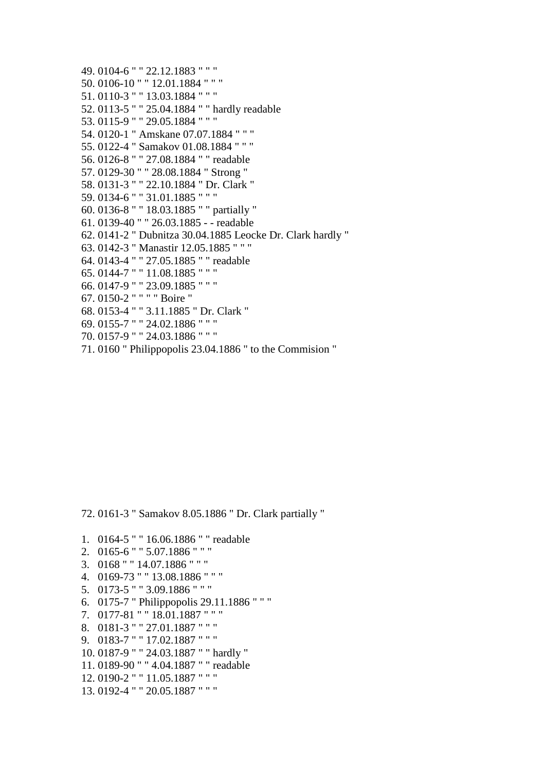49. 0104-6 " " 22.12.1883 " " "
50. 0106-10 " " 12.01.1884 " " "
51. 0110-3 " " 13.03.1884 " " "
52. 0113-5 " " 25.04.1884 " " hardly readable
53. 0115-9 " " 29.05.1884 " " "
54. 0120-1 " Amskane 07.07.1884 " " "
55. 0122-4 " Samakov 01.08.1884 " " "
56. 0126-8 " " 27.08.1884 " " readable
57. 0129-30 " " 28.08.1884 " Strong "
58. 0131-3 " " 22.10.1884 " Dr. Clark "
59. 0134-6 " " 31.01.1885 " " "
60. 0136-8 " " 18.03.1885 " " partially "
61. 0139-40 " " 26.03.1885 - - readable
62. 0141-2 " Dubnitza 30.04.1885 Leocke Dr. Clark hardly "
63. 0142-3 " Manastir 12.05.1885 " " "
64. 0143-4 " " 27.05.1885 " " readable
65. 0144-7 " " 11.08.1885 " " "
66. 0147-9 " " 23.09.1885 " " "
67. 0150-2 " " " " Boire "
68. 0153-4 " " 3.11.1885 " Dr. Clark "
69. 0155-7 " " 24.02.1886 " " "
70. 0157-9 " " 24.03.1886 " " "
71. 0160 " Philippopolis 23.04.1886 " to the Commision "

72. 0161-3 " Samakov 8.05.1886 " Dr. Clark partially "

1. 0164-5 " " 16.06.1886 " " readable
2. 0165-6 " " 5.07.1886 " " "
3. 0168 " " 14.07.1886 " " "
4. 0169-73 " " 13.08.1886 " " "
5. 0173-5 " " 3.09.1886 " " "
6. 0175-7 " Philippopolis 29.11.1886 " " "
7. 0177-81 " " 18.01.1887 " " "
8. 0181-3 " " 27.01.1887 " " "
9. 0183-7 " " 17.02.1887 " " "
10. 0187-9 " " 24.03.1887 " " hardly "
11. 0189-90 " " 4.04.1887 " " readable
12. 0190-2 " " 11.05.1887 " " "
13. 0192-4 " " 20.05.1887 " " "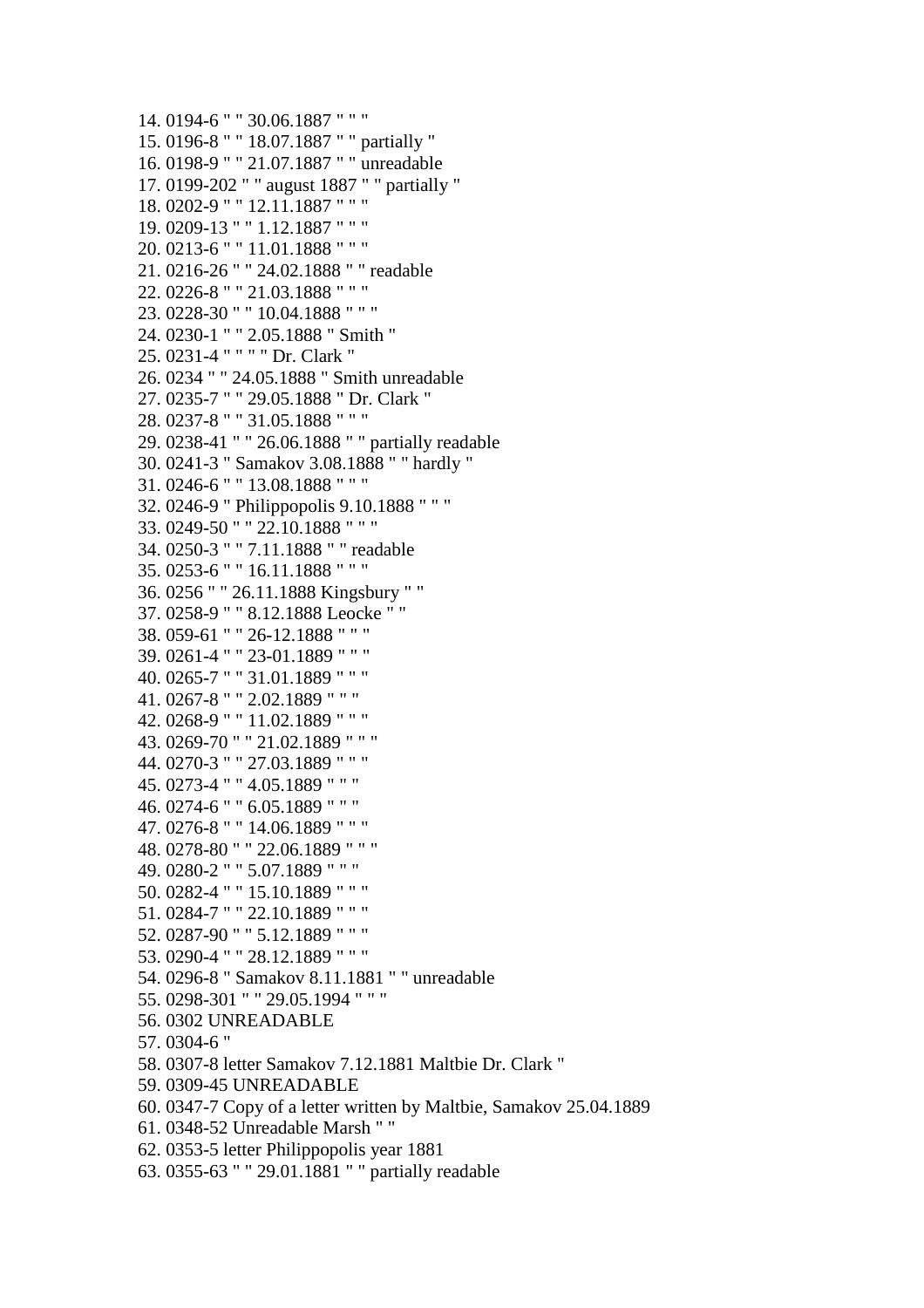14. 0194-6 " " 30.06.1887 " " "
15. 0196-8 " " 18.07.1887 " " partially "
16. 0198-9 " " 21.07.1887 " " unreadable
17. 0199-202 " " august 1887 " " partially "
18. 0202-9 " " 12.11.1887 " " "
19. 0209-13 " " 1.12.1887 " " "
20. 0213-6 " " 11.01.1888 " " "
21. 0216-26 " " 24.02.1888 " " readable
22. 0226-8 " " 21.03.1888 " " "
23. 0228-30 " " 10.04.1888 " " "
24. 0230-1 " " 2.05.1888 " Smith "
25. 0231-4 " " " " Dr. Clark "
26. 0234 " " 24.05.1888 " Smith unreadable
27. 0235-7 " " 29.05.1888 " Dr. Clark "
28. 0237-8 " " 31.05.1888 " " "
29. 0238-41 " " 26.06.1888 " " partially readable
30. 0241-3 " Samakov 3.08.1888 " " hardly "
31. 0246-6 " " 13.08.1888 " " "
32. 0246-9 " Philippopolis 9.10.1888 " " "
33. 0249-50 " " 22.10.1888 " " "
34. 0250-3 " " 7.11.1888 " " readable
35. 0253-6 " " 16.11.1888 " " "
36. 0256 " " 26.11.1888 Kingsbury " "
37. 0258-9 " " 8.12.1888 Leocke " "
38. 059-61 " " 26-12.1888 " " "
39. 0261-4 " " 23-01.1889 " " "
40. 0265-7 " " 31.01.1889 " " "
41. 0267-8 " " 2.02.1889 " " "
42. 0268-9 " " 11.02.1889 " " "
43. 0269-70 " " 21.02.1889 " " "
44. 0270-3 " " 27.03.1889 " " "
45. 0273-4 " " 4.05.1889 " " "
46. 0274-6 " " 6.05.1889 " " "
47. 0276-8 " " 14.06.1889 " " "
48. 0278-80 " " 22.06.1889 " " "
49. 0280-2 " " 5.07.1889 " " "
50. 0282-4 " " 15.10.1889 " " "
51. 0284-7 " " 22.10.1889 " " "
52. 0287-90 " " 5.12.1889 " " "
53. 0290-4 " " 28.12.1889 " " "
54. 0296-8 " Samakov 8.11.1881 " " unreadable
55. 0298-301 " " 29.05.1994 " " "
56. 0302 UNREADABLE
57. 0304-6 "
58. 0307-8 letter Samakov 7.12.1881 Maltbie Dr. Clark "
59. 0309-45 UNREADABLE
60. 0347-7 Copy of a letter written by Maltbie, Samakov 25.04.1889
61. 0348-52 Unreadable Marsh " "
62. 0353-5 letter Philippopolis year 1881
63. 0355-63 " " 29.01.1881 " " partially readable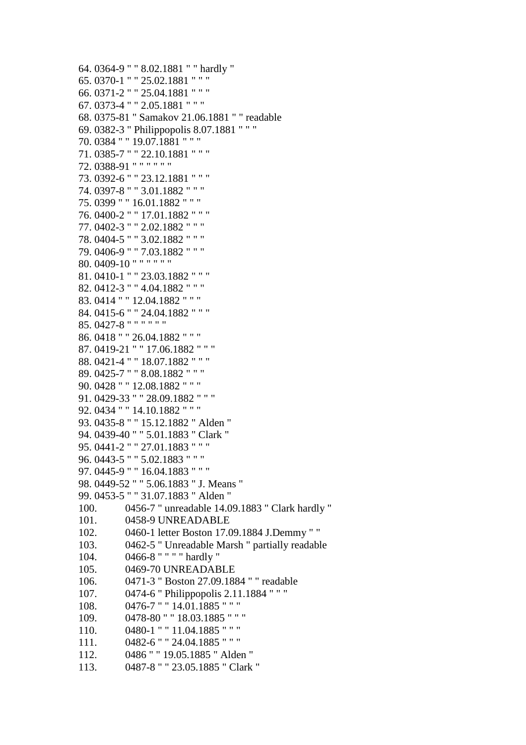64. 0364-9 " " 8.02.1881 " " hardly "
65. 0370-1 " " 25.02.1881 " " "
66. 0371-2 " " 25.04.1881 " " "
67. 0373-4 " " 2.05.1881 " " "
68. 0375-81 " Samakov 21.06.1881 " " readable
69. 0382-3 " Philippopolis 8.07.1881 " " "
70. 0384 " " 19.07.1881 " " "
71. 0385-7 " " 22.10.1881 " " "
72. 0388-91 " " " " " "
73. 0392-6 " " 23.12.1881 " " "
74. 0397-8 " " 3.01.1882 " " "
75. 0399 " " 16.01.1882 " " "
76. 0400-2 " " 17.01.1882 " " "
77. 0402-3 " " 2.02.1882 " " "
78. 0404-5 " " 3.02.1882 " " "
79. 0406-9 " " 7.03.1882 " " "
80. 0409-10 " " " " " "
81. 0410-1 " " 23.03.1882 " " "
82. 0412-3 " " 4.04.1882 " " "
83. 0414 " " 12.04.1882 " " "
84. 0415-6 " " 24.04.1882 " " "
85. 0427-8 " " " " " "
86. 0418 " " 26.04.1882 " " "
87. 0419-21 " " 17.06.1882 " " "
88. 0421-4 " " 18.07.1882 " " "
89. 0425-7 " " 8.08.1882 " " "
90. 0428 " " 12.08.1882 " " "
91. 0429-33 " " 28.09.1882 " " "
92. 0434 " " 14.10.1882 " " "
93. 0435-8 " " 15.12.1882 " Alden "
94. 0439-40 " " 5.01.1883 " Clark "
95. 0441-2 " " 27.01.1883 " " "
96. 0443-5 " " 5.02.1883 " " "
97. 0445-9 " " 16.04.1883 " " "
98. 0449-52 " " 5.06.1883 " J. Means "
99. 0453-5 " " 31.07.1883 " Alden "
100. 0456-7 " unreadable 14.09.1883 " Clark hardly "
101. 0458-9 UNREADABLE
102. 0460-1 letter Boston 17.09.1884 J.Demmy " "
103. 0462-5 " Unreadable Marsh " partially readable
104. 0466-8 " " " " hardly "
105. 0469-70 UNREADABLE
106. 0471-3 " Boston 27.09.1884 " " readable
107. 0474-6 " Philippopolis 2.11.1884 " " "
108. 0476-7 " " 14.01.1885 " " "
109. 0478-80 " " 18.03.1885 " " "
110. 0480-1 " " 11.04.1885 " " "
111. 0482-6 " " 24.04.1885 " " "
112. 0486 " " 19.05.1885 " Alden "
113. 0487-8 " " 23.05.1885 " Clark "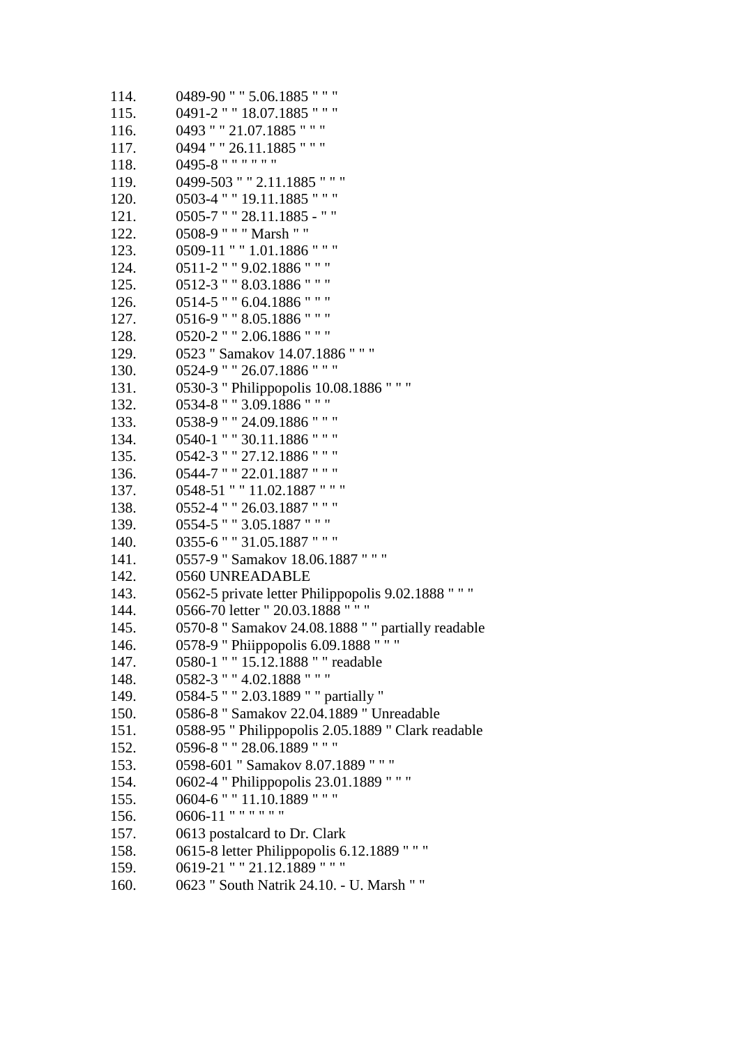114. 0489-90 " " 5.06.1885 " " "
115. 0491-2 " " 18.07.1885 " " "
116. 0493 " " 21.07.1885 " " "
117. 0494 " " 26.11.1885 " " "
118. 0495-8 " " " " " "
119. 0499-503 " " 2.11.1885 " " "
120. 0503-4 " " 19.11.1885 " " "
121. 0505-7 " " 28.11.1885 - " "
122. 0508-9 " " " Marsh " "
123. 0509-11 " " 1.01.1886 " " "
124. 0511-2 " " 9.02.1886 " " "
125. 0512-3 " " 8.03.1886 " " "
126. 0514-5 " " 6.04.1886 " " "
127. 0516-9 " " 8.05.1886 " " "
128. 0520-2 " " 2.06.1886 " " "
129. 0523 " Samakov 14.07.1886 " " "
130. 0524-9 " " 26.07.1886 " " "
131. 0530-3 " Philippopolis 10.08.1886 " " "
132. 0534-8 " " 3.09.1886 " " "
133. 0538-9 " " 24.09.1886 " " "
134. 0540-1 " " 30.11.1886 " " "
135. 0542-3 " " 27.12.1886 " " "
136. 0544-7 " " 22.01.1887 " " "
137. 0548-51 " " 11.02.1887 " " "
138. 0552-4 " " 26.03.1887 " " "
139. 0554-5 " " 3.05.1887 " " "
140. 0355-6 " " 31.05.1887 " " "
141. 0557-9 " Samakov 18.06.1887 " " "
142. 0560 UNREADABLE
143. 0562-5 private letter Philippopolis 9.02.1888 " " "
144. 0566-70 letter " 20.03.1888 " " "
145. 0570-8 " Samakov 24.08.1888 " " partially readable
146. 0578-9 " Phiippopolis 6.09.1888 " " "
147. 0580-1 " " 15.12.1888 " " readable
148. 0582-3 " " 4.02.1888 " " "
149. 0584-5 " " 2.03.1889 " " partially "
150. 0586-8 " Samakov 22.04.1889 " Unreadable
151. 0588-95 " Philippopolis 2.05.1889 " Clark readable
152. 0596-8 " " 28.06.1889 " " "
153. 0598-601 " Samakov 8.07.1889 " " "
154. 0602-4 " Philippopolis 23.01.1889 " " "
155. 0604-6 " " 11.10.1889 " " "
156. 0606-11 " " " " " "
157. 0613 postalcard to Dr. Clark
158. 0615-8 letter Philippopolis 6.12.1889 " " "
159. 0619-21 " " 21.12.1889 " " "
160. 0623 " South Natrik 24.10. - U. Marsh " "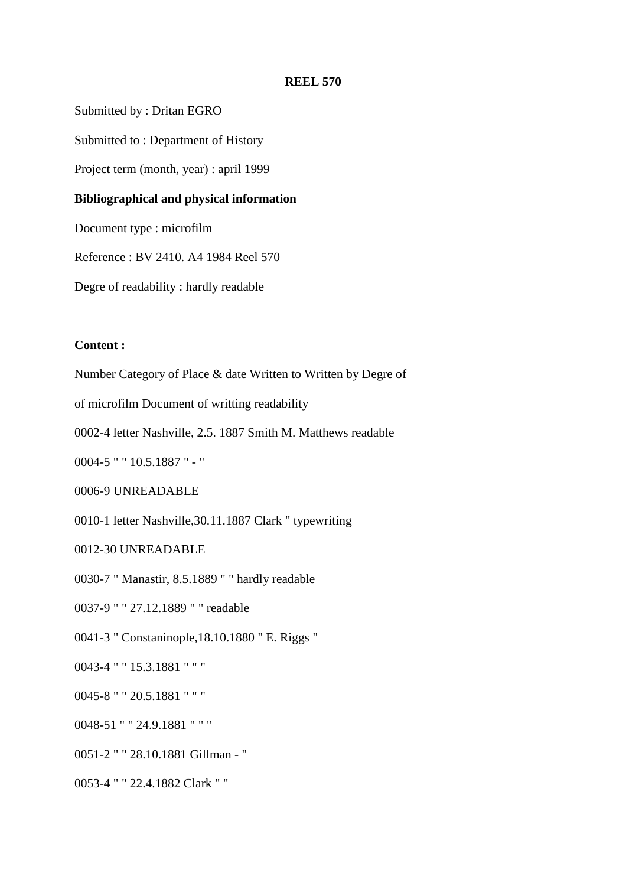**REEL 570**

Submitted by : Dritan EGRO

Submitted to : Department of History

Project term (month, year) : april 1999

**Bibliographical and physical information**

Document type : microfilm

Reference : BV 2410. A4 1984 Reel 570

Degre of readability : hardly readable

**Content :**

Number Category of Place & date Written to Written by Degree of

of microfilm Document of writting readability

0002-4 letter Nashville, 2.5. 1887 Smith M. Matthews readable

0004-5 " " 10.5.1887 " - "

0006-9 UNREADABLE

0010-1 letter Nashville,30.11.1887 Clark " typewriting

0012-30 UNREADABLE

0030-7 " Manastir, 8.5.1889 " " hardly readable

0037-9 " " 27.12.1889 " " readable

0041-3 " Constaninople,18.10.1880 " E. Riggs "

0043-4 " " 15.3.1881 " " "

0045-8 " " 20.5.1881 " " "

0048-51 " " 24.9.1881 " " "

0051-2 " " 28.10.1881 Gillman - "

0053-4 " " 22.4.1882 Clark " "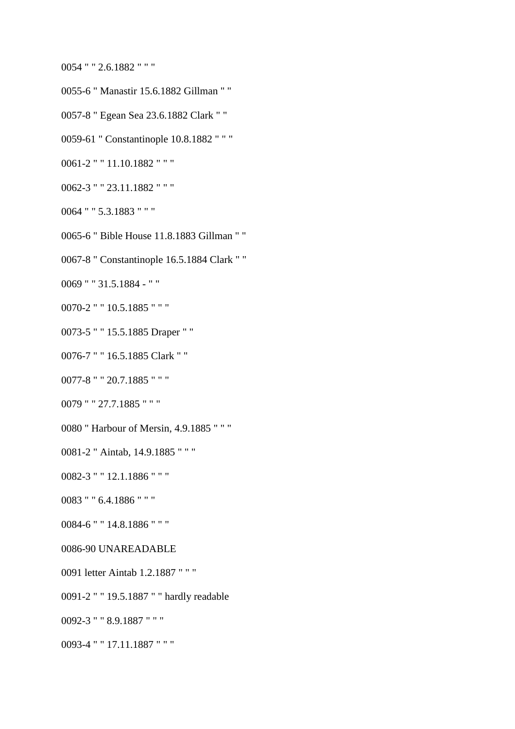0054 " " 2.6.1882 " " "

0055-6 " Manastir 15.6.1882 Gillman " "

0057-8 " Egean Sea 23.6.1882 Clark " "

0059-61 " Constantinople 10.8.1882 " " "

0061-2 " " 11.10.1882 " " "

0062-3 " " 23.11.1882 " " "

0064 " " 5.3.1883 " " "

0065-6 " Bible House 11.8.1883 Gillman " "

0067-8 " Constantinople 16.5.1884 Clark " "

0069 " " 31.5.1884 - " "

0070-2 " " 10.5.1885 " " "

0073-5 " " 15.5.1885 Draper " "

0076-7 " " 16.5.1885 Clark " "

0077-8 " " 20.7.1885 " " "

0079 " " 27.7.1885 " " "

0080 " Harbour of Mersin, 4.9.1885 " " "

0081-2 " Aintab, 14.9.1885 " " "

0082-3 " " 12.1.1886 " " "

0083 " " 6.4.1886 " " "

0084-6 " " 14.8.1886 " " "

0086-90 UNAREADABLE

0091 letter Aintab 1.2.1887 " " "

0091-2 " " 19.5.1887 " " hardly readable

0092-3 " " 8.9.1887 " " "

0093-4 " " 17.11.1887 " " "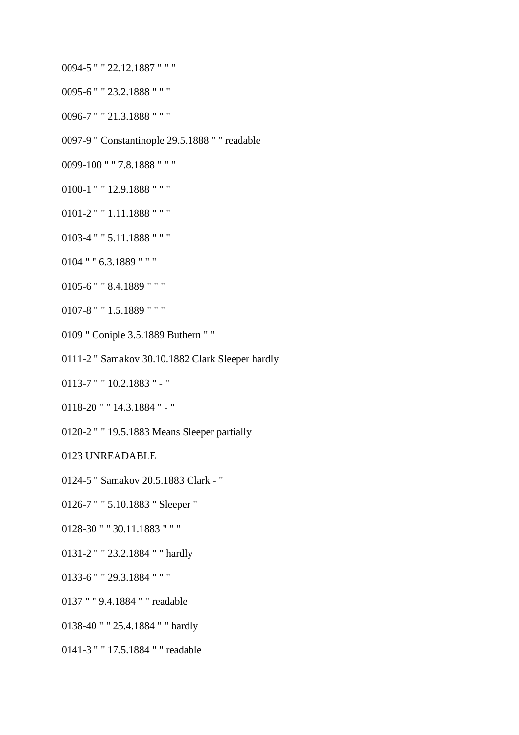0094-5 " " 22.12.1887 " " "

0095-6 " " 23.2.1888 " " "

0096-7 " " 21.3.1888 " " "

0097-9 " Constantinople 29.5.1888 " " readable

0099-100 " " 7.8.1888 " " "

0100-1 " " 12.9.1888 " " "

0101-2 " " 1.11.1888 " " "

0103-4 " " 5.11.1888 " " "

0104 " " 6.3.1889 " " "

0105-6 " " 8.4.1889 " " "

0107-8 " " 1.5.1889 " " "

0109 " Coniple 3.5.1889 Buthern " "

0111-2 " Samakov 30.10.1882 Clark Sleeper hardly

0113-7 " " 10.2.1883 " - "

0118-20 " " 14.3.1884 " - "

0120-2 " " 19.5.1883 Means Sleeper partially

0123 UNREADABLE

0124-5 " Samakov 20.5.1883 Clark - "

0126-7 " " 5.10.1883 " Sleeper "

0128-30 " " 30.11.1883 " " "

0131-2 " " 23.2.1884 " " hardly

0133-6 " " 29.3.1884 " " "

0137 " " 9.4.1884 " " readable

0138-40 " " 25.4.1884 " " hardly

0141-3 " " 17.5.1884 " " readable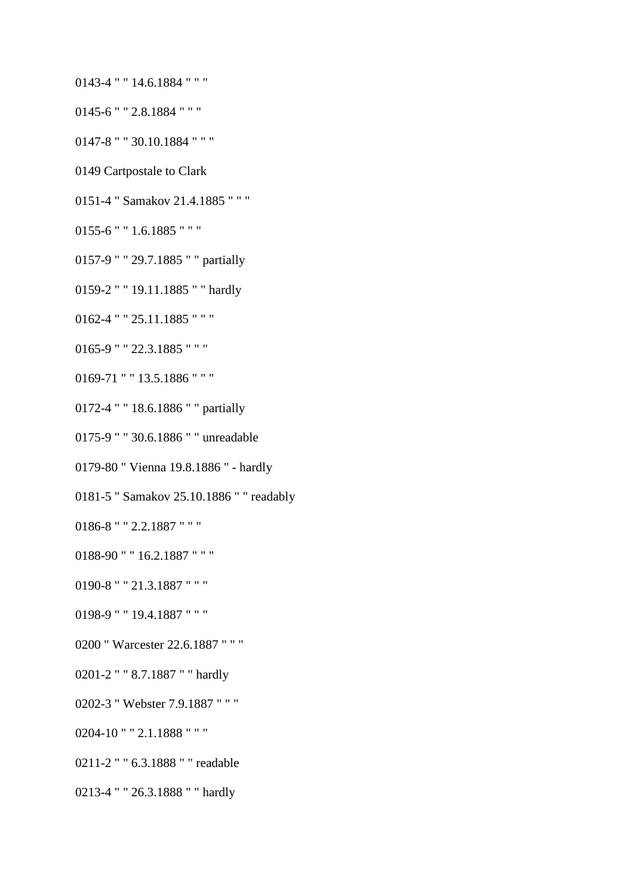0143-4 " " 14.6.1884 " " "

0145-6 " " 2.8.1884 " " "

0147-8 " " 30.10.1884 " " "

0149 Cartpostale to Clark

0151-4 " Samakov 21.4.1885 " " "

0155-6 " " 1.6.1885 " " "

0157-9 " " 29.7.1885 " " partially

0159-2 " " 19.11.1885 " " hardly

0162-4 " " 25.11.1885 " " "

0165-9 " " 22.3.1885 " " "

0169-71 " " 13.5.1886 " " "

0172-4 " " 18.6.1886 " " partially

0175-9 " " 30.6.1886 " " unreadable

0179-80 " Vienna 19.8.1886 " - hardly

0181-5 " Samakov 25.10.1886 " " readably

0186-8 " " 2.2.1887 " " "

0188-90 " " 16.2.1887 " " "

0190-8 " " 21.3.1887 " " "

0198-9 " " 19.4.1887 " " "

0200 " Warcester 22.6.1887 " " "

0201-2 " " 8.7.1887 " " hardly

0202-3 " Webster 7.9.1887 " " "

0204-10 " " 2.1.1888 " " "

0211-2 " " 6.3.1888 " " readable

0213-4 " " 26.3.1888 " " hardly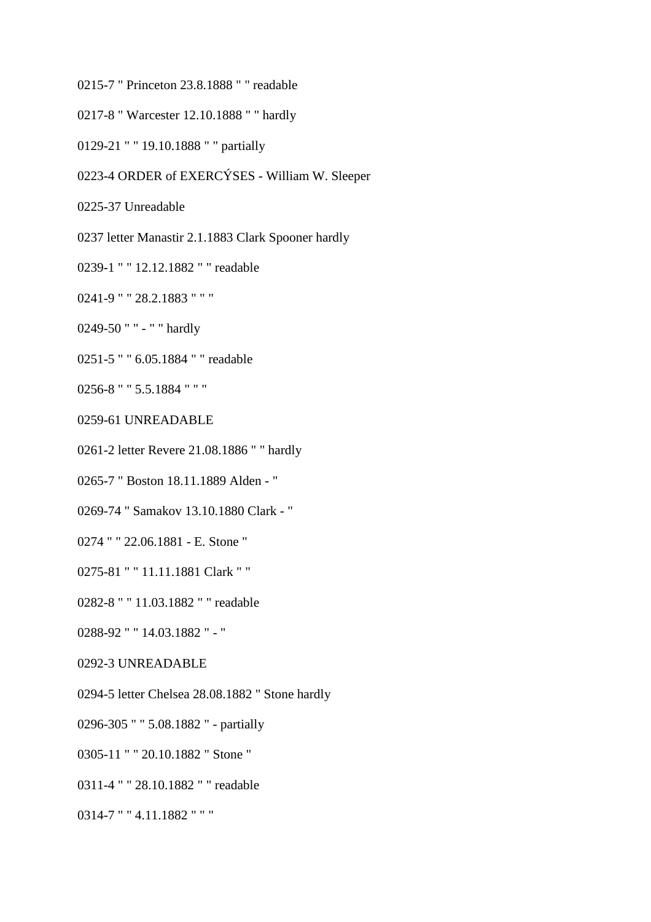0215-7 " Princeton 23.8.1888 " " readable

0217-8 " Warcester 12.10.1888 " " hardly

0129-21 " " 19.10.1888 " " partially

0223-4 ORDER of EXERCÝSES - William W. Sleeper

0225-37 Unreadable

0237 letter Manastir 2.1.1883 Clark Spooner hardly

0239-1 " " 12.12.1882 " " readable

0241-9 " " 28.2.1883 " " "

0249-50 " " - " " hardly

0251-5 " " 6.05.1884 " " readable

0256-8 " " 5.5.1884 " " "

0259-61 UNREADABLE

0261-2 letter Revere 21.08.1886 " " hardly

0265-7 " Boston 18.11.1889 Alden - "

0269-74 " Samakov 13.10.1880 Clark - "

0274 " " 22.06.1881 - E. Stone "

0275-81 " " 11.11.1881 Clark " "

0282-8 " " 11.03.1882 " " readable

0288-92 " " 14.03.1882 " - "

0292-3 UNREADABLE

0294-5 letter Chelsea 28.08.1882 " Stone hardly

0296-305 " " 5.08.1882 " - partially

0305-11 " " 20.10.1882 " Stone "

0311-4 " " 28.10.1882 " " readable

0314-7 " " 4.11.1882 " " "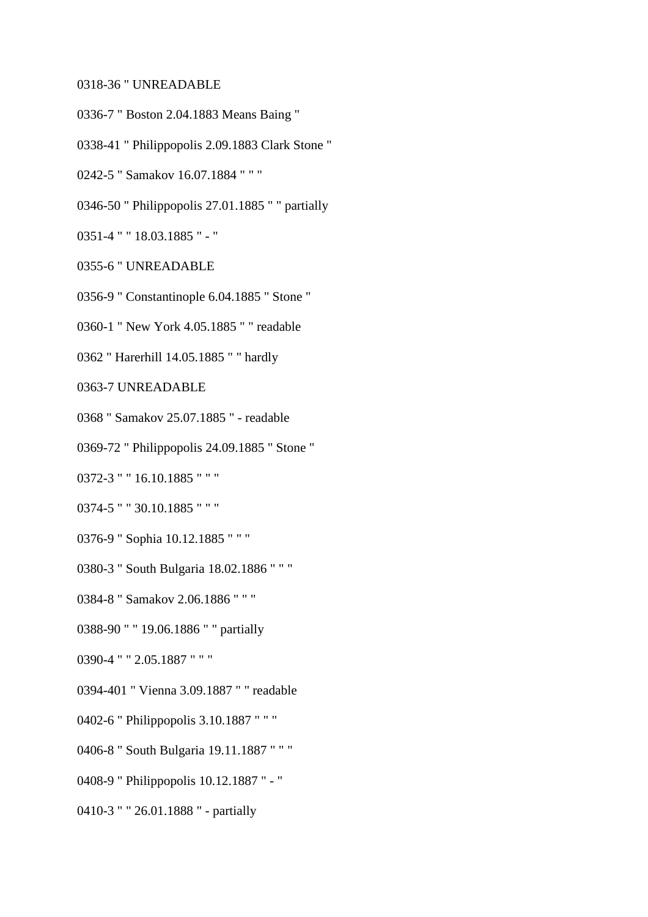0318-36 " UNREADABLE

0336-7 " Boston 2.04.1883 Means Baing "

0338-41 " Philippopolis 2.09.1883 Clark Stone "

0242-5 " Samakov 16.07.1884 " " "

0346-50 " Philippopolis 27.01.1885 " " partially

0351-4 " " 18.03.1885 " - "

0355-6 " UNREADABLE

0356-9 " Constantinople 6.04.1885 " Stone "

0360-1 " New York 4.05.1885 " " readable

0362 " Harerhill 14.05.1885 " " hardly

0363-7 UNREADABLE

0368 " Samakov 25.07.1885 " - readable

0369-72 " Philippopolis 24.09.1885 " Stone "

0372-3 " " 16.10.1885 " " "

0374-5 " " 30.10.1885 " " "

0376-9 " Sophia 10.12.1885 " " "

0380-3 " South Bulgaria 18.02.1886 " " "

0384-8 " Samakov 2.06.1886 " " "

0388-90 " " 19.06.1886 " " partially

0390-4 " " 2.05.1887 " " "

0394-401 " Vienna 3.09.1887 " " readable

0402-6 " Philippopolis 3.10.1887 " " "

0406-8 " South Bulgaria 19.11.1887 " " "

0408-9 " Philippopolis 10.12.1887 " - "

0410-3 " " 26.01.1888 " - partially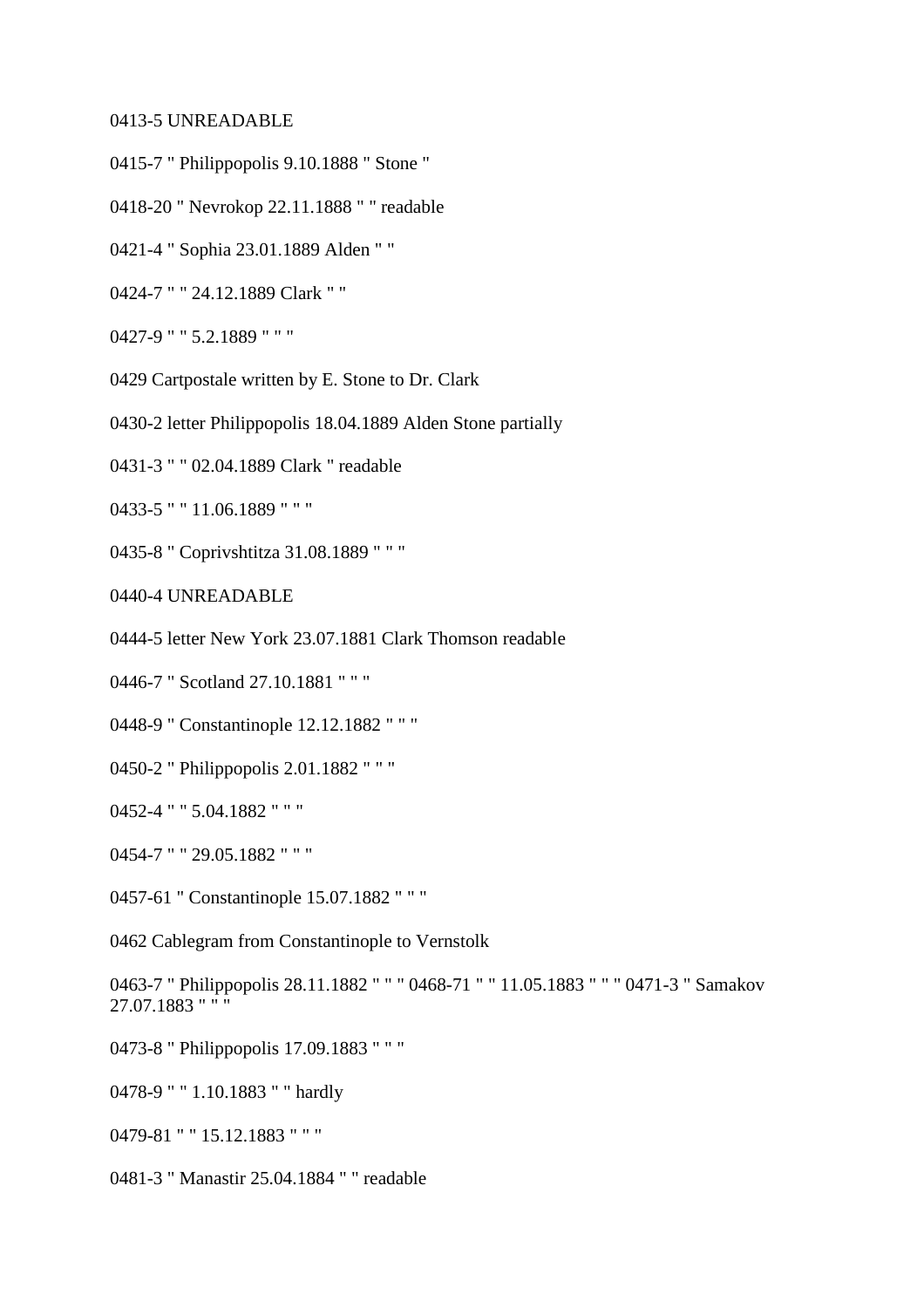0413-5 UNREADABLE

0415-7 " Philippopolis 9.10.1888 " Stone "

0418-20 " Nevrokop 22.11.1888 " " readable

0421-4 " Sophia 23.01.1889 Alden " "

0424-7 " " 24.12.1889 Clark " "

0427-9 " " 5.2.1889 " " "

0429 Cartpostale written by E. Stone to Dr. Clark

0430-2 letter Philippopolis 18.04.1889 Alden Stone partially

0431-3 " " 02.04.1889 Clark " readable

0433-5 " " 11.06.1889 " " "

0435-8 " Coprivshtitza 31.08.1889 " " "

0440-4 UNREADABLE

0444-5 letter New York 23.07.1881 Clark Thomson readable

0446-7 " Scotland 27.10.1881 " " "

0448-9 " Constantinople 12.12.1882 " " "

0450-2 " Philippopolis 2.01.1882 " " "

0452-4 " " 5.04.1882 " " "

0454-7 " " 29.05.1882 " " "

0457-61 " Constantinople 15.07.1882 " " "

0462 Cablegram from Constantinople to Vernstolk

0463-7 " Philippopolis 28.11.1882 " " " 0468-71 " " 11.05.1883 " " " 0471-3 " Samakov 27.07.1883 " " "

0473-8 " Philippopolis 17.09.1883 " " "

0478-9 " " 1.10.1883 " " hardly

0479-81 " " 15.12.1883 " " "

0481-3 " Manastir 25.04.1884 " " readable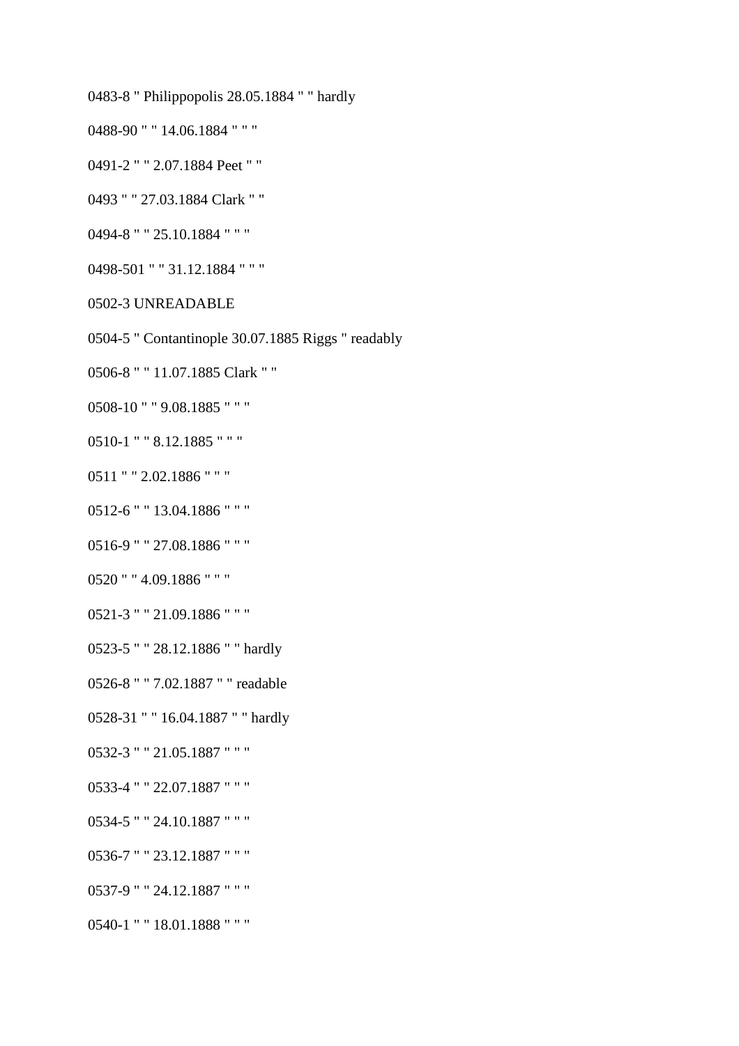0483-8 " Philippopolis 28.05.1884 " " hardly

0488-90 " " 14.06.1884 " " "

0491-2 " " 2.07.1884 Peet " "

0493 " " 27.03.1884 Clark " "

0494-8 " " 25.10.1884 " " "

0498-501 " " 31.12.1884 " " "

0502-3 UNREADABLE

0504-5 " Contantinople 30.07.1885 Riggs " readably

0506-8 " " 11.07.1885 Clark " "

0508-10 " " 9.08.1885 " " "

0510-1 " " 8.12.1885 " " "

0511 " " 2.02.1886 " " "

0512-6 " " 13.04.1886 " " "

0516-9 " " 27.08.1886 " " "

0520 " " 4.09.1886 " " "

0521-3 " " 21.09.1886 " " "

0523-5 " " 28.12.1886 " " hardly

0526-8 " " 7.02.1887 " " readable

0528-31 " " 16.04.1887 " " hardly

0532-3 " " 21.05.1887 " " "

0533-4 " " 22.07.1887 " " "

0534-5 " " 24.10.1887 " " "

0536-7 " " 23.12.1887 " " "

0537-9 " " 24.12.1887 " " "

0540-1 " " 18.01.1888 " " "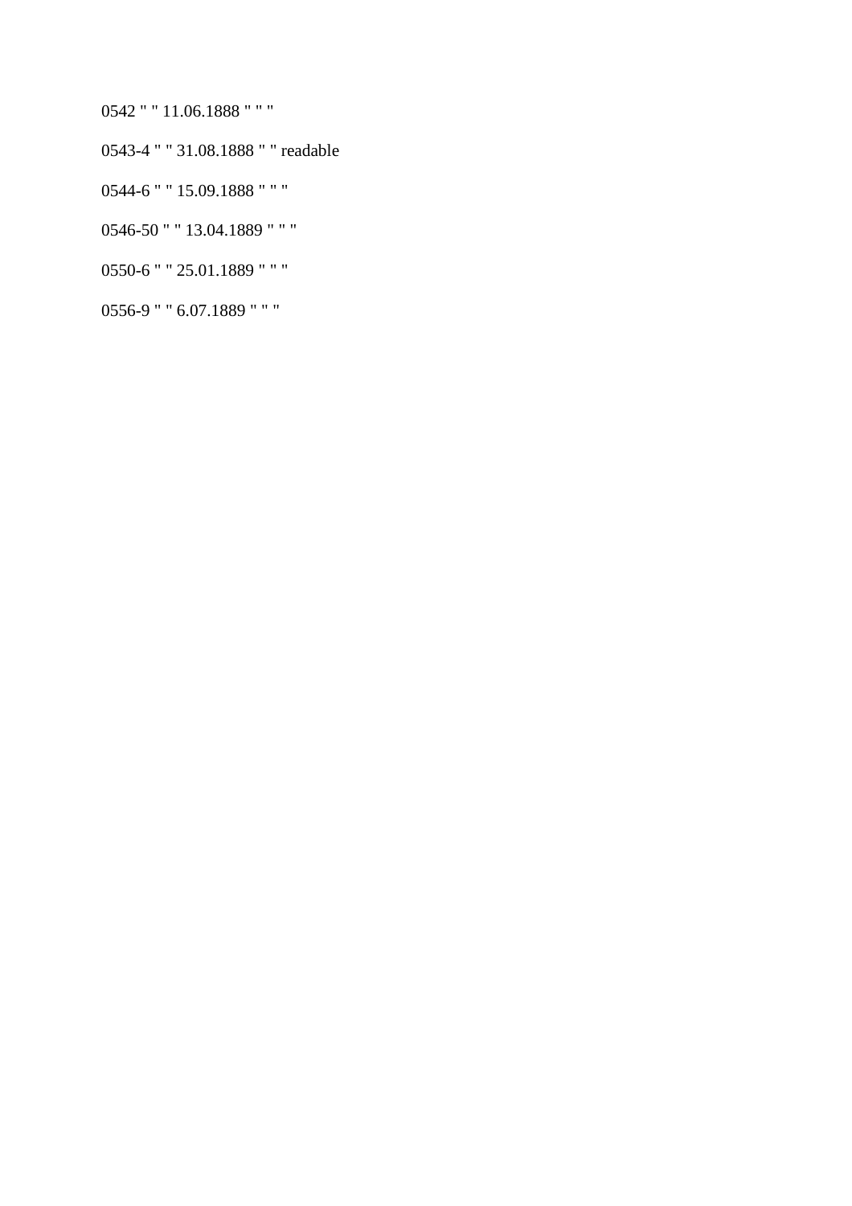0542 " " 11.06.1888 " " "

0543-4 " " 31.08.1888 " " readable

0544-6 " " 15.09.1888 " " "

0546-50 " " 13.04.1889 " " "

0550-6 " " 25.01.1889 " " "

0556-9 " " 6.07.1889 " " "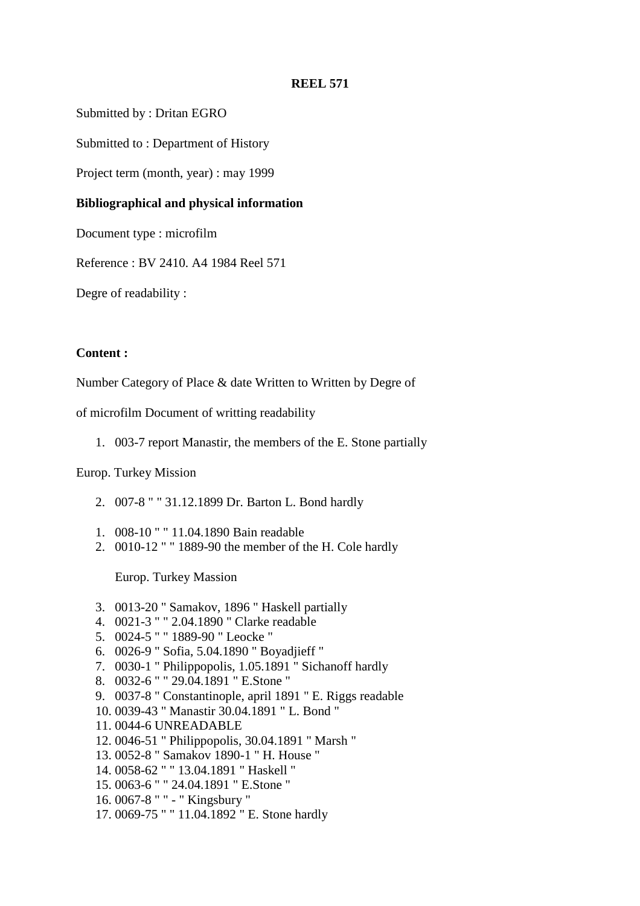**REEL 571**

Submitted by : Dritan EGRO

Submitted to : Department of History

Project term (month, year) : may 1999

**Bibliographical and physical information**

Document type : microfilm

Reference : BV 2410. A4 1984 Reel 571

Degre of readability :

**Content :**

Number Category of Place & date Written to Written by Degree of

of microfilm Document of writting readability

1. 003-7 report Manastir, the members of the E. Stone partially

Europ. Turkey Mission

2. 007-8 " " 31.12.1899 Dr. Barton L. Bond hardly

1. 008-10 " " 11.04.1890 Bain readable
2. 0010-12 " " 1889-90 the member of the H. Cole hardly

   Europ. Turkey Massion

3. 0013-20 " Samakov, 1896 " Haskell partially
4. 0021-3 " " 2.04.1890 " Clarke readable
5. 0024-5 " " 1889-90 " Leocke "
6. 0026-9 " Sofia, 5.04.1890 " Boyadjieff "
7. 0030-1 " Philippopolis, 1.05.1891 " Sichanoff hardly
8. 0032-6 " " 29.04.1891 " E.Stone "
9. 0037-8 " Constantinople, april 1891 " E. Riggs readable
10. 0039-43 " Manastir 30.04.1891 " L. Bond "
11. 0044-6 UNREADABLE
12. 0046-51 " Philippopolis, 30.04.1891 " Marsh "
13. 0052-8 " Samakov 1890-1 " H. House "
14. 0058-62 " " 13.04.1891 " Haskell "
15. 0063-6 " " 24.04.1891 " E.Stone "
16. 0067-8 " " - " Kingsbury "
17. 0069-75 " " 11.04.1892 " E. Stone hardly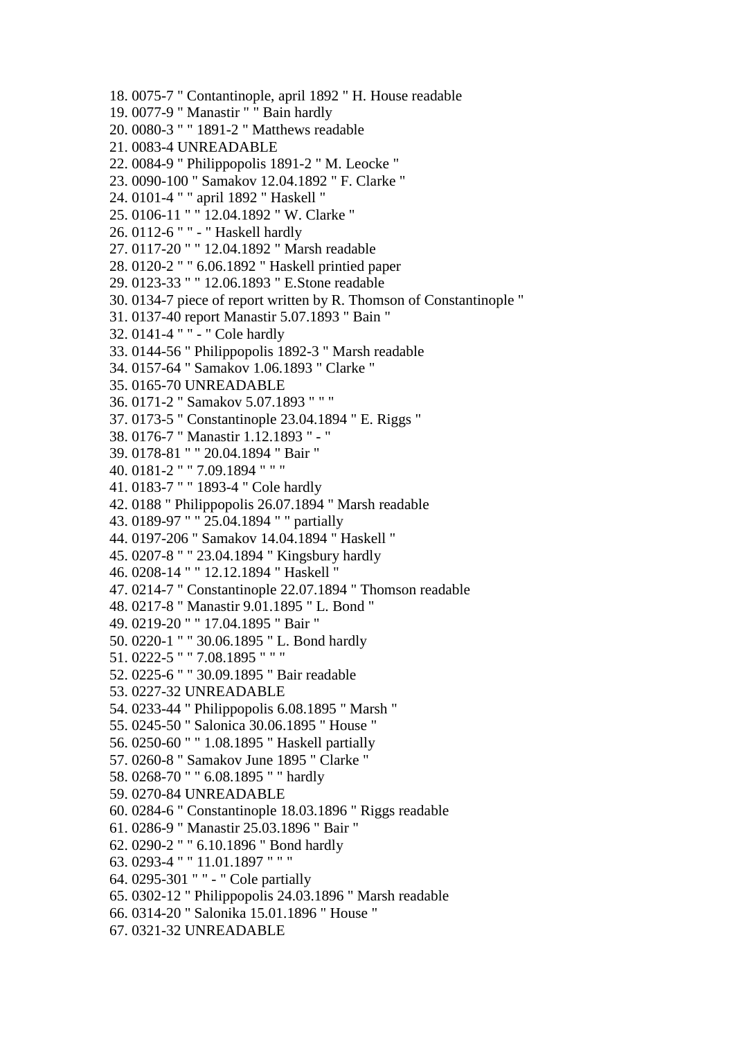18. 0075-7 " Contantinople, april 1892 " H. House readable
19. 0077-9 " Manastir " " Bain hardly
20. 0080-3 " " 1891-2 " Matthews readable
21. 0083-4 UNREADABLE
22. 0084-9 " Philippopolis 1891-2 " M. Leocke "
23. 0090-100 " Samakov 12.04.1892 " F. Clarke "
24. 0101-4 " " april 1892 " Haskell "
25. 0106-11 " " 12.04.1892 " W. Clarke "
26. 0112-6 " " - " Haskell hardly
27. 0117-20 " " 12.04.1892 " Marsh readable
28. 0120-2 " " 6.06.1892 " Haskell printied paper
29. 0123-33 " " 12.06.1893 " E.Stone readable
30. 0134-7 piece of report written by R. Thomson of Constantinople "
31. 0137-40 report Manastir 5.07.1893 " Bain "
32. 0141-4 " " - " Cole hardly
33. 0144-56 " Philippopolis 1892-3 " Marsh readable
34. 0157-64 " Samakov 1.06.1893 " Clarke "
35. 0165-70 UNREADABLE
36. 0171-2 " Samakov 5.07.1893 " " "
37. 0173-5 " Constantinople 23.04.1894 " E. Riggs "
38. 0176-7 " Manastir 1.12.1893 " - "
39. 0178-81 " " 20.04.1894 " Bair "
40. 0181-2 " " 7.09.1894 " " "
41. 0183-7 " " 1893-4 " Cole hardly
42. 0188 " Philippopolis 26.07.1894 " Marsh readable
43. 0189-97 " " 25.04.1894 " " partially
44. 0197-206 " Samakov 14.04.1894 " Haskell "
45. 0207-8 " " 23.04.1894 " Kingsbury hardly
46. 0208-14 " " 12.12.1894 " Haskell "
47. 0214-7 " Constantinople 22.07.1894 " Thomson readable
48. 0217-8 " Manastir 9.01.1895 " L. Bond "
49. 0219-20 " " 17.04.1895 " Bair "
50. 0220-1 " " 30.06.1895 " L. Bond hardly
51. 0222-5 " " 7.08.1895 " " "
52. 0225-6 " " 30.09.1895 " Bair readable
53. 0227-32 UNREADABLE
54. 0233-44 " Philippopolis 6.08.1895 " Marsh "
55. 0245-50 " Salonica 30.06.1895 " House "
56. 0250-60 " " 1.08.1895 " Haskell partially
57. 0260-8 " Samakov June 1895 " Clarke "
58. 0268-70 " " 6.08.1895 " " hardly
59. 0270-84 UNREADABLE
60. 0284-6 " Constantinople 18.03.1896 " Riggs readable
61. 0286-9 " Manastir 25.03.1896 " Bair "
62. 0290-2 " " 6.10.1896 " Bond hardly
63. 0293-4 " " 11.01.1897 " " "
64. 0295-301 " " - " Cole partially
65. 0302-12 " Philippopolis 24.03.1896 " Marsh readable
66. 0314-20 " Salonika 15.01.1896 " House "
67. 0321-32 UNREADABLE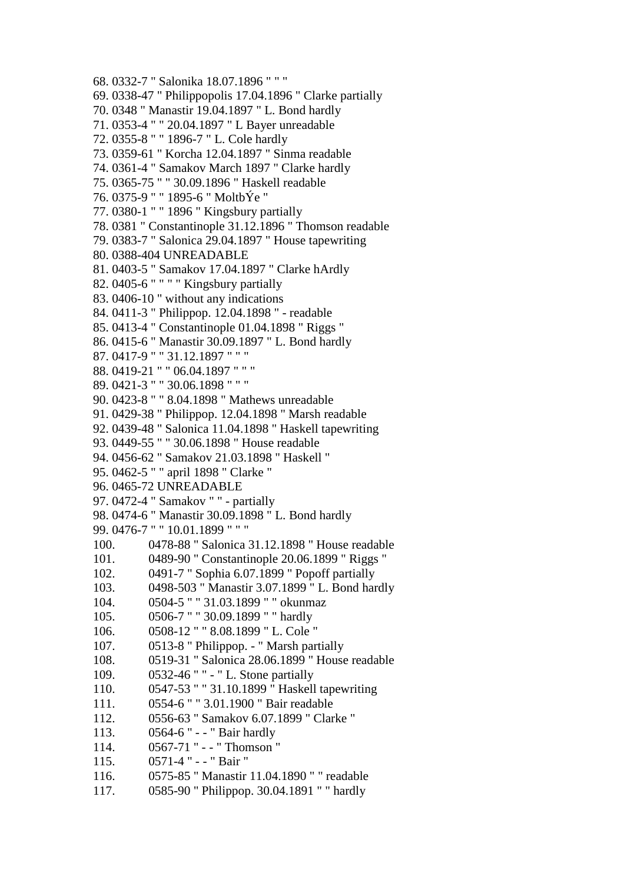68. 0332-7 " Salonika 18.07.1896 " " "
69. 0338-47 " Philippopolis 17.04.1896 " Clarke partially
70. 0348 " Manastir 19.04.1897 " L. Bond hardly
71. 0353-4 " " 20.04.1897 " L Bayer unreadable
72. 0355-8 " " 1896-7 " L. Cole hardly
73. 0359-61 " Korcha 12.04.1897 " Sinma readable
74. 0361-4 " Samakov March 1897 " Clarke hardly
75. 0365-75 " " 30.09.1896 " Haskell readable
76. 0375-9 " " 1895-6 " MoltbÝe "
77. 0380-1 " " 1896 " Kingsbury partially
78. 0381 " Constantinople 31.12.1896 " Thomson readable
79. 0383-7 " Salonica 29.04.1897 " House tapewriting
80. 0388-404 UNREADABLE
81. 0403-5 " Samakov 17.04.1897 " Clarke hArdly
82. 0405-6 " " " " Kingsbury partially
83. 0406-10 " without any indications
84. 0411-3 " Philippop. 12.04.1898 " - readable
85. 0413-4 " Constantinople 01.04.1898 " Riggs "
86. 0415-6 " Manastir 30.09.1897 " L. Bond hardly
87. 0417-9 " " 31.12.1897 " " "
88. 0419-21 " " 06.04.1897 " " "
89. 0421-3 " " 30.06.1898 " " "
90. 0423-8 " " 8.04.1898 " Mathews unreadable
91. 0429-38 " Philippop. 12.04.1898 " Marsh readable
92. 0439-48 " Salonica 11.04.1898 " Haskell tapewriting
93. 0449-55 " " 30.06.1898 " House readable
94. 0456-62 " Samakov 21.03.1898 " Haskell "
95. 0462-5 " " april 1898 " Clarke "
96. 0465-72 UNREADABLE
97. 0472-4 " Samakov " " - partially
98. 0474-6 " Manastir 30.09.1898 " L. Bond hardly
99. 0476-7 " " 10.01.1899 " " "
100. 0478-88 " Salonica 31.12.1898 " House readable
101. 0489-90 " Constantinople 20.06.1899 " Riggs "
102. 0491-7 " Sophia 6.07.1899 " Popoff partially
103. 0498-503 " Manastir 3.07.1899 " L. Bond hardly
104. 0504-5 " " 31.03.1899 " " okunmaz
105. 0506-7 " " 30.09.1899 " " hardly
106. 0508-12 " " 8.08.1899 " L. Cole "
107. 0513-8 " Philippop. - " Marsh partially
108. 0519-31 " Salonica 28.06.1899 " House readable
109. 0532-46 " " - " L. Stone partially
110. 0547-53 " " 31.10.1899 " Haskell tapewriting
111. 0554-6 " " 3.01.1900 " Bair readable
112. 0556-63 " Samakov 6.07.1899 " Clarke "
113. 0564-6 " - - " Bair hardly
114. 0567-71 " - - " Thomson "
115. 0571-4 " - - " Bair "
116. 0575-85 " Manastir 11.04.1890 " " readable
117. 0585-90 " Philippop. 30.04.1891 " " hardly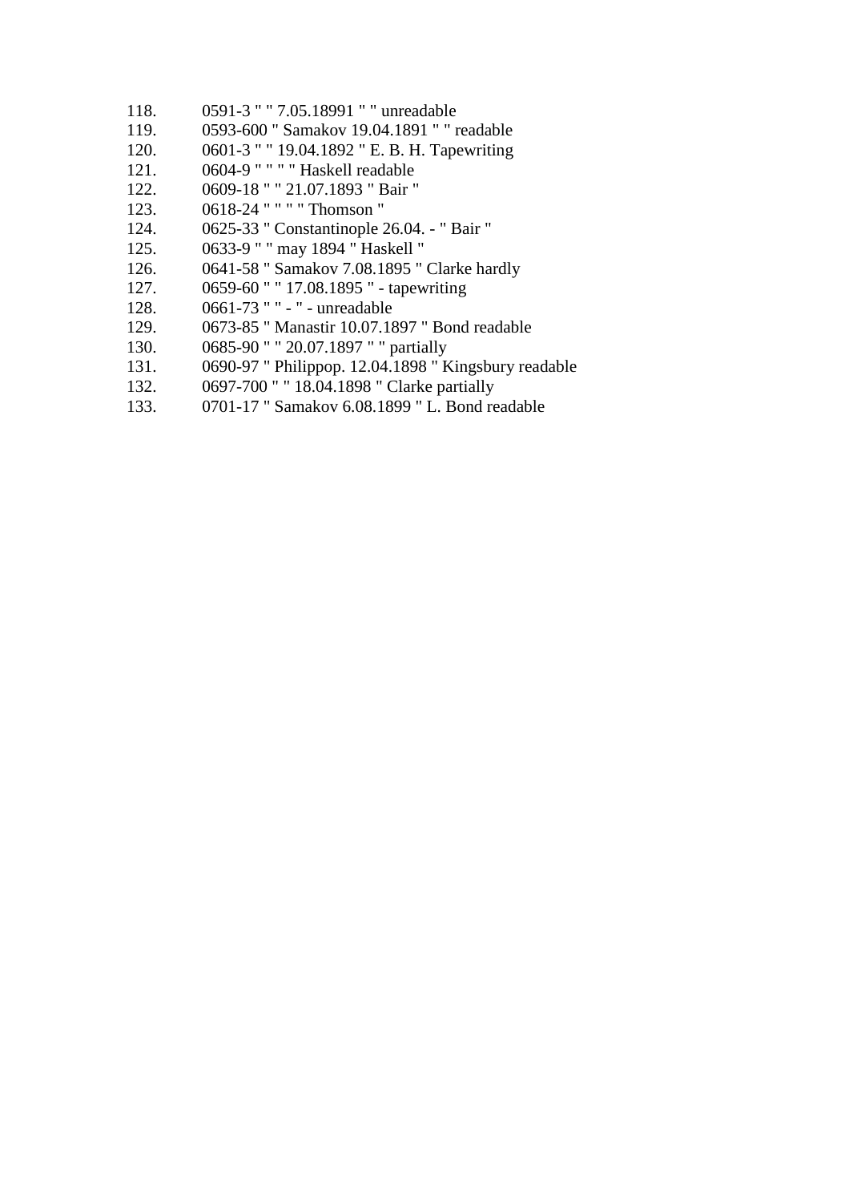118. 0591-3 " " 7.05.18991 " " unreadable
119. 0593-600 " Samakov 19.04.1891 " " readable
120. 0601-3 " " 19.04.1892 " E. B. H. Tapewriting
121. 0604-9 " " " " Haskell readable
122. 0609-18 " " 21.07.1893 " Bair "
123. 0618-24 " " " " Thomson "
124. 0625-33 " Constantinople 26.04. - " Bair "
125. 0633-9 " " may 1894 " Haskell "
126. 0641-58 " Samakov 7.08.1895 " Clarke hardly
127. 0659-60 " " 17.08.1895 " - tapewriting
128. 0661-73 " " - " - unreadable
129. 0673-85 " Manastir 10.07.1897 " Bond readable
130. 0685-90 " " 20.07.1897 " " partially
131. 0690-97 " Philippop. 12.04.1898 " Kingsbury readable
132. 0697-700 " " 18.04.1898 " Clarke partially
133. 0701-17 " Samakov 6.08.1899 " L. Bond readable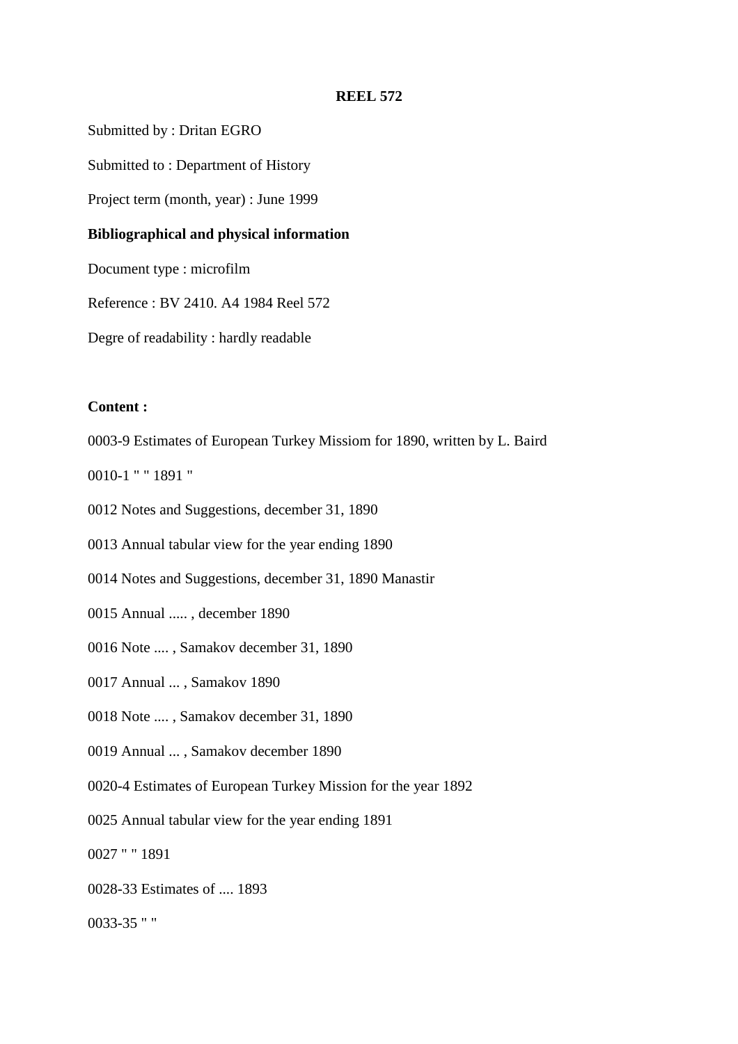**REEL 572**

Submitted by : Dritan EGRO

Submitted to : Department of History

Project term (month, year) : June 1999

**Bibliographical and physical information**

Document type : microfilm

Reference : BV 2410. A4 1984 Reel 572

Degre of readability : hardly readable

**Content :**

0003-9 Estimates of European Turkey Missiom for 1890, written by L. Baird

0010-1 " " 1891 "

0012 Notes and Suggestions, december 31, 1890

0013 Annual tabular view for the year ending 1890

0014 Notes and Suggestions, december 31, 1890 Manastir

0015 Annual ..... , december 1890

0016 Note .... , Samakov december 31, 1890

0017 Annual ... , Samakov 1890

0018 Note .... , Samakov december 31, 1890

0019 Annual ... , Samakov december 1890

0020-4 Estimates of European Turkey Mission for the year 1892

0025 Annual tabular view for the year ending 1891

0027 " " 1891

0028-33 Estimates of .... 1893

0033-35 " "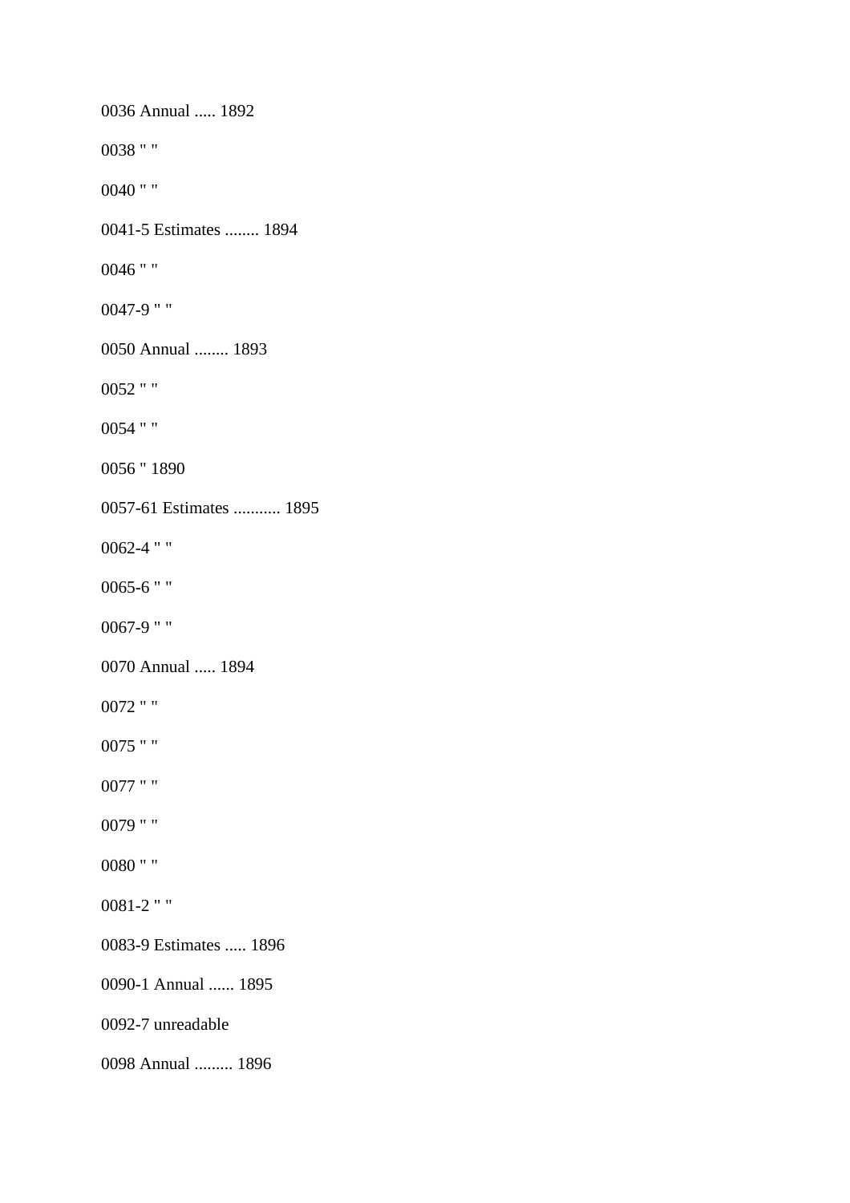0036 Annual ..... 1892

0038 " "

0040 " "

0041-5 Estimates ........ 1894

0046 " "

0047-9 " "

0050 Annual ........ 1893

0052 " "

0054 " "

0056 " 1890

0057-61 Estimates ........... 1895

0062-4 " "

0065-6 " "

0067-9 " "

0070 Annual ..... 1894

0072 " "

0075 " "

0077 " "

0079 " "

0080 " "

0081-2 " "

0083-9 Estimates ..... 1896

0090-1 Annual ...... 1895

0092-7 unreadable

0098 Annual ......... 1896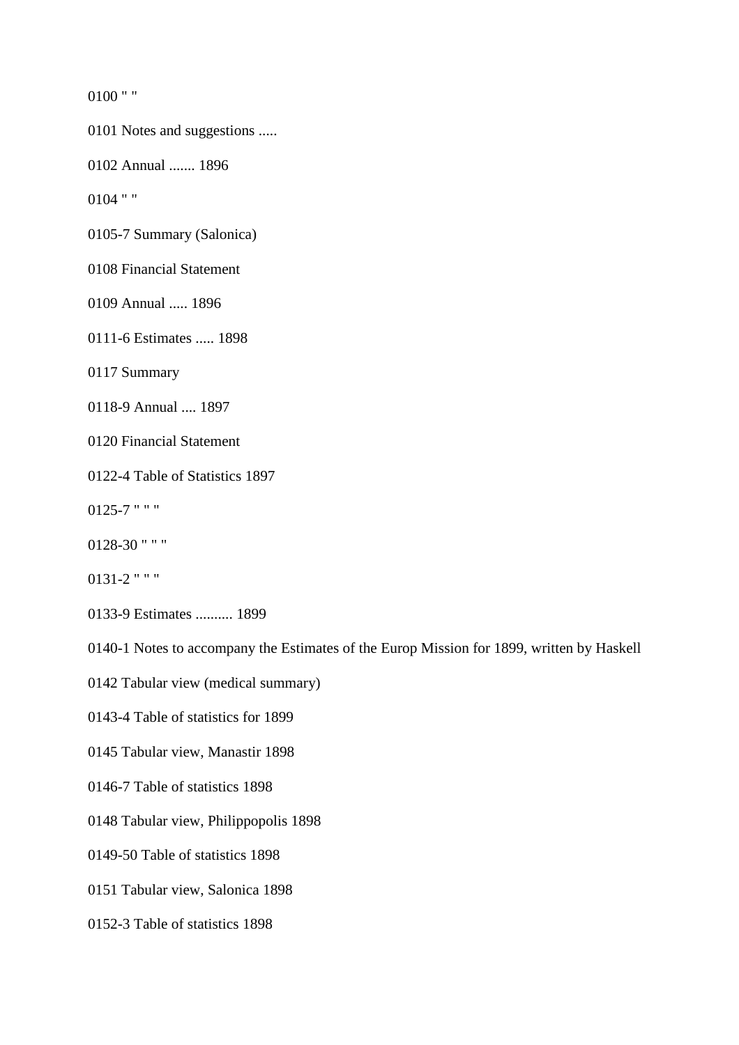0100 " "

0101 Notes and suggestions .....

0102 Annual ....... 1896

0104 " "

0105-7 Summary (Salonica)

0108 Financial Statement

0109 Annual ..... 1896

0111-6 Estimates ..... 1898

0117 Summary

0118-9 Annual .... 1897

0120 Financial Statement

0122-4 Table of Statistics 1897

0125-7 " " "

0128-30 " " "

0131-2 " " "

0133-9 Estimates .......... 1899

0140-1 Notes to accompany the Estimates of the Europ Mission for 1899, written by Haskell

0142 Tabular view (medical summary)

0143-4 Table of statistics for 1899

0145 Tabular view, Manastir 1898

0146-7 Table of statistics 1898

0148 Tabular view, Philippopolis 1898

0149-50 Table of statistics 1898

0151 Tabular view, Salonica 1898

0152-3 Table of statistics 1898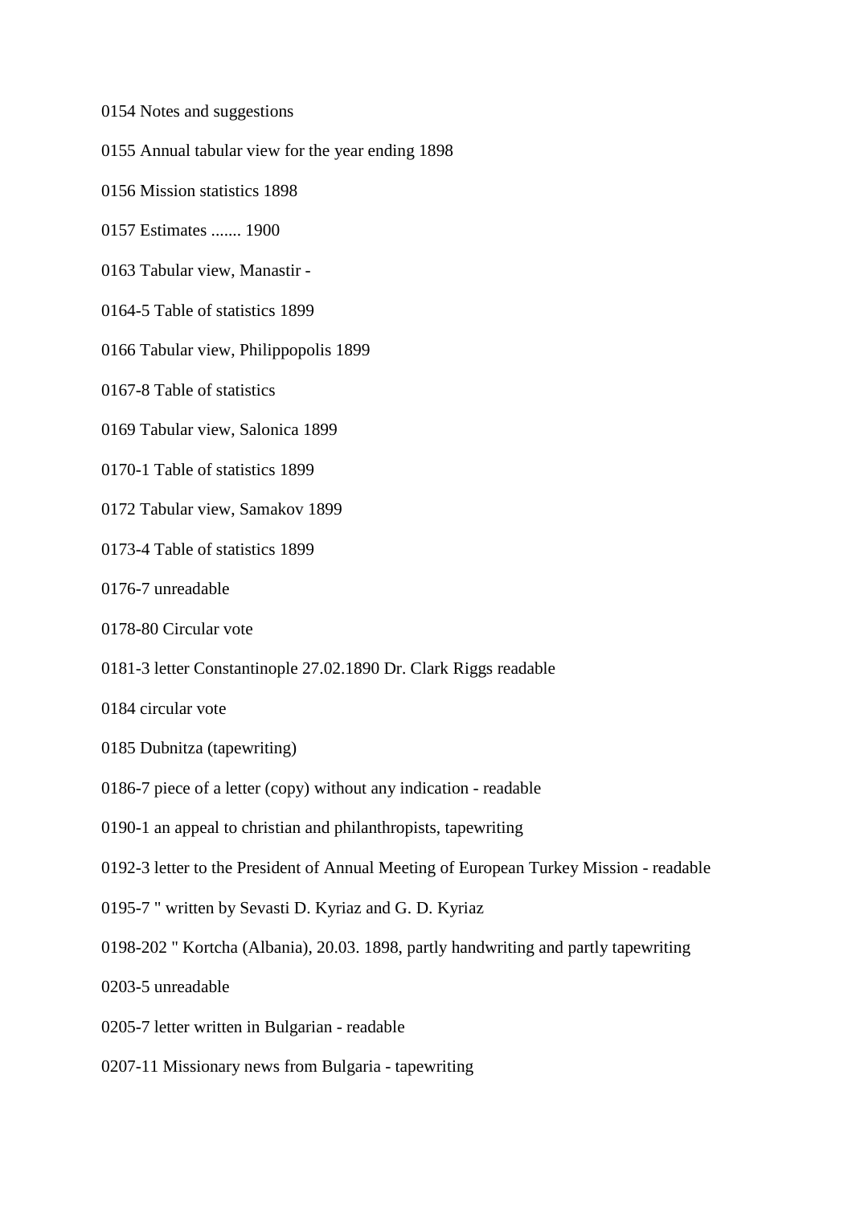0154 Notes and suggestions

0155 Annual tabular view for the year ending 1898

0156 Mission statistics 1898

0157 Estimates ....... 1900

0163 Tabular view, Manastir -

0164-5 Table of statistics 1899

0166 Tabular view, Philippopolis 1899

0167-8 Table of statistics

0169 Tabular view, Salonica 1899

0170-1 Table of statistics 1899

0172 Tabular view, Samakov 1899

0173-4 Table of statistics 1899

0176-7 unreadable

0178-80 Circular vote

0181-3 letter Constantinople 27.02.1890 Dr. Clark Riggs readable

0184 circular vote

0185 Dubnitza (tapewriting)

0186-7 piece of a letter (copy) without any indication - readable

0190-1 an appeal to christian and philanthropists, tapewriting

0192-3 letter to the President of Annual Meeting of European Turkey Mission - readable

0195-7 " written by Sevasti D. Kyriaz and G. D. Kyriaz

0198-202 " Kortcha (Albania), 20.03. 1898, partly handwriting and partly tapewriting

0203-5 unreadable

0205-7 letter written in Bulgarian - readable

0207-11 Missionary news from Bulgaria - tapewriting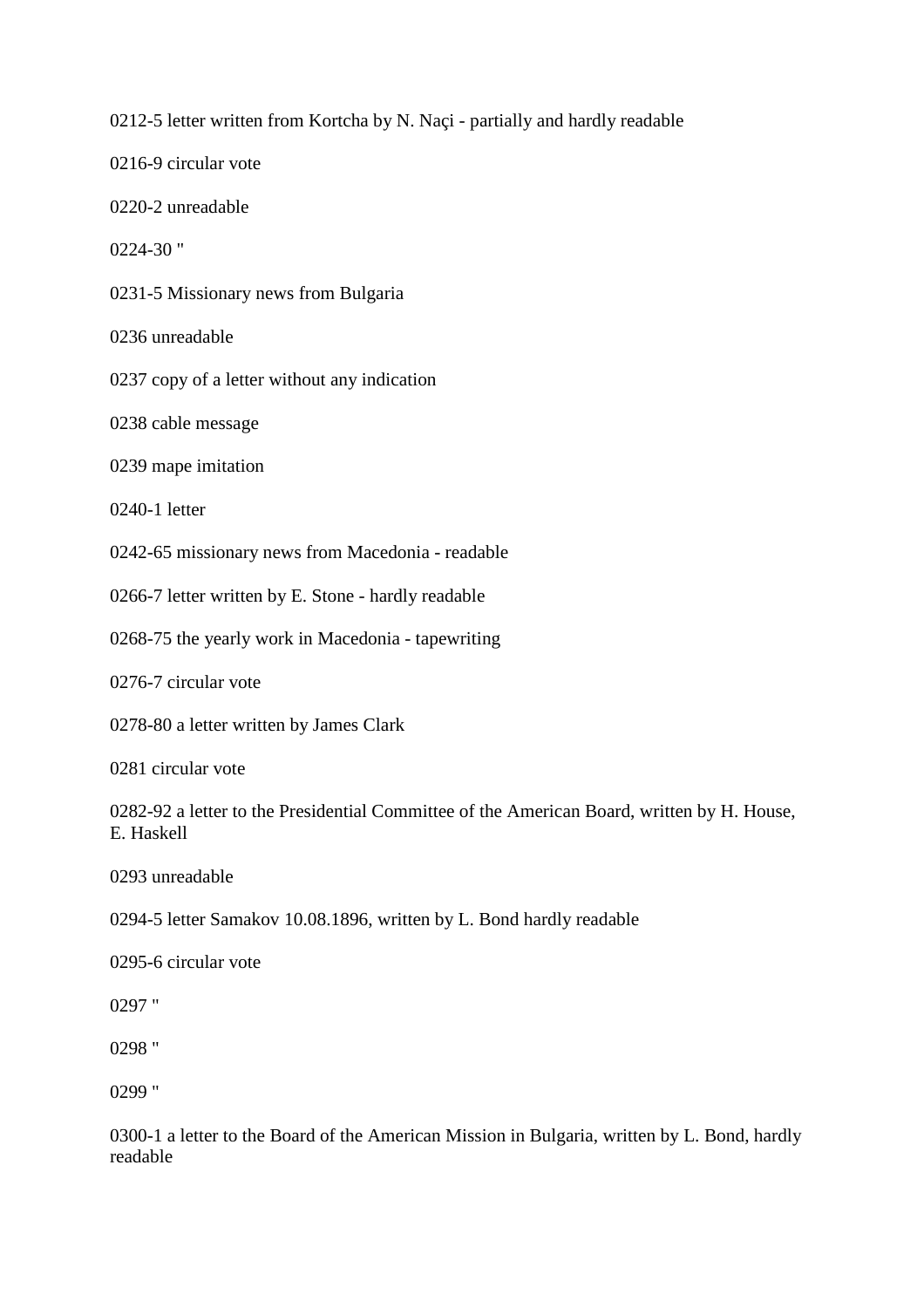0212-5 letter written from Kortcha by N. Naçi - partially and hardly readable

0216-9 circular vote

0220-2 unreadable

0224-30 "

0231-5 Missionary news from Bulgaria

0236 unreadable

0237 copy of a letter without any indication

0238 cable message

0239 mape imitation

0240-1 letter

0242-65 missionary news from Macedonia - readable

0266-7 letter written by E. Stone - hardly readable

0268-75 the yearly work in Macedonia - tapewriting

0276-7 circular vote

0278-80 a letter written by James Clark

0281 circular vote

0282-92 a letter to the Presidential Committee of the American Board, written by H. House, E. Haskell

0293 unreadable

0294-5 letter Samakov 10.08.1896, written by L. Bond hardly readable

0295-6 circular vote

0297 "

0298 "

0299 "

0300-1 a letter to the Board of the American Mission in Bulgaria, written by L. Bond, hardly readable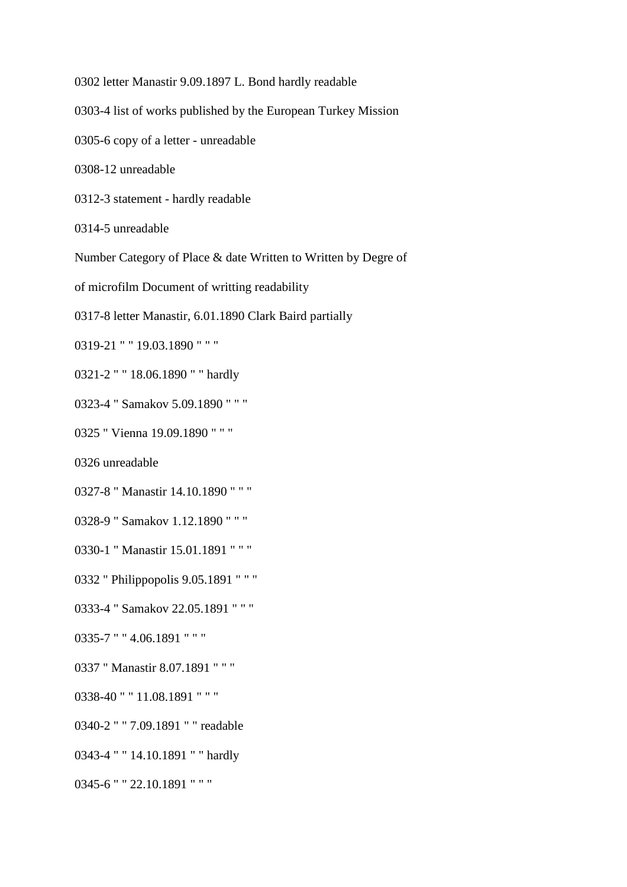0302 letter Manastir 9.09.1897 L. Bond hardly readable

0303-4 list of works published by the European Turkey Mission

0305-6 copy of a letter - unreadable

0308-12 unreadable

0312-3 statement - hardly readable

0314-5 unreadable

Number Category of Place & date Written to Written by Degre of

of microfilm Document of writting readability

0317-8 letter Manastir, 6.01.1890 Clark Baird partially

0319-21 " " 19.03.1890 " " "

0321-2 " " 18.06.1890 " " hardly

0323-4 " Samakov 5.09.1890 " " "

0325 " Vienna 19.09.1890 " " "

0326 unreadable

0327-8 " Manastir 14.10.1890 " " "

0328-9 " Samakov 1.12.1890 " " "

0330-1 " Manastir 15.01.1891 " " "

0332 " Philippopolis 9.05.1891 " " "

0333-4 " Samakov 22.05.1891 " " "

0335-7 " " 4.06.1891 " " "

0337 " Manastir 8.07.1891 " " "

0338-40 " " 11.08.1891 " " "

0340-2 " " 7.09.1891 " " readable

0343-4 " " 14.10.1891 " " hardly

0345-6 " " 22.10.1891 " " "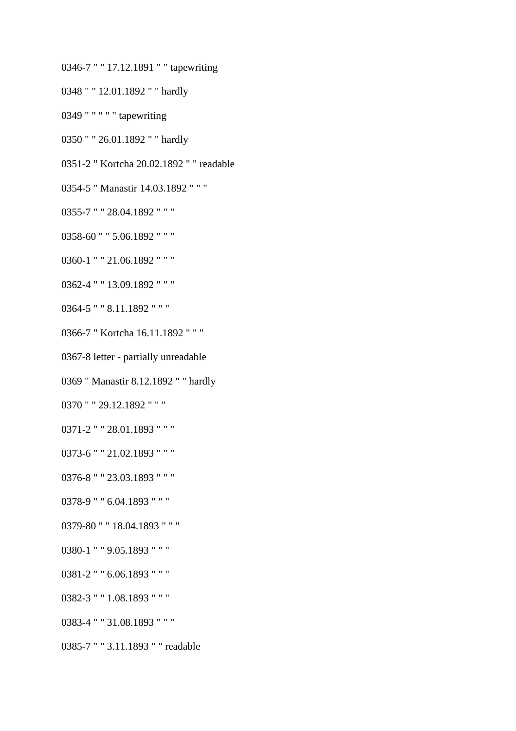0346-7 " " 17.12.1891 " " tapewriting

0348 " " 12.01.1892 " " hardly

0349 " " " " " tapewriting

0350 " " 26.01.1892 " " hardly

0351-2 " Kortcha 20.02.1892 " " readable

0354-5 " Manastir 14.03.1892 " " "

0355-7 " " 28.04.1892 " " "

0358-60 " " 5.06.1892 " " "

0360-1 " " 21.06.1892 " " "

0362-4 " " 13.09.1892 " " "

0364-5 " " 8.11.1892 " " "

0366-7 " Kortcha 16.11.1892 " " "

0367-8 letter - partially unreadable

0369 " Manastir 8.12.1892 " " hardly

0370 " " 29.12.1892 " " "

0371-2 " " 28.01.1893 " " "

0373-6 " " 21.02.1893 " " "

0376-8 " " 23.03.1893 " " "

0378-9 " " 6.04.1893 " " "

0379-80 " " 18.04.1893 " " "

0380-1 " " 9.05.1893 " " "

0381-2 " " 6.06.1893 " " "

0382-3 " " 1.08.1893 " " "

0383-4 " " 31.08.1893 " " "

0385-7 " " 3.11.1893 " " readable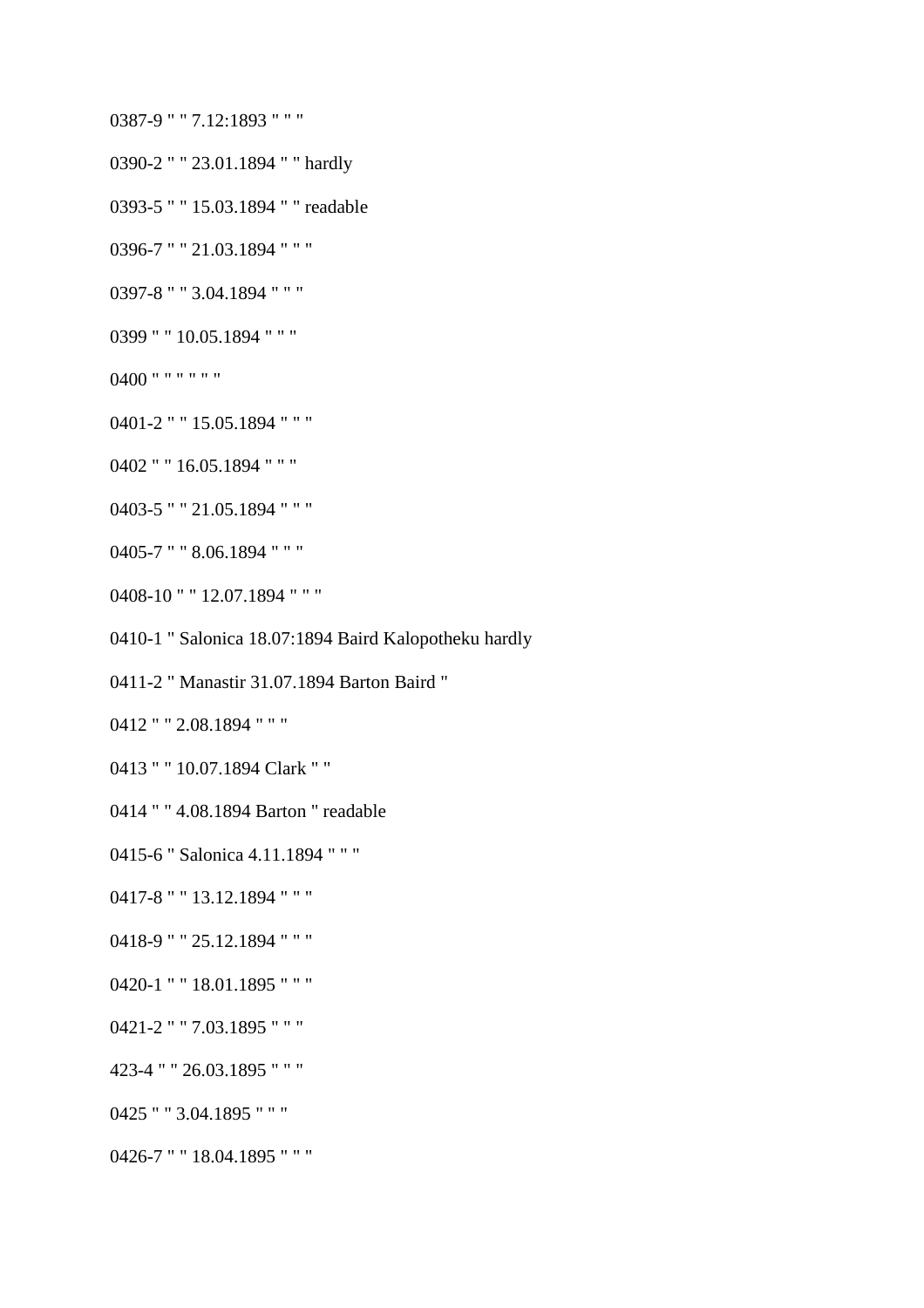0387-9 " " 7.12:1893 " " "

0390-2 " " 23.01.1894 " " hardly

0393-5 " " 15.03.1894 " " readable

0396-7 " " 21.03.1894 " " "

0397-8 " " 3.04.1894 " " "

0399 " " 10.05.1894 " " "

0400 " " " " " "

0401-2 " " 15.05.1894 " " "

0402 " " 16.05.1894 " " "

0403-5 " " 21.05.1894 " " "

0405-7 " " 8.06.1894 " " "

0408-10 " " 12.07.1894 " " "

0410-1 " Salonica 18.07:1894 Baird Kalopotheku hardly

0411-2 " Manastir 31.07.1894 Barton Baird "

0412 " " 2.08.1894 " " "

0413 " " 10.07.1894 Clark " "

0414 " " 4.08.1894 Barton " readable

0415-6 " Salonica 4.11.1894 " " "

0417-8 " " 13.12.1894 " " "

0418-9 " " 25.12.1894 " " "

0420-1 " " 18.01.1895 " " "

0421-2 " " 7.03.1895 " " "

423-4 " " 26.03.1895 " " "

0425 " " 3.04.1895 " " "

0426-7 " " 18.04.1895 " " "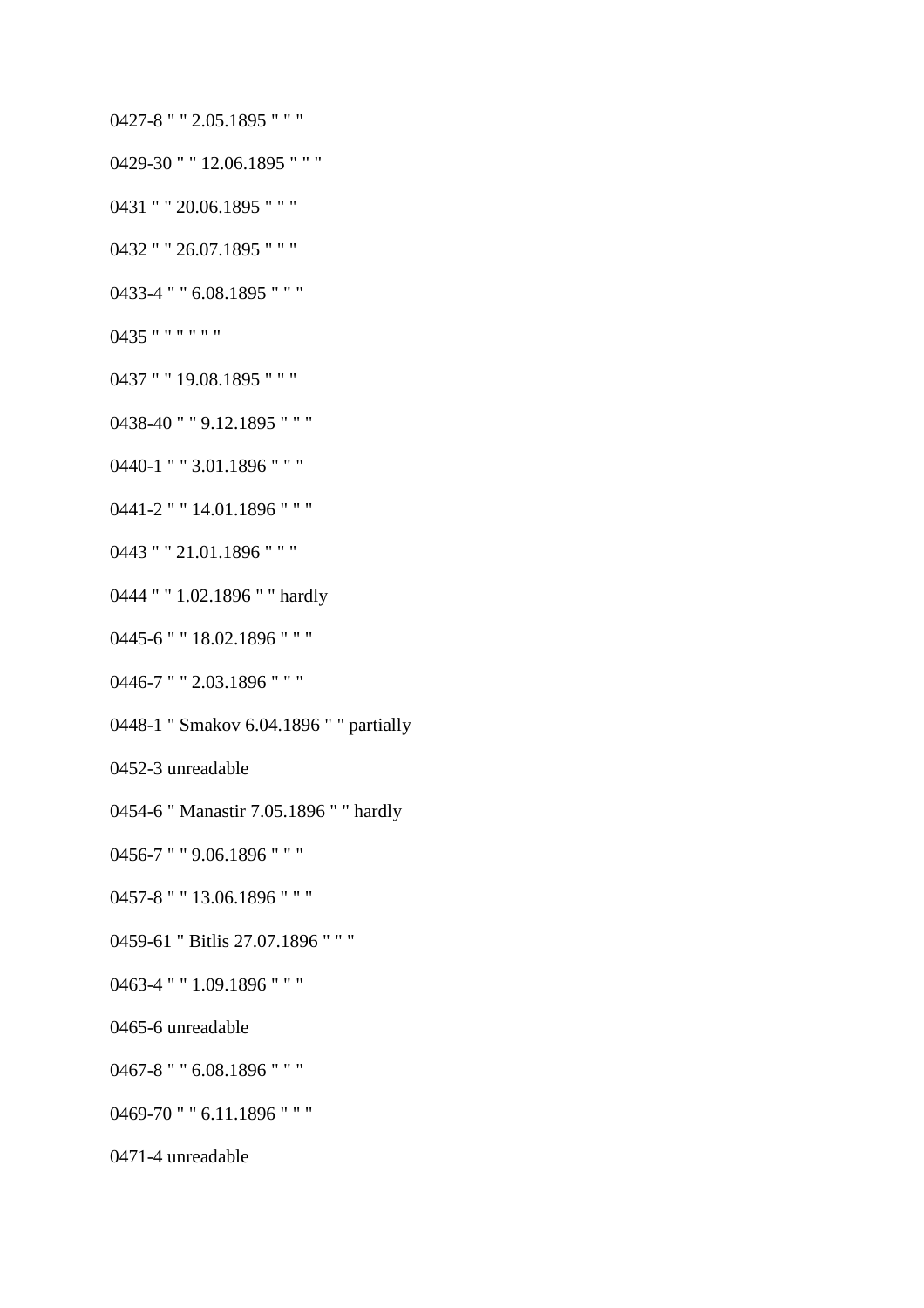0427-8 " " 2.05.1895 " " "

0429-30 " " 12.06.1895 " " "

0431 " " 20.06.1895 " " "

0432 " " 26.07.1895 " " "

0433-4 " " 6.08.1895 " " "

0435 " " " " " "

0437 " " 19.08.1895 " " "

0438-40 " " 9.12.1895 " " "

0440-1 " " 3.01.1896 " " "

0441-2 " " 14.01.1896 " " "

0443 " " 21.01.1896 " " "

0444 " " 1.02.1896 " " hardly

0445-6 " " 18.02.1896 " " "

0446-7 " " 2.03.1896 " " "

0448-1 " Smakov 6.04.1896 " " partially

0452-3 unreadable

0454-6 " Manastir 7.05.1896 " " hardly

0456-7 " " 9.06.1896 " " "

0457-8 " " 13.06.1896 " " "

0459-61 " Bitlis 27.07.1896 " " "

0463-4 " " 1.09.1896 " " "

0465-6 unreadable

0467-8 " " 6.08.1896 " " "

0469-70 " " 6.11.1896 " " "

0471-4 unreadable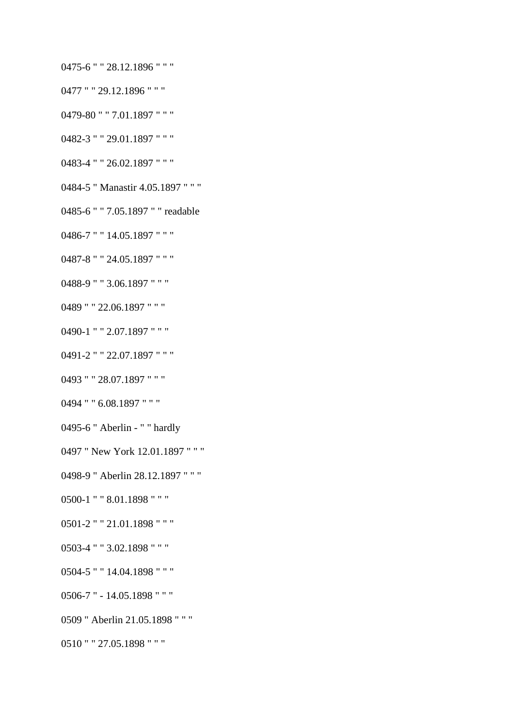0475-6 " " 28.12.1896 " " "

0477 " " 29.12.1896 " " "

0479-80 " " 7.01.1897 " " "

0482-3 " " 29.01.1897 " " "

0483-4 " " 26.02.1897 " " "

0484-5 " Manastir 4.05.1897 " " "

0485-6 " " 7.05.1897 " " readable

0486-7 " " 14.05.1897 " " "

0487-8 " " 24.05.1897 " " "

0488-9 " " 3.06.1897 " " "

0489 " " 22.06.1897 " " "

0490-1 " " 2.07.1897 " " "

0491-2 " " 22.07.1897 " " "

0493 " " 28.07.1897 " " "

0494 " " 6.08.1897 " " "

0495-6 " Aberlin - " " hardly

0497 " New York 12.01.1897 " " "

0498-9 " Aberlin 28.12.1897 " " "

0500-1 " " 8.01.1898 " " "

0501-2 " " 21.01.1898 " " "

0503-4 " " 3.02.1898 " " "

0504-5 " " 14.04.1898 " " "

0506-7 " - 14.05.1898 " " "

0509 " Aberlin 21.05.1898 " " "

0510 " " 27.05.1898 " " "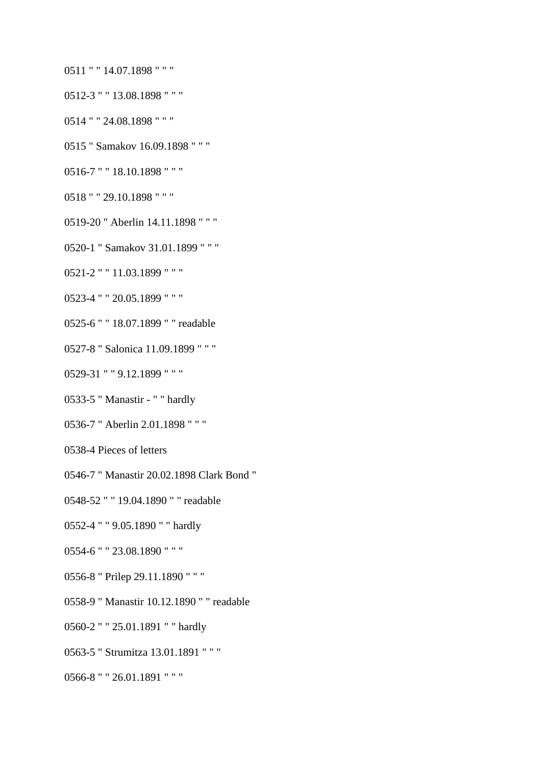0511 " " 14.07.1898 " " "

0512-3 " " 13.08.1898 " " "

0514 " " 24.08.1898 " " "

0515 " Samakov 16.09.1898 " " "

0516-7 " " 18.10.1898 " " "

0518 " " 29.10.1898 " " "

0519-20 " Aberlin 14.11.1898 " " "

0520-1 " Samakov 31.01.1899 " " "

0521-2 " " 11.03.1899 " " "

0523-4 " " 20.05.1899 " " "

0525-6 " " 18.07.1899 " " readable

0527-8 " Salonica 11.09.1899 " " "

0529-31 " " 9.12.1899 " " "

0533-5 " Manastir - " " hardly

0536-7 " Aberlin 2.01.1898 " " "

0538-4 Pieces of letters

0546-7 " Manastir 20.02.1898 Clark Bond "

0548-52 " " 19.04.1890 " " readable

0552-4 " " 9.05.1890 " " hardly

0554-6 " " 23.08.1890 " " "

0556-8 " Prilep 29.11.1890 " " "

0558-9 " Manastir 10.12.1890 " " readable

0560-2 " " 25.01.1891 " " hardly

0563-5 " Strumitza 13.01.1891 " " "

0566-8 " " 26.01.1891 " " "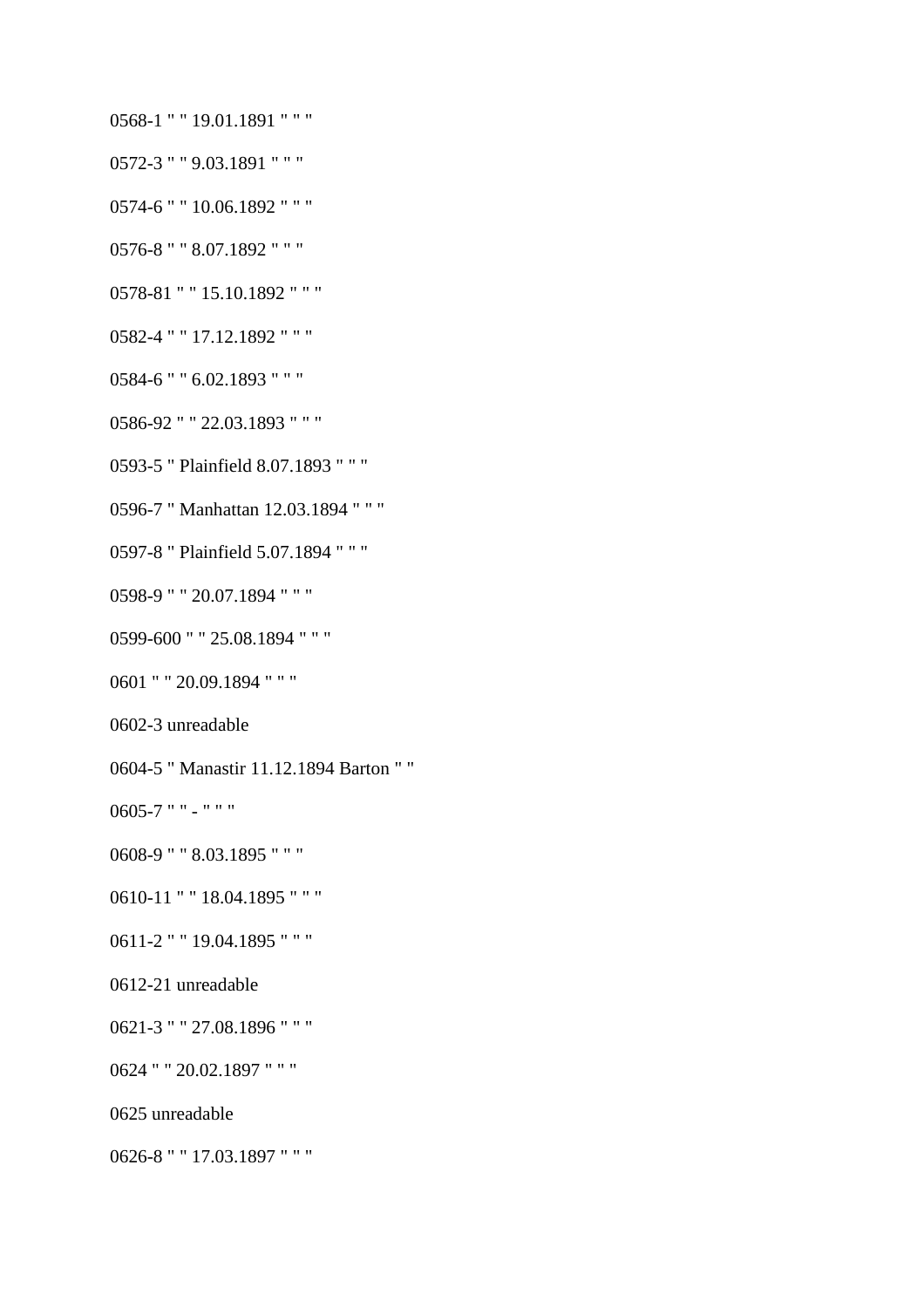0568-1 " " 19.01.1891 " " "

0572-3 " " 9.03.1891 " " "

0574-6 " " 10.06.1892 " " "

0576-8 " " 8.07.1892 " " "

0578-81 " " 15.10.1892 " " "

0582-4 " " 17.12.1892 " " "

0584-6 " " 6.02.1893 " " "

0586-92 " " 22.03.1893 " " "

0593-5 " Plainfield 8.07.1893 " " "

0596-7 " Manhattan 12.03.1894 " " "

0597-8 " Plainfield 5.07.1894 " " "

0598-9 " " 20.07.1894 " " "

0599-600 " " 25.08.1894 " " "

0601 " " 20.09.1894 " " "

0602-3 unreadable

0604-5 " Manastir 11.12.1894 Barton " "

0605-7 " " - " " "

0608-9 " " 8.03.1895 " " "

0610-11 " " 18.04.1895 " " "

0611-2 " " 19.04.1895 " " "

0612-21 unreadable

0621-3 " " 27.08.1896 " " "

0624 " " 20.02.1897 " " "

0625 unreadable

0626-8 " " 17.03.1897 " " "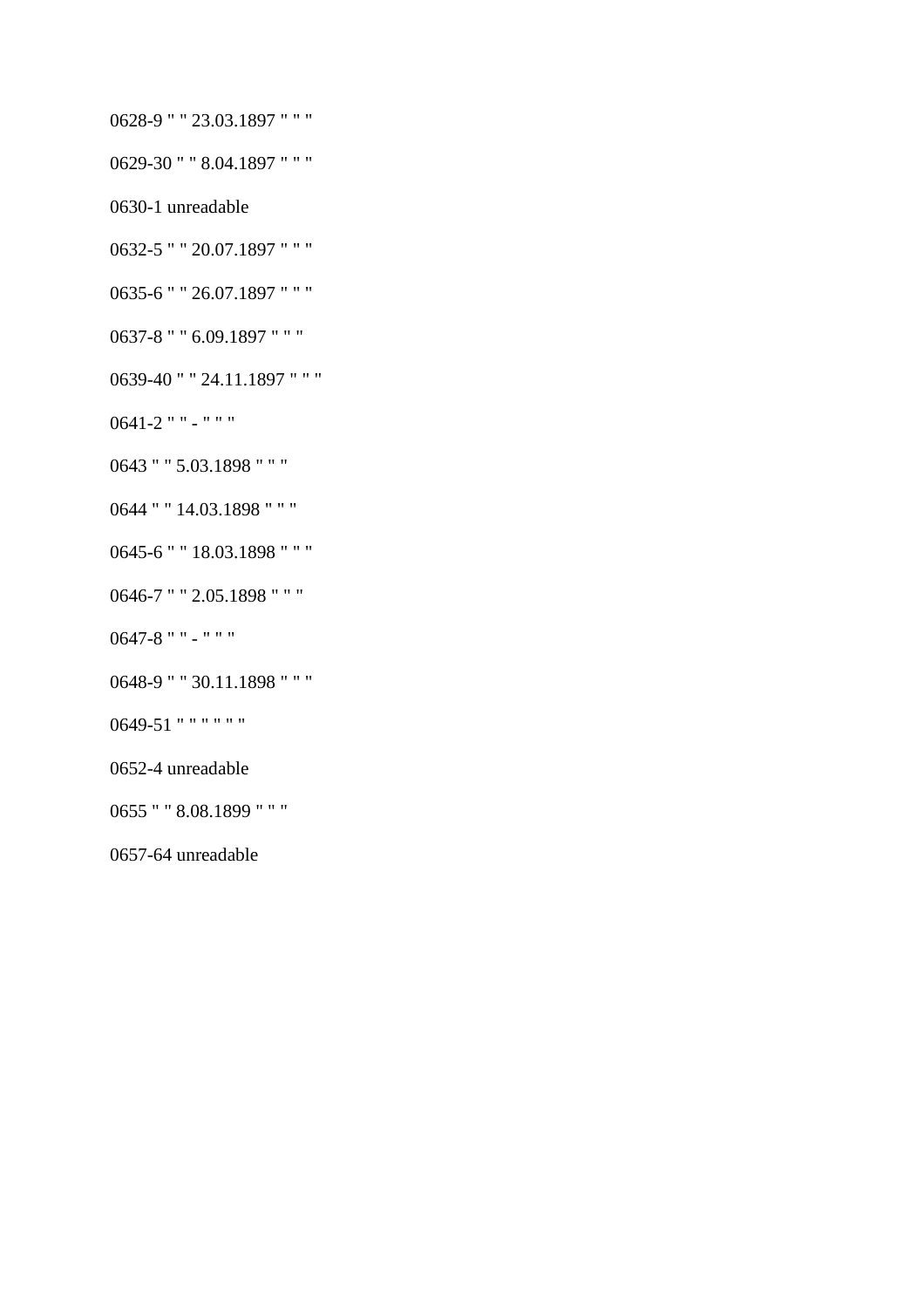0628-9 " " 23.03.1897 " " "

0629-30 " " 8.04.1897 " " "

0630-1 unreadable

0632-5 " " 20.07.1897 " " "

0635-6 " " 26.07.1897 " " "

0637-8 " " 6.09.1897 " " "

0639-40 " " 24.11.1897 " " "

0641-2 " " - " " "

0643 " " 5.03.1898 " " "

0644 " " 14.03.1898 " " "

0645-6 " " 18.03.1898 " " "

0646-7 " " 2.05.1898 " " "

0647-8 " " - " " "

0648-9 " " 30.11.1898 " " "

0649-51 " " " " " "

0652-4 unreadable

0655 " " 8.08.1899 " " "

0657-64 unreadable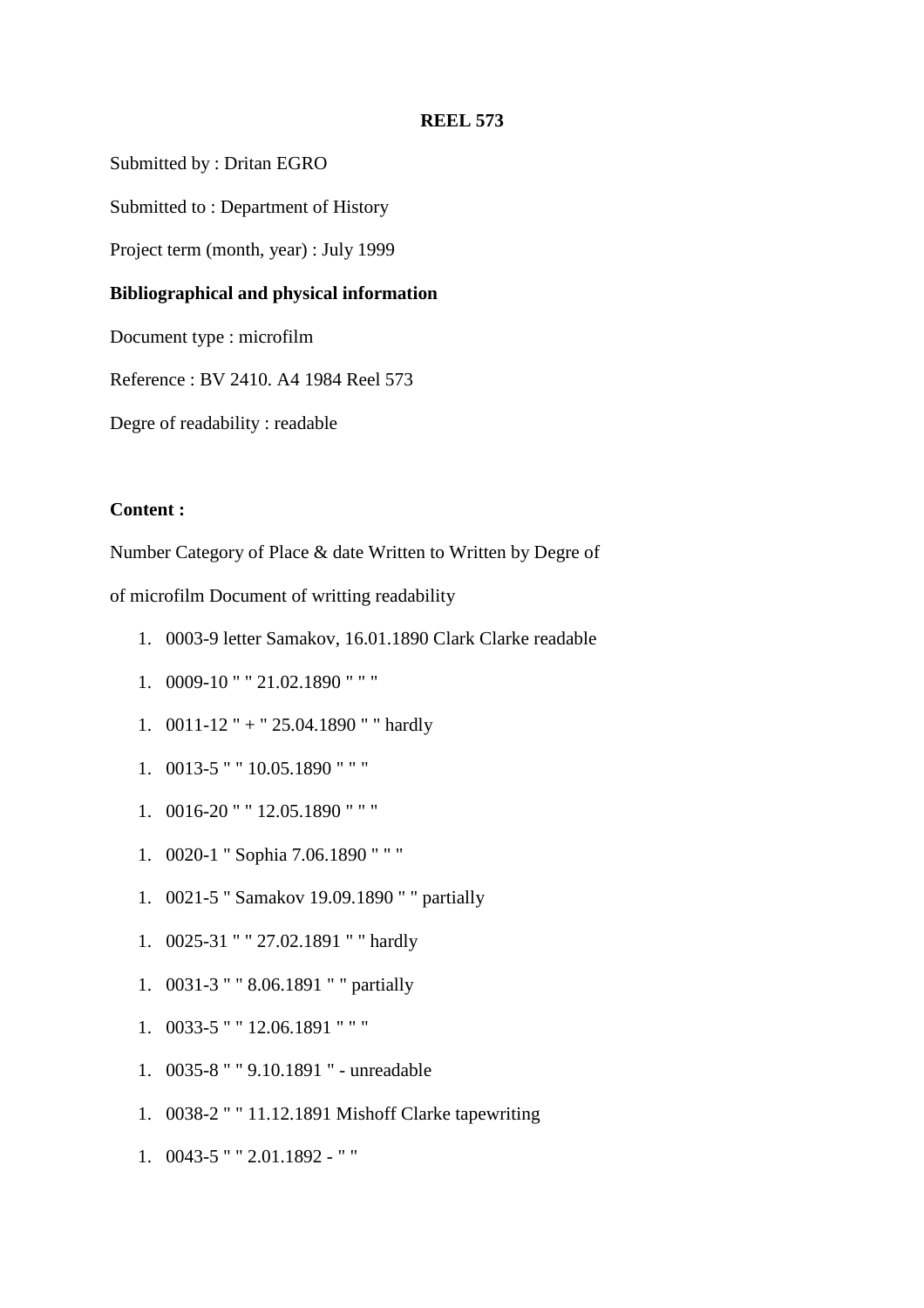**REEL 573**

Submitted by : Dritan EGRO

Submitted to : Department of History

Project term (month, year) : July 1999

**Bibliographical and physical information**

Document type : microfilm

Reference : BV 2410. A4 1984 Reel 573

Degre of readability : readable

**Content :**

Number Category of Place & date Written to Written by Degree of

of microfilm Document of writting readability

1. 0003-9 letter Samakov, 16.01.1890 Clark Clarke readable
1. 0009-10 " " 21.02.1890 " " "
1. 0011-12 " + " 25.04.1890 " " hardly
1. 0013-5 " " 10.05.1890 " " "
1. 0016-20 " " 12.05.1890 " " "
1. 0020-1 " Sophia 7.06.1890 " " "
1. 0021-5 " Samakov 19.09.1890 " " partially
1. 0025-31 " " 27.02.1891 " " hardly
1. 0031-3 " " 8.06.1891 " " partially
1. 0033-5 " " 12.06.1891 " " "
1. 0035-8 " " 9.10.1891 " - unreadable
1. 0038-2 " " 11.12.1891 Mishoff Clarke tapewriting
1. 0043-5 " " 2.01.1892 - " "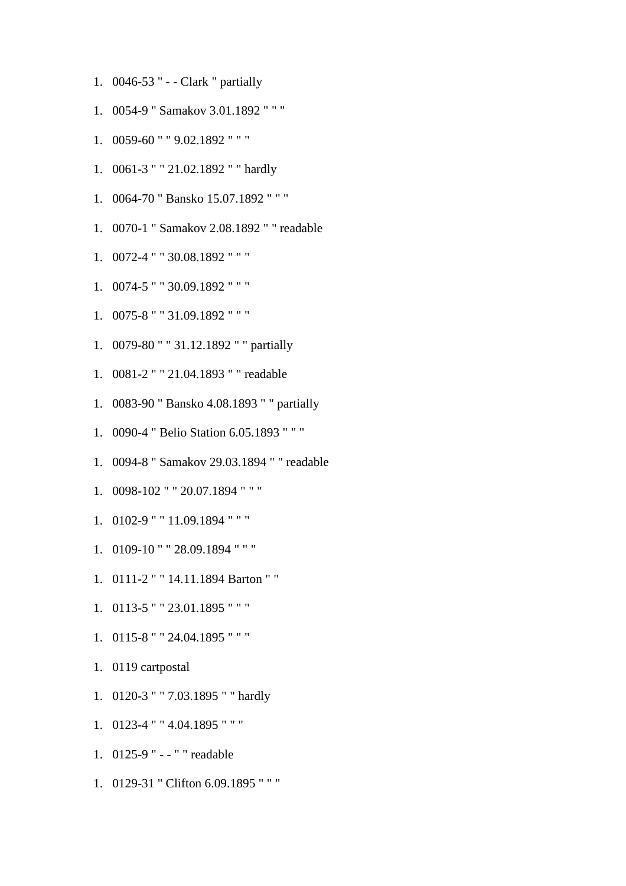1. 0046-53 " - - Clark " partially
1. 0054-9 " Samakov 3.01.1892 " " "
1. 0059-60 " " 9.02.1892 " " "
1. 0061-3 " " 21.02.1892 " " hardly
1. 0064-70 " Bansko 15.07.1892 " " "
1. 0070-1 " Samakov 2.08.1892 " " readable
1. 0072-4 " " 30.08.1892 " " "
1. 0074-5 " " 30.09.1892 " " "
1. 0075-8 " " 31.09.1892 " " "
1. 0079-80 " " 31.12.1892 " " partially
1. 0081-2 " " 21.04.1893 " " readable
1. 0083-90 " Bansko 4.08.1893 " " partially
1. 0090-4 " Belio Station 6.05.1893 " " "
1. 0094-8 " Samakov 29.03.1894 " " readable
1. 0098-102 " " 20.07.1894 " " "
1. 0102-9 " " 11.09.1894 " " "
1. 0109-10 " " 28.09.1894 " " "
1. 0111-2 " " 14.11.1894 Barton " "
1. 0113-5 " " 23.01.1895 " " "
1. 0115-8 " " 24.04.1895 " " "
1. 0119 cartpostal
1. 0120-3 " " 7.03.1895 " " hardly
1. 0123-4 " " 4.04.1895 " " "
1. 0125-9 " - - " " readable
1. 0129-31 " Clifton 6.09.1895 " " "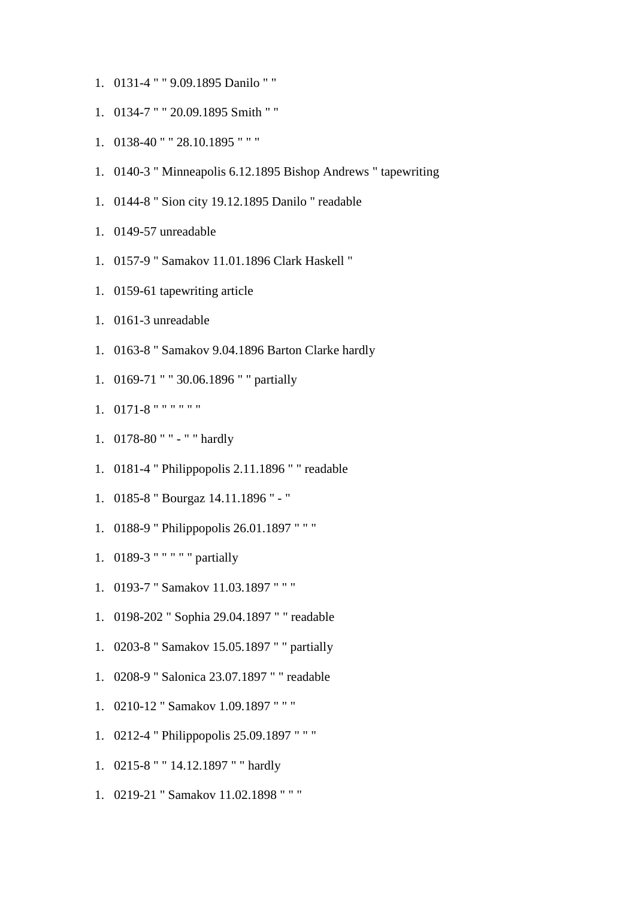1. 0131-4 " " 9.09.1895 Danilo " "
1. 0134-7 " " 20.09.1895 Smith " "
1. 0138-40 " " 28.10.1895 " " "
1. 0140-3 " Minneapolis 6.12.1895 Bishop Andrews " tapewriting
1. 0144-8 " Sion city 19.12.1895 Danilo " readable
1. 0149-57 unreadable
1. 0157-9 " Samakov 11.01.1896 Clark Haskell "
1. 0159-61 tapewriting article
1. 0161-3 unreadable
1. 0163-8 " Samakov 9.04.1896 Barton Clarke hardly
1. 0169-71 " " 30.06.1896 " " partially
1. 0171-8 " " " " " "
1. 0178-80 " " - " " hardly
1. 0181-4 " Philippopolis 2.11.1896 " " readable
1. 0185-8 " Bourgaz 14.11.1896 " - "
1. 0188-9 " Philippopolis 26.01.1897 " " "
1. 0189-3 " " " " " partially
1. 0193-7 " Samakov 11.03.1897 " " "
1. 0198-202 " Sophia 29.04.1897 " " readable
1. 0203-8 " Samakov 15.05.1897 " " partially
1. 0208-9 " Salonica 23.07.1897 " " readable
1. 0210-12 " Samakov 1.09.1897 " " "
1. 0212-4 " Philippopolis 25.09.1897 " " "
1. 0215-8 " " 14.12.1897 " " hardly
1. 0219-21 " Samakov 11.02.1898 " " "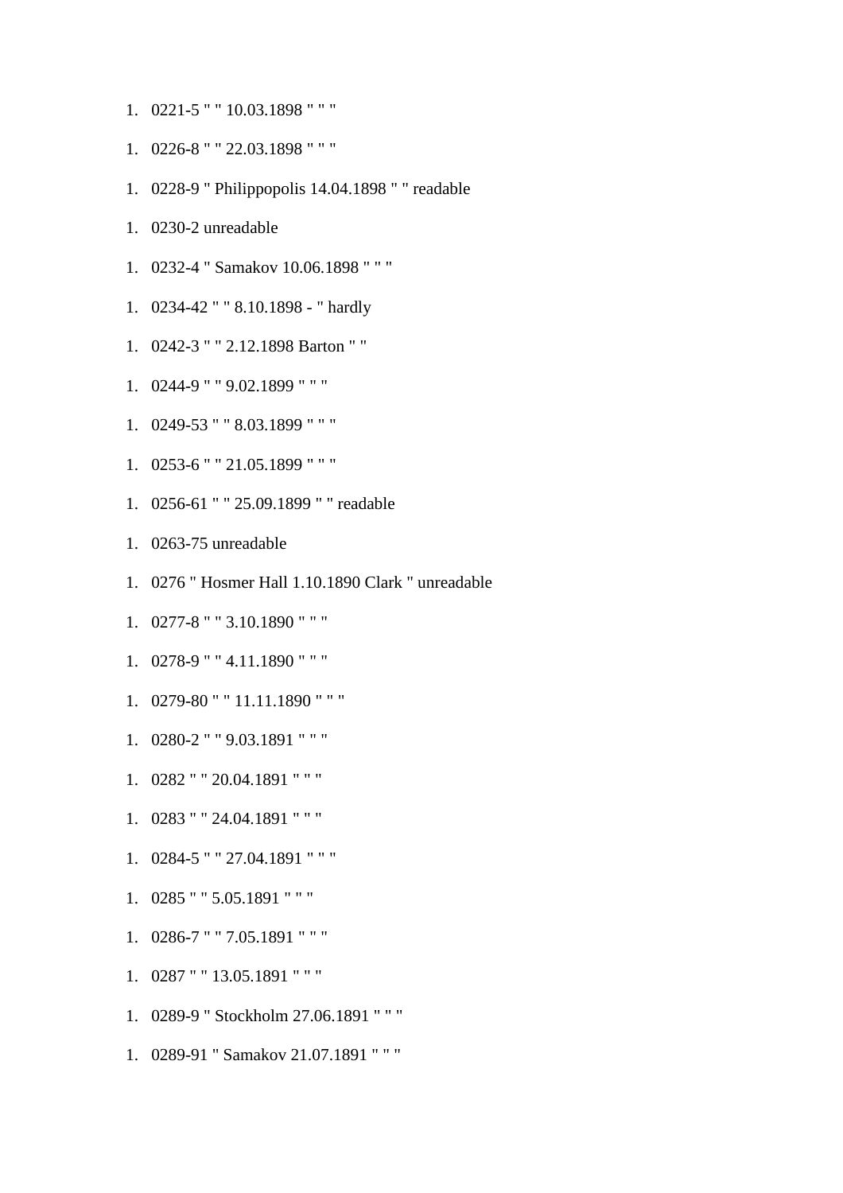1. 0221-5 " " 10.03.1898 " " "

1. 0226-8 " " 22.03.1898 " " "

1. 0228-9 " Philippopolis 14.04.1898 " " readable

1. 0230-2 unreadable

1. 0232-4 " Samakov 10.06.1898 " " "

1. 0234-42 " " 8.10.1898 - " hardly

1. 0242-3 " " 2.12.1898 Barton " "

1. 0244-9 " " 9.02.1899 " " "

1. 0249-53 " " 8.03.1899 " " "

1. 0253-6 " " 21.05.1899 " " "

1. 0256-61 " " 25.09.1899 " " readable

1. 0263-75 unreadable

1. 0276 " Hosmer Hall 1.10.1890 Clark " unreadable

1. 0277-8 " " 3.10.1890 " " "

1. 0278-9 " " 4.11.1890 " " "

1. 0279-80 " " 11.11.1890 " " "

1. 0280-2 " " 9.03.1891 " " "

1. 0282 " " 20.04.1891 " " "

1. 0283 " " 24.04.1891 " " "

1. 0284-5 " " 27.04.1891 " " "

1. 0285 " " 5.05.1891 " " "

1. 0286-7 " " 7.05.1891 " " "

1. 0287 " " 13.05.1891 " " "

1. 0289-9 " Stockholm 27.06.1891 " " "

1. 0289-91 " Samakov 21.07.1891 " " "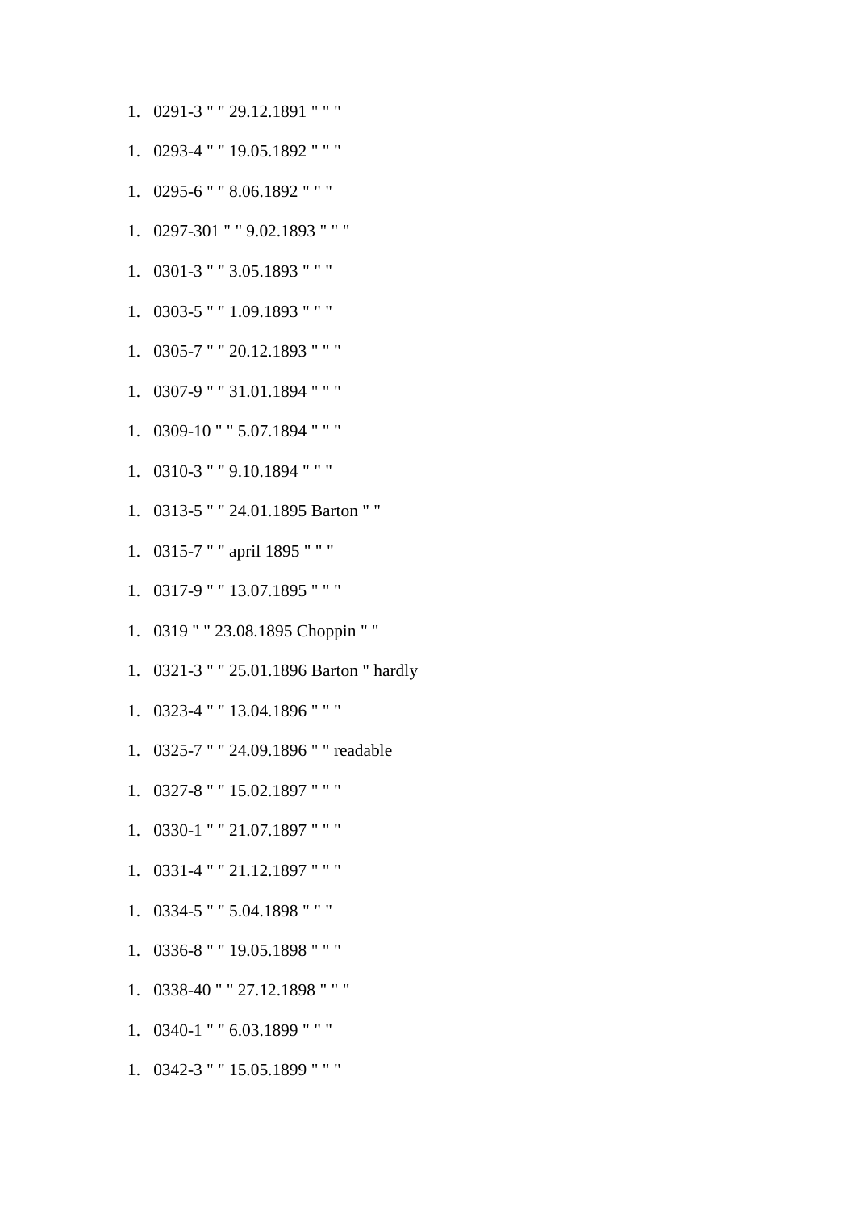1. 0291-3 " " 29.12.1891 " " "
1. 0293-4 " " 19.05.1892 " " "
1. 0295-6 " " 8.06.1892 " " "
1. 0297-301 " " 9.02.1893 " " "
1. 0301-3 " " 3.05.1893 " " "
1. 0303-5 " " 1.09.1893 " " "
1. 0305-7 " " 20.12.1893 " " "
1. 0307-9 " " 31.01.1894 " " "
1. 0309-10 " " 5.07.1894 " " "
1. 0310-3 " " 9.10.1894 " " "
1. 0313-5 " " 24.01.1895 Barton " "
1. 0315-7 " " april 1895 " " "
1. 0317-9 " " 13.07.1895 " " "
1. 0319 " " 23.08.1895 Choppin " "
1. 0321-3 " " 25.01.1896 Barton " hardly
1. 0323-4 " " 13.04.1896 " " "
1. 0325-7 " " 24.09.1896 " " readable
1. 0327-8 " " 15.02.1897 " " "
1. 0330-1 " " 21.07.1897 " " "
1. 0331-4 " " 21.12.1897 " " "
1. 0334-5 " " 5.04.1898 " " "
1. 0336-8 " " 19.05.1898 " " "
1. 0338-40 " " 27.12.1898 " " "
1. 0340-1 " " 6.03.1899 " " "
1. 0342-3 " " 15.05.1899 " " "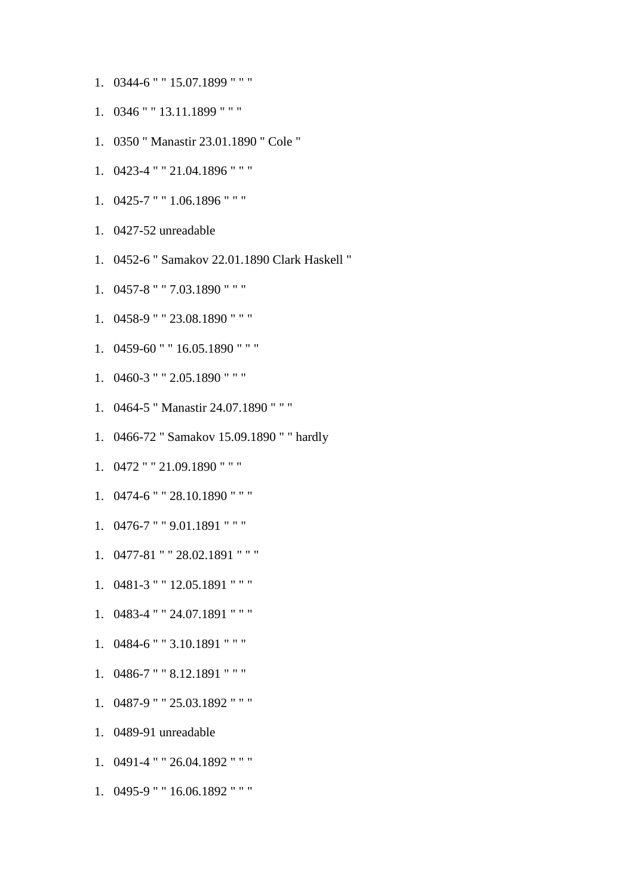1. 0344-6 " " 15.07.1899 " " "

1. 0346 " " 13.11.1899 " " "

1. 0350 " Manastir 23.01.1890 " Cole "

1. 0423-4 " " 21.04.1896 " " "

1. 0425-7 " " 1.06.1896 " " "

1. 0427-52 unreadable

1. 0452-6 " Samakov 22.01.1890 Clark Haskell "

1. 0457-8 " " 7.03.1890 " " "

1. 0458-9 " " 23.08.1890 " " "

1. 0459-60 " " 16.05.1890 " " "

1. 0460-3 " " 2.05.1890 " " "

1. 0464-5 " Manastir 24.07.1890 " " "

1. 0466-72 " Samakov 15.09.1890 " " hardly

1. 0472 " " 21.09.1890 " " "

1. 0474-6 " " 28.10.1890 " " "

1. 0476-7 " " 9.01.1891 " " "

1. 0477-81 " " 28.02.1891 " " "

1. 0481-3 " " 12.05.1891 " " "

1. 0483-4 " " 24.07.1891 " " "

1. 0484-6 " " 3.10.1891 " " "

1. 0486-7 " " 8.12.1891 " " "

1. 0487-9 " " 25.03.1892 " " "

1. 0489-91 unreadable

1. 0491-4 " " 26.04.1892 " " "

1. 0495-9 " " 16.06.1892 " " "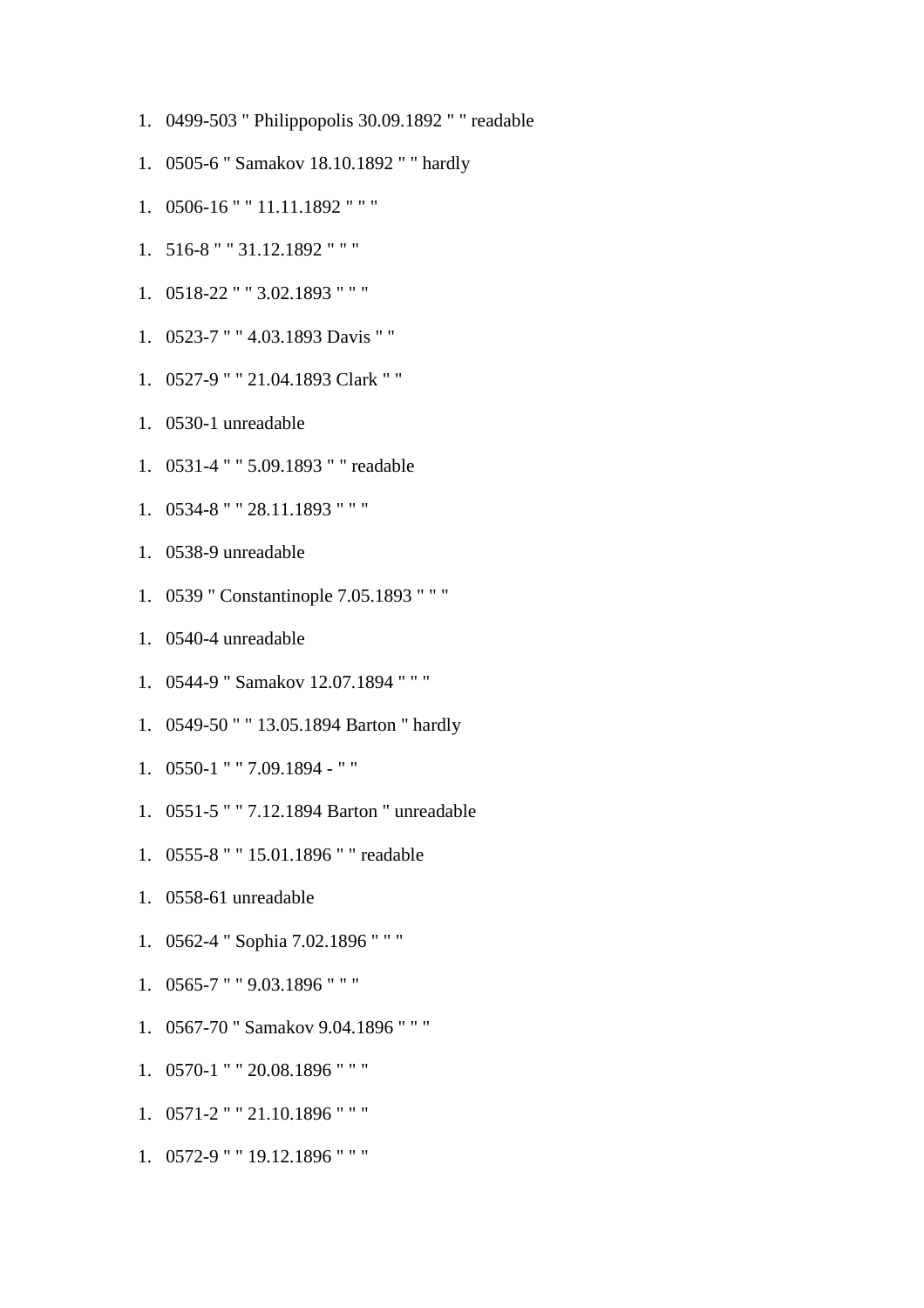1. 0499-503 " Philippopolis 30.09.1892 " " readable
1. 0505-6 " Samakov 18.10.1892 " " hardly
1. 0506-16 " " 11.11.1892 " " "
1. 516-8 " " 31.12.1892 " " "
1. 0518-22 " " 3.02.1893 " " "
1. 0523-7 " " 4.03.1893 Davis " "
1. 0527-9 " " 21.04.1893 Clark " "
1. 0530-1 unreadable
1. 0531-4 " " 5.09.1893 " " readable
1. 0534-8 " " 28.11.1893 " " "
1. 0538-9 unreadable
1. 0539 " Constantinople 7.05.1893 " " "
1. 0540-4 unreadable
1. 0544-9 " Samakov 12.07.1894 " " "
1. 0549-50 " " 13.05.1894 Barton " hardly
1. 0550-1 " " 7.09.1894 - " "
1. 0551-5 " " 7.12.1894 Barton " unreadable
1. 0555-8 " " 15.01.1896 " " readable
1. 0558-61 unreadable
1. 0562-4 " Sophia 7.02.1896 " " "
1. 0565-7 " " 9.03.1896 " " "
1. 0567-70 " Samakov 9.04.1896 " " "
1. 0570-1 " " 20.08.1896 " " "
1. 0571-2 " " 21.10.1896 " " "
1. 0572-9 " " 19.12.1896 " " "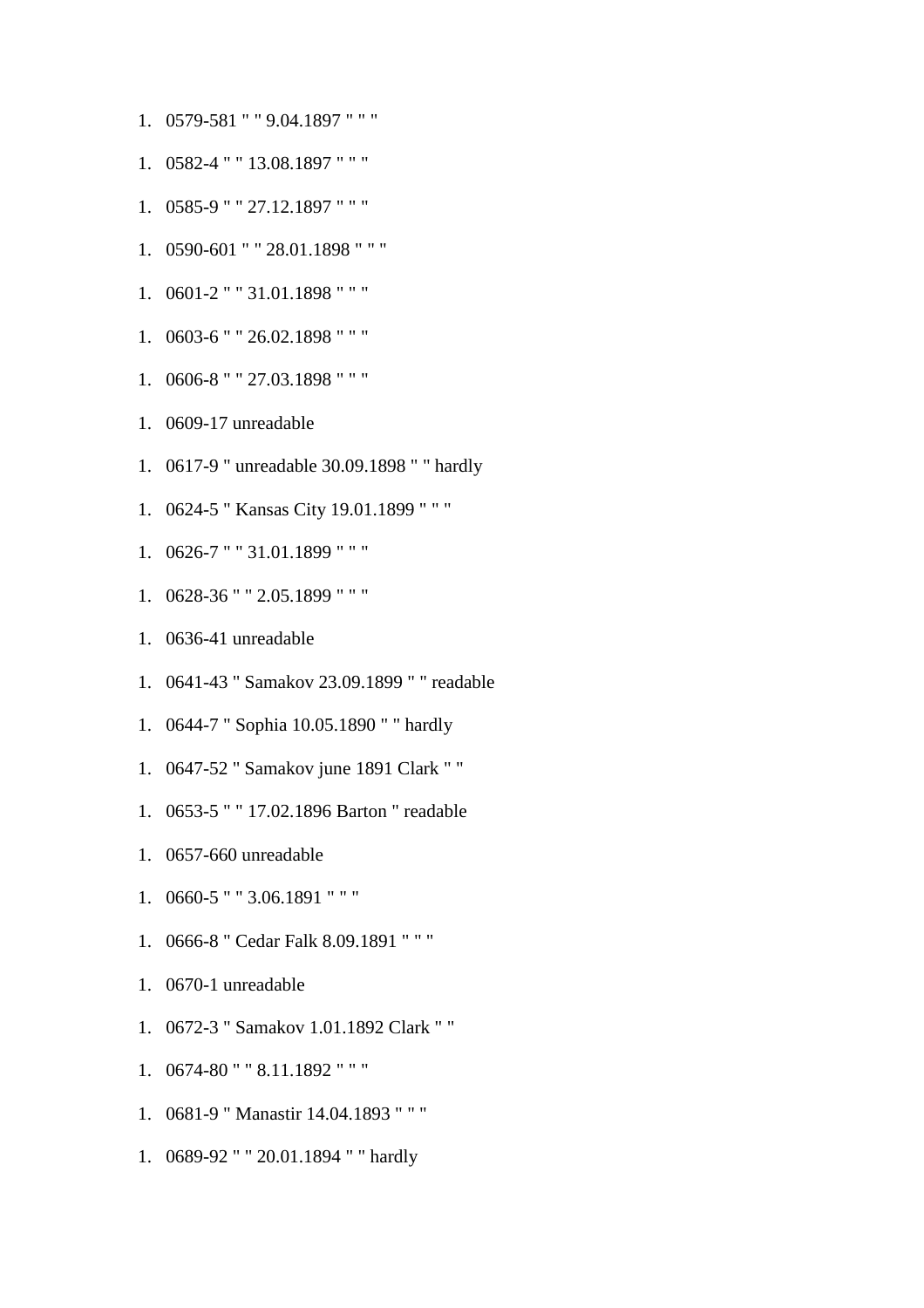1. 0579-581 " " 9.04.1897 " " "

1. 0582-4 " " 13.08.1897 " " "

1. 0585-9 " " 27.12.1897 " " "

1. 0590-601 " " 28.01.1898 " " "

1. 0601-2 " " 31.01.1898 " " "

1. 0603-6 " " 26.02.1898 " " "

1. 0606-8 " " 27.03.1898 " " "

1. 0609-17 unreadable

1. 0617-9 " unreadable 30.09.1898 " " hardly

1. 0624-5 " Kansas City 19.01.1899 " " "

1. 0626-7 " " 31.01.1899 " " "

1. 0628-36 " " 2.05.1899 " " "

1. 0636-41 unreadable

1. 0641-43 " Samakov 23.09.1899 " " readable

1. 0644-7 " Sophia 10.05.1890 " " hardly

1. 0647-52 " Samakov june 1891 Clark " "

1. 0653-5 " " 17.02.1896 Barton " readable

1. 0657-660 unreadable

1. 0660-5 " " 3.06.1891 " " "

1. 0666-8 " Cedar Falk 8.09.1891 " " "

1. 0670-1 unreadable

1. 0672-3 " Samakov 1.01.1892 Clark " "

1. 0674-80 " " 8.11.1892 " " "

1. 0681-9 " Manastir 14.04.1893 " " "

1. 0689-92 " " 20.01.1894 " " hardly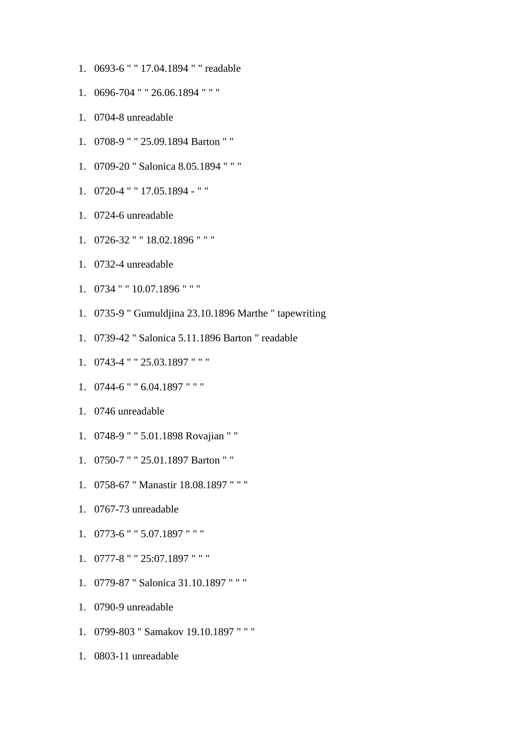1. 0693-6 " " 17.04.1894 " " readable

1. 0696-704 " " 26.06.1894 " " "

1. 0704-8 unreadable

1. 0708-9 " " 25.09.1894 Barton " "

1. 0709-20 " Salonica 8.05.1894 " " "

1. 0720-4 " " 17.05.1894 - " "

1. 0724-6 unreadable

1. 0726-32 " " 18.02.1896 " " "

1. 0732-4 unreadable

1. 0734 " " 10.07.1896 " " "

1. 0735-9 " Gumuldjina 23.10.1896 Marthe " tapewriting

1. 0739-42 " Salonica 5.11.1896 Barton " readable

1. 0743-4 " " 25.03.1897 " " "

1. 0744-6 " " 6.04.1897 " " "

1. 0746 unreadable

1. 0748-9 " " 5.01.1898 Rovajian " "

1. 0750-7 " " 25.01.1897 Barton " "

1. 0758-67 " Manastir 18.08.1897 " " "

1. 0767-73 unreadable

1. 0773-6 " " 5.07.1897 " " "

1. 0777-8 " " 25:07.1897 " " "

1. 0779-87 " Salonica 31.10.1897 " " "

1. 0790-9 unreadable

1. 0799-803 " Samakov 19.10.1897 " " "

1. 0803-11 unreadable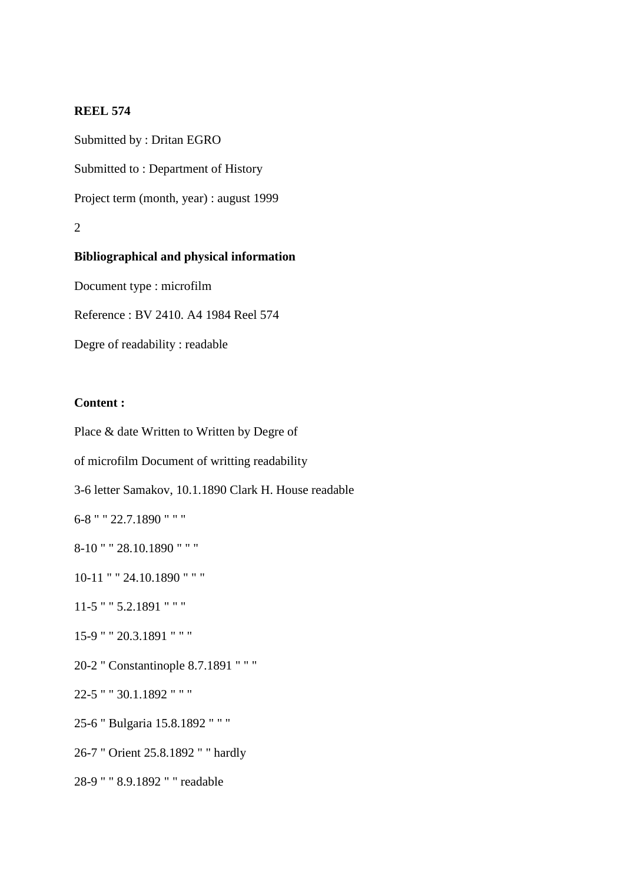**REEL 574**

Submitted by : Dritan EGRO

Submitted to : Department of History

Project term (month, year) : august 1999

2

**Bibliographical and physical information**

Document type : microfilm

Reference : BV 2410. A4 1984 Reel 574

Degre of readability : readable

**Content :**

Place & date Written to Written by Degre of

of microfilm Document of writting readability

3-6 letter Samakov, 10.1.1890 Clark H. House readable

6-8 " " 22.7.1890 " " "

8-10 " " 28.10.1890 " " "

10-11 " " 24.10.1890 " " "

11-5 " " 5.2.1891 " " "

15-9 " " 20.3.1891 " " "

20-2 " Constantinople 8.7.1891 " " "

22-5 " " 30.1.1892 " " "

25-6 " Bulgaria 15.8.1892 " " "

26-7 " Orient 25.8.1892 " " hardly

28-9 " " 8.9.1892 " " readable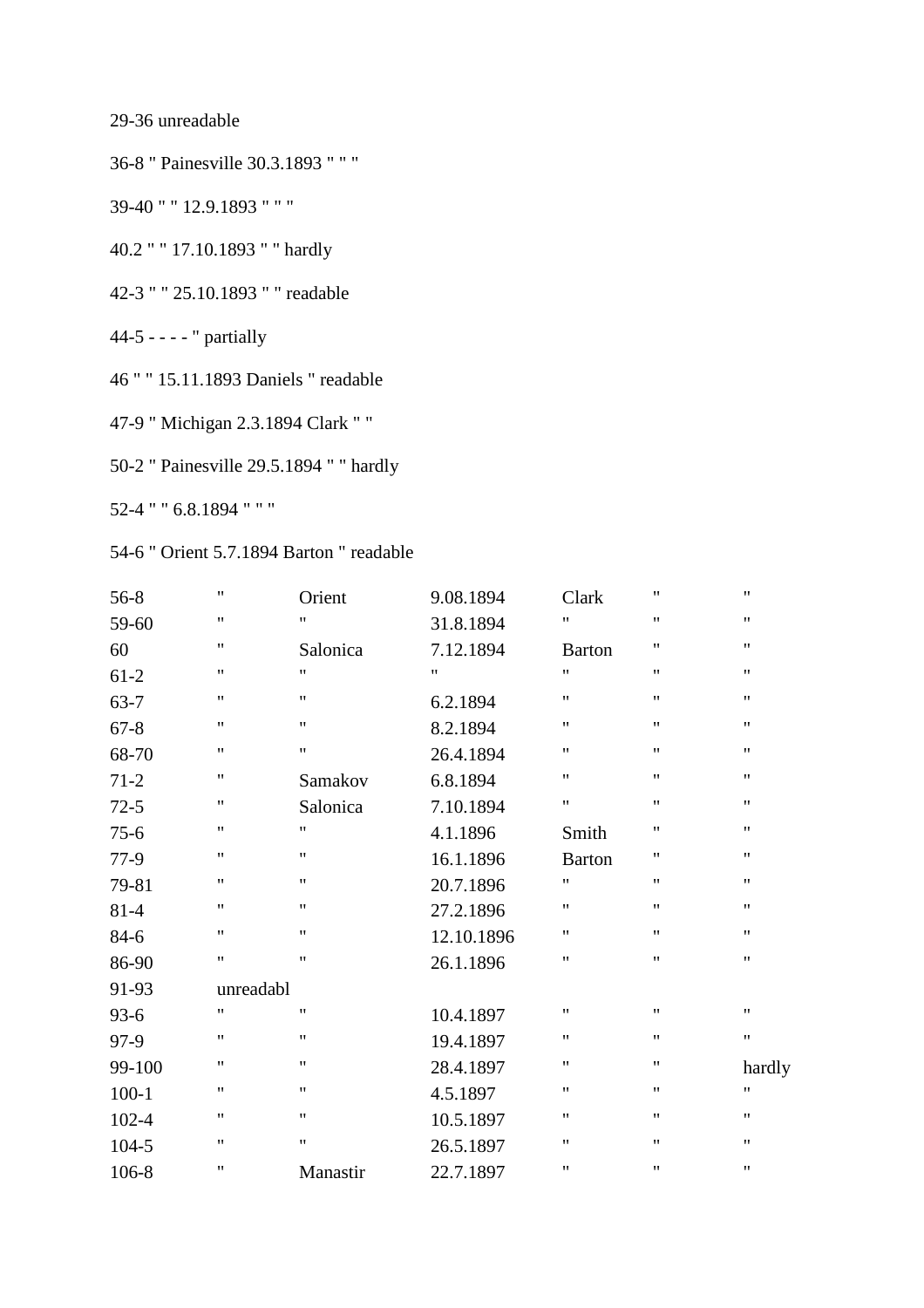29-36 unreadable

36-8 " Painesville 30.3.1893 " " "

39-40 " " 12.9.1893 " " "

40.2 " " 17.10.1893 " " hardly

42-3 " " 25.10.1893 " " readable

44-5 - - - - " partially

46 " " 15.11.1893 Daniels " readable

47-9 " Michigan 2.3.1894 Clark " "

50-2 " Painesville 29.5.1894 " " hardly

52-4 " " 6.8.1894 " " "

54-6 " Orient 5.7.1894 Barton " readable

| | | | | | | |
|---|---|---|---|---|---|---|
| 56-8 | " | Orient | 9.08.1894 | Clark | " | " |
| 59-60 | " | " | 31.8.1894 | " | " | " |
| 60 | " | Salonica | 7.12.1894 | Barton | " | " |
| 61-2 | " | " | " | " | " | " |
| 63-7 | " | " | 6.2.1894 | " | " | " |
| 67-8 | " | " | 8.2.1894 | " | " | " |
| 68-70 | " | " | 26.4.1894 | " | " | " |
| 71-2 | " | Samakov | 6.8.1894 | " | " | " |
| 72-5 | " | Salonica | 7.10.1894 | " | " | " |
| 75-6 | " | " | 4.1.1896 | Smith | " | " |
| 77-9 | " | " | 16.1.1896 | Barton | " | " |
| 79-81 | " | " | 20.7.1896 | " | " | " |
| 81-4 | " | " | 27.2.1896 | " | " | " |
| 84-6 | " | " | 12.10.1896 | " | " | " |
| 86-90 | " | " | 26.1.1896 | " | " | " |
| 91-93 | unreadabl | | | | | |
| 93-6 | " | " | 10.4.1897 | " | " | " |
| 97-9 | " | " | 19.4.1897 | " | " | " |
| 99-100 | " | " | 28.4.1897 | " | " | hardly |
| 100-1 | " | " | 4.5.1897 | " | " | " |
| 102-4 | " | " | 10.5.1897 | " | " | " |
| 104-5 | " | " | 26.5.1897 | " | " | " |
| 106-8 | " | Manastir | 22.7.1897 | " | " | " |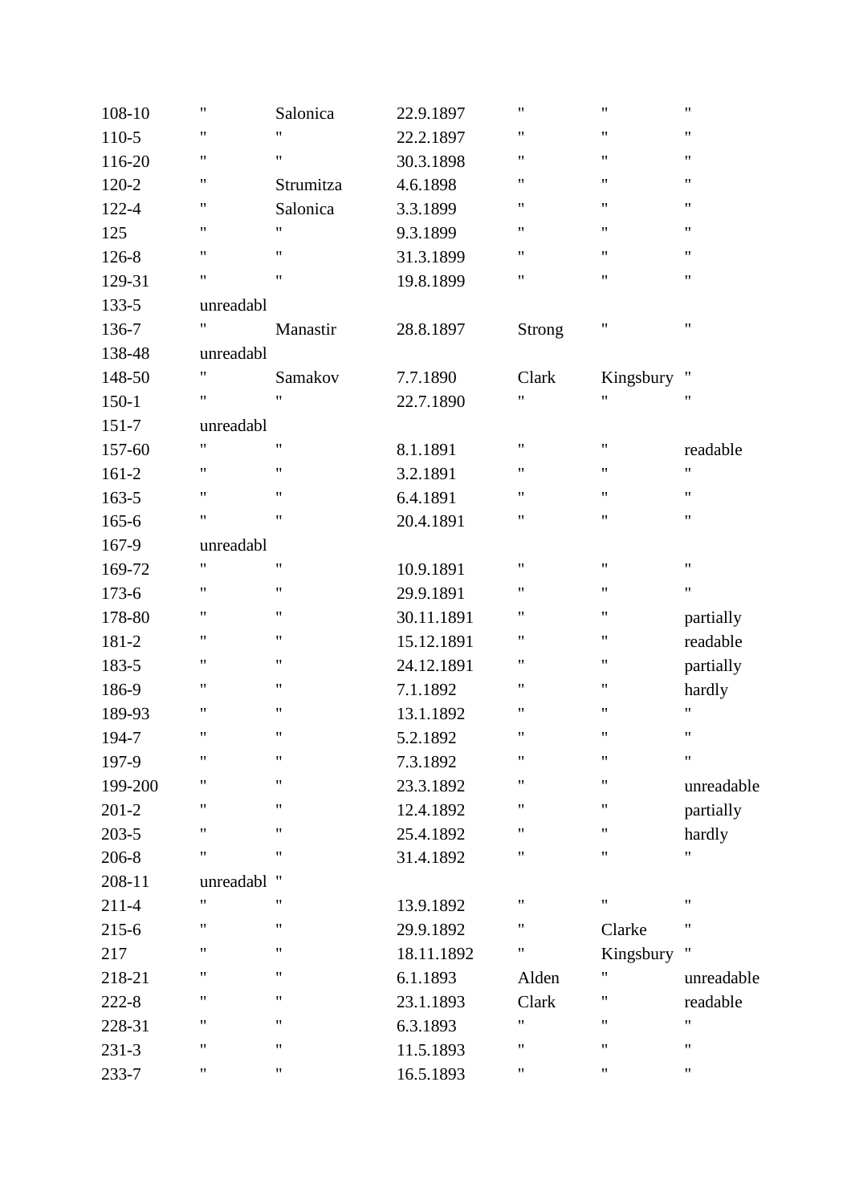| | | | | | | |
|---|---|---|---|---|---|---|
| 108-10 | " | Salonica | 22.9.1897 | " | " | " |
| 110-5 | " | " | 22.2.1897 | " | " | " |
| 116-20 | " | " | 30.3.1898 | " | " | " |
| 120-2 | " | Strumitza | 4.6.1898 | " | " | " |
| 122-4 | " | Salonica | 3.3.1899 | " | " | " |
| 125 | " | " | 9.3.1899 | " | " | " |
| 126-8 | " | " | 31.3.1899 | " | " | " |
| 129-31 | " | " | 19.8.1899 | " | " | " |
| 133-5 | unreadabl | | | | | |
| 136-7 | " | Manastir | 28.8.1897 | Strong | " | " |
| 138-48 | unreadabl | | | | | |
| 148-50 | " | Samakov | 7.7.1890 | Clark | Kingsbury | " |
| 150-1 | " | " | 22.7.1890 | " | " | " |
| 151-7 | unreadabl | | | | | |
| 157-60 | " | " | 8.1.1891 | " | " | readable |
| 161-2 | " | " | 3.2.1891 | " | " | " |
| 163-5 | " | " | 6.4.1891 | " | " | " |
| 165-6 | " | " | 20.4.1891 | " | " | " |
| 167-9 | unreadabl | | | | | |
| 169-72 | " | " | 10.9.1891 | " | " | " |
| 173-6 | " | " | 29.9.1891 | " | " | " |
| 178-80 | " | " | 30.11.1891 | " | " | partially |
| 181-2 | " | " | 15.12.1891 | " | " | readable |
| 183-5 | " | " | 24.12.1891 | " | " | partially |
| 186-9 | " | " | 7.1.1892 | " | " | hardly |
| 189-93 | " | " | 13.1.1892 | " | " | " |
| 194-7 | " | " | 5.2.1892 | " | " | " |
| 197-9 | " | " | 7.3.1892 | " | " | " |
| 199-200 | " | " | 23.3.1892 | " | " | unreadable |
| 201-2 | " | " | 12.4.1892 | " | " | partially |
| 203-5 | " | " | 25.4.1892 | " | " | hardly |
| 206-8 | " | " | 31.4.1892 | " | " | " |
| 208-11 | unreadabl | " | | | | |
| 211-4 | " | " | 13.9.1892 | " | " | " |
| 215-6 | " | " | 29.9.1892 | " | Clarke | " |
| 217 | " | " | 18.11.1892 | " | Kingsbury | " |
| 218-21 | " | " | 6.1.1893 | Alden | " | unreadable |
| 222-8 | " | " | 23.1.1893 | Clark | " | readable |
| 228-31 | " | " | 6.3.1893 | " | " | " |
| 231-3 | " | " | 11.5.1893 | " | " | " |
| 233-7 | " | " | 16.5.1893 | " | " | " |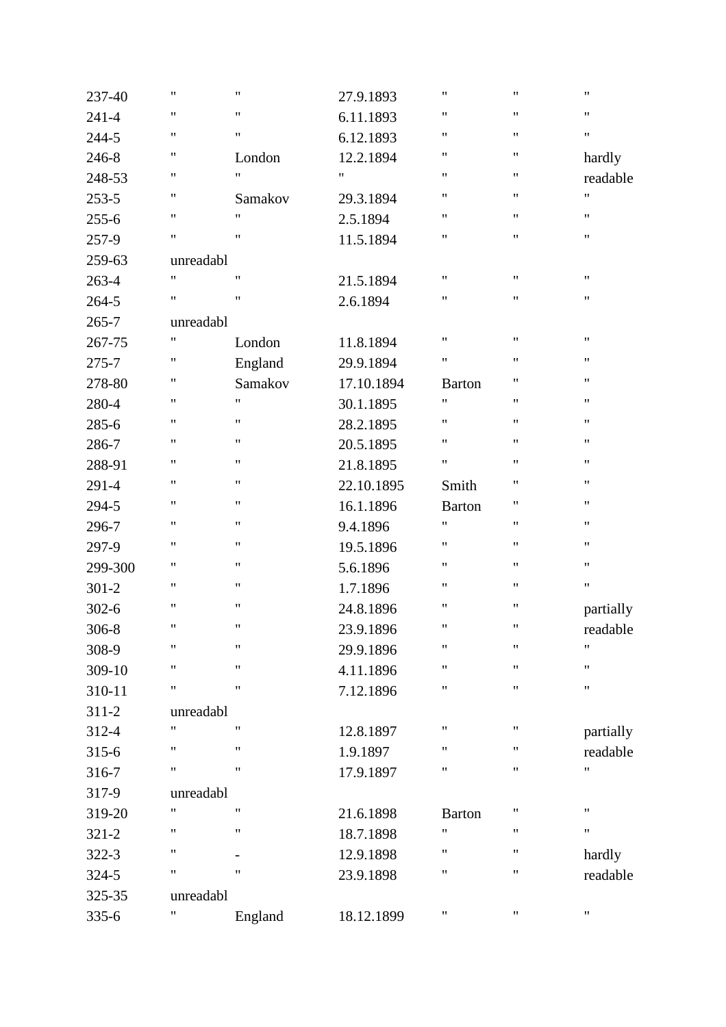| | | | | | | |
|---|---|---|---|---|---|---|
| 237-40 | " | " | 27.9.1893 | " | " | " |
| 241-4 | " | " | 6.11.1893 | " | " | " |
| 244-5 | " | " | 6.12.1893 | " | " | " |
| 246-8 | " | London | 12.2.1894 | " | " | hardly |
| 248-53 | " | " | " | " | " | readable |
| 253-5 | " | Samakov | 29.3.1894 | " | " | " |
| 255-6 | " | " | 2.5.1894 | " | " | " |
| 257-9 | " | " | 11.5.1894 | " | " | " |
| 259-63 | unreadabl | | | | | |
| 263-4 | " | " | 21.5.1894 | " | " | " |
| 264-5 | " | " | 2.6.1894 | " | " | " |
| 265-7 | unreadabl | | | | | |
| 267-75 | " | London | 11.8.1894 | " | " | " |
| 275-7 | " | England | 29.9.1894 | " | " | " |
| 278-80 | " | Samakov | 17.10.1894 | Barton | " | " |
| 280-4 | " | " | 30.1.1895 | " | " | " |
| 285-6 | " | " | 28.2.1895 | " | " | " |
| 286-7 | " | " | 20.5.1895 | " | " | " |
| 288-91 | " | " | 21.8.1895 | " | " | " |
| 291-4 | " | " | 22.10.1895 | Smith | " | " |
| 294-5 | " | " | 16.1.1896 | Barton | " | " |
| 296-7 | " | " | 9.4.1896 | " | " | " |
| 297-9 | " | " | 19.5.1896 | " | " | " |
| 299-300 | " | " | 5.6.1896 | " | " | " |
| 301-2 | " | " | 1.7.1896 | " | " | " |
| 302-6 | " | " | 24.8.1896 | " | " | partially |
| 306-8 | " | " | 23.9.1896 | " | " | readable |
| 308-9 | " | " | 29.9.1896 | " | " | " |
| 309-10 | " | " | 4.11.1896 | " | " | " |
| 310-11 | " | " | 7.12.1896 | " | " | " |
| 311-2 | unreadabl | | | | | |
| 312-4 | " | " | 12.8.1897 | " | " | partially |
| 315-6 | " | " | 1.9.1897 | " | " | readable |
| 316-7 | " | " | 17.9.1897 | " | " | " |
| 317-9 | unreadabl | | | | | |
| 319-20 | " | " | 21.6.1898 | Barton | " | " |
| 321-2 | " | " | 18.7.1898 | " | " | " |
| 322-3 | " | - | 12.9.1898 | " | " | hardly |
| 324-5 | " | " | 23.9.1898 | " | " | readable |
| 325-35 | unreadabl | | | | | |
| 335-6 | " | England | 18.12.1899 | " | " | " |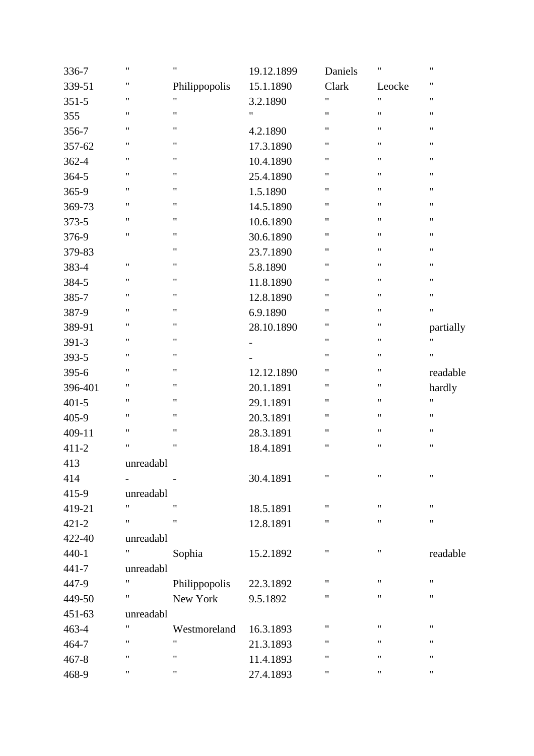| | | | | | | |
|---|---|---|---|---|---|---|
| 336-7 | " | " | 19.12.1899 | Daniels | " | " |
| 339-51 | " | Philippopolis | 15.1.1890 | Clark | Leocke | " |
| 351-5 | " | " | 3.2.1890 | " | " | " |
| 355 | " | " | " | " | " | " |
| 356-7 | " | " | 4.2.1890 | " | " | " |
| 357-62 | " | " | 17.3.1890 | " | " | " |
| 362-4 | " | " | 10.4.1890 | " | " | " |
| 364-5 | " | " | 25.4.1890 | " | " | " |
| 365-9 | " | " | 1.5.1890 | " | " | " |
| 369-73 | " | " | 14.5.1890 | " | " | " |
| 373-5 | " | " | 10.6.1890 | " | " | " |
| 376-9 | " | " | 30.6.1890 | " | " | " |
| 379-83 | | " | 23.7.1890 | " | " | " |
| 383-4 | " | " | 5.8.1890 | " | " | " |
| 384-5 | " | " | 11.8.1890 | " | " | " |
| 385-7 | " | " | 12.8.1890 | " | " | " |
| 387-9 | " | " | 6.9.1890 | " | " | " |
| 389-91 | " | " | 28.10.1890 | " | " | partially |
| 391-3 | " | " | - | " | " | " |
| 393-5 | " | " | - | " | " | " |
| 395-6 | " | " | 12.12.1890 | " | " | readable |
| 396-401 | " | " | 20.1.1891 | " | " | hardly |
| 401-5 | " | " | 29.1.1891 | " | " | " |
| 405-9 | " | " | 20.3.1891 | " | " | " |
| 409-11 | " | " | 28.3.1891 | " | " | " |
| 411-2 | " | " | 18.4.1891 | " | " | " |
| 413 | unreadabl | | | | | |
| 414 | - | - | 30.4.1891 | " | " | " |
| 415-9 | unreadabl | | | | | |
| 419-21 | " | " | 18.5.1891 | " | " | " |
| 421-2 | " | " | 12.8.1891 | " | " | " |
| 422-40 | unreadabl | | | | | |
| 440-1 | " | Sophia | 15.2.1892 | " | " | readable |
| 441-7 | unreadabl | | | | | |
| 447-9 | " | Philippopolis | 22.3.1892 | " | " | " |
| 449-50 | " | New York | 9.5.1892 | " | " | " |
| 451-63 | unreadabl | | | | | |
| 463-4 | " | Westmoreland | 16.3.1893 | " | " | " |
| 464-7 | " | " | 21.3.1893 | " | " | " |
| 467-8 | " | " | 11.4.1893 | " | " | " |
| 468-9 | " | " | 27.4.1893 | " | " | " |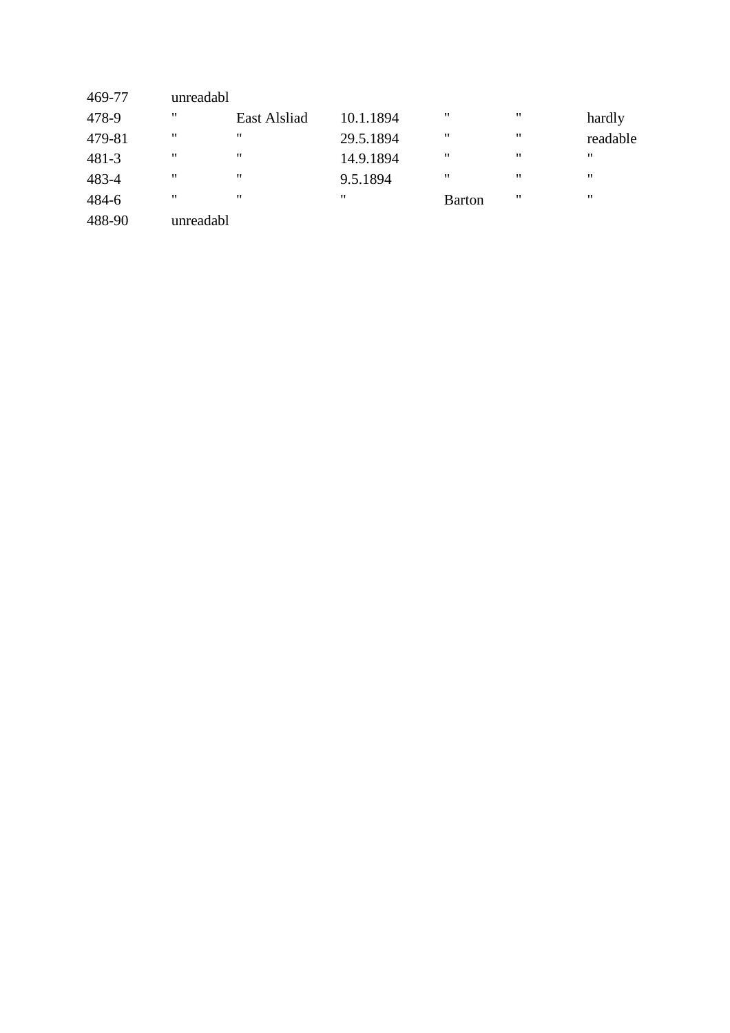| | | | | | | |
|---|---|---|---|---|---|---|
| 469-77 | unreadabl | | | | | |
| 478-9 | " | East Alsliad | 10.1.1894 | " | " | hardly |
| 479-81 | " | " | 29.5.1894 | " | " | readable |
| 481-3 | " | " | 14.9.1894 | " | " | " |
| 483-4 | " | " | 9.5.1894 | " | " | " |
| 484-6 | " | " | " | Barton | " | " |
| 488-90 | unreadabl | | | | | |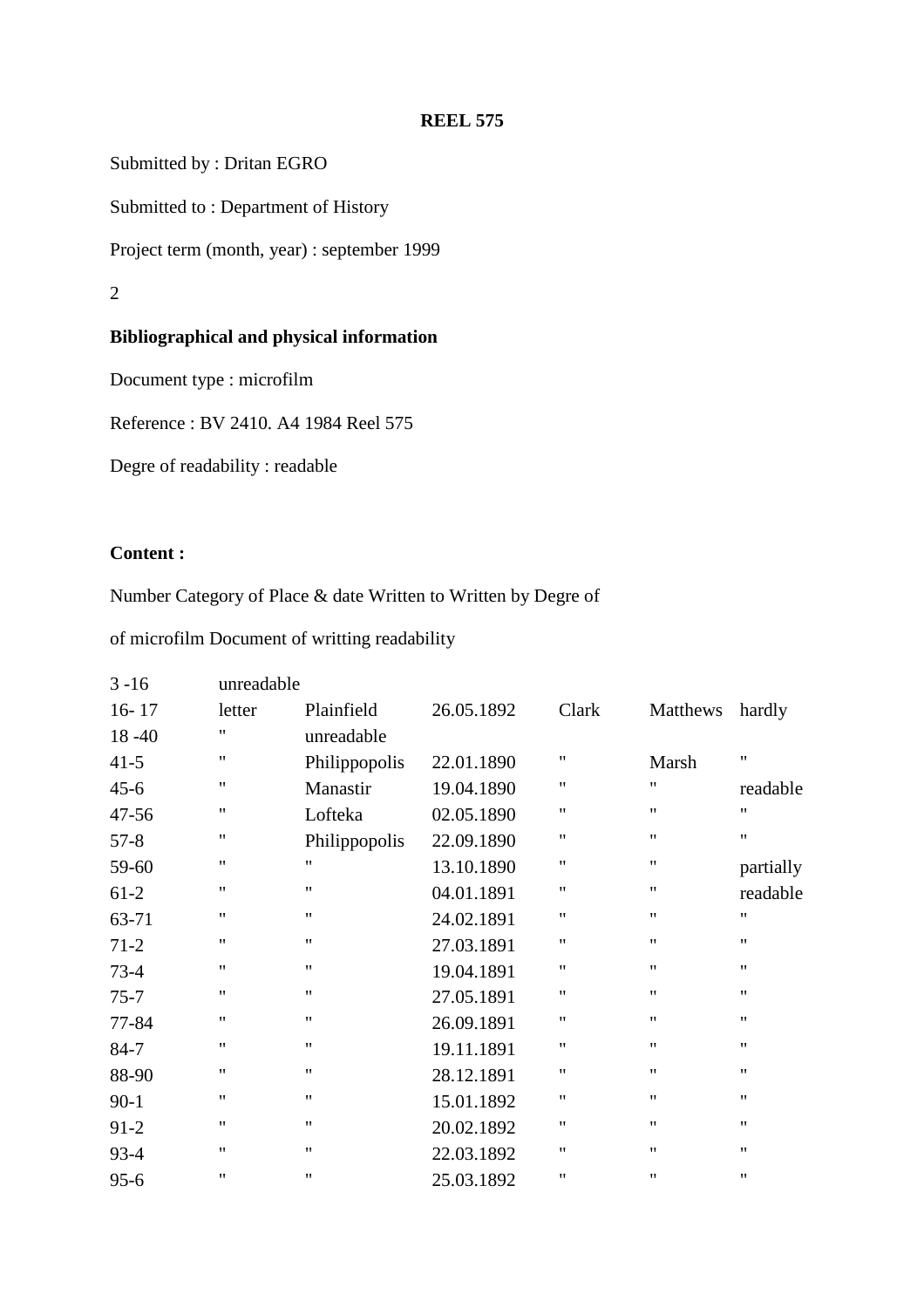**REEL 575**

Submitted by : Dritan EGRO

Submitted to : Department of History

Project term (month, year) : september 1999

2

**Bibliographical and physical information**

Document type : microfilm

Reference : BV 2410. A4 1984 Reel 575

Degre of readability : readable

**Content :**

Number Category of Place & date Written to Written by Degre of

of microfilm Document of writting readability

| | | | | | | |
|---|---|---|---|---|---|---|
| 3 -16 | unreadable | | | | | |
| 16- 17 | letter | Plainfield | 26.05.1892 | Clark | Matthews | hardly |
| 18 -40 | " | unreadable | | | | |
| 41-5 | " | Philippopolis | 22.01.1890 | " | Marsh | " |
| 45-6 | " | Manastir | 19.04.1890 | " | " | readable |
| 47-56 | " | Lofteka | 02.05.1890 | " | " | " |
| 57-8 | " | Philippopolis | 22.09.1890 | " | " | " |
| 59-60 | " | " | 13.10.1890 | " | " | partially |
| 61-2 | " | " | 04.01.1891 | " | " | readable |
| 63-71 | " | " | 24.02.1891 | " | " | " |
| 71-2 | " | " | 27.03.1891 | " | " | " |
| 73-4 | " | " | 19.04.1891 | " | " | " |
| 75-7 | " | " | 27.05.1891 | " | " | " |
| 77-84 | " | " | 26.09.1891 | " | " | " |
| 84-7 | " | " | 19.11.1891 | " | " | " |
| 88-90 | " | " | 28.12.1891 | " | " | " |
| 90-1 | " | " | 15.01.1892 | " | " | " |
| 91-2 | " | " | 20.02.1892 | " | " | " |
| 93-4 | " | " | 22.03.1892 | " | " | " |
| 95-6 | " | " | 25.03.1892 | " | " | " |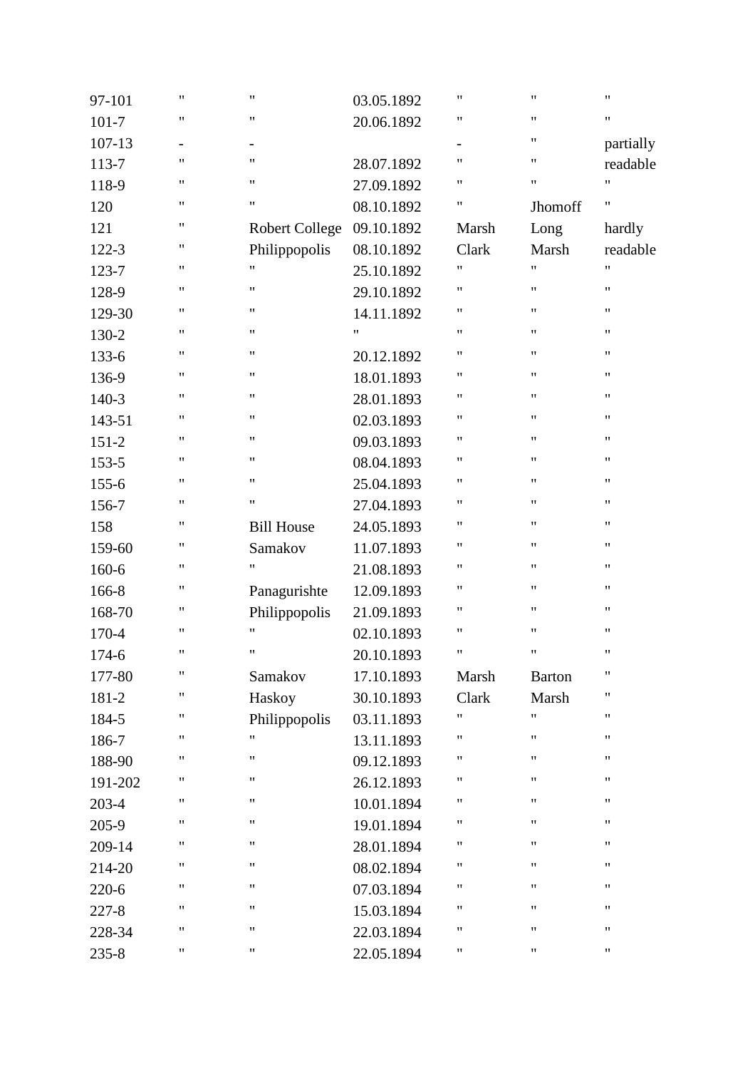| | | | | | | |
|---|---|---|---|---|---|---|
| 97-101 | " | " | 03.05.1892 | " | " | " |
| 101-7 | " | " | 20.06.1892 | " | " | " |
| 107-13 | - | - | | - | " | partially |
| 113-7 | " | " | 28.07.1892 | " | " | readable |
| 118-9 | " | " | 27.09.1892 | " | " | " |
| 120 | " | " | 08.10.1892 | " | Jhomoff | " |
| 121 | " | Robert College | 09.10.1892 | Marsh | Long | hardly |
| 122-3 | " | Philippopolis | 08.10.1892 | Clark | Marsh | readable |
| 123-7 | " | " | 25.10.1892 | " | " | " |
| 128-9 | " | " | 29.10.1892 | " | " | " |
| 129-30 | " | " | 14.11.1892 | " | " | " |
| 130-2 | " | " | " | " | " | " |
| 133-6 | " | " | 20.12.1892 | " | " | " |
| 136-9 | " | " | 18.01.1893 | " | " | " |
| 140-3 | " | " | 28.01.1893 | " | " | " |
| 143-51 | " | " | 02.03.1893 | " | " | " |
| 151-2 | " | " | 09.03.1893 | " | " | " |
| 153-5 | " | " | 08.04.1893 | " | " | " |
| 155-6 | " | " | 25.04.1893 | " | " | " |
| 156-7 | " | " | 27.04.1893 | " | " | " |
| 158 | " | Bill House | 24.05.1893 | " | " | " |
| 159-60 | " | Samakov | 11.07.1893 | " | " | " |
| 160-6 | " | " | 21.08.1893 | " | " | " |
| 166-8 | " | Panagurishte | 12.09.1893 | " | " | " |
| 168-70 | " | Philippopolis | 21.09.1893 | " | " | " |
| 170-4 | " | " | 02.10.1893 | " | " | " |
| 174-6 | " | " | 20.10.1893 | " | " | " |
| 177-80 | " | Samakov | 17.10.1893 | Marsh | Barton | " |
| 181-2 | " | Haskoy | 30.10.1893 | Clark | Marsh | " |
| 184-5 | " | Philippopolis | 03.11.1893 | " | " | " |
| 186-7 | " | " | 13.11.1893 | " | " | " |
| 188-90 | " | " | 09.12.1893 | " | " | " |
| 191-202 | " | " | 26.12.1893 | " | " | " |
| 203-4 | " | " | 10.01.1894 | " | " | " |
| 205-9 | " | " | 19.01.1894 | " | " | " |
| 209-14 | " | " | 28.01.1894 | " | " | " |
| 214-20 | " | " | 08.02.1894 | " | " | " |
| 220-6 | " | " | 07.03.1894 | " | " | " |
| 227-8 | " | " | 15.03.1894 | " | " | " |
| 228-34 | " | " | 22.03.1894 | " | " | " |
| 235-8 | " | " | 22.05.1894 | " | " | " |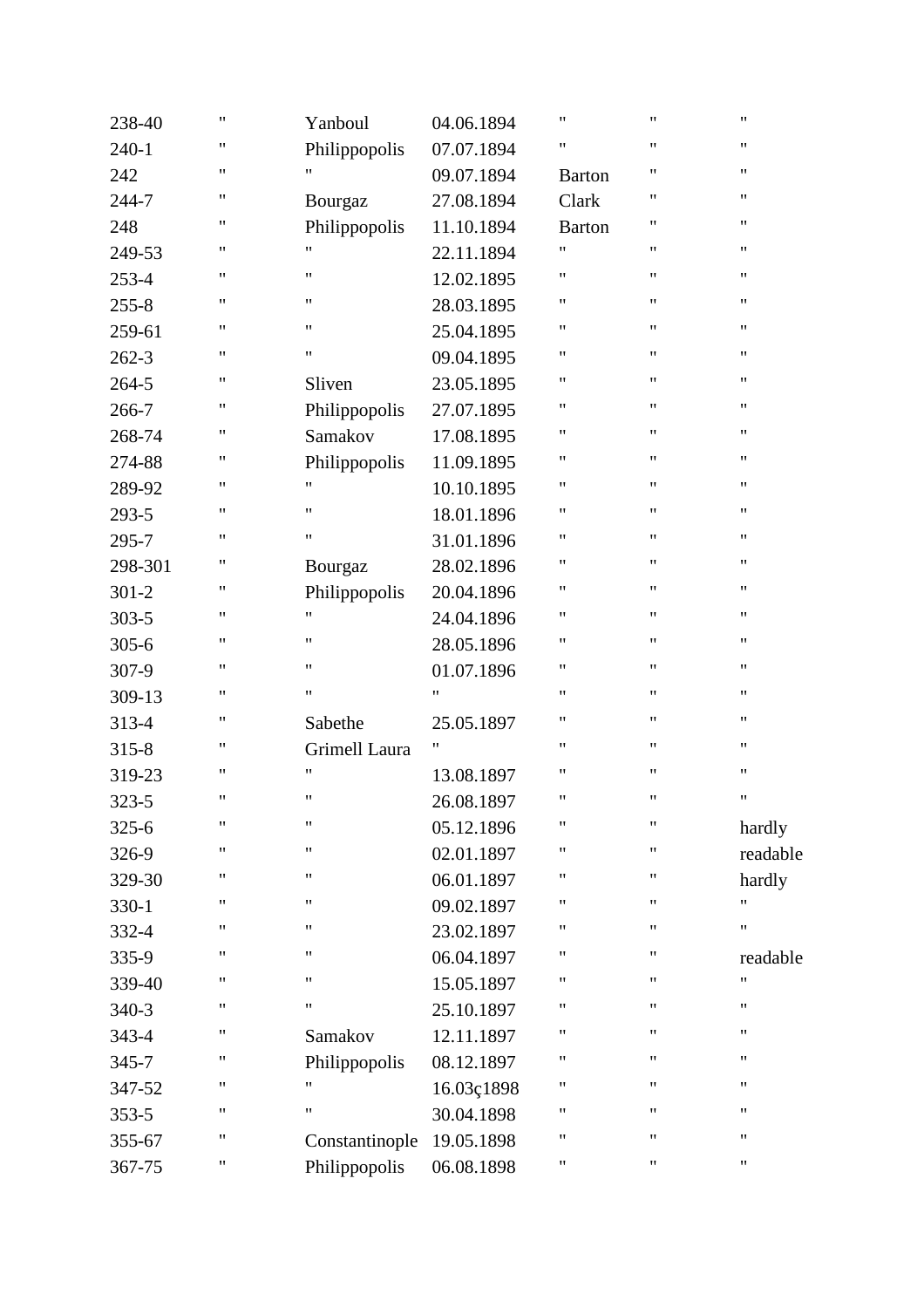| | | | | | | |
|---|---|---|---|---|---|---|
| 238-40 | " | Yanboul | 04.06.1894 | " | " | " |
| 240-1 | " | Philippopolis | 07.07.1894 | " | " | " |
| 242 | " | " | 09.07.1894 | Barton | " | " |
| 244-7 | " | Bourgaz | 27.08.1894 | Clark | " | " |
| 248 | " | Philippopolis | 11.10.1894 | Barton | " | " |
| 249-53 | " | " | 22.11.1894 | " | " | " |
| 253-4 | " | " | 12.02.1895 | " | " | " |
| 255-8 | " | " | 28.03.1895 | " | " | " |
| 259-61 | " | " | 25.04.1895 | " | " | " |
| 262-3 | " | " | 09.04.1895 | " | " | " |
| 264-5 | " | Sliven | 23.05.1895 | " | " | " |
| 266-7 | " | Philippopolis | 27.07.1895 | " | " | " |
| 268-74 | " | Samakov | 17.08.1895 | " | " | " |
| 274-88 | " | Philippopolis | 11.09.1895 | " | " | " |
| 289-92 | " | " | 10.10.1895 | " | " | " |
| 293-5 | " | " | 18.01.1896 | " | " | " |
| 295-7 | " | " | 31.01.1896 | " | " | " |
| 298-301 | " | Bourgaz | 28.02.1896 | " | " | " |
| 301-2 | " | Philippopolis | 20.04.1896 | " | " | " |
| 303-5 | " | " | 24.04.1896 | " | " | " |
| 305-6 | " | " | 28.05.1896 | " | " | " |
| 307-9 | " | " | 01.07.1896 | " | " | " |
| 309-13 | " | " | " | " | " | " |
| 313-4 | " | Sabethe | 25.05.1897 | " | " | " |
| 315-8 | " | Grimell Laura | " | " | " | " |
| 319-23 | " | " | 13.08.1897 | " | " | " |
| 323-5 | " | " | 26.08.1897 | " | " | " |
| 325-6 | " | " | 05.12.1896 | " | " | hardly |
| 326-9 | " | " | 02.01.1897 | " | " | readable |
| 329-30 | " | " | 06.01.1897 | " | " | hardly |
| 330-1 | " | " | 09.02.1897 | " | " | " |
| 332-4 | " | " | 23.02.1897 | " | " | " |
| 335-9 | " | " | 06.04.1897 | " | " | readable |
| 339-40 | " | " | 15.05.1897 | " | " | " |
| 340-3 | " | " | 25.10.1897 | " | " | " |
| 343-4 | " | Samakov | 12.11.1897 | " | " | " |
| 345-7 | " | Philippopolis | 08.12.1897 | " | " | " |
| 347-52 | " | " | 16.03ç1898 | " | " | " |
| 353-5 | " | " | 30.04.1898 | " | " | " |
| 355-67 | " | Constantinople | 19.05.1898 | " | " | " |
| 367-75 | " | Philippopolis | 06.08.1898 | " | " | " |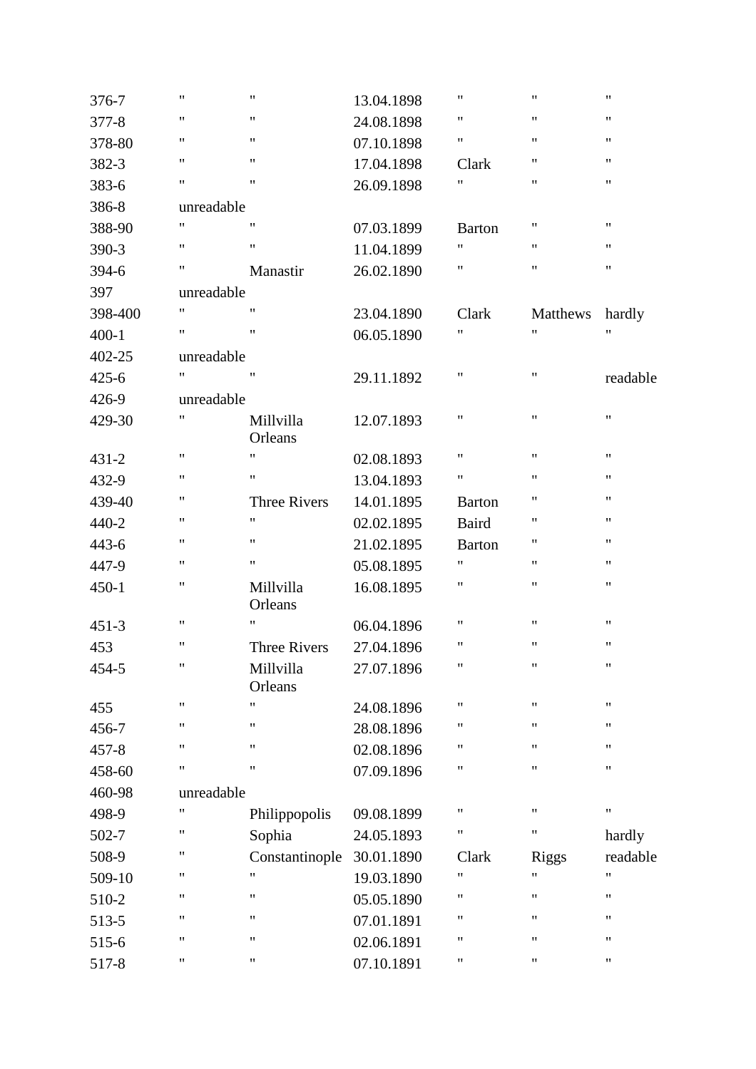| | | | | | | |
|---|---|---|---|---|---|---|
| 376-7 | " | " | 13.04.1898 | " | " | " |
| 377-8 | " | " | 24.08.1898 | " | " | " |
| 378-80 | " | " | 07.10.1898 | " | " | " |
| 382-3 | " | " | 17.04.1898 | Clark | " | " |
| 383-6 | " | " | 26.09.1898 | " | " | " |
| 386-8 | unreadable | | | | | |
| 388-90 | " | " | 07.03.1899 | Barton | " | " |
| 390-3 | " | " | 11.04.1899 | " | " | " |
| 394-6 | " | Manastir | 26.02.1890 | " | " | " |
| 397 | unreadable | | | | | |
| 398-400 | " | " | 23.04.1890 | Clark | Matthews | hardly |
| 400-1 | " | " | 06.05.1890 | " | " | " |
| 402-25 | unreadable | | | | | |
| 425-6 | " | " | 29.11.1892 | " | " | readable |
| 426-9 | unreadable | | | | | |
| 429-30 | " | Millvilla Orleans | 12.07.1893 | " | " | " |
| 431-2 | " | " | 02.08.1893 | " | " | " |
| 432-9 | " | " | 13.04.1893 | " | " | " |
| 439-40 | " | Three Rivers | 14.01.1895 | Barton | " | " |
| 440-2 | " | " | 02.02.1895 | Baird | " | " |
| 443-6 | " | " | 21.02.1895 | Barton | " | " |
| 447-9 | " | " | 05.08.1895 | " | " | " |
| 450-1 | " | Millvilla Orleans | 16.08.1895 | " | " | " |
| 451-3 | " | " | 06.04.1896 | " | " | " |
| 453 | " | Three Rivers | 27.04.1896 | " | " | " |
| 454-5 | " | Millvilla Orleans | 27.07.1896 | " | " | " |
| 455 | " | " | 24.08.1896 | " | " | " |
| 456-7 | " | " | 28.08.1896 | " | " | " |
| 457-8 | " | " | 02.08.1896 | " | " | " |
| 458-60 | " | " | 07.09.1896 | " | " | " |
| 460-98 | unreadable | | | | | |
| 498-9 | " | Philippopolis | 09.08.1899 | " | " | " |
| 502-7 | " | Sophia | 24.05.1893 | " | " | hardly |
| 508-9 | " | Constantinople | 30.01.1890 | Clark | Riggs | readable |
| 509-10 | " | " | 19.03.1890 | " | " | " |
| 510-2 | " | " | 05.05.1890 | " | " | " |
| 513-5 | " | " | 07.01.1891 | " | " | " |
| 515-6 | " | " | 02.06.1891 | " | " | " |
| 517-8 | " | " | 07.10.1891 | " | " | " |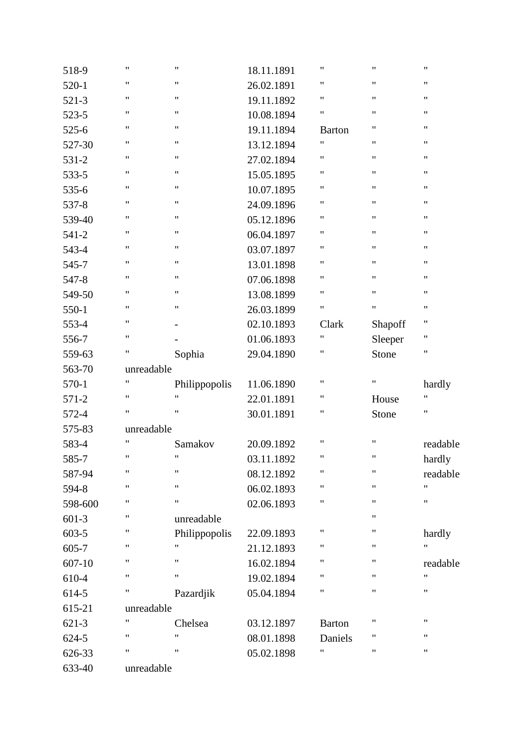| | | | | | | |
|---|---|---|---|---|---|---|
| 518-9 | " | " | 18.11.1891 | " | " | " |
| 520-1 | " | " | 26.02.1891 | " | " | " |
| 521-3 | " | " | 19.11.1892 | " | " | " |
| 523-5 | " | " | 10.08.1894 | " | " | " |
| 525-6 | " | " | 19.11.1894 | Barton | " | " |
| 527-30 | " | " | 13.12.1894 | " | " | " |
| 531-2 | " | " | 27.02.1894 | " | " | " |
| 533-5 | " | " | 15.05.1895 | " | " | " |
| 535-6 | " | " | 10.07.1895 | " | " | " |
| 537-8 | " | " | 24.09.1896 | " | " | " |
| 539-40 | " | " | 05.12.1896 | " | " | " |
| 541-2 | " | " | 06.04.1897 | " | " | " |
| 543-4 | " | " | 03.07.1897 | " | " | " |
| 545-7 | " | " | 13.01.1898 | " | " | " |
| 547-8 | " | " | 07.06.1898 | " | " | " |
| 549-50 | " | " | 13.08.1899 | " | " | " |
| 550-1 | " | " | 26.03.1899 | " | " | " |
| 553-4 | " | - | 02.10.1893 | Clark | Shapoff | " |
| 556-7 | " | - | 01.06.1893 | " | Sleeper | " |
| 559-63 | " | Sophia | 29.04.1890 | " | Stone | " |
| 563-70 | unreadable | | | | | |
| 570-1 | " | Philippopolis | 11.06.1890 | " | " | hardly |
| 571-2 | " | " | 22.01.1891 | " | House | " |
| 572-4 | " | " | 30.01.1891 | " | Stone | " |
| 575-83 | unreadable | | | | | |
| 583-4 | " | Samakov | 20.09.1892 | " | " | readable |
| 585-7 | " | " | 03.11.1892 | " | " | hardly |
| 587-94 | " | " | 08.12.1892 | " | " | readable |
| 594-8 | " | " | 06.02.1893 | " | " | " |
| 598-600 | " | " | 02.06.1893 | " | " | " |
| 601-3 | " | unreadable | | | " | |
| 603-5 | " | Philippopolis | 22.09.1893 | " | " | hardly |
| 605-7 | " | " | 21.12.1893 | " | " | " |
| 607-10 | " | " | 16.02.1894 | " | " | readable |
| 610-4 | " | " | 19.02.1894 | " | " | " |
| 614-5 | " | Pazardjik | 05.04.1894 | " | " | " |
| 615-21 | unreadable | | | | | |
| 621-3 | " | Chelsea | 03.12.1897 | Barton | " | " |
| 624-5 | " | " | 08.01.1898 | Daniels | " | " |
| 626-33 | " | " | 05.02.1898 | " | " | " |
| 633-40 | unreadable | | | | | |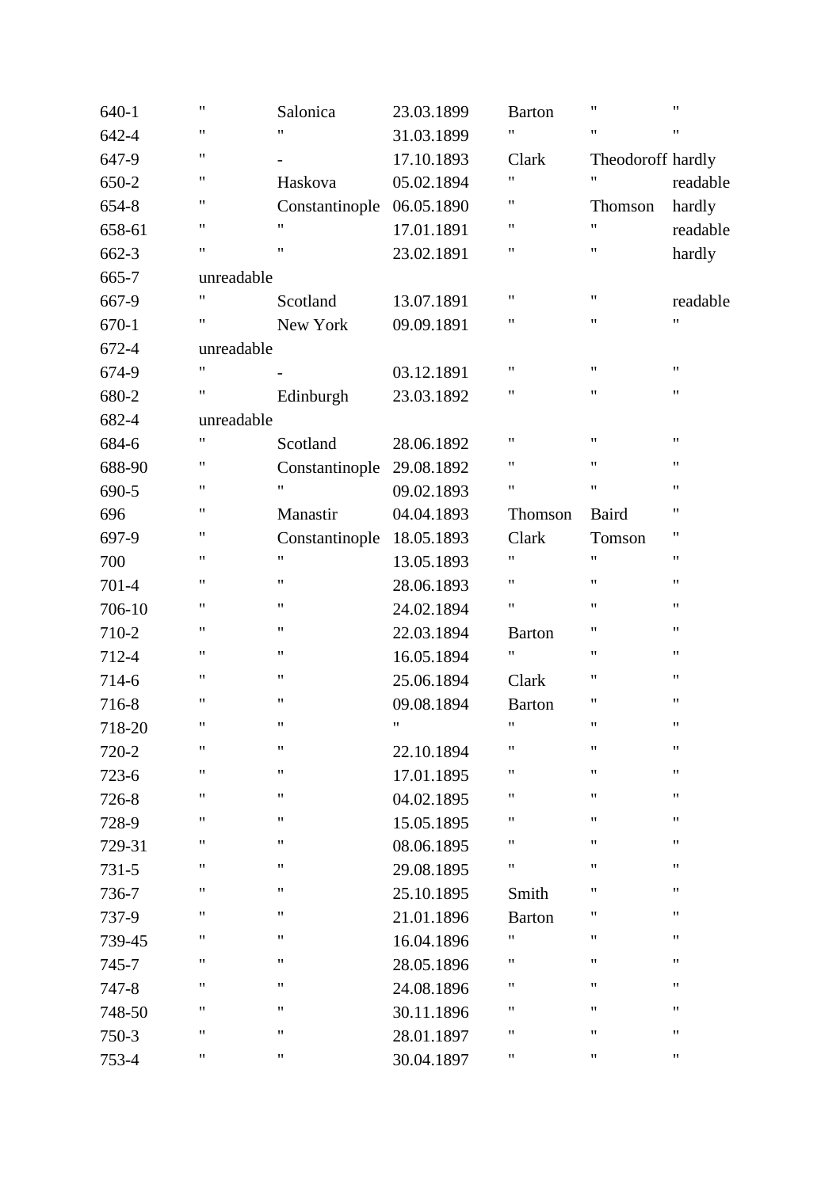| | | | | | | |
|---|---|---|---|---|---|---|
| 640-1 | " | Salonica | 23.03.1899 | Barton | " | " |
| 642-4 | " | " | 31.03.1899 | " | " | " |
| 647-9 | " | - | 17.10.1893 | Clark | Theodoroff | hardly |
| 650-2 | " | Haskova | 05.02.1894 | " | " | readable |
| 654-8 | " | Constantinople | 06.05.1890 | " | Thomson | hardly |
| 658-61 | " | " | 17.01.1891 | " | " | readable |
| 662-3 | " | " | 23.02.1891 | " | " | hardly |
| 665-7 | unreadable | | | | | |
| 667-9 | " | Scotland | 13.07.1891 | " | " | readable |
| 670-1 | " | New York | 09.09.1891 | " | " | " |
| 672-4 | unreadable | | | | | |
| 674-9 | " | - | 03.12.1891 | " | " | " |
| 680-2 | " | Edinburgh | 23.03.1892 | " | " | " |
| 682-4 | unreadable | | | | | |
| 684-6 | " | Scotland | 28.06.1892 | " | " | " |
| 688-90 | " | Constantinople | 29.08.1892 | " | " | " |
| 690-5 | " | " | 09.02.1893 | " | " | " |
| 696 | " | Manastir | 04.04.1893 | Thomson | Baird | " |
| 697-9 | " | Constantinople | 18.05.1893 | Clark | Tomson | " |
| 700 | " | " | 13.05.1893 | " | " | " |
| 701-4 | " | " | 28.06.1893 | " | " | " |
| 706-10 | " | " | 24.02.1894 | " | " | " |
| 710-2 | " | " | 22.03.1894 | Barton | " | " |
| 712-4 | " | " | 16.05.1894 | " | " | " |
| 714-6 | " | " | 25.06.1894 | Clark | " | " |
| 716-8 | " | " | 09.08.1894 | Barton | " | " |
| 718-20 | " | " | " | " | " | " |
| 720-2 | " | " | 22.10.1894 | " | " | " |
| 723-6 | " | " | 17.01.1895 | " | " | " |
| 726-8 | " | " | 04.02.1895 | " | " | " |
| 728-9 | " | " | 15.05.1895 | " | " | " |
| 729-31 | " | " | 08.06.1895 | " | " | " |
| 731-5 | " | " | 29.08.1895 | " | " | " |
| 736-7 | " | " | 25.10.1895 | Smith | " | " |
| 737-9 | " | " | 21.01.1896 | Barton | " | " |
| 739-45 | " | " | 16.04.1896 | " | " | " |
| 745-7 | " | " | 28.05.1896 | " | " | " |
| 747-8 | " | " | 24.08.1896 | " | " | " |
| 748-50 | " | " | 30.11.1896 | " | " | " |
| 750-3 | " | " | 28.01.1897 | " | " | " |
| 753-4 | " | " | 30.04.1897 | " | " | " |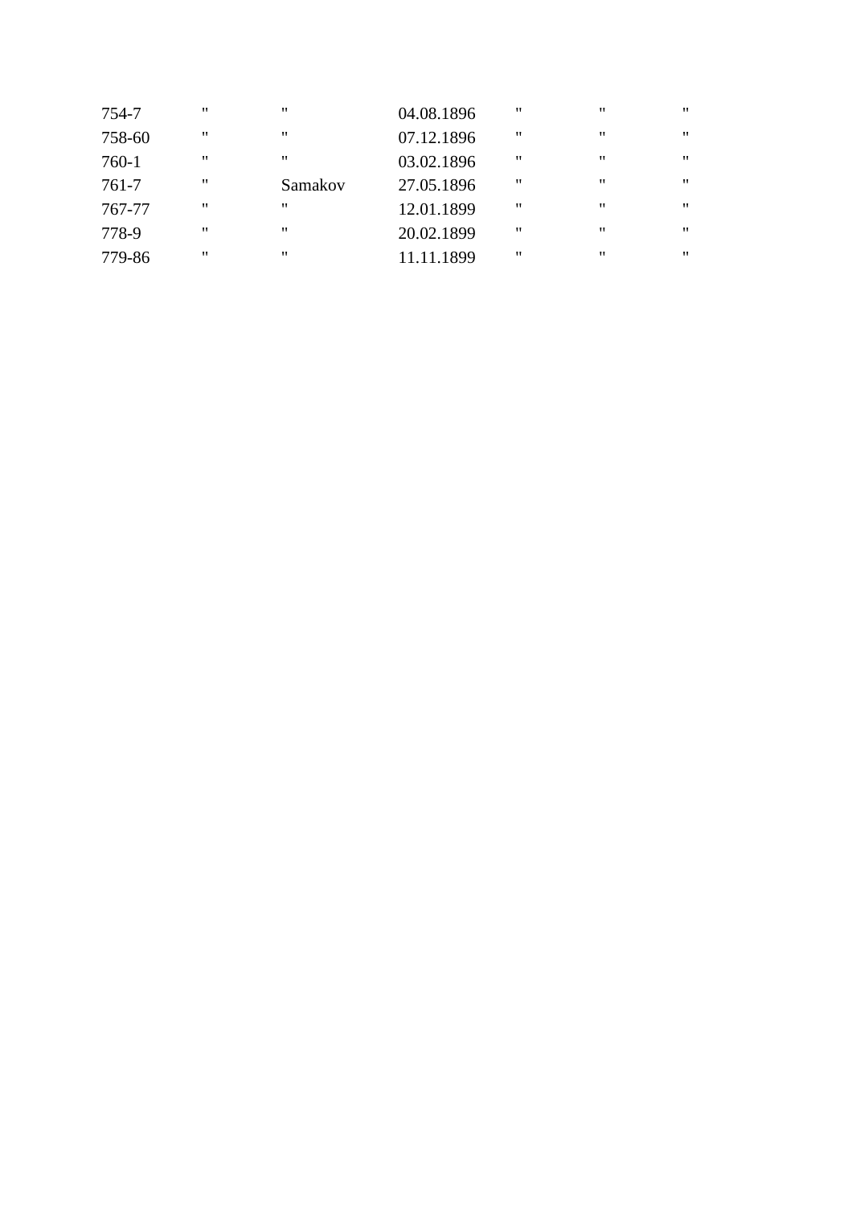| | | | | | | |
|---|---|---|---|---|---|---|
| 754-7 | " | " | 04.08.1896 | " | " | " |
| 758-60 | " | " | 07.12.1896 | " | " | " |
| 760-1 | " | " | 03.02.1896 | " | " | " |
| 761-7 | " | Samakov | 27.05.1896 | " | " | " |
| 767-77 | " | " | 12.01.1899 | " | " | " |
| 778-9 | " | " | 20.02.1899 | " | " | " |
| 779-86 | " | " | 11.11.1899 | " | " | " |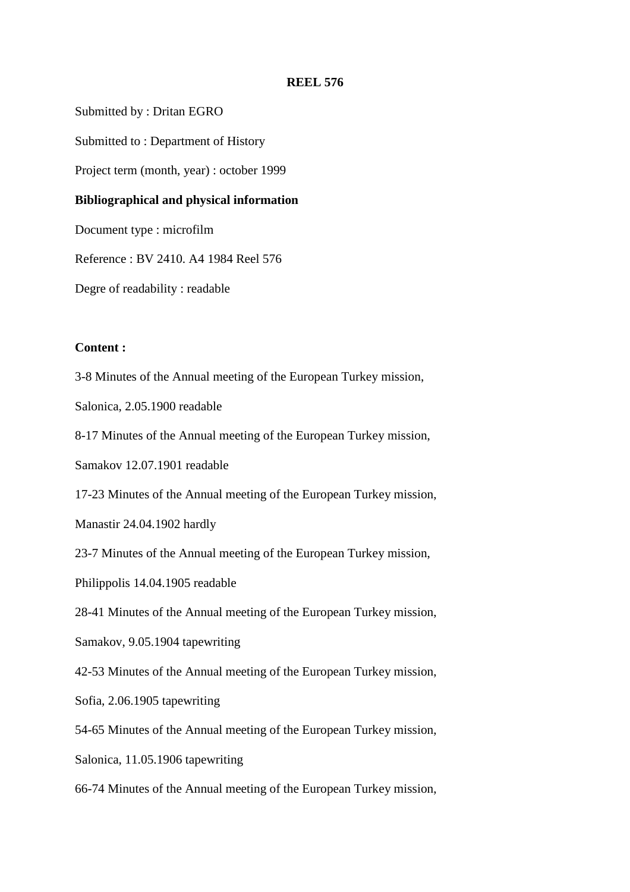**REEL 576**

Submitted by : Dritan EGRO

Submitted to : Department of History

Project term (month, year) : october 1999

**Bibliographical and physical information**

Document type : microfilm

Reference : BV 2410. A4 1984 Reel 576

Degre of readability : readable

**Content :**

3-8 Minutes of the Annual meeting of the European Turkey mission,

Salonica, 2.05.1900 readable

8-17 Minutes of the Annual meeting of the European Turkey mission,

Samakov 12.07.1901 readable

17-23 Minutes of the Annual meeting of the European Turkey mission,

Manastir 24.04.1902 hardly

23-7 Minutes of the Annual meeting of the European Turkey mission,

Philippolis 14.04.1905 readable

28-41 Minutes of the Annual meeting of the European Turkey mission,

Samakov, 9.05.1904 tapewriting

42-53 Minutes of the Annual meeting of the European Turkey mission,

Sofia, 2.06.1905 tapewriting

54-65 Minutes of the Annual meeting of the European Turkey mission,

Salonica, 11.05.1906 tapewriting

66-74 Minutes of the Annual meeting of the European Turkey mission,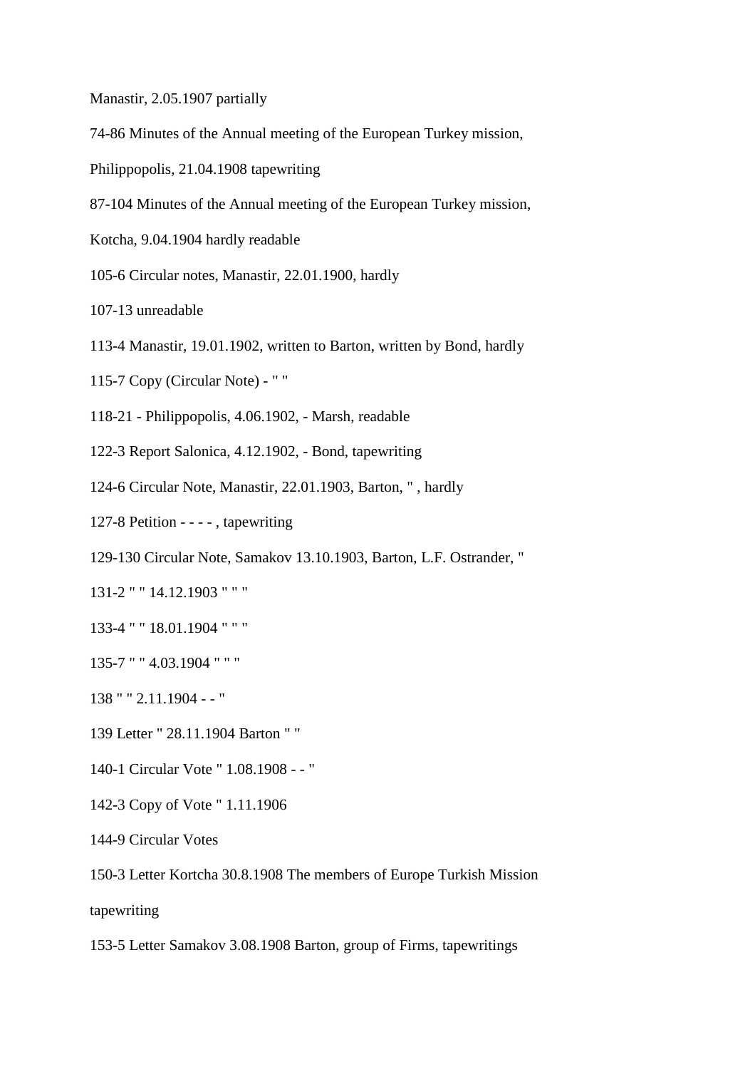Manastir, 2.05.1907 partially

74-86 Minutes of the Annual meeting of the European Turkey mission,

Philippopolis, 21.04.1908 tapewriting

87-104 Minutes of the Annual meeting of the European Turkey mission,

Kotcha, 9.04.1904 hardly readable

105-6 Circular notes, Manastir, 22.01.1900, hardly

107-13 unreadable

113-4 Manastir, 19.01.1902, written to Barton, written by Bond, hardly

115-7 Copy (Circular Note) - " "

118-21 - Philippopolis, 4.06.1902, - Marsh, readable

122-3 Report Salonica, 4.12.1902, - Bond, tapewriting

124-6 Circular Note, Manastir, 22.01.1903, Barton, " , hardly

127-8 Petition - - - - , tapewriting

129-130 Circular Note, Samakov 13.10.1903, Barton, L.F. Ostrander, "

131-2 " " 14.12.1903 " " "

133-4 " " 18.01.1904 " " "

135-7 " " 4.03.1904 " " "

138 " " 2.11.1904 - - "

139 Letter " 28.11.1904 Barton " "

140-1 Circular Vote " 1.08.1908 - - "

142-3 Copy of Vote " 1.11.1906

144-9 Circular Votes

150-3 Letter Kortcha 30.8.1908 The members of Europe Turkish Mission

tapewriting

153-5 Letter Samakov 3.08.1908 Barton, group of Firms, tapewritings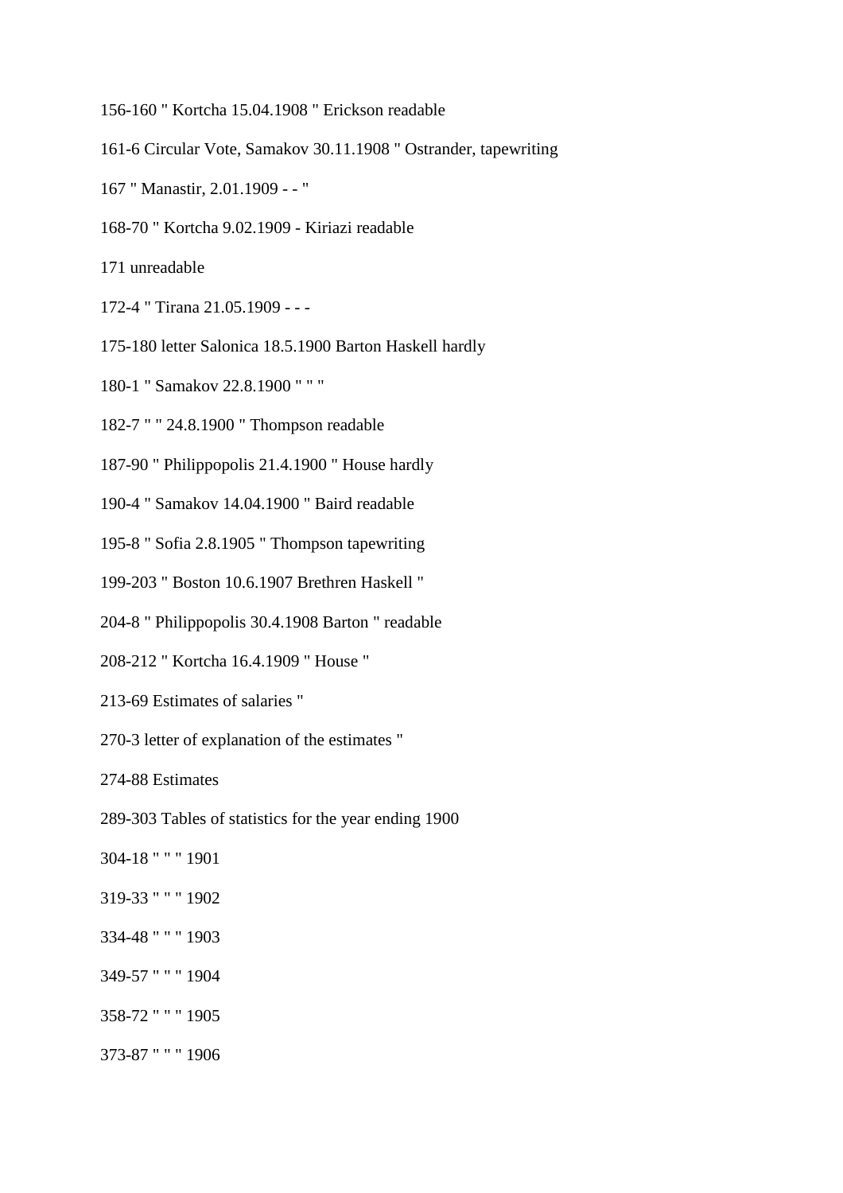156-160 " Kortcha 15.04.1908 " Erickson readable

161-6 Circular Vote, Samakov 30.11.1908 " Ostrander, tapewriting

167 " Manastir, 2.01.1909 - - "

168-70 " Kortcha 9.02.1909 - Kiriazi readable

171 unreadable

172-4 " Tirana 21.05.1909 - - -

175-180 letter Salonica 18.5.1900 Barton Haskell hardly

180-1 " Samakov 22.8.1900 " " "

182-7 " " 24.8.1900 " Thompson readable

187-90 " Philippopolis 21.4.1900 " House hardly

190-4 " Samakov 14.04.1900 " Baird readable

195-8 " Sofia 2.8.1905 " Thompson tapewriting

199-203 " Boston 10.6.1907 Brethren Haskell "

204-8 " Philippopolis 30.4.1908 Barton " readable

208-212 " Kortcha 16.4.1909 " House "

213-69 Estimates of salaries "

270-3 letter of explanation of the estimates "

274-88 Estimates

289-303 Tables of statistics for the year ending 1900

304-18 " " " 1901

319-33 " " " 1902

334-48 " " " 1903

349-57 " " " 1904

358-72 " " " 1905

373-87 " " " 1906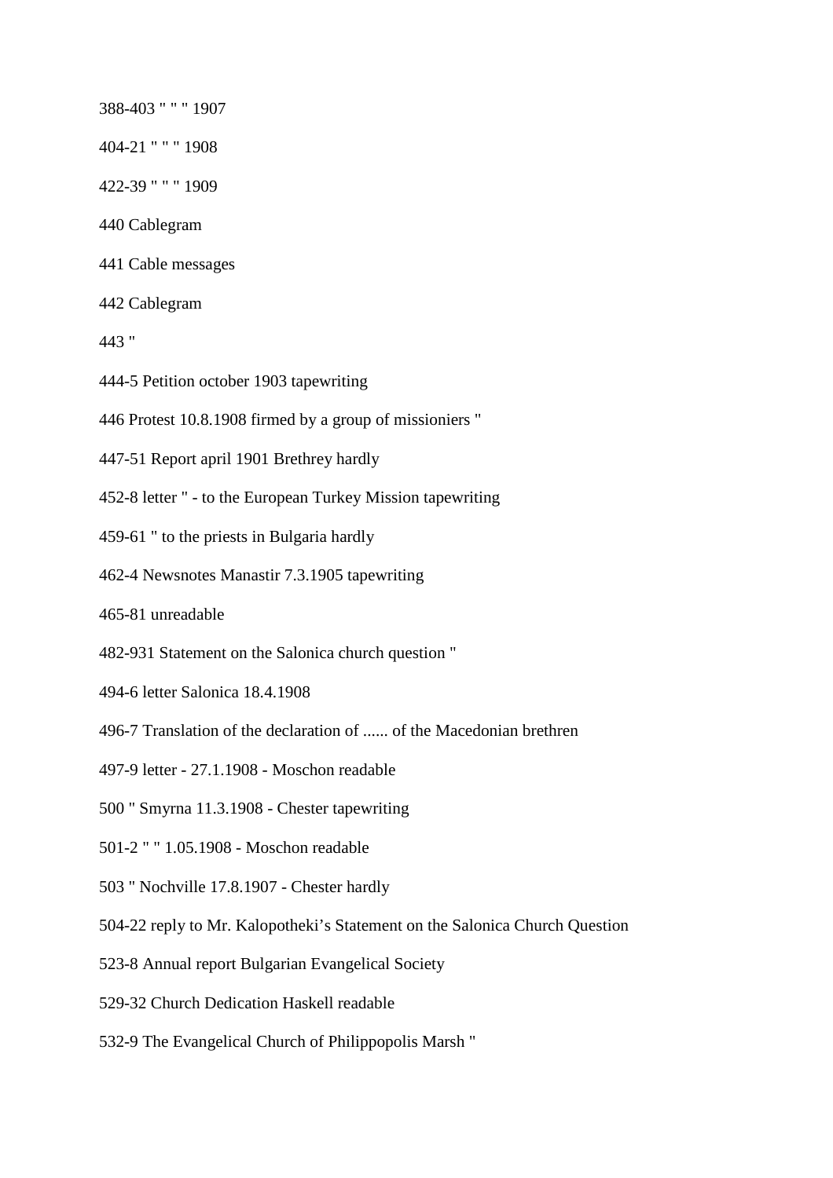388-403 " " " 1907

404-21 " " " 1908

422-39 " " " 1909

440 Cablegram

441 Cable messages

442 Cablegram

443 "

444-5 Petition october 1903 tapewriting

446 Protest 10.8.1908 firmed by a group of missioniers "

447-51 Report april 1901 Brethrey hardly

452-8 letter " - to the European Turkey Mission tapewriting

459-61 " to the priests in Bulgaria hardly

462-4 Newsnotes Manastir 7.3.1905 tapewriting

465-81 unreadable

482-931 Statement on the Salonica church question "

494-6 letter Salonica 18.4.1908

496-7 Translation of the declaration of ...... of the Macedonian brethren

497-9 letter - 27.1.1908 - Moschon readable

500 " Smyrna 11.3.1908 - Chester tapewriting

501-2 " " 1.05.1908 - Moschon readable

503 " Nochville 17.8.1907 - Chester hardly

504-22 reply to Mr. Kalopotheki's Statement on the Salonica Church Question

523-8 Annual report Bulgarian Evangelical Society

529-32 Church Dedication Haskell readable

532-9 The Evangelical Church of Philippopolis Marsh "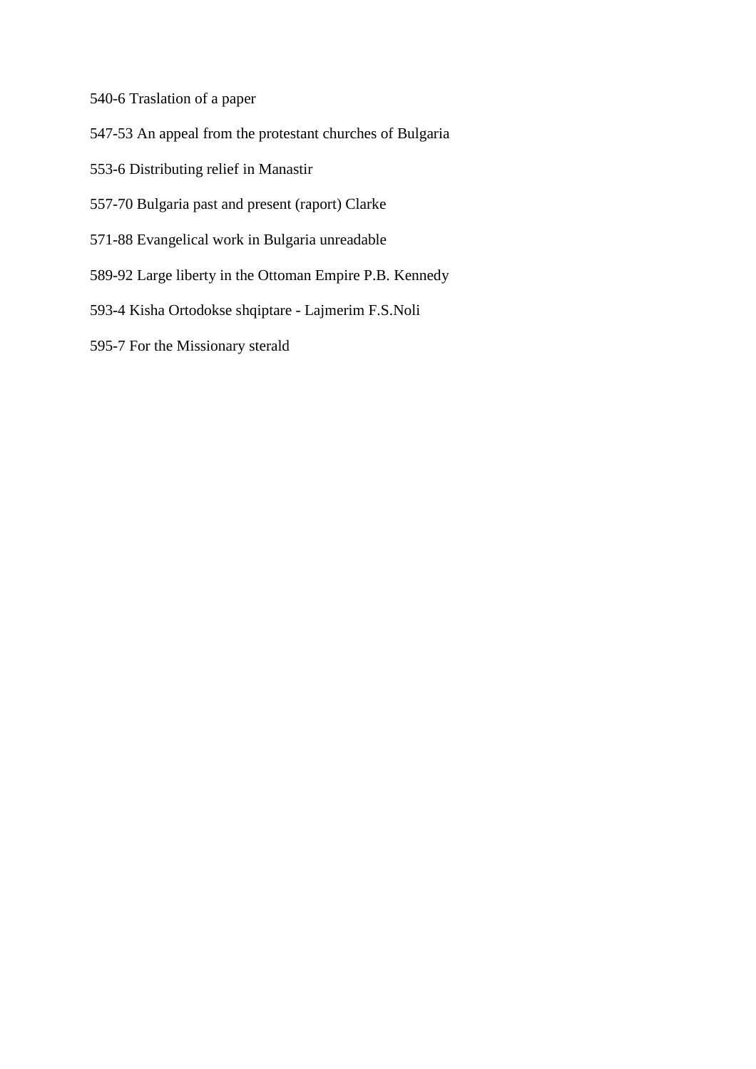540-6 Traslation of a paper

547-53 An appeal from the protestant churches of Bulgaria

553-6 Distributing relief in Manastir

557-70 Bulgaria past and present (raport) Clarke

571-88 Evangelical work in Bulgaria unreadable

589-92 Large liberty in the Ottoman Empire P.B. Kennedy

593-4 Kisha Ortodokse shqiptare - Lajmerim F.S.Noli

595-7 For the Missionary sterald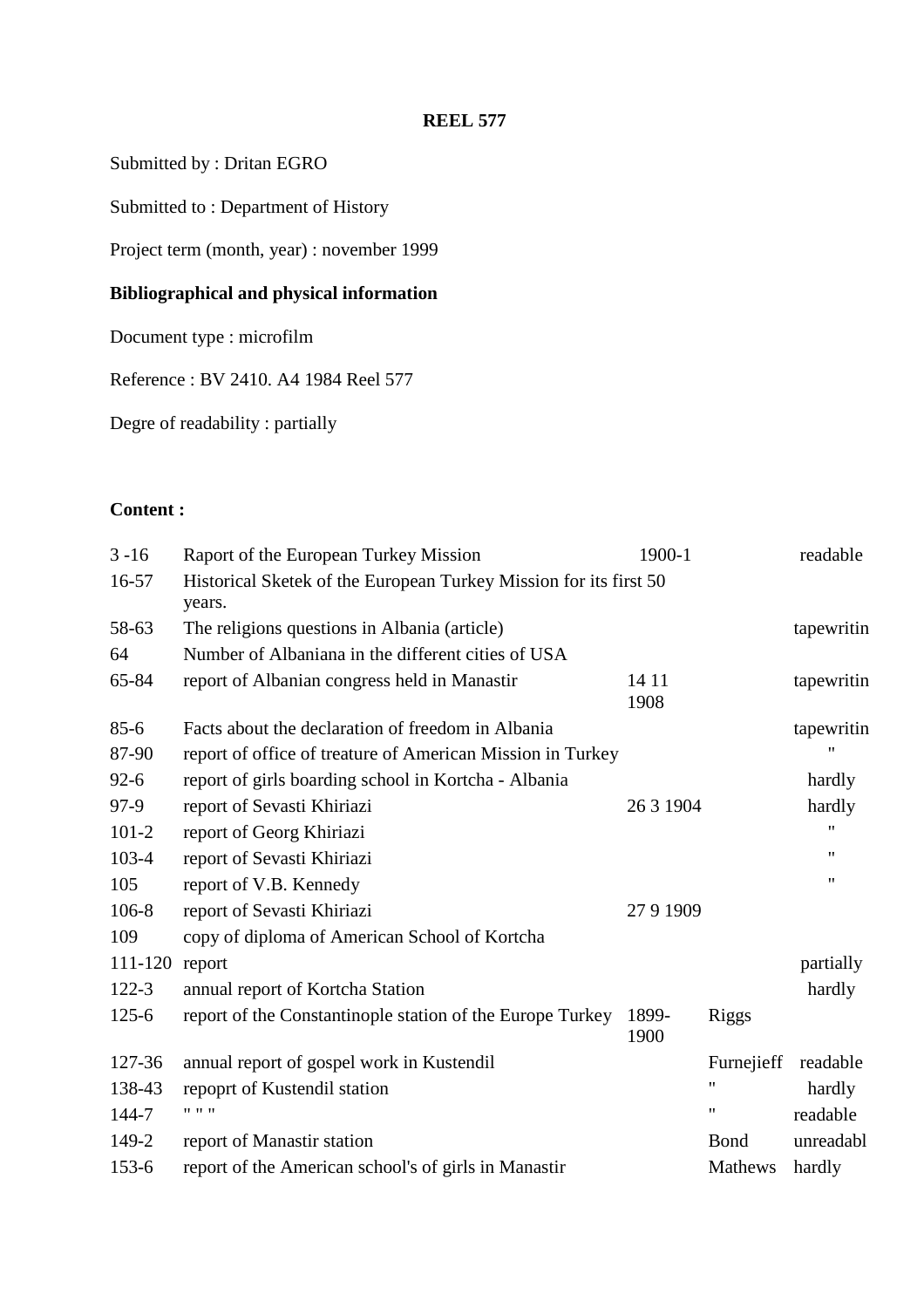**REEL 577**

Submitted by : Dritan EGRO

Submitted to : Department of History

Project term (month, year) : november 1999

**Bibliographical and physical information**

Document type : microfilm

Reference : BV 2410. A4 1984 Reel 577

Degre of readability : partially

**Content :**

| | | | | |
|---|---|---|---|---|
| 3 -16 | Raport of the European Turkey Mission | 1900-1 | | readable |
| 16-57 | Historical Sketek of the European Turkey Mission for its first 50 years. | | | |
| 58-63 | The religions questions in Albania (article) | | | tapewritin |
| 64 | Number of Albaniana in the different cities of USA | | | |
| 65-84 | report of Albanian congress held in Manastir | 14 11 1908 | | tapewritin |
| 85-6 | Facts about the declaration of freedom in Albania | | | tapewritin |
| 87-90 | report of office of treature of American Mission in Turkey | | | " |
| 92-6 | report of girls boarding school in Kortcha - Albania | | | hardly |
| 97-9 | report of Sevasti Khiriazi | 26 3 1904 | | hardly |
| 101-2 | report of Georg Khiriazi | | | " |
| 103-4 | report of Sevasti Khiriazi | | | " |
| 105 | report of V.B. Kennedy | | | " |
| 106-8 | report of Sevasti Khiriazi | 27 9 1909 | | |
| 109 | copy of diploma of American School of Kortcha | | | |
| 111-120 | report | | | partially |
| 122-3 | annual report of Kortcha Station | | | hardly |
| 125-6 | report of the Constantinople station of the Europe Turkey | 1899-1900 | Riggs | |
| 127-36 | annual report of gospel work in Kustendil | | Furnejieff | readable |
| 138-43 | repoprt of Kustendil station | | " | hardly |
| 144-7 | " " " | | " | readable |
| 149-2 | report of Manastir station | | Bond | unreadabl |
| 153-6 | report of the American school's of girls in Manastir | | Mathews | hardly |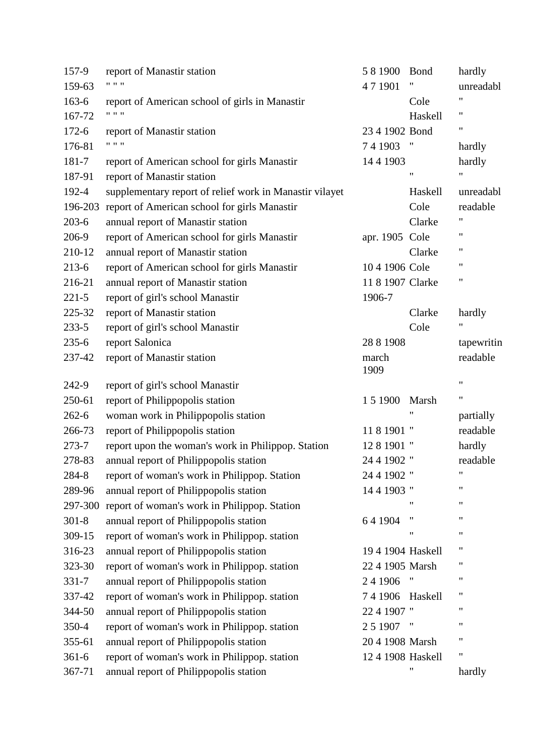| | | | | |
|---|---|---|---|---|
| 157-9 | report of Manastir station | 5 8 1900 | Bond | hardly |
| 159-63 | " " " | 4 7 1901 | " | unreadabl |
| 163-6 | report of American school of girls in Manastir | | Cole | " |
| 167-72 | " " " | | Haskell | " |
| 172-6 | report of Manastir station | 23 4 1902 | Bond | " |
| 176-81 | " " " | 7 4 1903 | " | hardly |
| 181-7 | report of American school for girls Manastir | 14 4 1903 | | hardly |
| 187-91 | report of Manastir station | | " | " |
| 192-4 | supplementary report of relief work in Manastir vilayet | | Haskell | unreadabl |
| 196-203 | report of American school for girls Manastir | | Cole | readable |
| 203-6 | annual report of Manastir station | | Clarke | " |
| 206-9 | report of American school for girls Manastir | apr. 1905 | Cole | " |
| 210-12 | annual report of Manastir station | | Clarke | " |
| 213-6 | report of American school for girls Manastir | 10 4 1906 | Cole | " |
| 216-21 | annual report of Manastir station | 11 8 1907 | Clarke | " |
| 221-5 | report of girl's school Manastir | 1906-7 | | |
| 225-32 | report of Manastir station | | Clarke | hardly |
| 233-5 | report of girl's school Manastir | | Cole | " |
| 235-6 | report Salonica | 28 8 1908 | | tapewritin |
| 237-42 | report of Manastir station | march 1909 | | readable |
| 242-9 | report of girl's school Manastir | | | " |
| 250-61 | report of Philippopolis station | 1 5 1900 | Marsh | " |
| 262-6 | woman work in Philippopolis station | | " | partially |
| 266-73 | report of Philippopolis station | 11 8 1901 | " | readable |
| 273-7 | report upon the woman's work in Philippop. Station | 12 8 1901 | " | hardly |
| 278-83 | annual report of Philippopolis station | 24 4 1902 | " | readable |
| 284-8 | report of woman's work in Philippop. Station | 24 4 1902 | " | " |
| 289-96 | annual report of Philippopolis station | 14 4 1903 | " | " |
| 297-300 | report of woman's work in Philippop. Station | | " | " |
| 301-8 | annual report of Philippopolis station | 6 4 1904 | " | " |
| 309-15 | report of woman's work in Philippop. station | | " | " |
| 316-23 | annual report of Philippopolis station | 19 4 1904 | Haskell | " |
| 323-30 | report of woman's work in Philippop. station | 22 4 1905 | Marsh | " |
| 331-7 | annual report of Philippopolis station | 2 4 1906 | " | " |
| 337-42 | report of woman's work in Philippop. station | 7 4 1906 | Haskell | " |
| 344-50 | annual report of Philippopolis station | 22 4 1907 | " | " |
| 350-4 | report of woman's work in Philippop. station | 2 5 1907 | " | " |
| 355-61 | annual report of Philippopolis station | 20 4 1908 | Marsh | " |
| 361-6 | report of woman's work in Philippop. station | 12 4 1908 | Haskell | " |
| 367-71 | annual report of Philippopolis station | | " | hardly |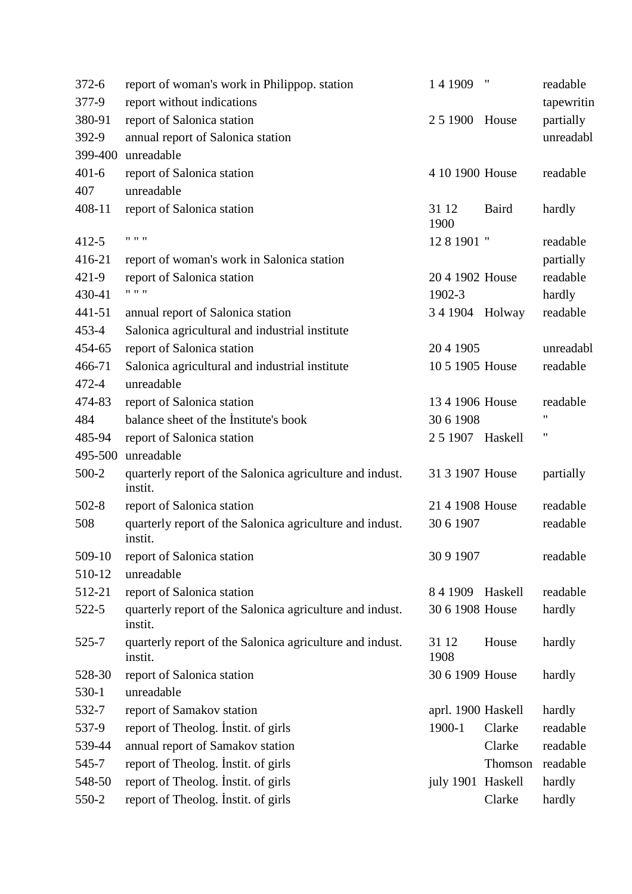| | | | | |
|---|---|---|---|---|
| 372-6 | report of woman's work in Philippop. station | 1 4 1909 | " | readable |
| 377-9 | report without indications | | | tapewritin |
| 380-91 | report of Salonica station | 2 5 1900 | House | partially |
| 392-9 | annual report of Salonica station | | | unreadabl |
| 399-400 | unreadable | | | |
| 401-6 | report of Salonica station | 4 10 1900 | House | readable |
| 407 | unreadable | | | |
| 408-11 | report of Salonica station | 31 12 1900 | Baird | hardly |
| 412-5 | " " " | 12 8 1901 | " | readable |
| 416-21 | report of woman's work in Salonica station | | | partially |
| 421-9 | report of Salonica station | 20 4 1902 | House | readable |
| 430-41 | " " " | 1902-3 | | hardly |
| 441-51 | annual report of Salonica station | 3 4 1904 | Holway | readable |
| 453-4 | Salonica agricultural and industrial institute | | | |
| 454-65 | report of Salonica station | 20 4 1905 | | unreadabl |
| 466-71 | Salonica agricultural and industrial institute | 10 5 1905 | House | readable |
| 472-4 | unreadable | | | |
| 474-83 | report of Salonica station | 13 4 1906 | House | readable |
| 484 | balance sheet of the İnstitute's book | 30 6 1908 | | " |
| 485-94 | report of Salonica station | 2 5 1907 | Haskell | " |
| 495-500 | unreadable | | | |
| 500-2 | quarterly report of the Salonica agriculture and indust. instit. | 31 3 1907 | House | partially |
| 502-8 | report of Salonica station | 21 4 1908 | House | readable |
| 508 | quarterly report of the Salonica agriculture and indust. instit. | 30 6 1907 | | readable |
| 509-10 | report of Salonica station | 30 9 1907 | | readable |
| 510-12 | unreadable | | | |
| 512-21 | report of Salonica station | 8 4 1909 | Haskell | readable |
| 522-5 | quarterly report of the Salonica agriculture and indust. instit. | 30 6 1908 | House | hardly |
| 525-7 | quarterly report of the Salonica agriculture and indust. instit. | 31 12 1908 | House | hardly |
| 528-30 | report of Salonica station | 30 6 1909 | House | hardly |
| 530-1 | unreadable | | | |
| 532-7 | report of Samakov station | aprl. 1900 | Haskell | hardly |
| 537-9 | report of Theolog. İnstit. of girls | 1900-1 | Clarke | readable |
| 539-44 | annual report of Samakov station | | Clarke | readable |
| 545-7 | report of Theolog. İnstit. of girls | | Thomson | readable |
| 548-50 | report of Theolog. İnstit. of girls | july 1901 | Haskell | hardly |
| 550-2 | report of Theolog. İnstit. of girls | | Clarke | hardly |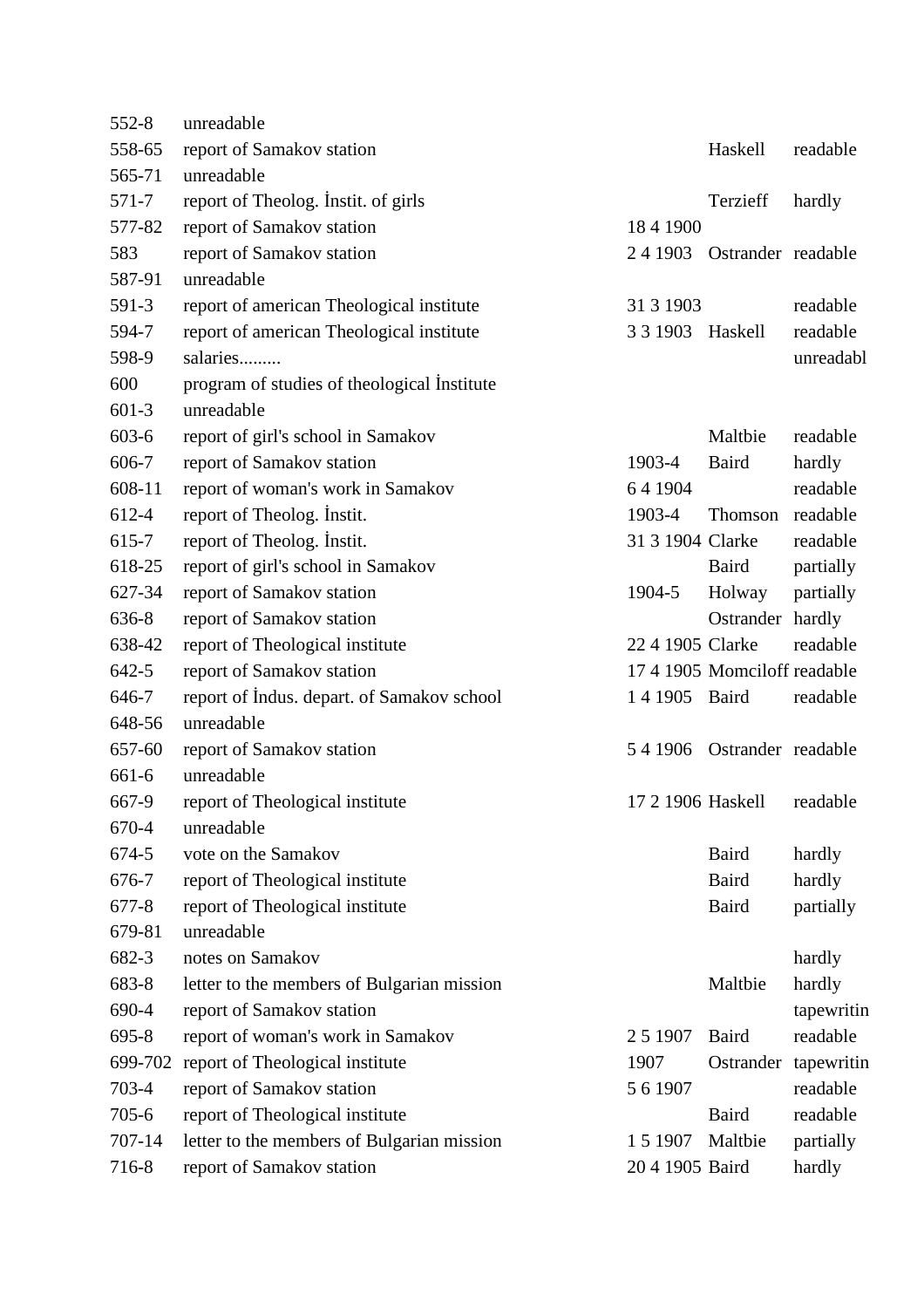| | | | | |
|---|---|---|---|---|
| 552-8 | unreadable | | | |
| 558-65 | report of Samakov station | | Haskell | readable |
| 565-71 | unreadable | | | |
| 571-7 | report of Theolog. İnstit. of girls | | Terzieff | hardly |
| 577-82 | report of Samakov station | 18 4 1900 | | |
| 583 | report of Samakov station | 2 4 1903 | Ostrander | readable |
| 587-91 | unreadable | | | |
| 591-3 | report of american Theological institute | 31 3 1903 | | readable |
| 594-7 | report of american Theological institute | 3 3 1903 | Haskell | readable |
| 598-9 | salaries......... | | | unreadabl |
| 600 | program of studies of theological İnstitute | | | |
| 601-3 | unreadable | | | |
| 603-6 | report of girl's school in Samakov | | Maltbie | readable |
| 606-7 | report of Samakov station | 1903-4 | Baird | hardly |
| 608-11 | report of woman's work in Samakov | 6 4 1904 | | readable |
| 612-4 | report of Theolog. İnstit. | 1903-4 | Thomson | readable |
| 615-7 | report of Theolog. İnstit. | 31 3 1904 | Clarke | readable |
| 618-25 | report of girl's school in Samakov | | Baird | partially |
| 627-34 | report of Samakov station | 1904-5 | Holway | partially |
| 636-8 | report of Samakov station | | Ostrander | hardly |
| 638-42 | report of Theological institute | 22 4 1905 | Clarke | readable |
| 642-5 | report of Samakov station | 17 4 1905 | Momciloff | readable |
| 646-7 | report of İndus. depart. of Samakov school | 1 4 1905 | Baird | readable |
| 648-56 | unreadable | | | |
| 657-60 | report of Samakov station | 5 4 1906 | Ostrander | readable |
| 661-6 | unreadable | | | |
| 667-9 | report of Theological institute | 17 2 1906 | Haskell | readable |
| 670-4 | unreadable | | | |
| 674-5 | vote on the Samakov | | Baird | hardly |
| 676-7 | report of Theological institute | | Baird | hardly |
| 677-8 | report of Theological institute | | Baird | partially |
| 679-81 | unreadable | | | |
| 682-3 | notes on Samakov | | | hardly |
| 683-8 | letter to the members of Bulgarian mission | | Maltbie | hardly |
| 690-4 | report of Samakov station | | | tapewritin |
| 695-8 | report of woman's work in Samakov | 2 5 1907 | Baird | readable |
| 699-702 | report of Theological institute | 1907 | Ostrander | tapewritin |
| 703-4 | report of Samakov station | 5 6 1907 | | readable |
| 705-6 | report of Theological institute | | Baird | readable |
| 707-14 | letter to the members of Bulgarian mission | 1 5 1907 | Maltbie | partially |
| 716-8 | report of Samakov station | 20 4 1905 | Baird | hardly |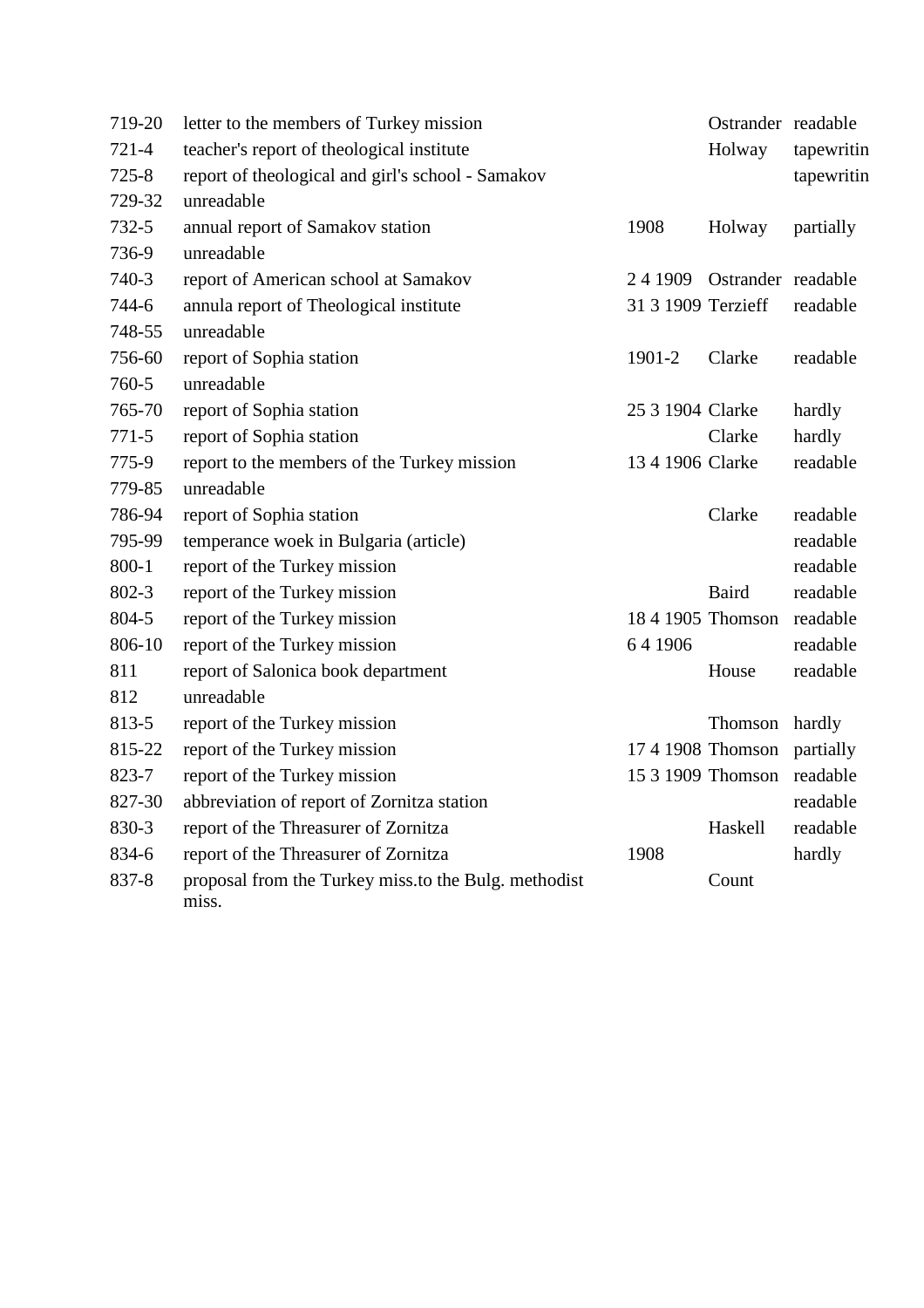| | | | | |
|---|---|---|---|---|
| 719-20 | letter to the members of Turkey mission | | Ostrander | readable |
| 721-4 | teacher's report of theological institute | | Holway | tapewritin |
| 725-8 | report of theological and girl's school - Samakov | | | tapewritin |
| 729-32 | unreadable | | | |
| 732-5 | annual report of Samakov station | 1908 | Holway | partially |
| 736-9 | unreadable | | | |
| 740-3 | report of American school at Samakov | 2 4 1909 | Ostrander | readable |
| 744-6 | annula report of Theological institute | 31 3 1909 | Terzieff | readable |
| 748-55 | unreadable | | | |
| 756-60 | report of Sophia station | 1901-2 | Clarke | readable |
| 760-5 | unreadable | | | |
| 765-70 | report of Sophia station | 25 3 1904 | Clarke | hardly |
| 771-5 | report of Sophia station | | Clarke | hardly |
| 775-9 | report to the members of the Turkey mission | 13 4 1906 | Clarke | readable |
| 779-85 | unreadable | | | |
| 786-94 | report of Sophia station | | Clarke | readable |
| 795-99 | temperance woek in Bulgaria (article) | | | readable |
| 800-1 | report of the Turkey mission | | | readable |
| 802-3 | report of the Turkey mission | | Baird | readable |
| 804-5 | report of the Turkey mission | 18 4 1905 | Thomson | readable |
| 806-10 | report of the Turkey mission | 6 4 1906 | | readable |
| 811 | report of Salonica book department | | House | readable |
| 812 | unreadable | | | |
| 813-5 | report of the Turkey mission | | Thomson | hardly |
| 815-22 | report of the Turkey mission | 17 4 1908 | Thomson | partially |
| 823-7 | report of the Turkey mission | 15 3 1909 | Thomson | readable |
| 827-30 | abbreviation of report of Zornitza station | | | readable |
| 830-3 | report of the Threasurer of Zornitza | | Haskell | readable |
| 834-6 | report of the Threasurer of Zornitza | 1908 | | hardly |
| 837-8 | proposal from the Turkey miss.to the Bulg. methodist miss. | | Count | |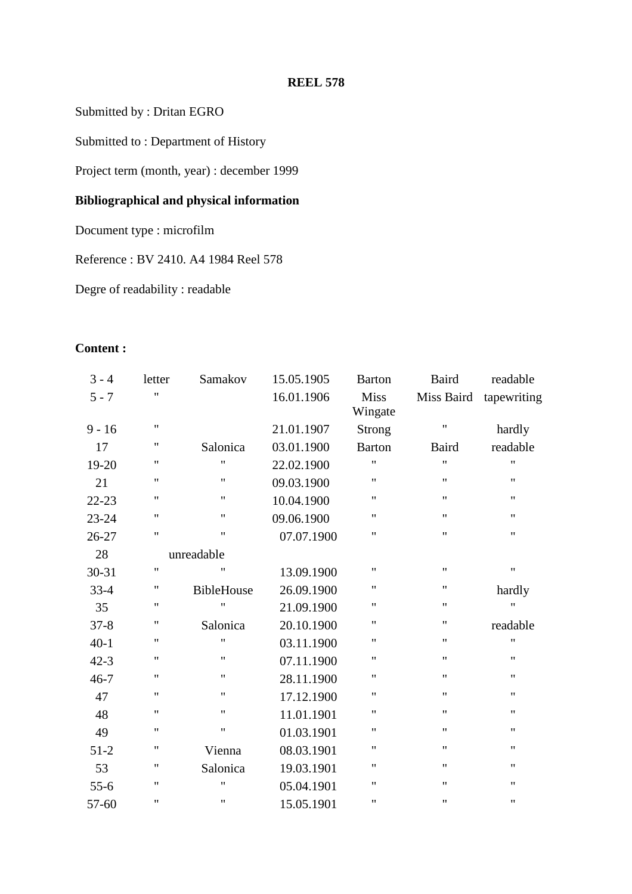**REEL 578**

Submitted by : Dritan EGRO

Submitted to : Department of History

Project term (month, year) : december 1999

**Bibliographical and physical information**

Document type : microfilm

Reference : BV 2410. A4 1984 Reel 578

Degre of readability : readable

**Content :**

| | | | | | | |
|---|---|---|---|---|---|---|
| 3 - 4 | letter | Samakov | 15.05.1905 | Barton | Baird | readable |
| 5 - 7 | " | | 16.01.1906 | Miss Wingate | Miss Baird | tapewriting |
| 9 - 16 | " | | 21.01.1907 | Strong | " | hardly |
| 17 | " | Salonica | 03.01.1900 | Barton | Baird | readable |
| 19-20 | " | " | 22.02.1900 | " | " | " |
| 21 | " | " | 09.03.1900 | " | " | " |
| 22-23 | " | " | 10.04.1900 | " | " | " |
| 23-24 | " | " | 09.06.1900 | " | " | " |
| 26-27 | " | " | 07.07.1900 | " | " | " |
| 28 | unreadable | | | | | |
| 30-31 | " | " | 13.09.1900 | " | " | " |
| 33-4 | " | BibleHouse | 26.09.1900 | " | " | hardly |
| 35 | " | " | 21.09.1900 | " | " | " |
| 37-8 | " | Salonica | 20.10.1900 | " | " | readable |
| 40-1 | " | " | 03.11.1900 | " | " | " |
| 42-3 | " | " | 07.11.1900 | " | " | " |
| 46-7 | " | " | 28.11.1900 | " | " | " |
| 47 | " | " | 17.12.1900 | " | " | " |
| 48 | " | " | 11.01.1901 | " | " | " |
| 49 | " | " | 01.03.1901 | " | " | " |
| 51-2 | " | Vienna | 08.03.1901 | " | " | " |
| 53 | " | Salonica | 19.03.1901 | " | " | " |
| 55-6 | " | " | 05.04.1901 | " | " | " |
| 57-60 | " | " | 15.05.1901 | " | " | " |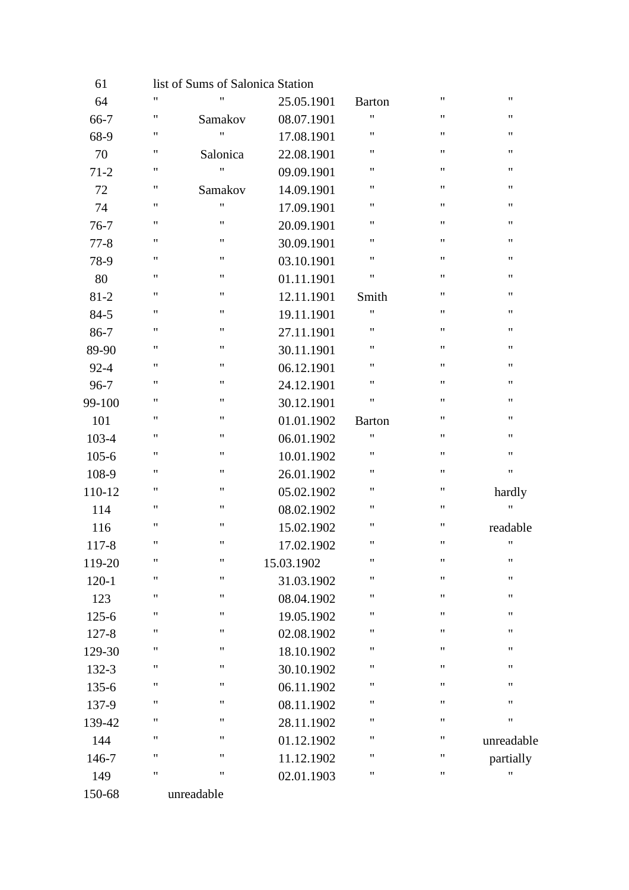| | | | | | | |
|---|---|---|---|---|---|---|
| 61 | list of Sums of Salonica Station | | | | | |
| 64 | " | " | 25.05.1901 | Barton | " | " |
| 66-7 | " | Samakov | 08.07.1901 | " | " | " |
| 68-9 | " | " | 17.08.1901 | " | " | " |
| 70 | " | Salonica | 22.08.1901 | " | " | " |
| 71-2 | " | " | 09.09.1901 | " | " | " |
| 72 | " | Samakov | 14.09.1901 | " | " | " |
| 74 | " | " | 17.09.1901 | " | " | " |
| 76-7 | " | " | 20.09.1901 | " | " | " |
| 77-8 | " | " | 30.09.1901 | " | " | " |
| 78-9 | " | " | 03.10.1901 | " | " | " |
| 80 | " | " | 01.11.1901 | " | " | " |
| 81-2 | " | " | 12.11.1901 | Smith | " | " |
| 84-5 | " | " | 19.11.1901 | " | " | " |
| 86-7 | " | " | 27.11.1901 | " | " | " |
| 89-90 | " | " | 30.11.1901 | " | " | " |
| 92-4 | " | " | 06.12.1901 | " | " | " |
| 96-7 | " | " | 24.12.1901 | " | " | " |
| 99-100 | " | " | 30.12.1901 | " | " | " |
| 101 | " | " | 01.01.1902 | Barton | " | " |
| 103-4 | " | " | 06.01.1902 | " | " | " |
| 105-6 | " | " | 10.01.1902 | " | " | " |
| 108-9 | " | " | 26.01.1902 | " | " | " |
| 110-12 | " | " | 05.02.1902 | " | " | hardly |
| 114 | " | " | 08.02.1902 | " | " | " |
| 116 | " | " | 15.02.1902 | " | " | readable |
| 117-8 | " | " | 17.02.1902 | " | " | " |
| 119-20 | " | " | 15.03.1902 | " | " | " |
| 120-1 | " | " | 31.03.1902 | " | " | " |
| 123 | " | " | 08.04.1902 | " | " | " |
| 125-6 | " | " | 19.05.1902 | " | " | " |
| 127-8 | " | " | 02.08.1902 | " | " | " |
| 129-30 | " | " | 18.10.1902 | " | " | " |
| 132-3 | " | " | 30.10.1902 | " | " | " |
| 135-6 | " | " | 06.11.1902 | " | " | " |
| 137-9 | " | " | 08.11.1902 | " | " | " |
| 139-42 | " | " | 28.11.1902 | " | " | " |
| 144 | " | " | 01.12.1902 | " | " | unreadable |
| 146-7 | " | " | 11.12.1902 | " | " | partially |
| 149 | " | " | 02.01.1903 | " | " | " |
| 150-68 | unreadable | | | | | |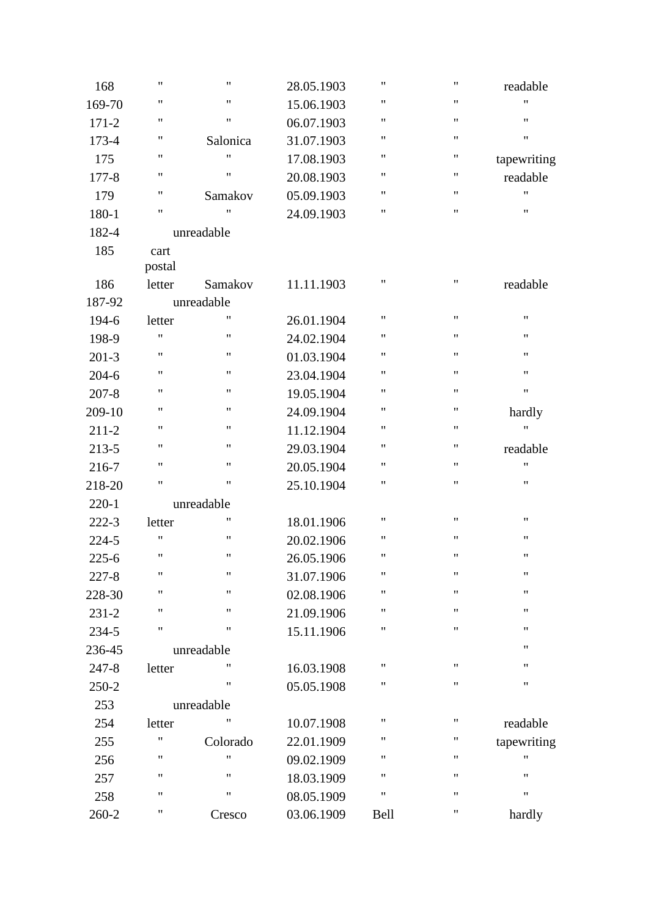| | | | | | | |
|---|---|---|---|---|---|---|
| 168 | " | " | 28.05.1903 | " | " | readable |
| 169-70 | " | " | 15.06.1903 | " | " | " |
| 171-2 | " | " | 06.07.1903 | " | " | " |
| 173-4 | " | Salonica | 31.07.1903 | " | " | " |
| 175 | " | " | 17.08.1903 | " | " | tapewriting |
| 177-8 | " | " | 20.08.1903 | " | " | readable |
| 179 | " | Samakov | 05.09.1903 | " | " | " |
| 180-1 | " | " | 24.09.1903 | " | " | " |
| 182-4 | unreadable | | | | | |
| 185 | cart postal | | | | | |
| 186 | letter | Samakov | 11.11.1903 | " | " | readable |
| 187-92 | unreadable | | | | | |
| 194-6 | letter | " | 26.01.1904 | " | " | " |
| 198-9 | " | " | 24.02.1904 | " | " | " |
| 201-3 | " | " | 01.03.1904 | " | " | " |
| 204-6 | " | " | 23.04.1904 | " | " | " |
| 207-8 | " | " | 19.05.1904 | " | " | " |
| 209-10 | " | " | 24.09.1904 | " | " | hardly |
| 211-2 | " | " | 11.12.1904 | " | " | " |
| 213-5 | " | " | 29.03.1904 | " | " | readable |
| 216-7 | " | " | 20.05.1904 | " | " | " |
| 218-20 | " | " | 25.10.1904 | " | " | " |
| 220-1 | unreadable | | | | | |
| 222-3 | letter | " | 18.01.1906 | " | " | " |
| 224-5 | " | " | 20.02.1906 | " | " | " |
| 225-6 | " | " | 26.05.1906 | " | " | " |
| 227-8 | " | " | 31.07.1906 | " | " | " |
| 228-30 | " | " | 02.08.1906 | " | " | " |
| 231-2 | " | " | 21.09.1906 | " | " | " |
| 234-5 | " | " | 15.11.1906 | " | " | " |
| 236-45 | unreadable | | | | | " |
| 247-8 | letter | " | 16.03.1908 | " | " | " |
| 250-2 | | " | 05.05.1908 | " | " | " |
| 253 | unreadable | | | | | |
| 254 | letter | " | 10.07.1908 | " | " | readable |
| 255 | " | Colorado | 22.01.1909 | " | " | tapewriting |
| 256 | " | " | 09.02.1909 | " | " | " |
| 257 | " | " | 18.03.1909 | " | " | " |
| 258 | " | " | 08.05.1909 | " | " | " |
| 260-2 | " | Cresco | 03.06.1909 | Bell | " | hardly |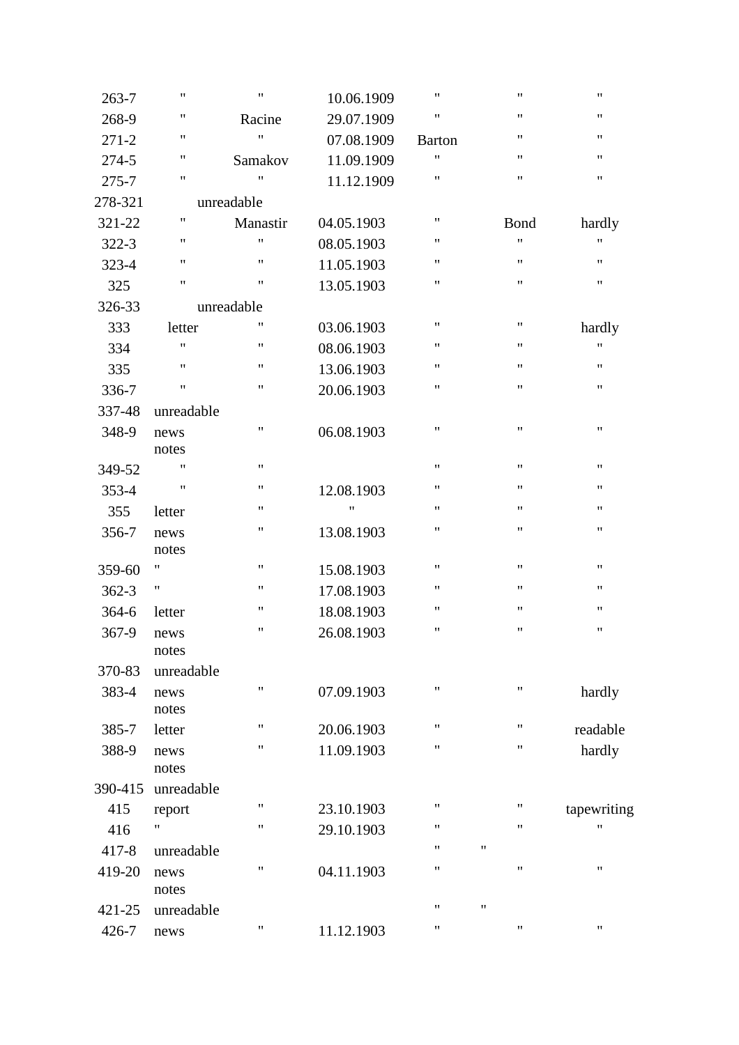| | | | | | | |
|---|---|---|---|---|---|---|
| 263-7 | " | " | 10.06.1909 | " | " | " |
| 268-9 | " | Racine | 29.07.1909 | " | " | " |
| 271-2 | " | " | 07.08.1909 | Barton | " | " |
| 274-5 | " | Samakov | 11.09.1909 | " | " | " |
| 275-7 | " | " | 11.12.1909 | " | " | " |
| 278-321 | unreadable | | | | | |
| 321-22 | " | Manastir | 04.05.1903 | " | Bond | hardly |
| 322-3 | " | " | 08.05.1903 | " | " | " |
| 323-4 | " | " | 11.05.1903 | " | " | " |
| 325 | " | " | 13.05.1903 | " | " | " |
| 326-33 | unreadable | | | | | |
| 333 | letter | " | 03.06.1903 | " | " | hardly |
| 334 | " | " | 08.06.1903 | " | " | " |
| 335 | " | " | 13.06.1903 | " | " | " |
| 336-7 | " | " | 20.06.1903 | " | " | " |
| 337-48 | unreadable | | | | | |
| 348-9 | news notes | " | 06.08.1903 | " | " | " |
| 349-52 | " | " | | " | " | " |
| 353-4 | " | " | 12.08.1903 | " | " | " |
| 355 | letter | " | " | " | " | " |
| 356-7 | news notes | " | 13.08.1903 | " | " | " |
| 359-60 | " | " | 15.08.1903 | " | " | " |
| 362-3 | " | " | 17.08.1903 | " | " | " |
| 364-6 | letter | " | 18.08.1903 | " | " | " |
| 367-9 | news notes | " | 26.08.1903 | " | " | " |
| 370-83 | unreadable | | | | | |
| 383-4 | news notes | " | 07.09.1903 | " | " | hardly |
| 385-7 | letter | " | 20.06.1903 | " | " | readable |
| 388-9 | news notes | " | 11.09.1903 | " | " | hardly |
| 390-415 | unreadable | | | | | |
| 415 | report | " | 23.10.1903 | " | " | tapewriting |
| 416 | " | " | 29.10.1903 | " | " | " |
| 417-8 | unreadable | | | " | " | |
| 419-20 | news notes | " | 04.11.1903 | " | " | " |
| 421-25 | unreadable | | | " | " | |
| 426-7 | news | " | 11.12.1903 | " | " | " |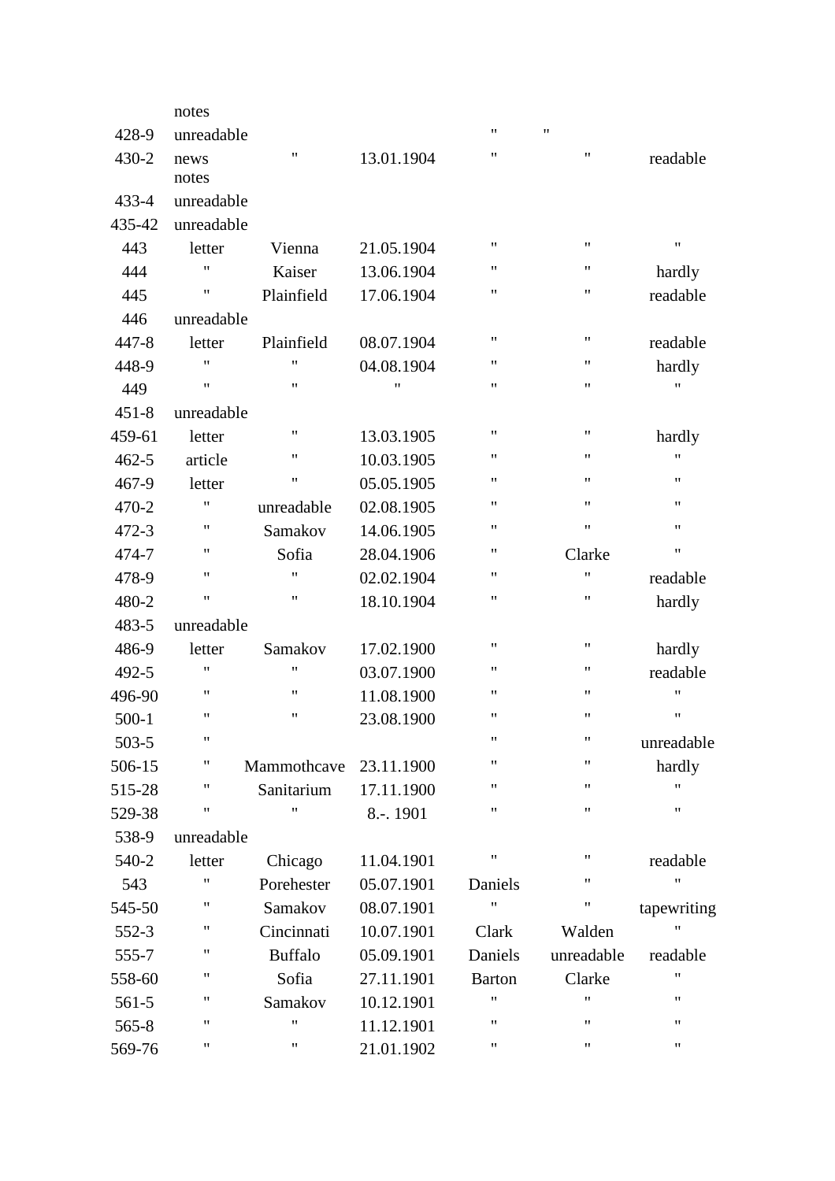| | | | | | | |
|---|---|---|---|---|---|---|
| | notes | | | | | |
| 428-9 | unreadable | | | " | " | |
| 430-2 | news notes | " | 13.01.1904 | " | " | readable |
| 433-4 | unreadable | | | | | |
| 435-42 | unreadable | | | | | |
| 443 | letter | Vienna | 21.05.1904 | " | " | " |
| 444 | " | Kaiser | 13.06.1904 | " | " | hardly |
| 445 | " | Plainfield | 17.06.1904 | " | " | readable |
| 446 | unreadable | | | | | |
| 447-8 | letter | Plainfield | 08.07.1904 | " | " | readable |
| 448-9 | " | " | 04.08.1904 | " | " | hardly |
| 449 | " | " | " | " | " | " |
| 451-8 | unreadable | | | | | |
| 459-61 | letter | " | 13.03.1905 | " | " | hardly |
| 462-5 | article | " | 10.03.1905 | " | " | " |
| 467-9 | letter | " | 05.05.1905 | " | " | " |
| 470-2 | " | unreadable | 02.08.1905 | " | " | " |
| 472-3 | " | Samakov | 14.06.1905 | " | " | " |
| 474-7 | " | Sofia | 28.04.1906 | " | Clarke | " |
| 478-9 | " | " | 02.02.1904 | " | " | readable |
| 480-2 | " | " | 18.10.1904 | " | " | hardly |
| 483-5 | unreadable | | | | | |
| 486-9 | letter | Samakov | 17.02.1900 | " | " | hardly |
| 492-5 | " | " | 03.07.1900 | " | " | readable |
| 496-90 | " | " | 11.08.1900 | " | " | " |
| 500-1 | " | " | 23.08.1900 | " | " | " |
| 503-5 | " | | | " | " | unreadable |
| 506-15 | " | Mammothcave | 23.11.1900 | " | " | hardly |
| 515-28 | " | Sanitarium | 17.11.1900 | " | " | " |
| 529-38 | " | " | 8.-. 1901 | " | " | " |
| 538-9 | unreadable | | | | | |
| 540-2 | letter | Chicago | 11.04.1901 | " | " | readable |
| 543 | " | Porehester | 05.07.1901 | Daniels | " | " |
| 545-50 | " | Samakov | 08.07.1901 | " | " | tapewriting |
| 552-3 | " | Cincinnati | 10.07.1901 | Clark | Walden | " |
| 555-7 | " | Buffalo | 05.09.1901 | Daniels | unreadable | readable |
| 558-60 | " | Sofia | 27.11.1901 | Barton | Clarke | " |
| 561-5 | " | Samakov | 10.12.1901 | " | " | " |
| 565-8 | " | " | 11.12.1901 | " | " | " |
| 569-76 | " | " | 21.01.1902 | " | " | " |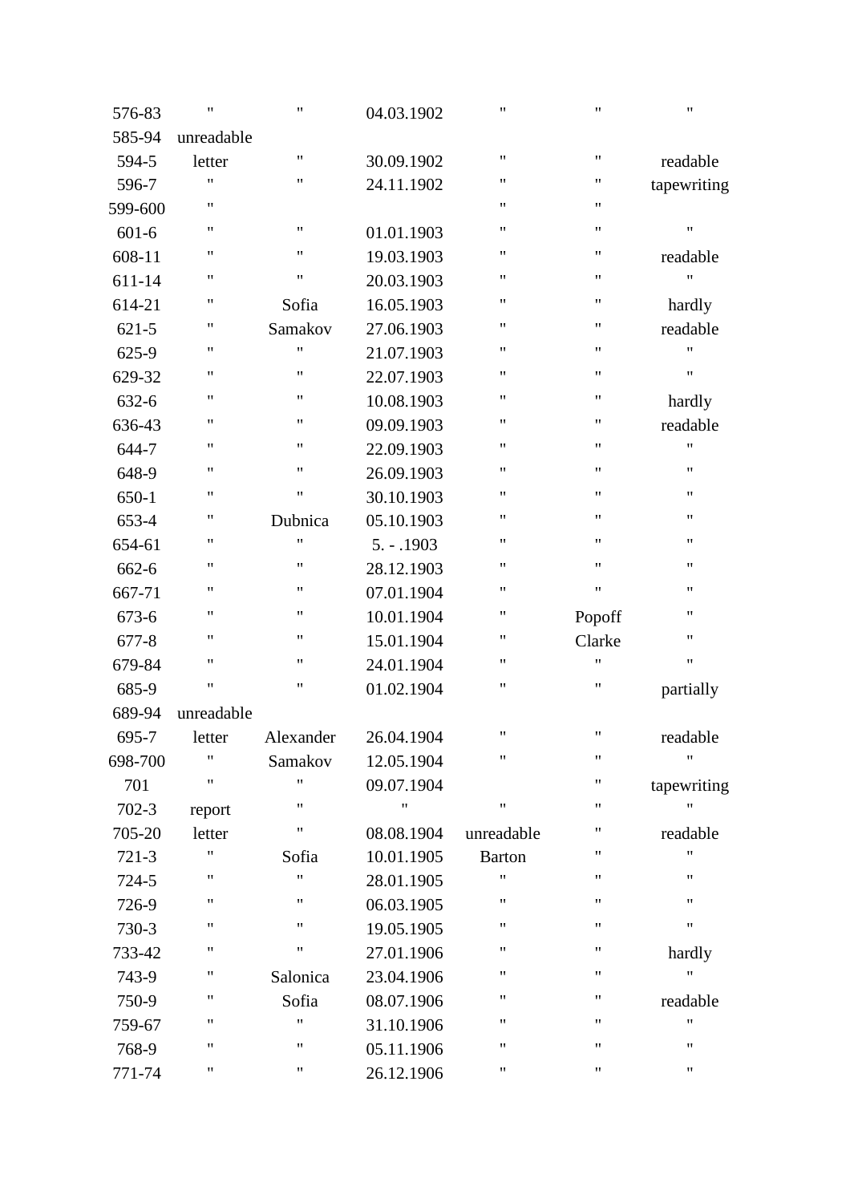| | | | | | | |
|---|---|---|---|---|---|---|
| 576-83 | " | " | 04.03.1902 | " | " | " |
| 585-94 | unreadable | | | | | |
| 594-5 | letter | " | 30.09.1902 | " | " | readable |
| 596-7 | " | " | 24.11.1902 | " | " | tapewriting |
| 599-600 | " | | | " | " | |
| 601-6 | " | " | 01.01.1903 | " | " | " |
| 608-11 | " | " | 19.03.1903 | " | " | readable |
| 611-14 | " | " | 20.03.1903 | " | " | " |
| 614-21 | " | Sofia | 16.05.1903 | " | " | hardly |
| 621-5 | " | Samakov | 27.06.1903 | " | " | readable |
| 625-9 | " | " | 21.07.1903 | " | " | " |
| 629-32 | " | " | 22.07.1903 | " | " | " |
| 632-6 | " | " | 10.08.1903 | " | " | hardly |
| 636-43 | " | " | 09.09.1903 | " | " | readable |
| 644-7 | " | " | 22.09.1903 | " | " | " |
| 648-9 | " | " | 26.09.1903 | " | " | " |
| 650-1 | " | " | 30.10.1903 | " | " | " |
| 653-4 | " | Dubnica | 05.10.1903 | " | " | " |
| 654-61 | " | " | 5. - .1903 | " | " | " |
| 662-6 | " | " | 28.12.1903 | " | " | " |
| 667-71 | " | " | 07.01.1904 | " | " | " |
| 673-6 | " | " | 10.01.1904 | " | Popoff | " |
| 677-8 | " | " | 15.01.1904 | " | Clarke | " |
| 679-84 | " | " | 24.01.1904 | " | " | " |
| 685-9 | " | " | 01.02.1904 | " | " | partially |
| 689-94 | unreadable | | | | | |
| 695-7 | letter | Alexander | 26.04.1904 | " | " | readable |
| 698-700 | " | Samakov | 12.05.1904 | " | " | " |
| 701 | " | " | 09.07.1904 | | " | tapewriting |
| 702-3 | report | " | " | " | " | " |
| 705-20 | letter | " | 08.08.1904 | unreadable | " | readable |
| 721-3 | " | Sofia | 10.01.1905 | Barton | " | " |
| 724-5 | " | " | 28.01.1905 | " | " | " |
| 726-9 | " | " | 06.03.1905 | " | " | " |
| 730-3 | " | " | 19.05.1905 | " | " | " |
| 733-42 | " | " | 27.01.1906 | " | " | hardly |
| 743-9 | " | Salonica | 23.04.1906 | " | " | " |
| 750-9 | " | Sofia | 08.07.1906 | " | " | readable |
| 759-67 | " | " | 31.10.1906 | " | " | " |
| 768-9 | " | " | 05.11.1906 | " | " | " |
| 771-74 | " | " | 26.12.1906 | " | " | " |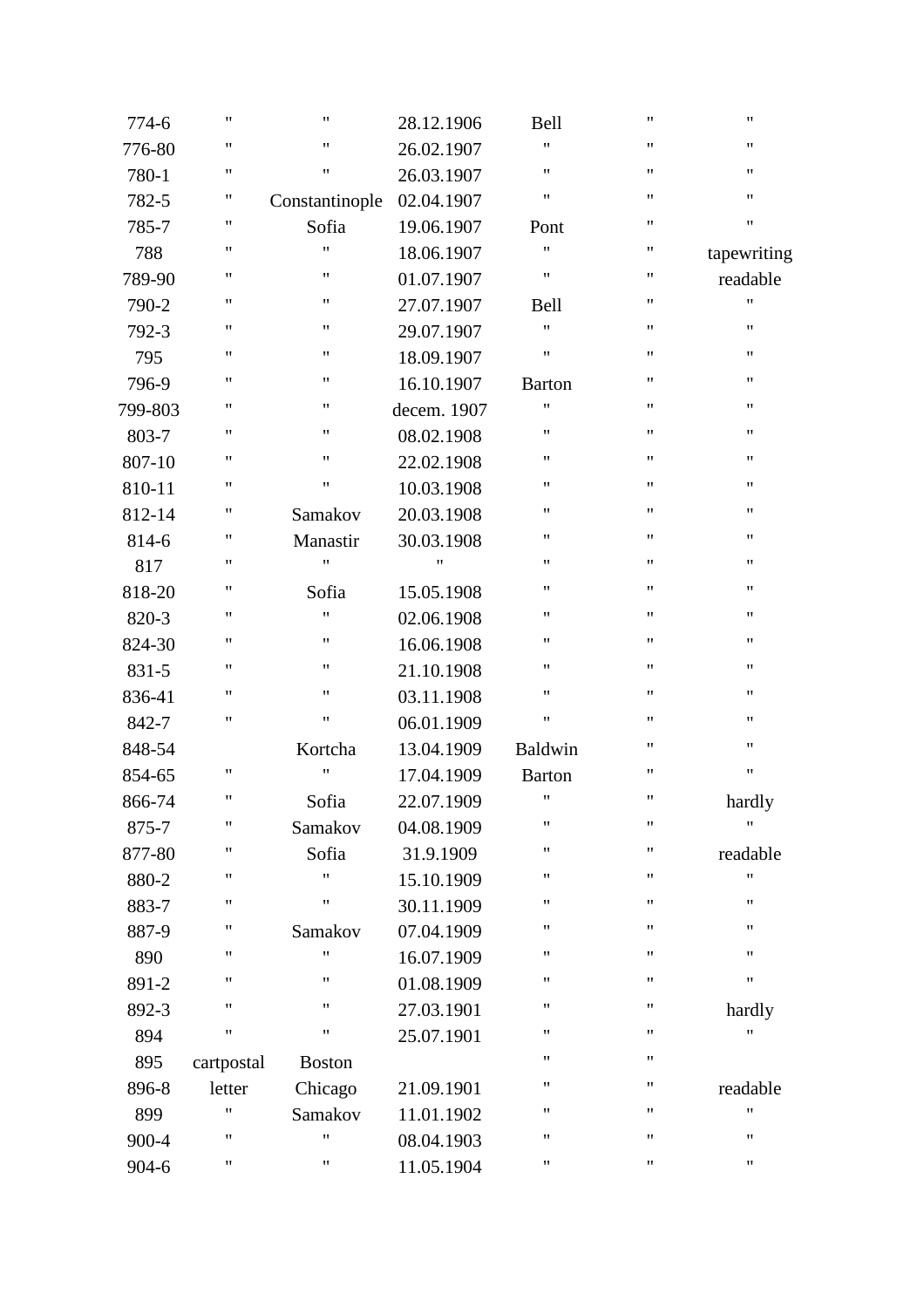| | | | | | | |
|---|---|---|---|---|---|---|
| 774-6 | " | " | 28.12.1906 | Bell | " | " |
| 776-80 | " | " | 26.02.1907 | " | " | " |
| 780-1 | " | " | 26.03.1907 | " | " | " |
| 782-5 | " | Constantinople | 02.04.1907 | " | " | " |
| 785-7 | " | Sofia | 19.06.1907 | Pont | " | " |
| 788 | " | " | 18.06.1907 | " | " | tapewriting |
| 789-90 | " | " | 01.07.1907 | " | " | readable |
| 790-2 | " | " | 27.07.1907 | Bell | " | " |
| 792-3 | " | " | 29.07.1907 | " | " | " |
| 795 | " | " | 18.09.1907 | " | " | " |
| 796-9 | " | " | 16.10.1907 | Barton | " | " |
| 799-803 | " | " | decem. 1907 | " | " | " |
| 803-7 | " | " | 08.02.1908 | " | " | " |
| 807-10 | " | " | 22.02.1908 | " | " | " |
| 810-11 | " | " | 10.03.1908 | " | " | " |
| 812-14 | " | Samakov | 20.03.1908 | " | " | " |
| 814-6 | " | Manastir | 30.03.1908 | " | " | " |
| 817 | " | " | " | " | " | " |
| 818-20 | " | Sofia | 15.05.1908 | " | " | " |
| 820-3 | " | " | 02.06.1908 | " | " | " |
| 824-30 | " | " | 16.06.1908 | " | " | " |
| 831-5 | " | " | 21.10.1908 | " | " | " |
| 836-41 | " | " | 03.11.1908 | " | " | " |
| 842-7 | " | " | 06.01.1909 | " | " | " |
| 848-54 | | Kortcha | 13.04.1909 | Baldwin | " | " |
| 854-65 | " | " | 17.04.1909 | Barton | " | " |
| 866-74 | " | Sofia | 22.07.1909 | " | " | hardly |
| 875-7 | " | Samakov | 04.08.1909 | " | " | " |
| 877-80 | " | Sofia | 31.9.1909 | " | " | readable |
| 880-2 | " | " | 15.10.1909 | " | " | " |
| 883-7 | " | " | 30.11.1909 | " | " | " |
| 887-9 | " | Samakov | 07.04.1909 | " | " | " |
| 890 | " | " | 16.07.1909 | " | " | " |
| 891-2 | " | " | 01.08.1909 | " | " | " |
| 892-3 | " | " | 27.03.1901 | " | " | hardly |
| 894 | " | " | 25.07.1901 | " | " | " |
| 895 | cartpostal | Boston | | " | " | |
| 896-8 | letter | Chicago | 21.09.1901 | " | " | readable |
| 899 | " | Samakov | 11.01.1902 | " | " | " |
| 900-4 | " | " | 08.04.1903 | " | " | " |
| 904-6 | " | " | 11.05.1904 | " | " | " |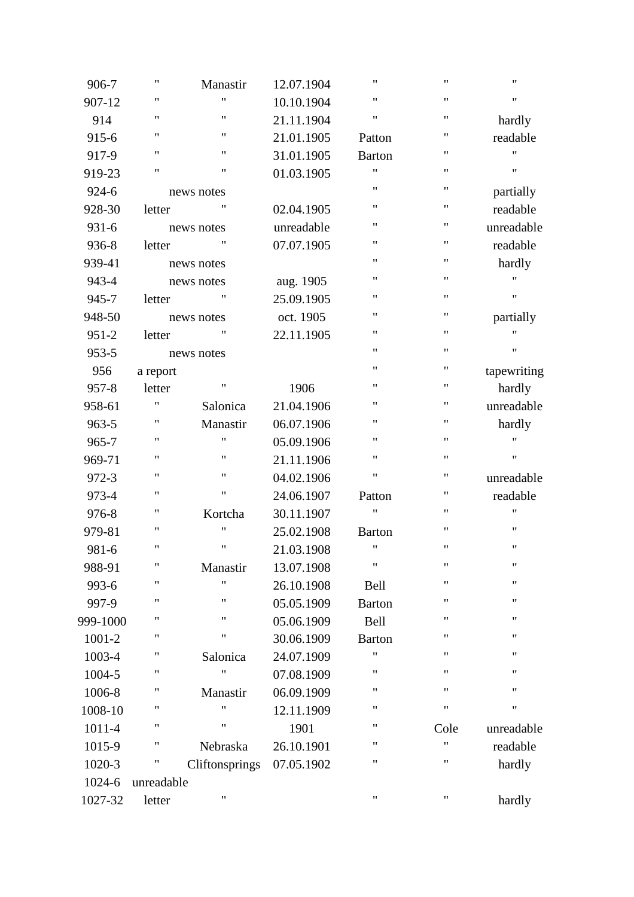| | | | | | | |
|---|---|---|---|---|---|---|
| 906-7 | " | Manastir | 12.07.1904 | " | " | " |
| 907-12 | " | " | 10.10.1904 | " | " | " |
| 914 | " | " | 21.11.1904 | " | " | hardly |
| 915-6 | " | " | 21.01.1905 | Patton | " | readable |
| 917-9 | " | " | 31.01.1905 | Barton | " | " |
| 919-23 | " | " | 01.03.1905 | " | " | " |
| 924-6 | news notes | | | " | " | partially |
| 928-30 | letter | " | 02.04.1905 | " | " | readable |
| 931-6 | news notes | | unreadable | " | " | unreadable |
| 936-8 | letter | " | 07.07.1905 | " | " | readable |
| 939-41 | news notes | | | " | " | hardly |
| 943-4 | news notes | | aug. 1905 | " | " | " |
| 945-7 | letter | " | 25.09.1905 | " | " | " |
| 948-50 | news notes | | oct. 1905 | " | " | partially |
| 951-2 | letter | " | 22.11.1905 | " | " | " |
| 953-5 | news notes | | | " | " | " |
| 956 | a report | | | " | " | tapewriting |
| 957-8 | letter | " | 1906 | " | " | hardly |
| 958-61 | " | Salonica | 21.04.1906 | " | " | unreadable |
| 963-5 | " | Manastir | 06.07.1906 | " | " | hardly |
| 965-7 | " | " | 05.09.1906 | " | " | " |
| 969-71 | " | " | 21.11.1906 | " | " | " |
| 972-3 | " | " | 04.02.1906 | " | " | unreadable |
| 973-4 | " | " | 24.06.1907 | Patton | " | readable |
| 976-8 | " | Kortcha | 30.11.1907 | " | " | " |
| 979-81 | " | " | 25.02.1908 | Barton | " | " |
| 981-6 | " | " | 21.03.1908 | " | " | " |
| 988-91 | " | Manastir | 13.07.1908 | " | " | " |
| 993-6 | " | " | 26.10.1908 | Bell | " | " |
| 997-9 | " | " | 05.05.1909 | Barton | " | " |
| 999-1000 | " | " | 05.06.1909 | Bell | " | " |
| 1001-2 | " | " | 30.06.1909 | Barton | " | " |
| 1003-4 | " | Salonica | 24.07.1909 | " | " | " |
| 1004-5 | " | " | 07.08.1909 | " | " | " |
| 1006-8 | " | Manastir | 06.09.1909 | " | " | " |
| 1008-10 | " | " | 12.11.1909 | " | " | " |
| 1011-4 | " | " | 1901 | " | Cole | unreadable |
| 1015-9 | " | Nebraska | 26.10.1901 | " | " | readable |
| 1020-3 | " | Cliftonsprings | 07.05.1902 | " | " | hardly |
| 1024-6 | unreadable | | | | | |
| 1027-32 | letter | " | | " | " | hardly |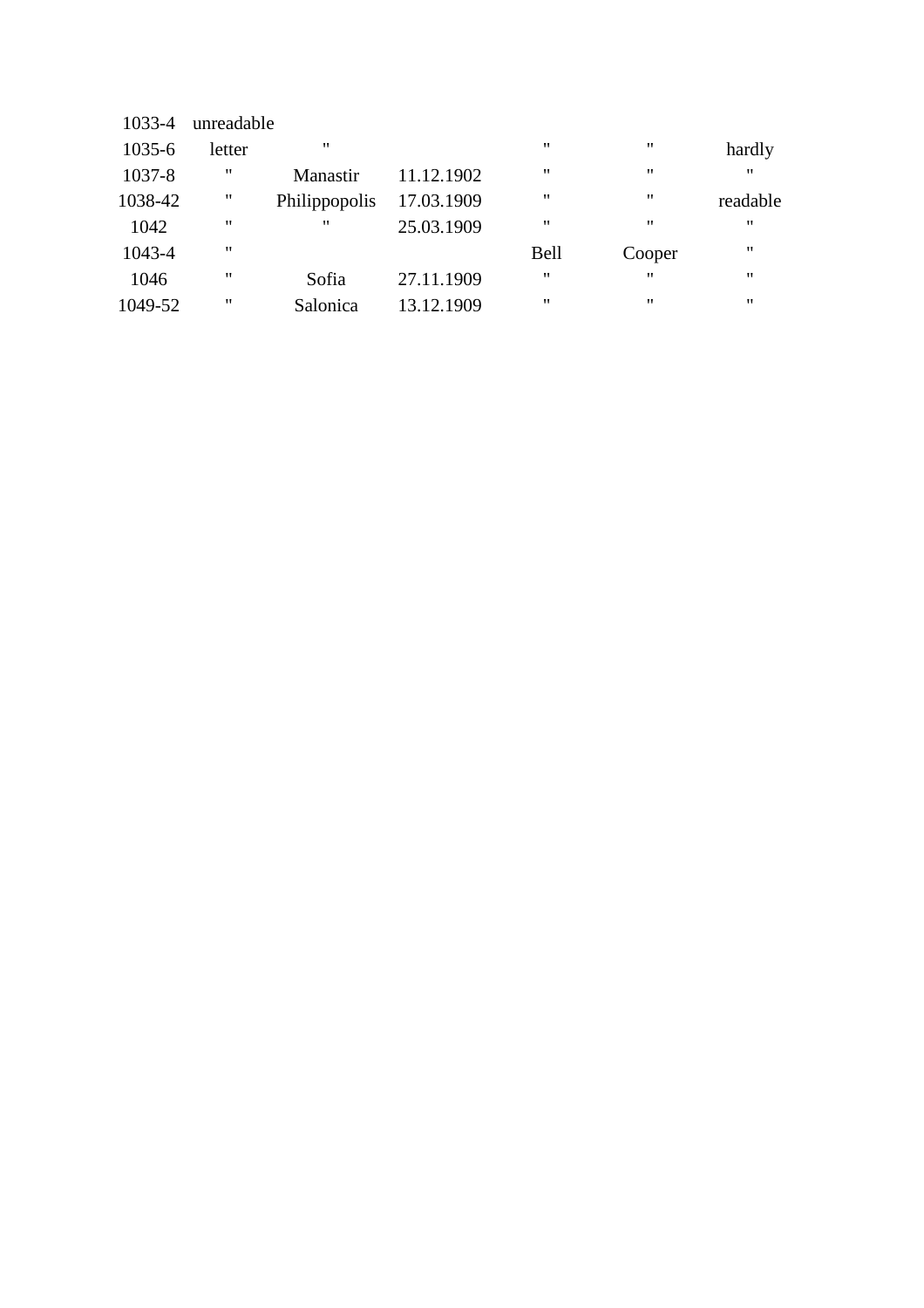| | | | | | | |
|---|---|---|---|---|---|---|
| 1033-4 | unreadable | | | | | |
| 1035-6 | letter | " | | " | " | hardly |
| 1037-8 | " | Manastir | 11.12.1902 | " | " | " |
| 1038-42 | " | Philippopolis | 17.03.1909 | " | " | readable |
| 1042 | " | " | 25.03.1909 | " | " | " |
| 1043-4 | " | | | Bell | Cooper | " |
| 1046 | " | Sofia | 27.11.1909 | " | " | " |
| 1049-52 | " | Salonica | 13.12.1909 | " | " | " |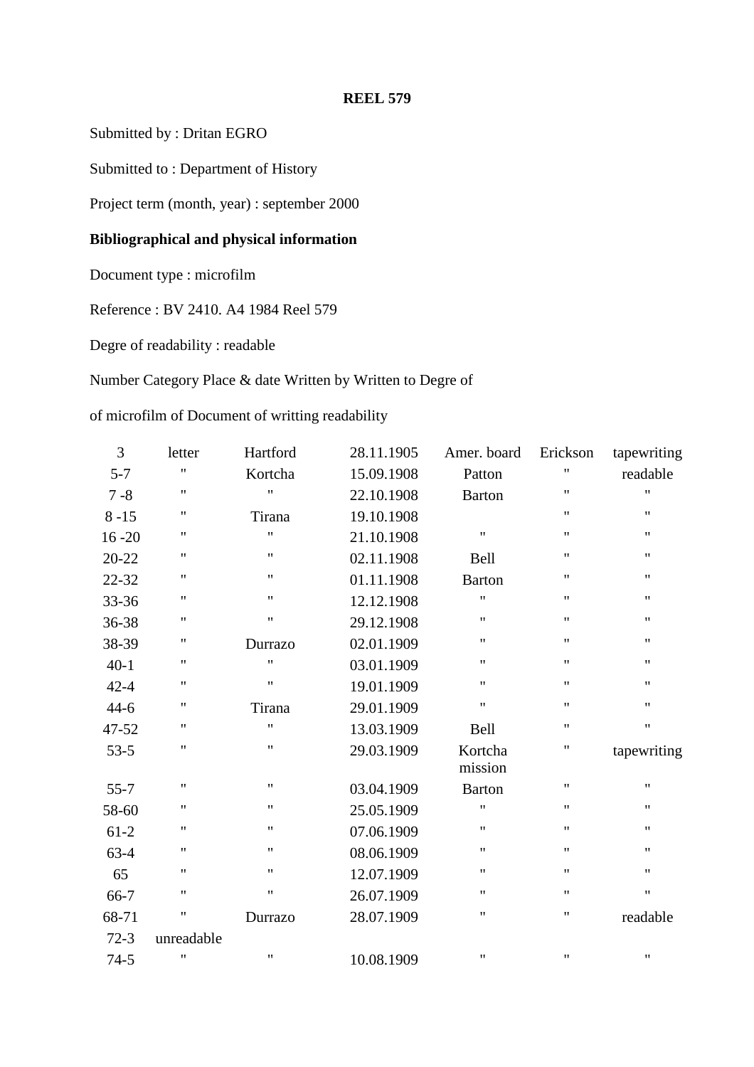**REEL 579**

Submitted by : Dritan EGRO

Submitted to : Department of History

Project term (month, year) : september 2000

**Bibliographical and physical information**

Document type : microfilm

Reference : BV 2410. A4 1984 Reel 579

Degre of readability : readable

Number Category Place & date Written by Written to Degre of

of microfilm of Document of writting readability

| | | | | | | |
|---|---|---|---|---|---|---|
| 3 | letter | Hartford | 28.11.1905 | Amer. board | Erickson | tapewriting |
| 5-7 | " | Kortcha | 15.09.1908 | Patton | " | readable |
| 7 -8 | " | " | 22.10.1908 | Barton | " | " |
| 8 -15 | " | Tirana | 19.10.1908 | | " | " |
| 16 -20 | " | " | 21.10.1908 | " | " | " |
| 20-22 | " | " | 02.11.1908 | Bell | " | " |
| 22-32 | " | " | 01.11.1908 | Barton | " | " |
| 33-36 | " | " | 12.12.1908 | " | " | " |
| 36-38 | " | " | 29.12.1908 | " | " | " |
| 38-39 | " | Durrazo | 02.01.1909 | " | " | " |
| 40-1 | " | " | 03.01.1909 | " | " | " |
| 42-4 | " | " | 19.01.1909 | " | " | " |
| 44-6 | " | Tirana | 29.01.1909 | " | " | " |
| 47-52 | " | " | 13.03.1909 | Bell | " | " |
| 53-5 | " | " | 29.03.1909 | Kortcha mission | " | tapewriting |
| 55-7 | " | " | 03.04.1909 | Barton | " | " |
| 58-60 | " | " | 25.05.1909 | " | " | " |
| 61-2 | " | " | 07.06.1909 | " | " | " |
| 63-4 | " | " | 08.06.1909 | " | " | " |
| 65 | " | " | 12.07.1909 | " | " | " |
| 66-7 | " | " | 26.07.1909 | " | " | " |
| 68-71 | " | Durrazo | 28.07.1909 | " | " | readable |
| 72-3 | unreadable | | | | | |
| 74-5 | " | " | 10.08.1909 | " | " | " |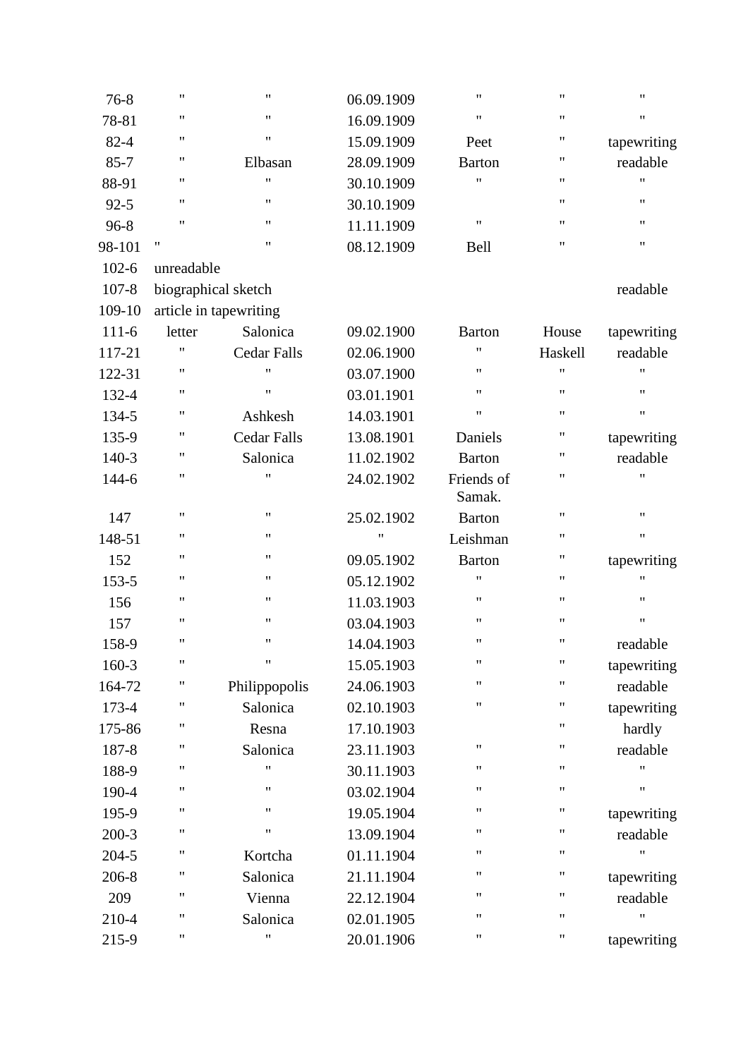| | | | | | | |
|---|---|---|---|---|---|---|
| 76-8 | " | " | 06.09.1909 | " | " | " |
| 78-81 | " | " | 16.09.1909 | " | " | " |
| 82-4 | " | " | 15.09.1909 | Peet | " | tapewriting |
| 85-7 | " | Elbasan | 28.09.1909 | Barton | " | readable |
| 88-91 | " | " | 30.10.1909 | " | " | " |
| 92-5 | " | " | 30.10.1909 | | " | " |
| 96-8 | " | " | 11.11.1909 | " | " | " |
| 98-101 | " | " | 08.12.1909 | Bell | " | " |
| 102-6 | unreadable | | | | | |
| 107-8 | biographical sketch | | | | | readable |
| 109-10 | article in tapewriting | | | | | |
| 111-6 | letter | Salonica | 09.02.1900 | Barton | House | tapewriting |
| 117-21 | " | Cedar Falls | 02.06.1900 | " | Haskell | readable |
| 122-31 | " | " | 03.07.1900 | " | " | " |
| 132-4 | " | " | 03.01.1901 | " | " | " |
| 134-5 | " | Ashkesh | 14.03.1901 | " | " | " |
| 135-9 | " | Cedar Falls | 13.08.1901 | Daniels | " | tapewriting |
| 140-3 | " | Salonica | 11.02.1902 | Barton | " | readable |
| 144-6 | " | " | 24.02.1902 | Friends of Samak. | " | " |
| 147 | " | " | 25.02.1902 | Barton | " | " |
| 148-51 | " | " | " | Leishman | " | " |
| 152 | " | " | 09.05.1902 | Barton | " | tapewriting |
| 153-5 | " | " | 05.12.1902 | " | " | " |
| 156 | " | " | 11.03.1903 | " | " | " |
| 157 | " | " | 03.04.1903 | " | " | " |
| 158-9 | " | " | 14.04.1903 | " | " | readable |
| 160-3 | " | " | 15.05.1903 | " | " | tapewriting |
| 164-72 | " | Philippopolis | 24.06.1903 | " | " | readable |
| 173-4 | " | Salonica | 02.10.1903 | " | " | tapewriting |
| 175-86 | " | Resna | 17.10.1903 | | " | hardly |
| 187-8 | " | Salonica | 23.11.1903 | " | " | readable |
| 188-9 | " | " | 30.11.1903 | " | " | " |
| 190-4 | " | " | 03.02.1904 | " | " | " |
| 195-9 | " | " | 19.05.1904 | " | " | tapewriting |
| 200-3 | " | " | 13.09.1904 | " | " | readable |
| 204-5 | " | Kortcha | 01.11.1904 | " | " | " |
| 206-8 | " | Salonica | 21.11.1904 | " | " | tapewriting |
| 209 | " | Vienna | 22.12.1904 | " | " | readable |
| 210-4 | " | Salonica | 02.01.1905 | " | " | " |
| 215-9 | " | " | 20.01.1906 | " | " | tapewriting |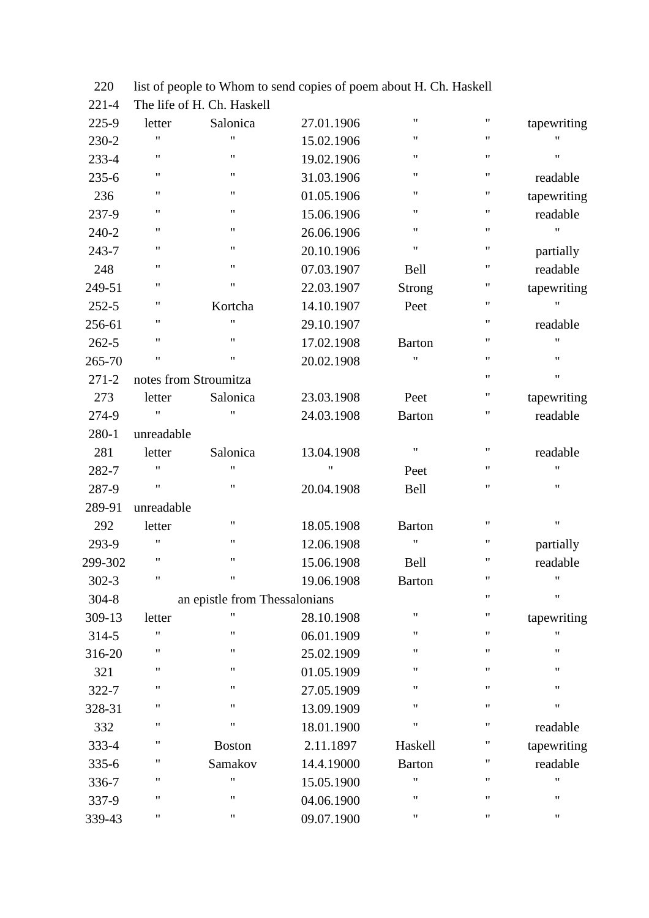| | | | | | | |
|---|---|---|---|---|---|---|
| 220 | list of people to Whom to send copies of poem about H. Ch. Haskell | | | | | |
| 221-4 | The life of H. Ch. Haskell | | | | | |
| 225-9 | letter | Salonica | 27.01.1906 | " | " | tapewriting |
| 230-2 | " | " | 15.02.1906 | " | " | " |
| 233-4 | " | " | 19.02.1906 | " | " | " |
| 235-6 | " | " | 31.03.1906 | " | " | readable |
| 236 | " | " | 01.05.1906 | " | " | tapewriting |
| 237-9 | " | " | 15.06.1906 | " | " | readable |
| 240-2 | " | " | 26.06.1906 | " | " | " |
| 243-7 | " | " | 20.10.1906 | " | " | partially |
| 248 | " | " | 07.03.1907 | Bell | " | readable |
| 249-51 | " | " | 22.03.1907 | Strong | " | tapewriting |
| 252-5 | " | Kortcha | 14.10.1907 | Peet | " | " |
| 256-61 | " | " | 29.10.1907 | | " | readable |
| 262-5 | " | " | 17.02.1908 | Barton | " | " |
| 265-70 | " | " | 20.02.1908 | " | " | " |
| 271-2 | notes from Stroumitza | | | | " | " |
| 273 | letter | Salonica | 23.03.1908 | Peet | " | tapewriting |
| 274-9 | " | " | 24.03.1908 | Barton | " | readable |
| 280-1 | unreadable | | | | | |
| 281 | letter | Salonica | 13.04.1908 | " | " | readable |
| 282-7 | " | " | " | Peet | " | " |
| 287-9 | " | " | 20.04.1908 | Bell | " | " |
| 289-91 | unreadable | | | | | |
| 292 | letter | " | 18.05.1908 | Barton | " | " |
| 293-9 | " | " | 12.06.1908 | " | " | partially |
| 299-302 | " | " | 15.06.1908 | Bell | " | readable |
| 302-3 | " | " | 19.06.1908 | Barton | " | " |
| 304-8 | an epistle from Thessalonians | | | | " | " |
| 309-13 | letter | " | 28.10.1908 | " | " | tapewriting |
| 314-5 | " | " | 06.01.1909 | " | " | " |
| 316-20 | " | " | 25.02.1909 | " | " | " |
| 321 | " | " | 01.05.1909 | " | " | " |
| 322-7 | " | " | 27.05.1909 | " | " | " |
| 328-31 | " | " | 13.09.1909 | " | " | " |
| 332 | " | " | 18.01.1900 | " | " | readable |
| 333-4 | " | Boston | 2.11.1897 | Haskell | " | tapewriting |
| 335-6 | " | Samakov | 14.4.19000 | Barton | " | readable |
| 336-7 | " | " | 15.05.1900 | " | " | " |
| 337-9 | " | " | 04.06.1900 | " | " | " |
| 339-43 | " | " | 09.07.1900 | " | " | " |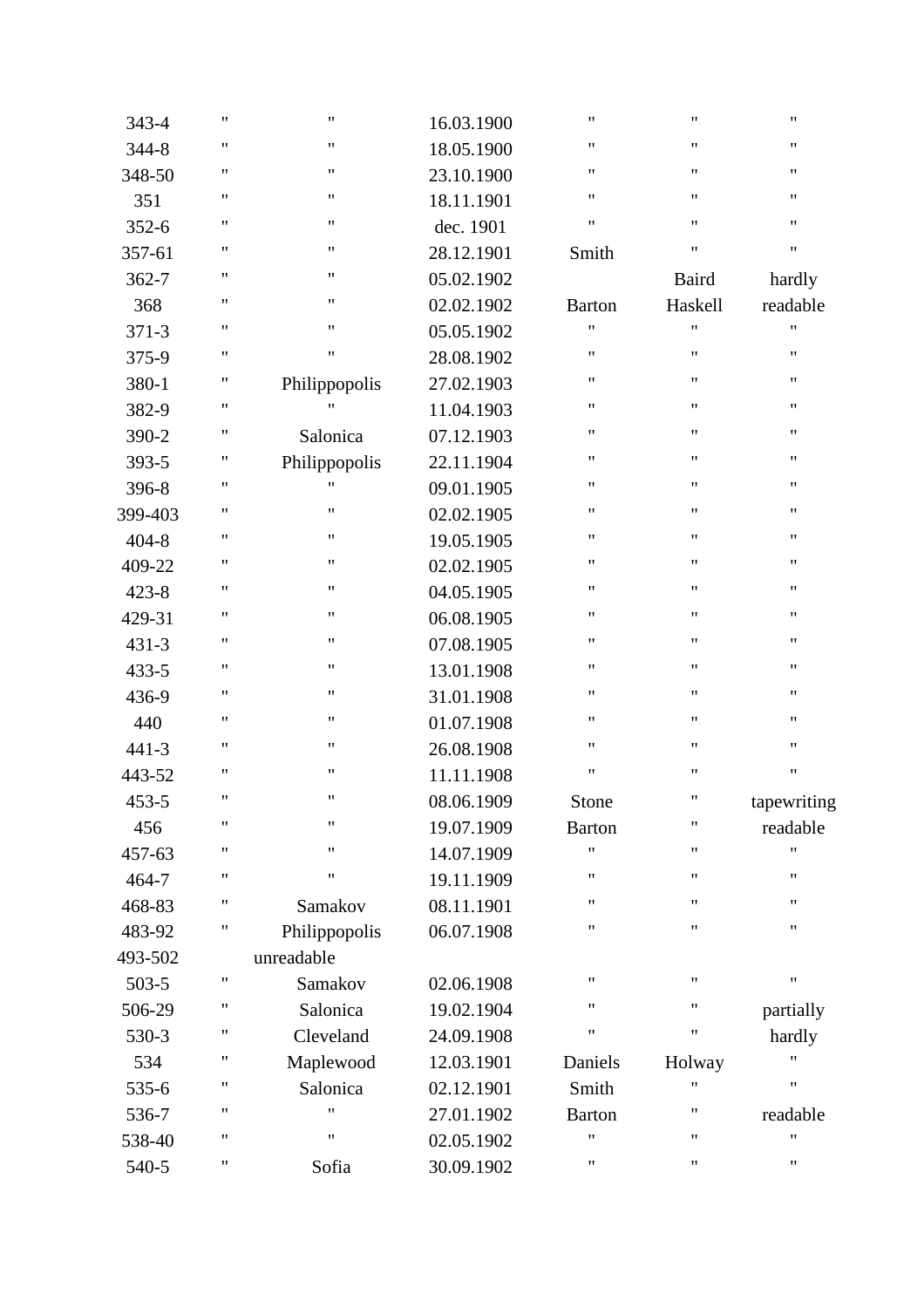| | | | | | | |
|---|---|---|---|---|---|---|
| 343-4 | " | " | 16.03.1900 | " | " | " |
| 344-8 | " | " | 18.05.1900 | " | " | " |
| 348-50 | " | " | 23.10.1900 | " | " | " |
| 351 | " | " | 18.11.1901 | " | " | " |
| 352-6 | " | " | dec. 1901 | " | " | " |
| 357-61 | " | " | 28.12.1901 | Smith | " | " |
| 362-7 | " | " | 05.02.1902 | | Baird | hardly |
| 368 | " | " | 02.02.1902 | Barton | Haskell | readable |
| 371-3 | " | " | 05.05.1902 | " | " | " |
| 375-9 | " | " | 28.08.1902 | " | " | " |
| 380-1 | " | Philippopolis | 27.02.1903 | " | " | " |
| 382-9 | " | " | 11.04.1903 | " | " | " |
| 390-2 | " | Salonica | 07.12.1903 | " | " | " |
| 393-5 | " | Philippopolis | 22.11.1904 | " | " | " |
| 396-8 | " | " | 09.01.1905 | " | " | " |
| 399-403 | " | " | 02.02.1905 | " | " | " |
| 404-8 | " | " | 19.05.1905 | " | " | " |
| 409-22 | " | " | 02.02.1905 | " | " | " |
| 423-8 | " | " | 04.05.1905 | " | " | " |
| 429-31 | " | " | 06.08.1905 | " | " | " |
| 431-3 | " | " | 07.08.1905 | " | " | " |
| 433-5 | " | " | 13.01.1908 | " | " | " |
| 436-9 | " | " | 31.01.1908 | " | " | " |
| 440 | " | " | 01.07.1908 | " | " | " |
| 441-3 | " | " | 26.08.1908 | " | " | " |
| 443-52 | " | " | 11.11.1908 | " | " | " |
| 453-5 | " | " | 08.06.1909 | Stone | " | tapewriting |
| 456 | " | " | 19.07.1909 | Barton | " | readable |
| 457-63 | " | " | 14.07.1909 | " | " | " |
| 464-7 | " | " | 19.11.1909 | " | " | " |
| 468-83 | " | Samakov | 08.11.1901 | " | " | " |
| 483-92 | " | Philippopolis | 06.07.1908 | " | " | " |
| 493-502 | unreadable | | | | | |
| 503-5 | " | Samakov | 02.06.1908 | " | " | " |
| 506-29 | " | Salonica | 19.02.1904 | " | " | partially |
| 530-3 | " | Cleveland | 24.09.1908 | " | " | hardly |
| 534 | " | Maplewood | 12.03.1901 | Daniels | Holway | " |
| 535-6 | " | Salonica | 02.12.1901 | Smith | " | " |
| 536-7 | " | " | 27.01.1902 | Barton | " | readable |
| 538-40 | " | " | 02.05.1902 | " | " | " |
| 540-5 | " | Sofia | 30.09.1902 | " | " | " |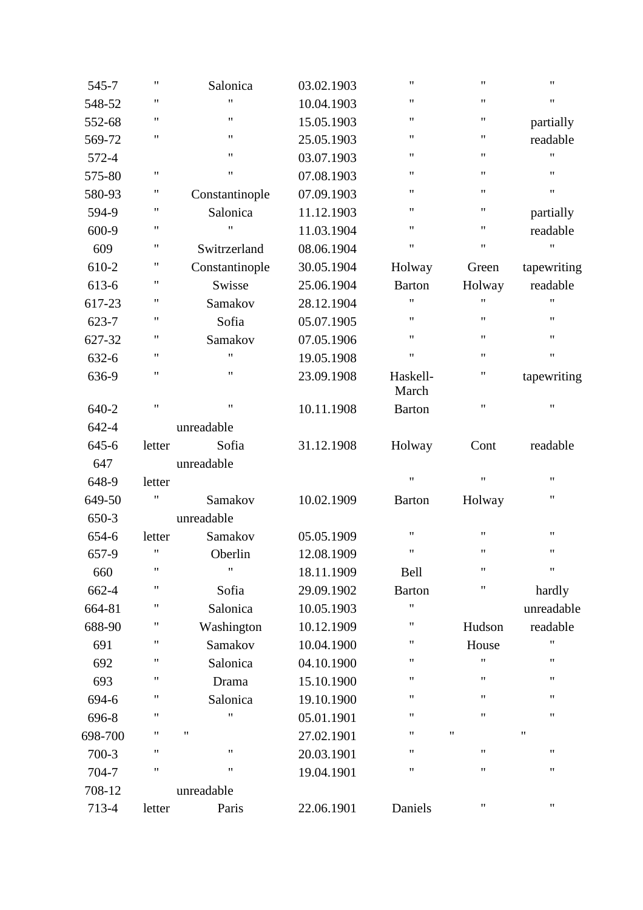| | | | | | | |
|---|---|---|---|---|---|---|
| 545-7 | " | Salonica | 03.02.1903 | " | " | " |
| 548-52 | " | " | 10.04.1903 | " | " | " |
| 552-68 | " | " | 15.05.1903 | " | " | partially |
| 569-72 | " | " | 25.05.1903 | " | " | readable |
| 572-4 | | " | 03.07.1903 | " | " | " |
| 575-80 | " | " | 07.08.1903 | " | " | " |
| 580-93 | " | Constantinople | 07.09.1903 | " | " | " |
| 594-9 | " | Salonica | 11.12.1903 | " | " | partially |
| 600-9 | " | " | 11.03.1904 | " | " | readable |
| 609 | " | Switrzerland | 08.06.1904 | " | " | " |
| 610-2 | " | Constantinople | 30.05.1904 | Holway | Green | tapewriting |
| 613-6 | " | Swisse | 25.06.1904 | Barton | Holway | readable |
| 617-23 | " | Samakov | 28.12.1904 | " | " | " |
| 623-7 | " | Sofia | 05.07.1905 | " | " | " |
| 627-32 | " | Samakov | 07.05.1906 | " | " | " |
| 632-6 | " | " | 19.05.1908 | " | " | " |
| 636-9 | " | " | 23.09.1908 | Haskell-March | " | tapewriting |
| 640-2 | " | " | 10.11.1908 | Barton | " | " |
| 642-4 | | unreadable | | | | |
| 645-6 | letter | Sofia | 31.12.1908 | Holway | Cont | readable |
| 647 | | unreadable | | | | |
| 648-9 | letter | | | " | " | " |
| 649-50 | " | Samakov | 10.02.1909 | Barton | Holway | " |
| 650-3 | | unreadable | | | | |
| 654-6 | letter | Samakov | 05.05.1909 | " | " | " |
| 657-9 | " | Oberlin | 12.08.1909 | " | " | " |
| 660 | " | " | 18.11.1909 | Bell | " | " |
| 662-4 | " | Sofia | 29.09.1902 | Barton | " | hardly |
| 664-81 | " | Salonica | 10.05.1903 | " | | unreadable |
| 688-90 | " | Washington | 10.12.1909 | " | Hudson | readable |
| 691 | " | Samakov | 10.04.1900 | " | House | " |
| 692 | " | Salonica | 04.10.1900 | " | " | " |
| 693 | " | Drama | 15.10.1900 | " | " | " |
| 694-6 | " | Salonica | 19.10.1900 | " | " | " |
| 696-8 | " | " | 05.01.1901 | " | " | " |
| 698-700 | " | " | 27.02.1901 | " | " | " |
| 700-3 | " | " | 20.03.1901 | " | " | " |
| 704-7 | " | " | 19.04.1901 | " | " | " |
| 708-12 | | unreadable | | | | |
| 713-4 | letter | Paris | 22.06.1901 | Daniels | " | " |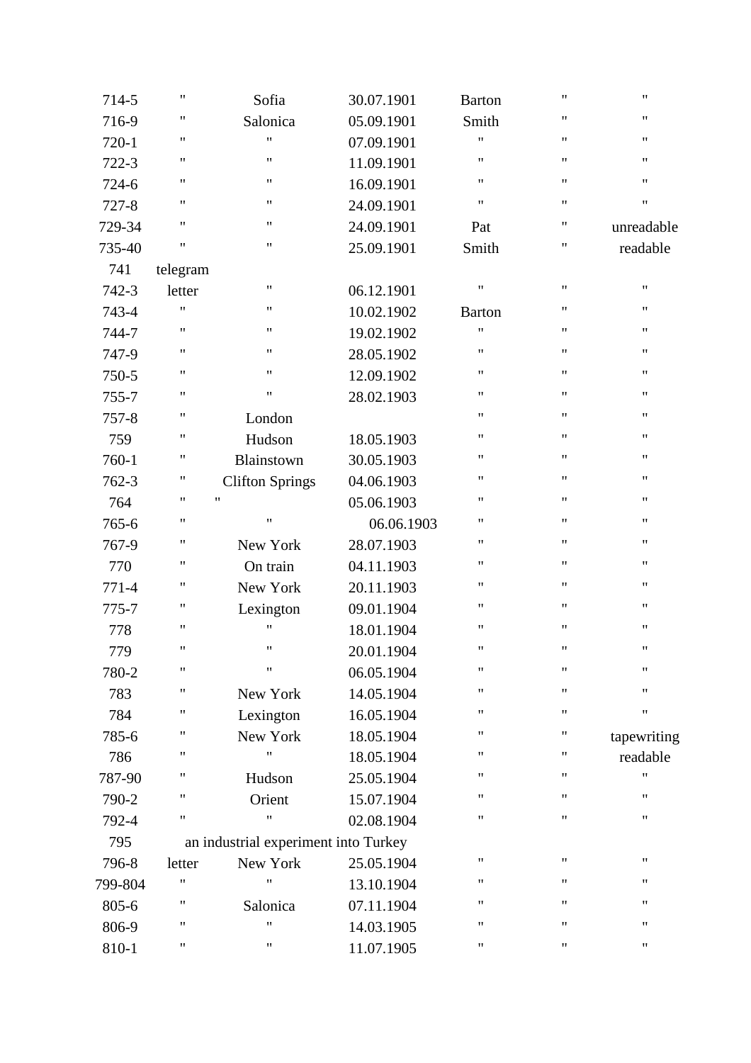| | | | | | | |
|---|---|---|---|---|---|---|
| 714-5 | " | Sofia | 30.07.1901 | Barton | " | " |
| 716-9 | " | Salonica | 05.09.1901 | Smith | " | " |
| 720-1 | " | " | 07.09.1901 | " | " | " |
| 722-3 | " | " | 11.09.1901 | " | " | " |
| 724-6 | " | " | 16.09.1901 | " | " | " |
| 727-8 | " | " | 24.09.1901 | " | " | " |
| 729-34 | " | " | 24.09.1901 | Pat | " | unreadable |
| 735-40 | " | " | 25.09.1901 | Smith | " | readable |
| 741 | telegram | | | | | |
| 742-3 | letter | " | 06.12.1901 | " | " | " |
| 743-4 | " | " | 10.02.1902 | Barton | " | " |
| 744-7 | " | " | 19.02.1902 | " | " | " |
| 747-9 | " | " | 28.05.1902 | " | " | " |
| 750-5 | " | " | 12.09.1902 | " | " | " |
| 755-7 | " | " | 28.02.1903 | " | " | " |
| 757-8 | " | London | | " | " | " |
| 759 | " | Hudson | 18.05.1903 | " | " | " |
| 760-1 | " | Blainstown | 30.05.1903 | " | " | " |
| 762-3 | " | Clifton Springs | 04.06.1903 | " | " | " |
| 764 | " | " | 05.06.1903 | " | " | " |
| 765-6 | " | " | 06.06.1903 | " | " | " |
| 767-9 | " | New York | 28.07.1903 | " | " | " |
| 770 | " | On train | 04.11.1903 | " | " | " |
| 771-4 | " | New York | 20.11.1903 | " | " | " |
| 775-7 | " | Lexington | 09.01.1904 | " | " | " |
| 778 | " | " | 18.01.1904 | " | " | " |
| 779 | " | " | 20.01.1904 | " | " | " |
| 780-2 | " | " | 06.05.1904 | " | " | " |
| 783 | " | New York | 14.05.1904 | " | " | " |
| 784 | " | Lexington | 16.05.1904 | " | " | " |
| 785-6 | " | New York | 18.05.1904 | " | " | tapewriting |
| 786 | " | " | 18.05.1904 | " | " | readable |
| 787-90 | " | Hudson | 25.05.1904 | " | " | " |
| 790-2 | " | Orient | 15.07.1904 | " | " | " |
| 792-4 | " | " | 02.08.1904 | " | " | " |
| 795 | an industrial experiment into Turkey | | | | | |
| 796-8 | letter | New York | 25.05.1904 | " | " | " |
| 799-804 | " | " | 13.10.1904 | " | " | " |
| 805-6 | " | Salonica | 07.11.1904 | " | " | " |
| 806-9 | " | " | 14.03.1905 | " | " | " |
| 810-1 | " | " | 11.07.1905 | " | " | " |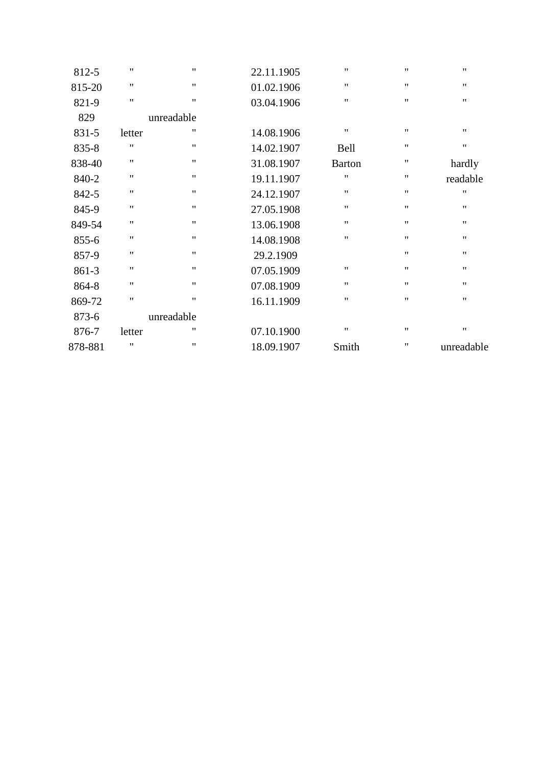| | | | | | | |
|---|---|---|---|---|---|---|
| 812-5 | " | " | 22.11.1905 | " | " | " |
| 815-20 | " | " | 01.02.1906 | " | " | " |
| 821-9 | " | " | 03.04.1906 | " | " | " |
| 829 | unreadable | | | | | |
| 831-5 | letter | " | 14.08.1906 | " | " | " |
| 835-8 | " | " | 14.02.1907 | Bell | " | " |
| 838-40 | " | " | 31.08.1907 | Barton | " | hardly |
| 840-2 | " | " | 19.11.1907 | " | " | readable |
| 842-5 | " | " | 24.12.1907 | " | " | " |
| 845-9 | " | " | 27.05.1908 | " | " | " |
| 849-54 | " | " | 13.06.1908 | " | " | " |
| 855-6 | " | " | 14.08.1908 | " | " | " |
| 857-9 | " | " | 29.2.1909 | | " | " |
| 861-3 | " | " | 07.05.1909 | " | " | " |
| 864-8 | " | " | 07.08.1909 | " | " | " |
| 869-72 | " | " | 16.11.1909 | " | " | " |
| 873-6 | unreadable | | | | | |
| 876-7 | letter | " | 07.10.1900 | " | " | " |
| 878-881 | " | " | 18.09.1907 | Smith | " | unreadable |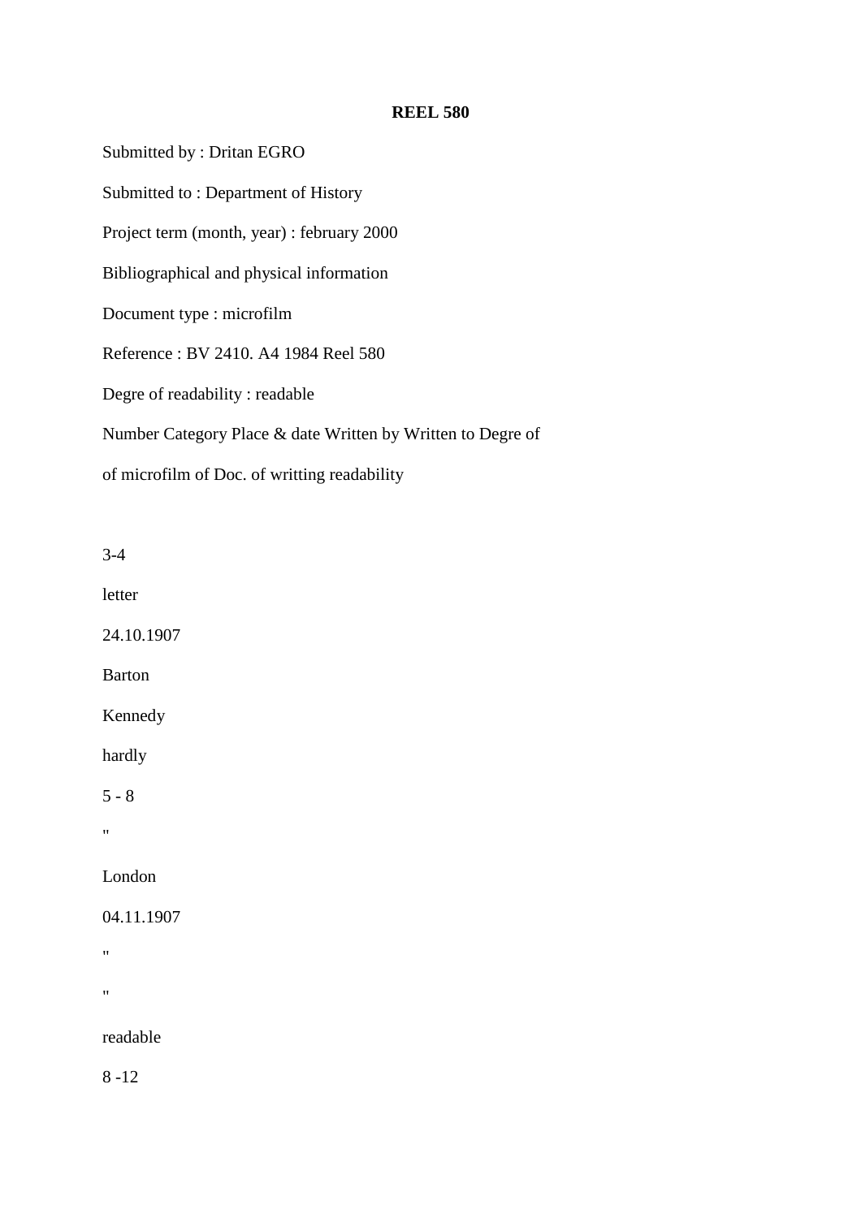**REEL 580**

Submitted by : Dritan EGRO

Submitted to : Department of History

Project term (month, year) : february 2000

Bibliographical and physical information

Document type : microfilm

Reference : BV 2410. A4 1984 Reel 580

Degre of readability : readable

Number Category Place & date Written by Written to Degre of

of microfilm of Doc. of writting readability

3-4

letter

24.10.1907

Barton

Kennedy

hardly

5 - 8

"

London

04.11.1907

"

"

readable

8 -12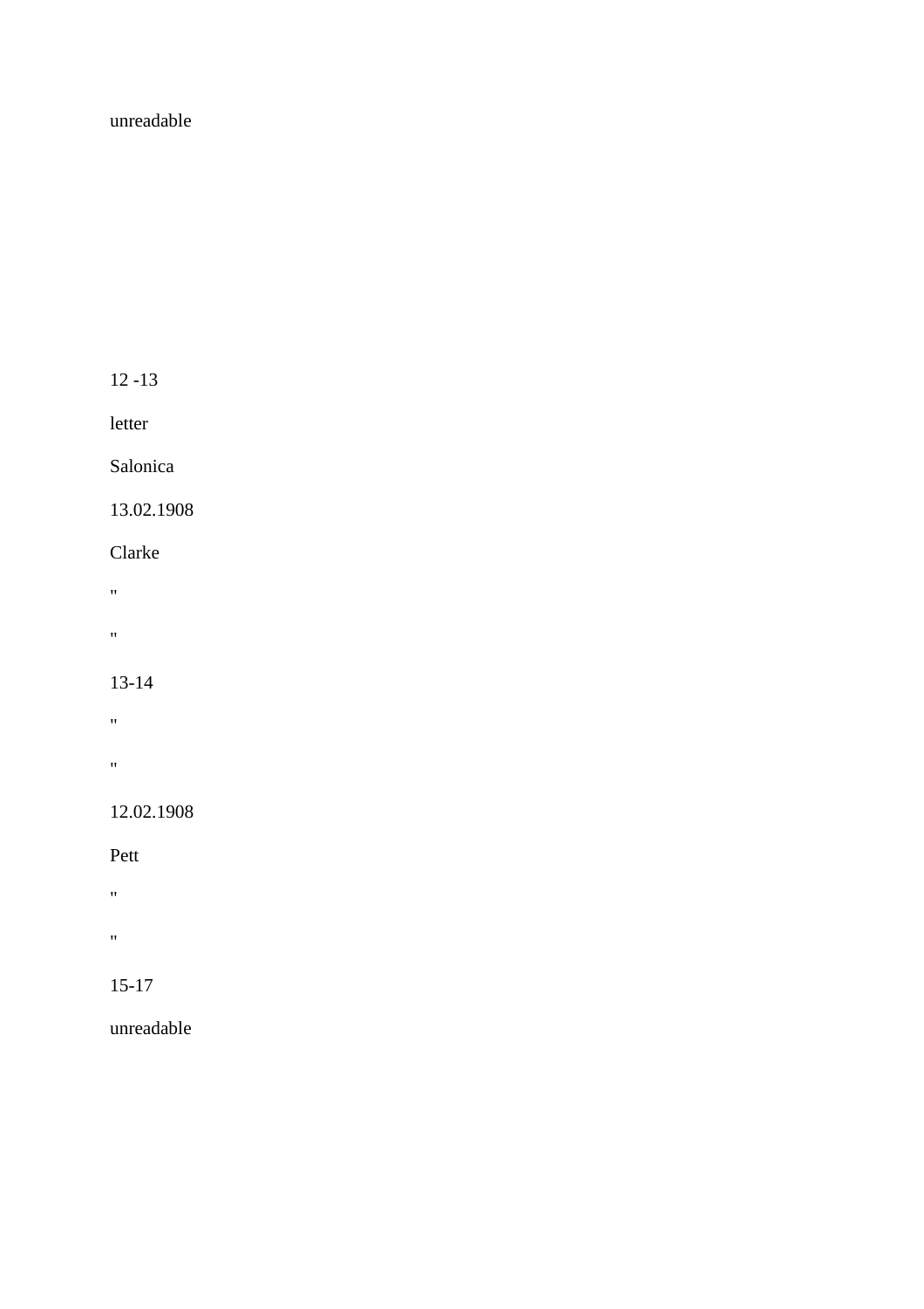unreadable

12 -13

letter

Salonica

13.02.1908

Clarke

"

"

13-14

"

"

12.02.1908

Pett

"

"

15-17

unreadable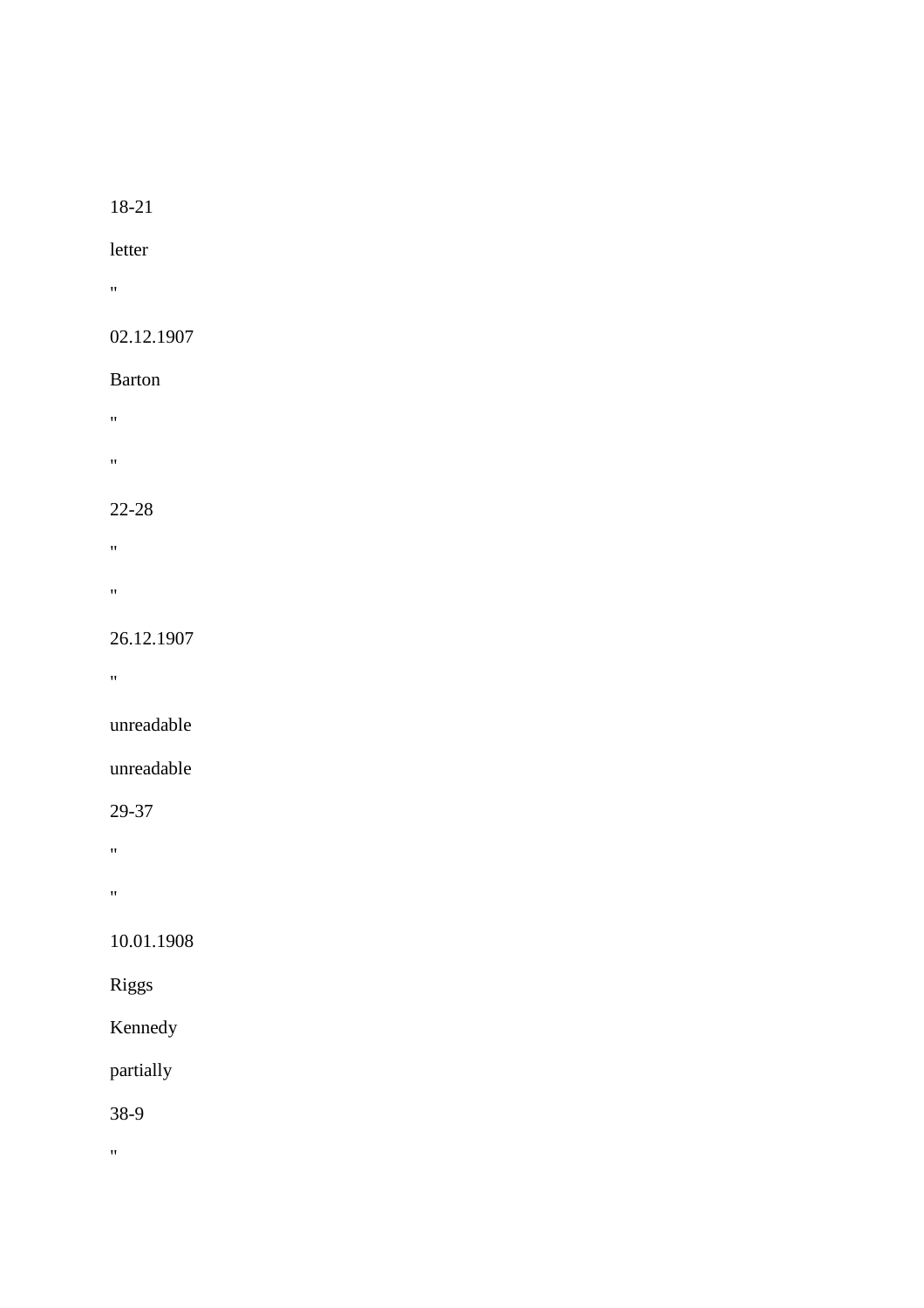18-21

letter

"

02.12.1907

Barton

"

"

22-28

"

"

26.12.1907

"

unreadable

unreadable

29-37

"

"

10.01.1908

Riggs

Kennedy

partially

38-9

"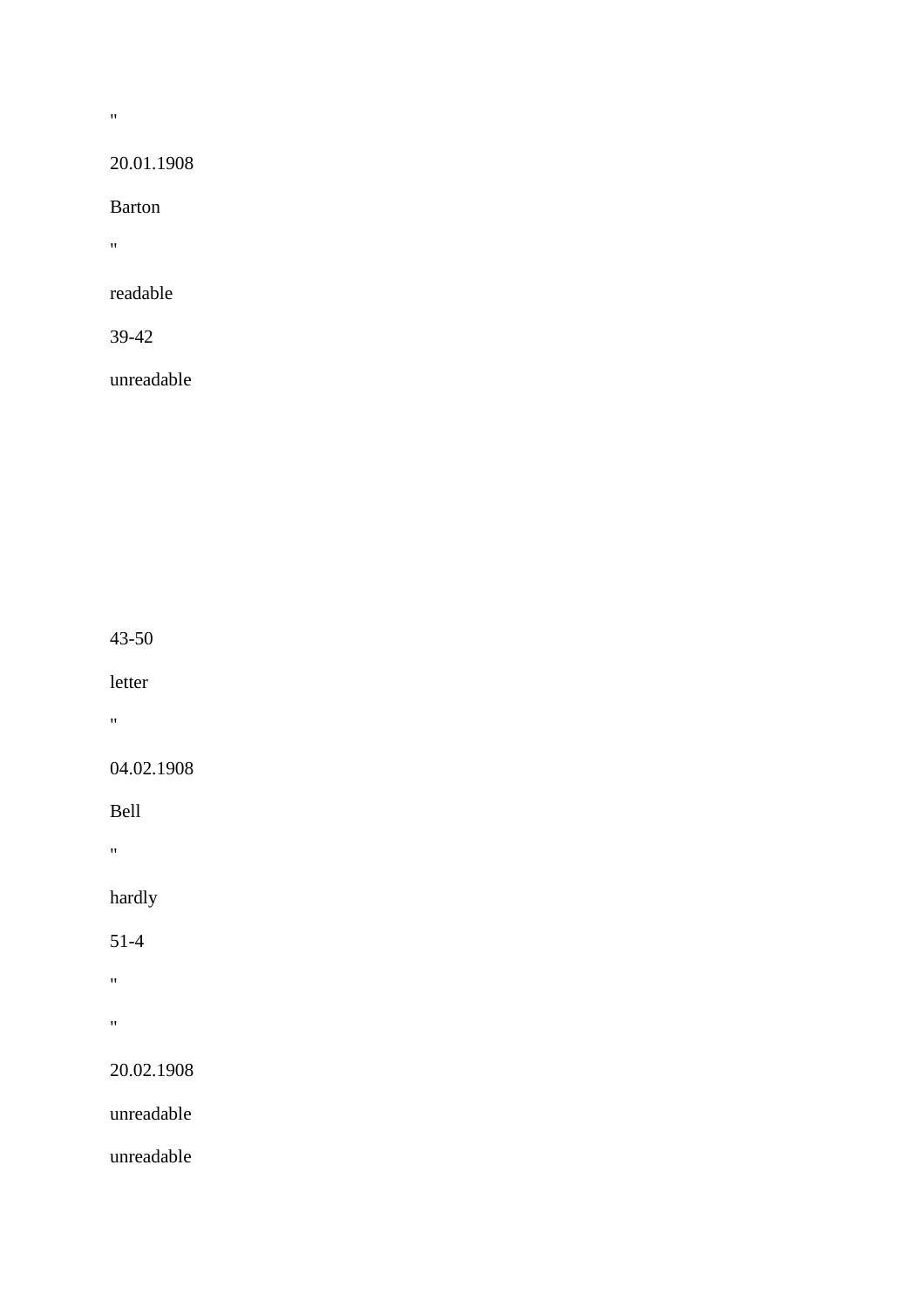"

20.01.1908

Barton

"

readable

39-42

unreadable

43-50

letter

"

04.02.1908

Bell

"

hardly

51-4

"

"

20.02.1908

unreadable

unreadable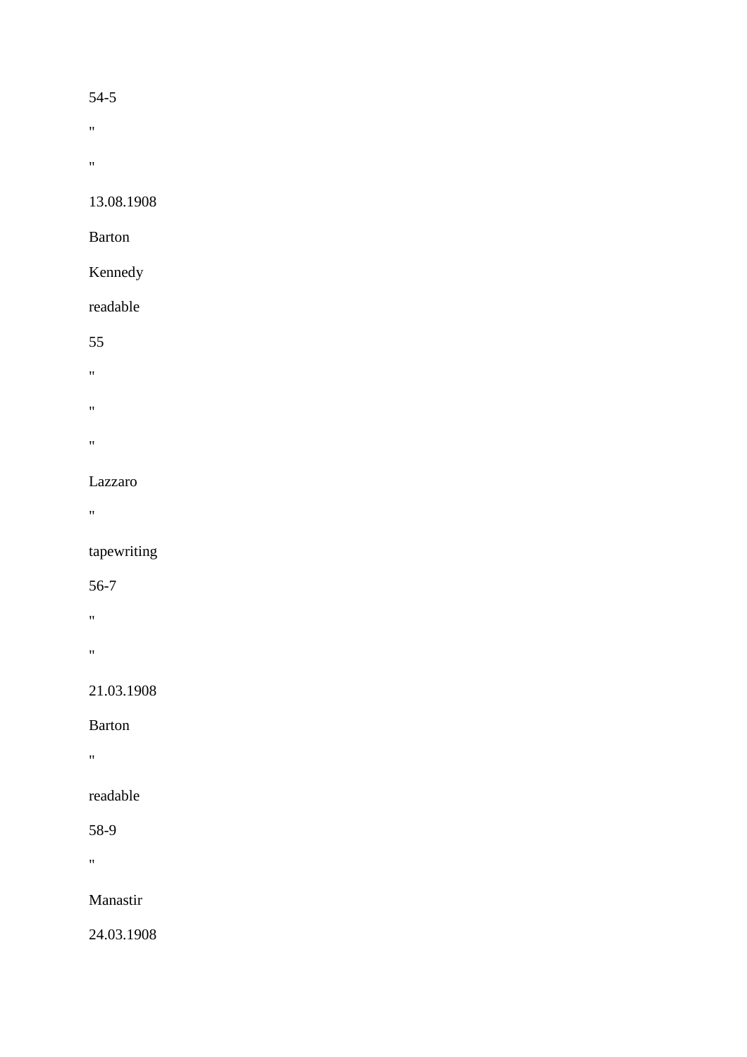54-5

"

"

13.08.1908

Barton

Kennedy

readable

55

"

"

"

Lazzaro

"

tapewriting

56-7

"

"

21.03.1908

Barton

"

readable

58-9

"

Manastir

24.03.1908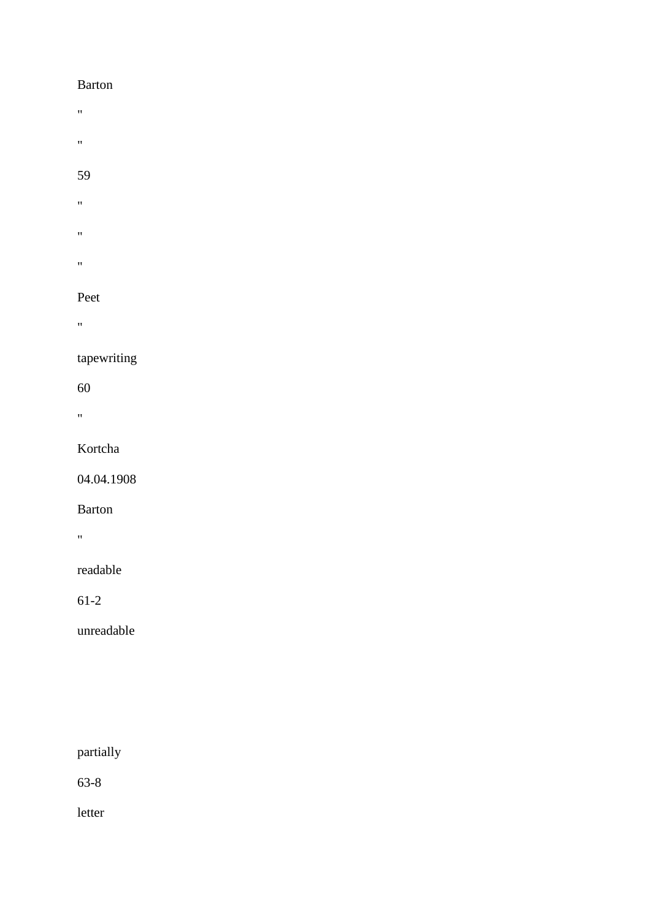Barton

"

"

59

"

"

"

Peet

"

tapewriting

60

"

Kortcha

04.04.1908

Barton

"

readable

61-2

unreadable

partially

63-8

letter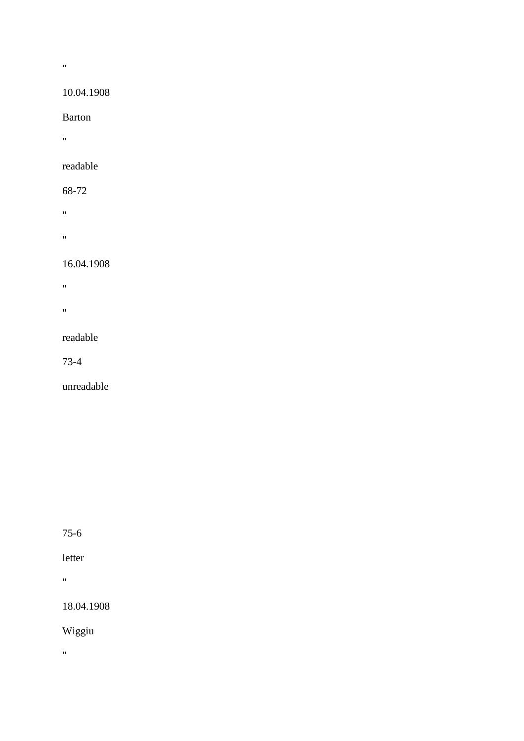"

10.04.1908

Barton

"

readable

68-72

"

"

16.04.1908

"

"

readable

73-4

unreadable

75-6

letter

"

18.04.1908

Wiggiu

"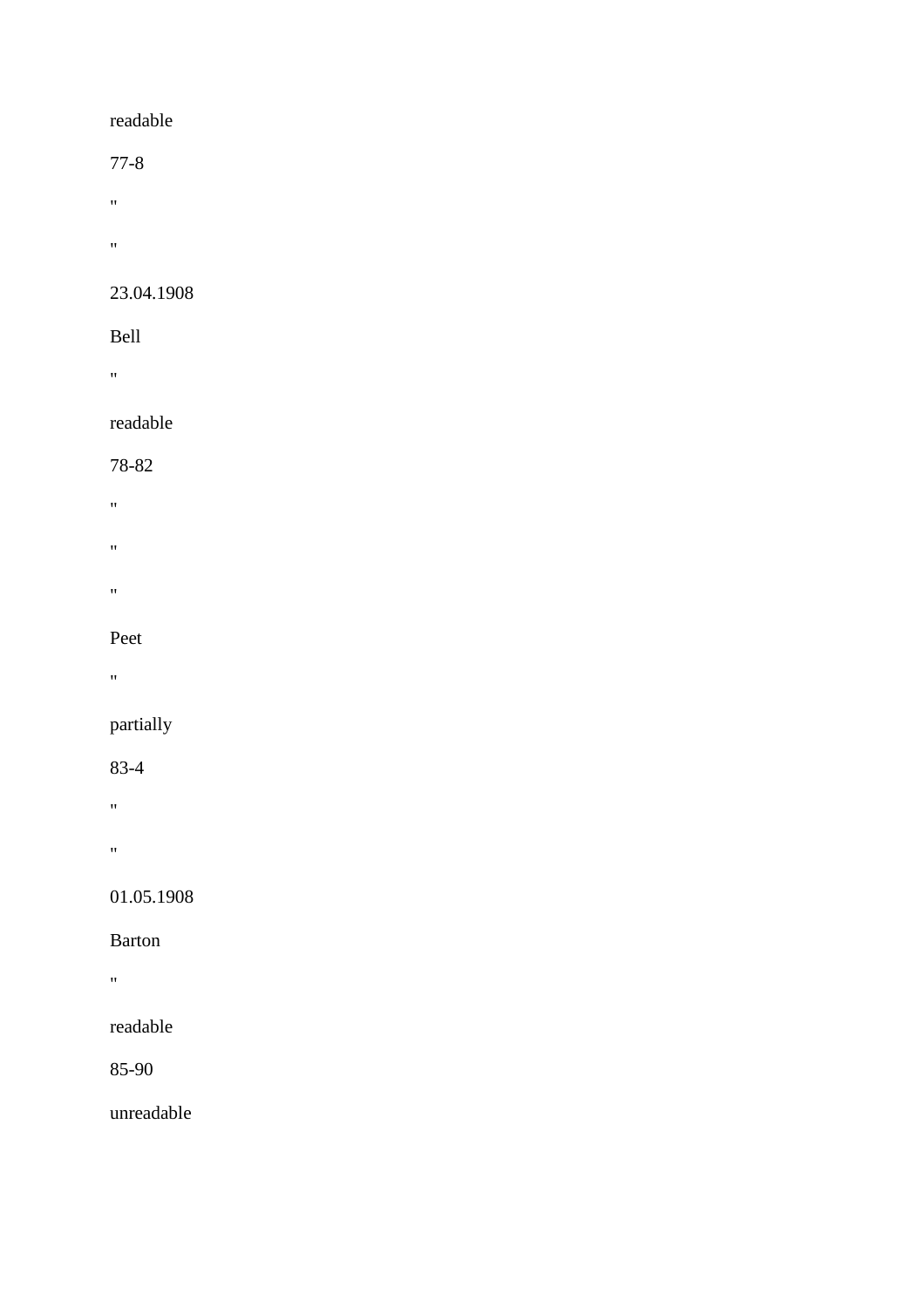readable

77-8

"

"

23.04.1908

Bell

"

readable

78-82

"

"

"

Peet

"

partially

83-4

"

"

01.05.1908

Barton

"

readable

85-90

unreadable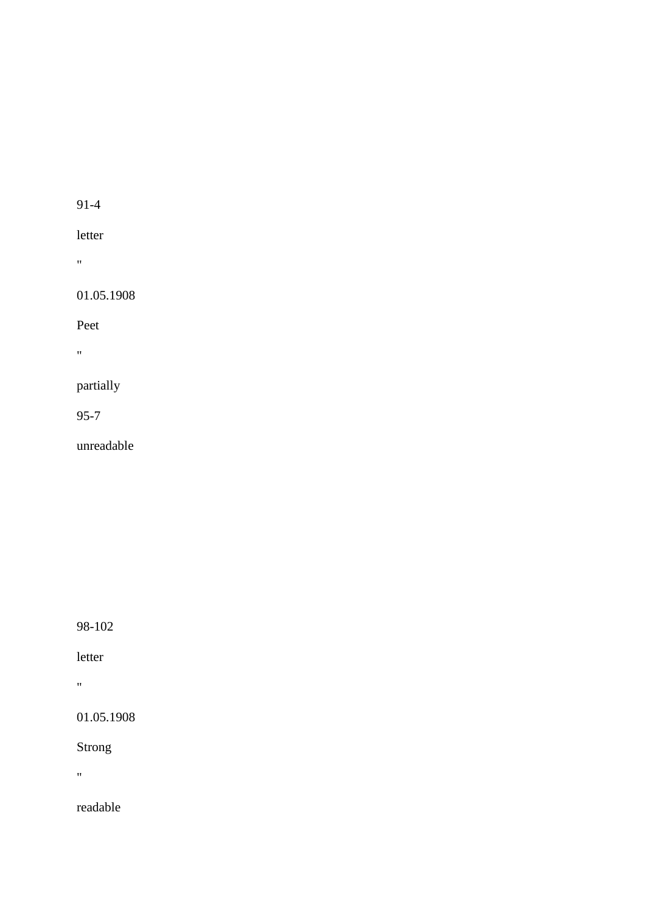91-4

letter

"

01.05.1908

Peet

"

partially

95-7

unreadable

98-102

letter

"

01.05.1908

Strong

"

readable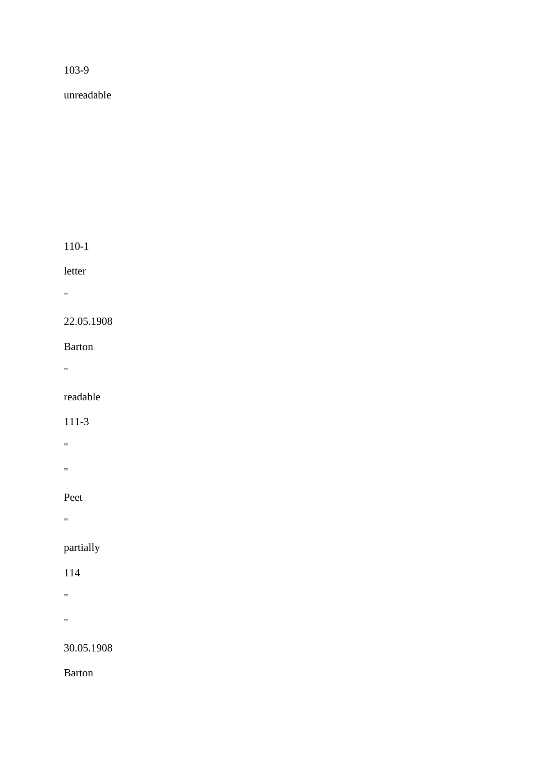103-9

unreadable

110-1

letter

"

22.05.1908

Barton

"

readable

111-3

"

"

Peet

"

partially

114

"

"

30.05.1908

Barton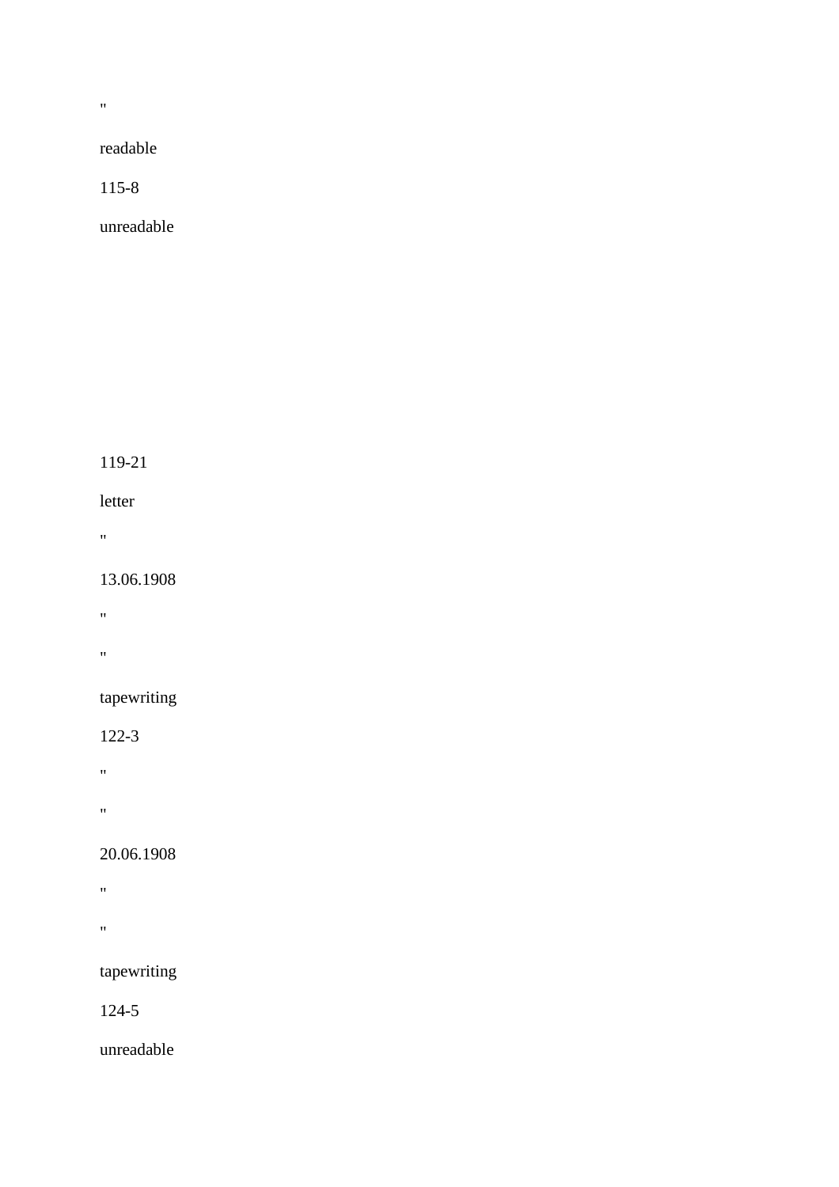"

readable

115-8

unreadable

119-21

letter

"

13.06.1908

"

"

tapewriting

122-3

"

"

20.06.1908

"

"

tapewriting

124-5

unreadable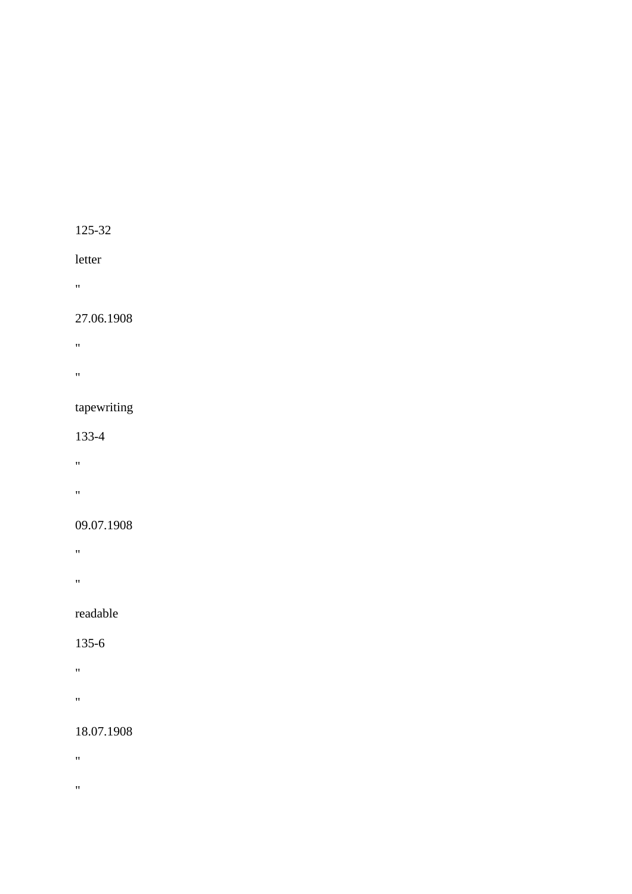125-32

letter

"

27.06.1908

"

"

tapewriting

133-4

"

"

09.07.1908

"

"

readable

135-6

"

"

18.07.1908

"

"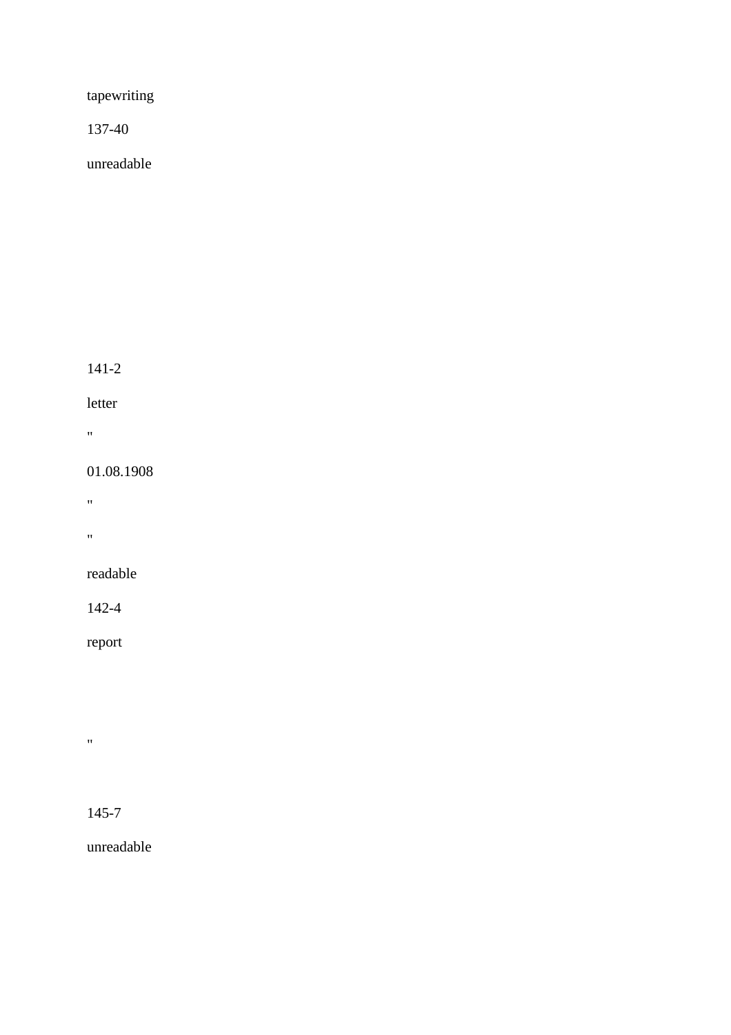tapewriting

137-40

unreadable

141-2

letter

"

01.08.1908

"

"

readable

142-4

report

"

145-7

unreadable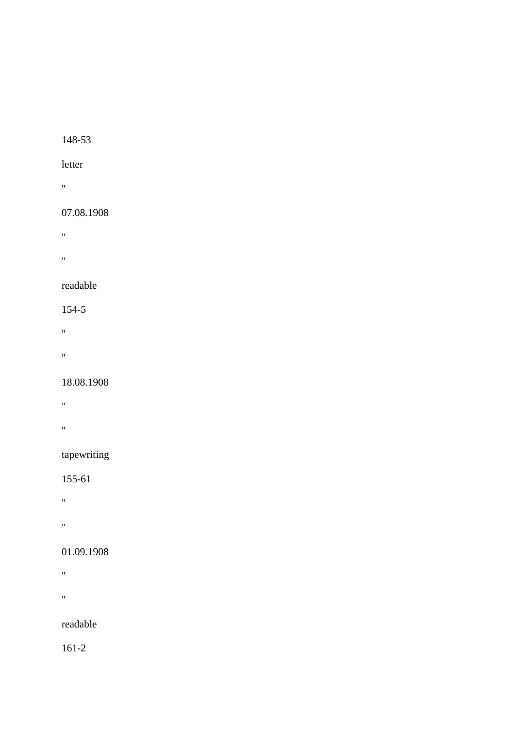148-53

letter

"

07.08.1908

"

"

readable

154-5

"

"

18.08.1908

"

"

tapewriting

155-61

"

"

01.09.1908

"

"

readable

161-2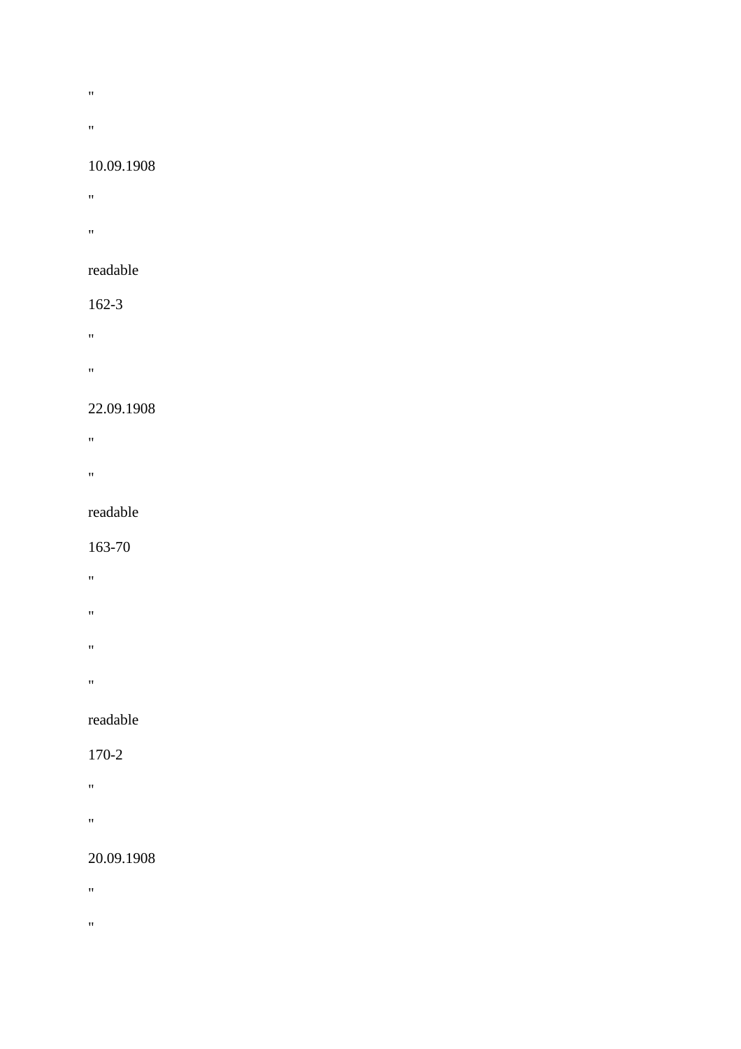"

"

10.09.1908

"

"

readable

162-3

"

"

22.09.1908

"

"

readable

163-70

"

"

"

"

readable

170-2

"

"

20.09.1908

"

"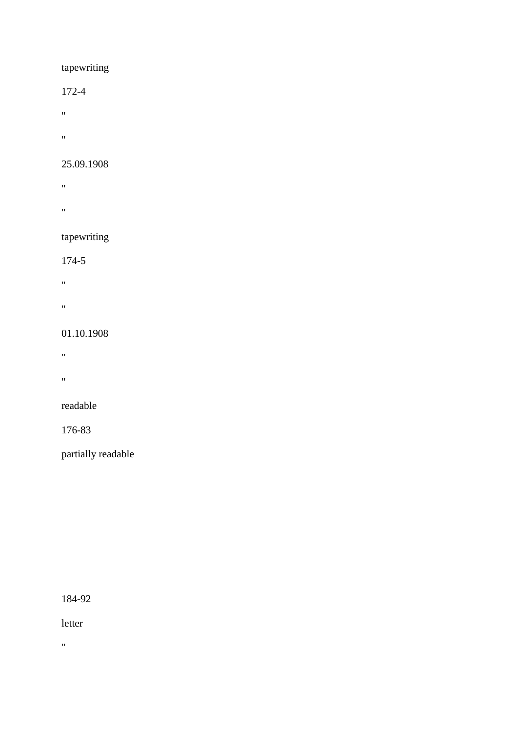tapewriting

172-4

"

"

25.09.1908

"

"

tapewriting

174-5

"

"

01.10.1908

"

"

readable

176-83

partially readable

184-92

letter

"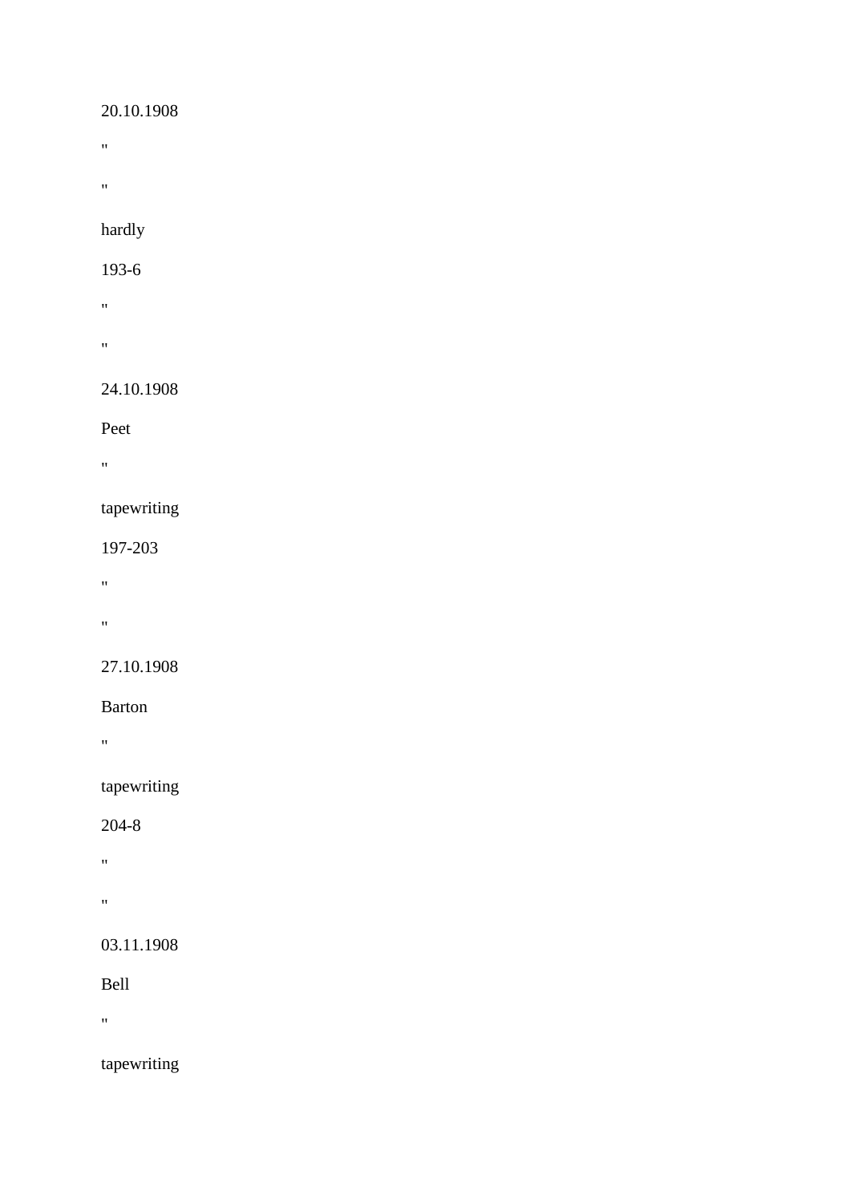20.10.1908

"

"

hardly

193-6

"

"

24.10.1908

Peet

"

tapewriting

197-203

"

"

27.10.1908

Barton

"

tapewriting

204-8

"

"

03.11.1908

Bell

"

tapewriting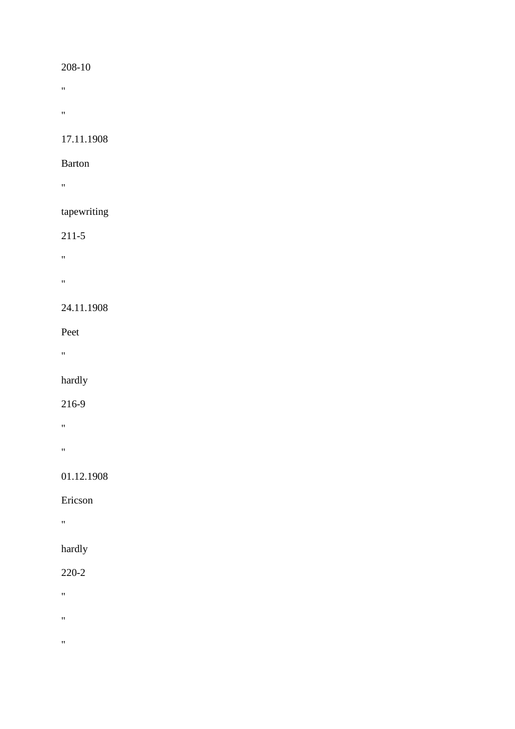208-10

"

"

17.11.1908

Barton

"

tapewriting

211-5

"

"

24.11.1908

Peet

"

hardly

216-9

"

"

01.12.1908

Ericson

"

hardly

220-2

"

"

"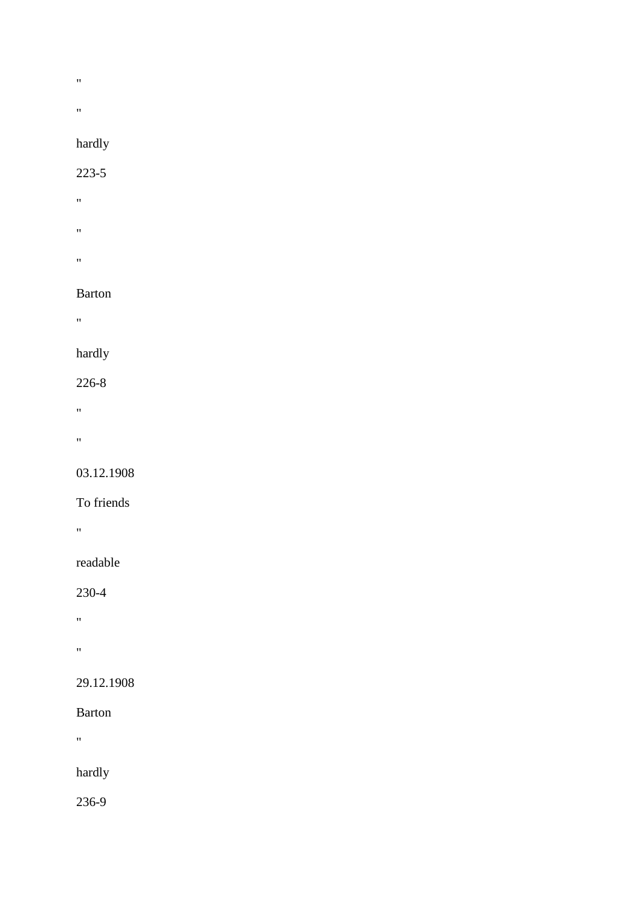"

"

hardly

223-5

"

"

"

Barton

"

hardly

226-8

"

"

03.12.1908

To friends

"

readable

230-4

"

"

29.12.1908

Barton

"

hardly

236-9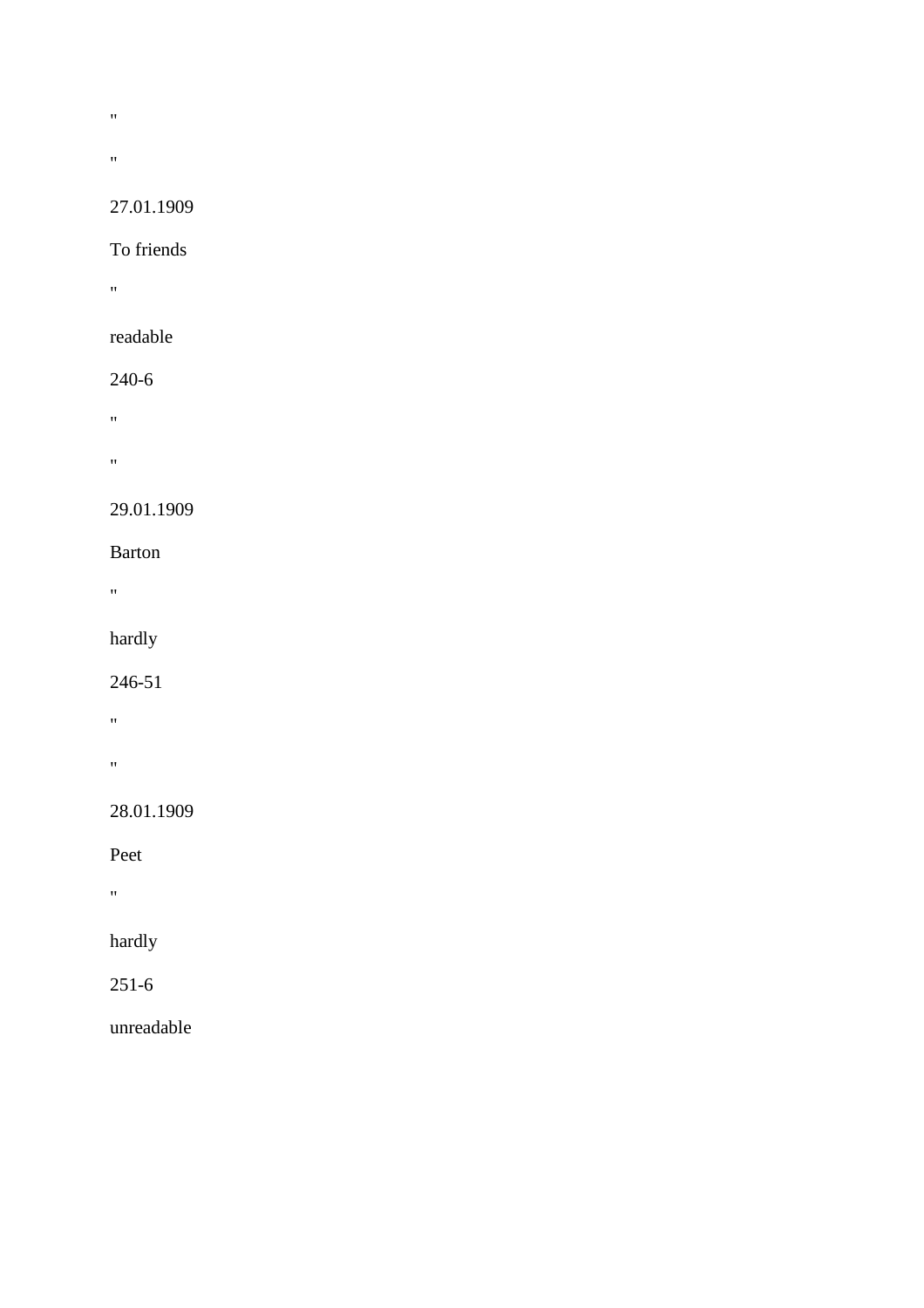"

"

27.01.1909

To friends

"

readable

240-6

"

"

29.01.1909

Barton

"

hardly

246-51

"

"

28.01.1909

Peet

"

hardly

251-6

unreadable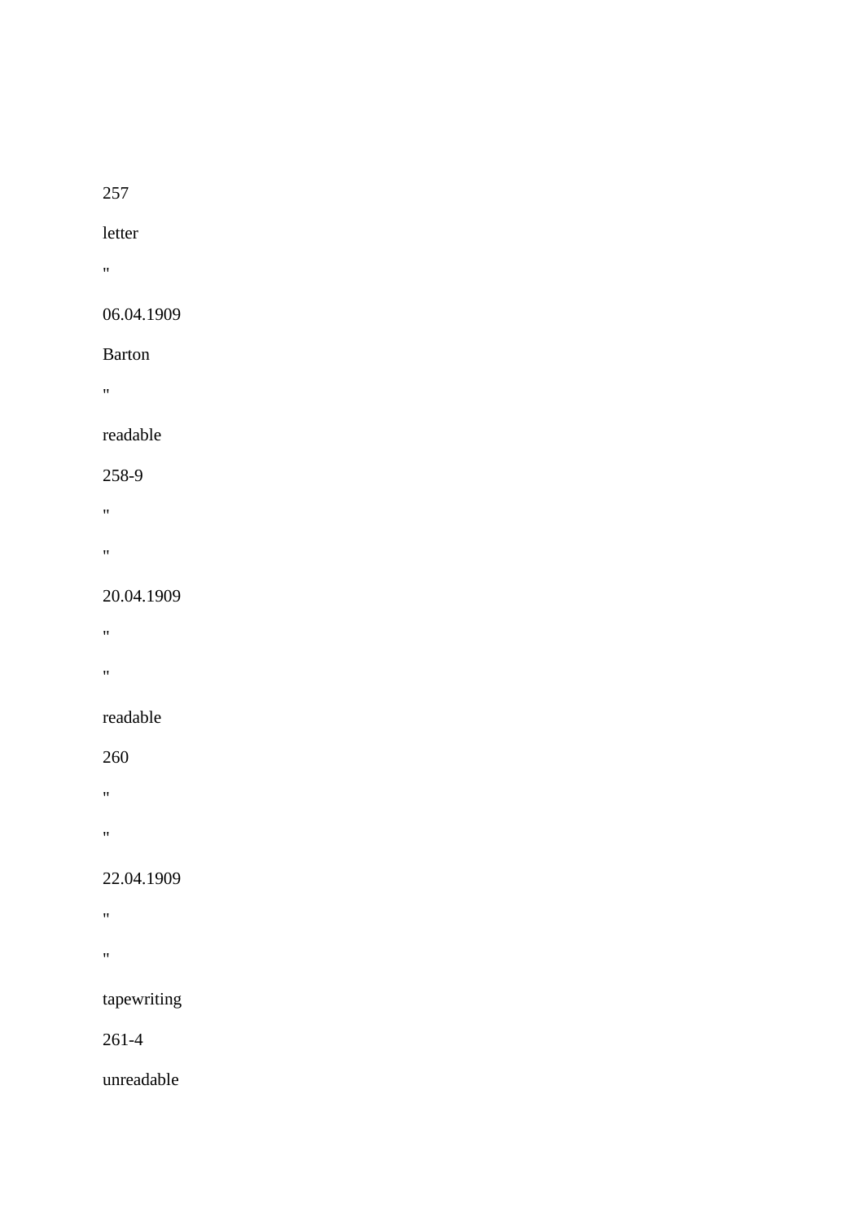257

letter

"

06.04.1909

Barton

"

readable

258-9

"

"

20.04.1909

"

"

readable

260

"

"

22.04.1909

"

"

tapewriting

261-4

unreadable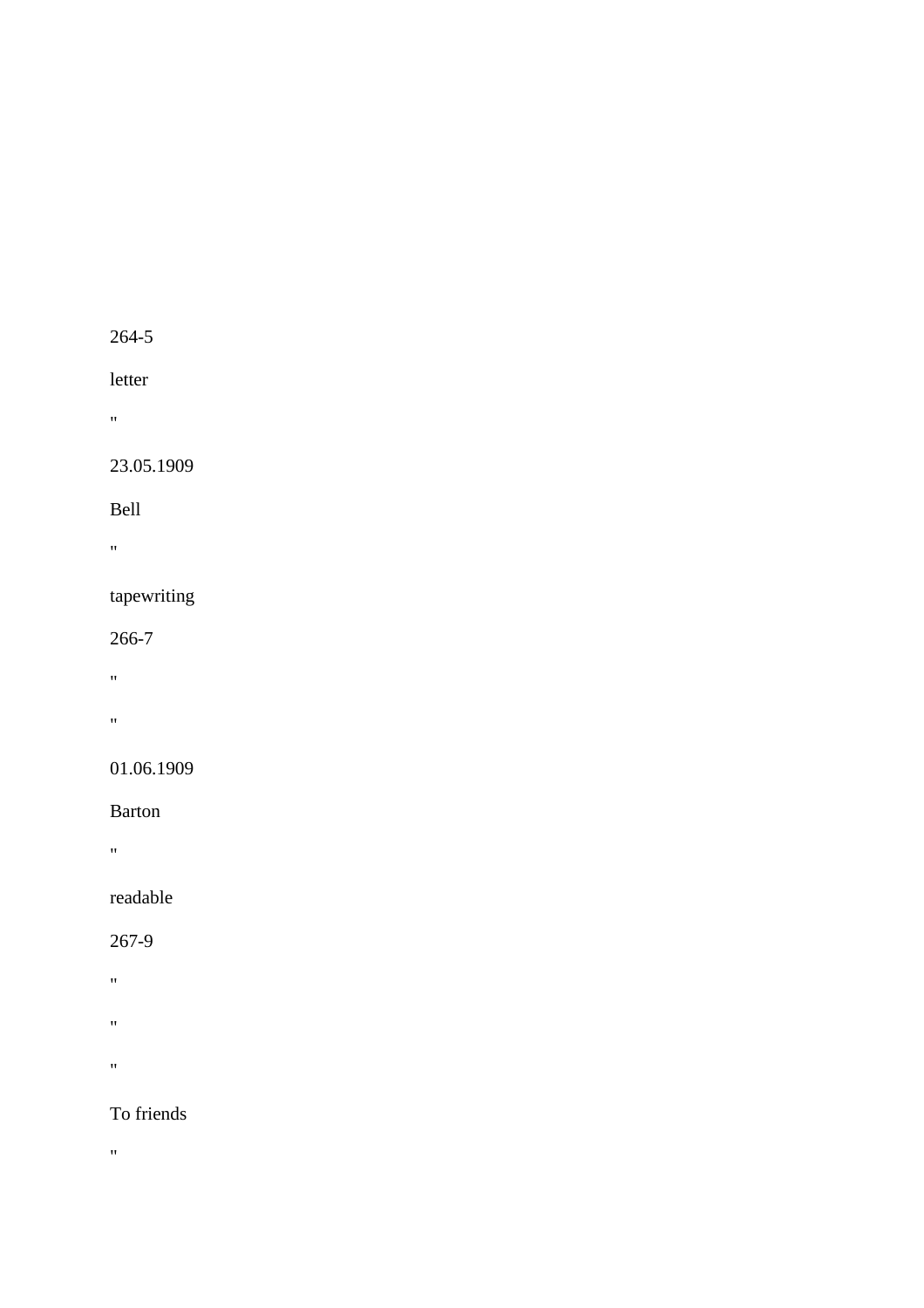264-5

letter

"

23.05.1909

Bell

"

tapewriting

266-7

"

"

01.06.1909

Barton

"

readable

267-9

"

"

"

To friends

"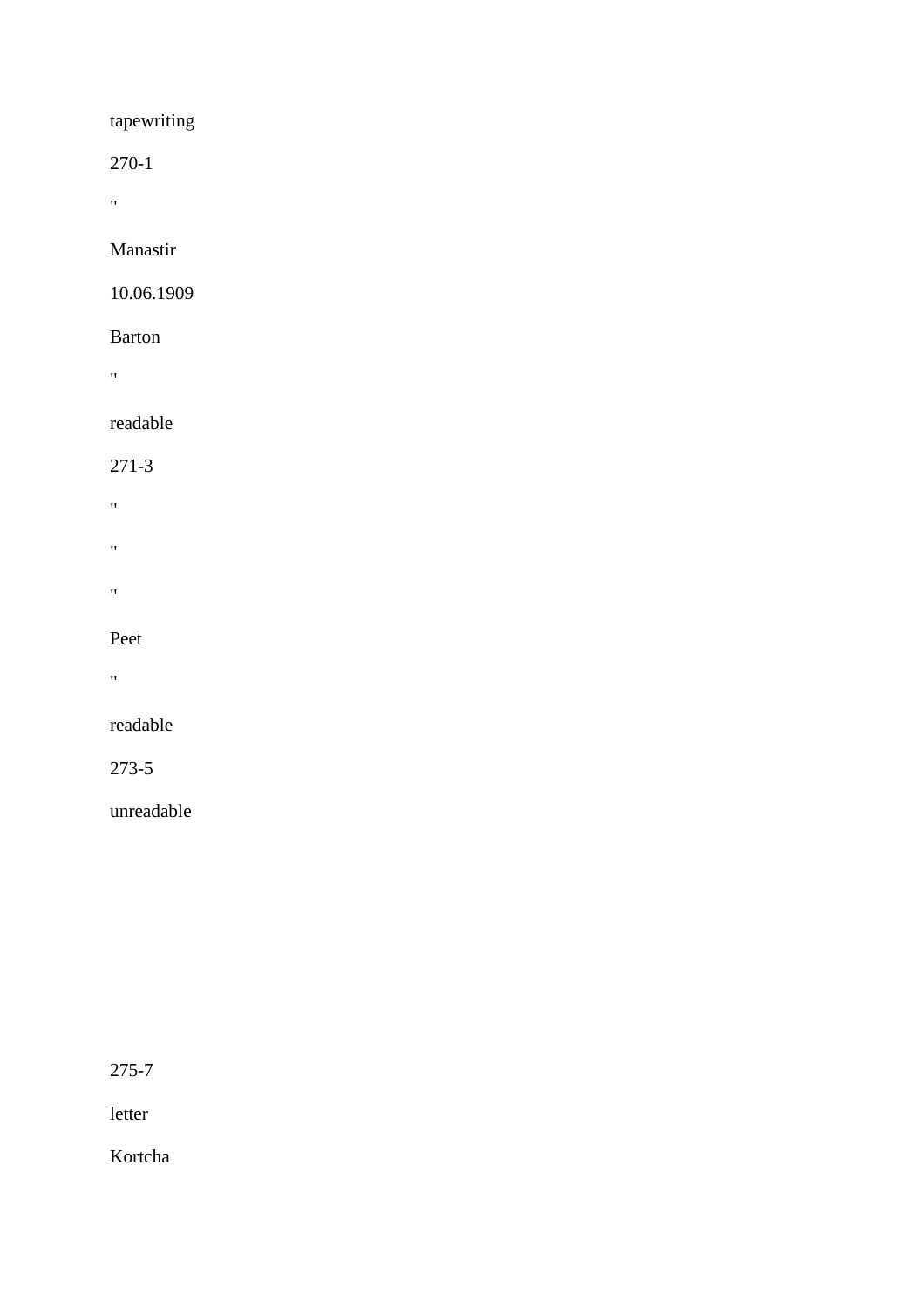tapewriting

270-1

"

Manastir

10.06.1909

Barton

"

readable

271-3

"

"

"

Peet

"

readable

273-5

unreadable

275-7

letter

Kortcha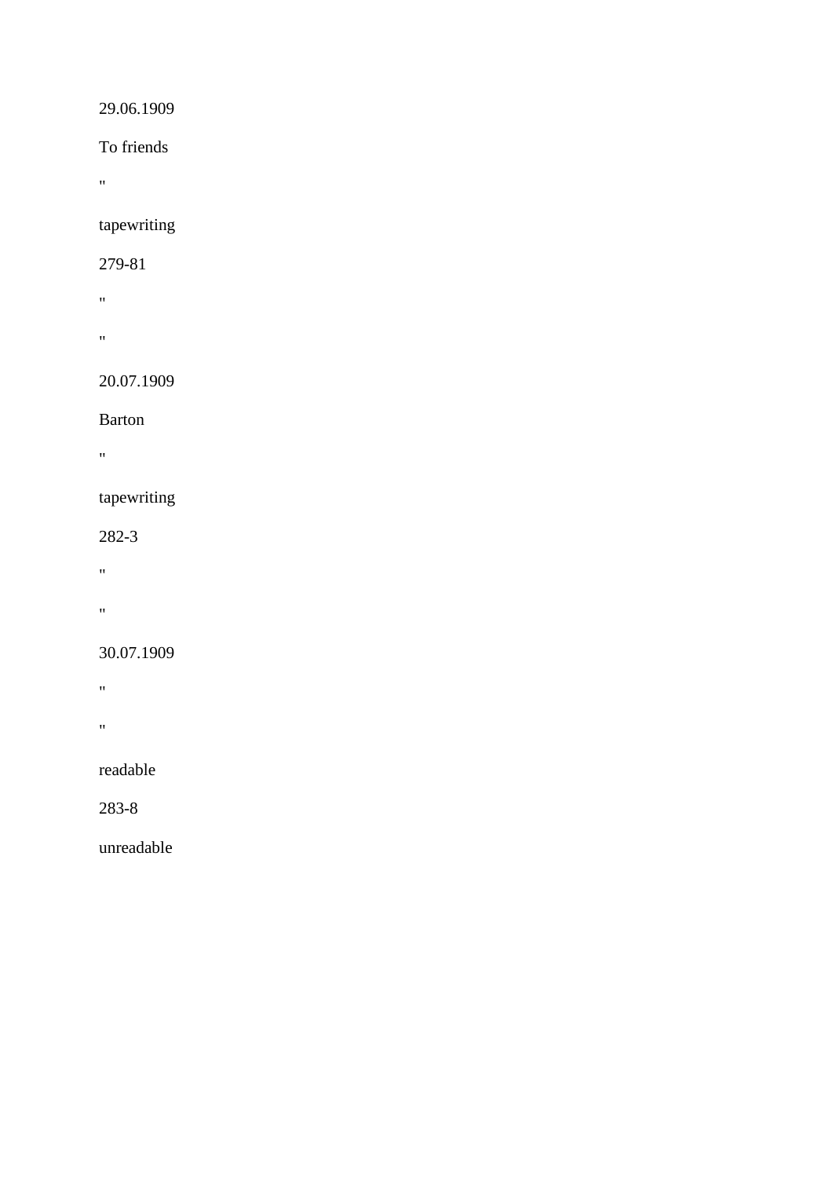29.06.1909

To friends

"

tapewriting

279-81

"

"

20.07.1909

Barton

"

tapewriting

282-3

"

"

30.07.1909

"

"

readable

283-8

unreadable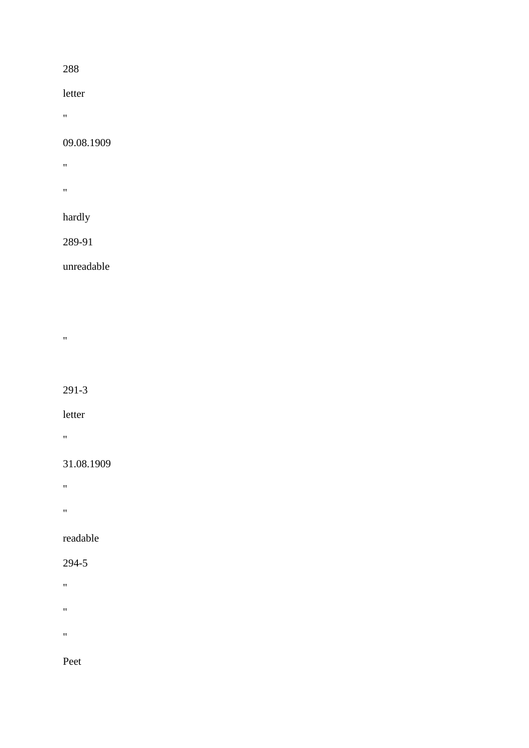288

letter

"

09.08.1909

"

"

hardly

289-91

unreadable

"

291-3

letter

"

31.08.1909

"

"

readable

294-5

"

"

"

Peet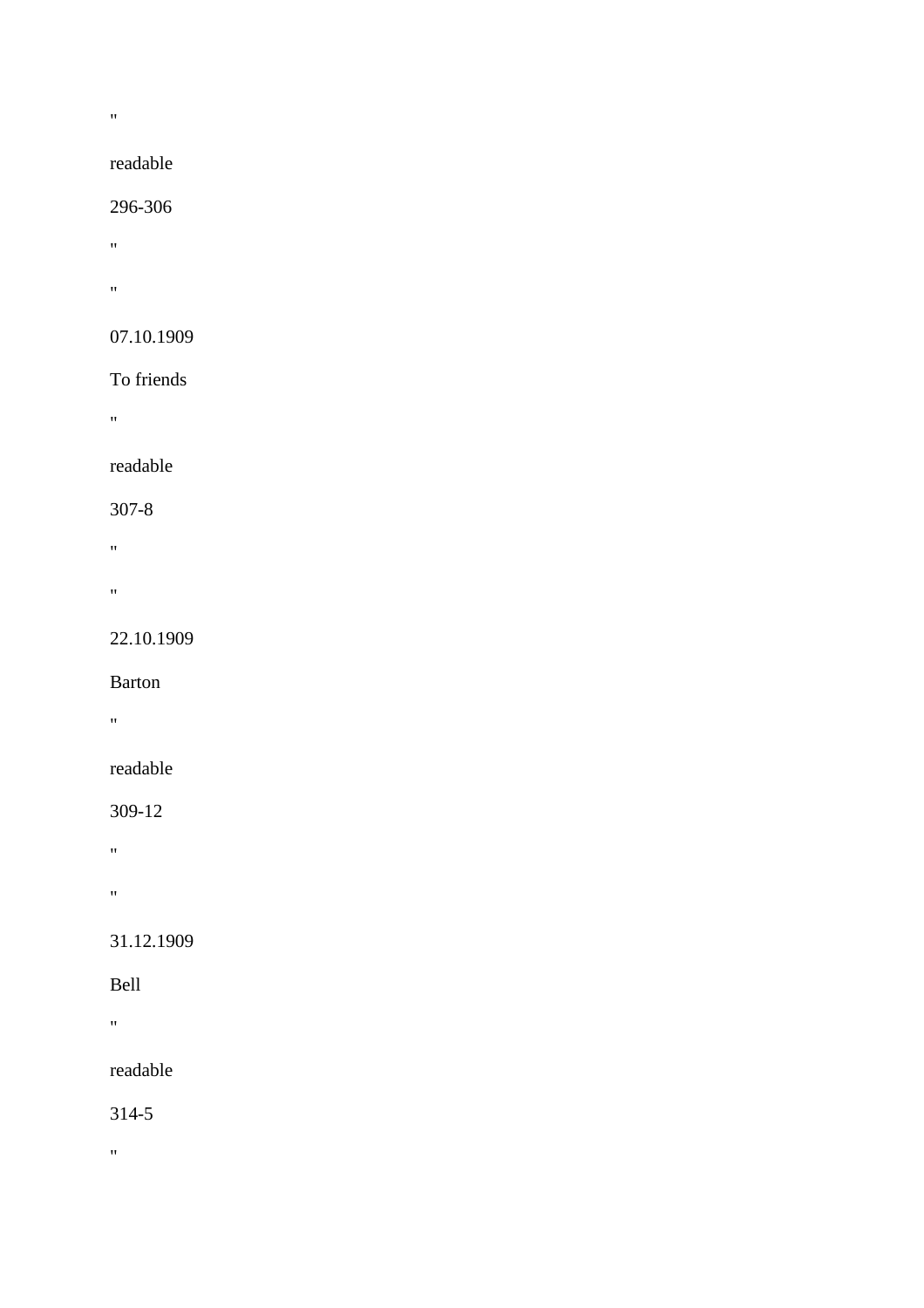"

readable

296-306

"

"

07.10.1909

To friends

"

readable

307-8

"

"

22.10.1909

Barton

"

readable

309-12

"

"

31.12.1909

Bell

"

readable

314-5

"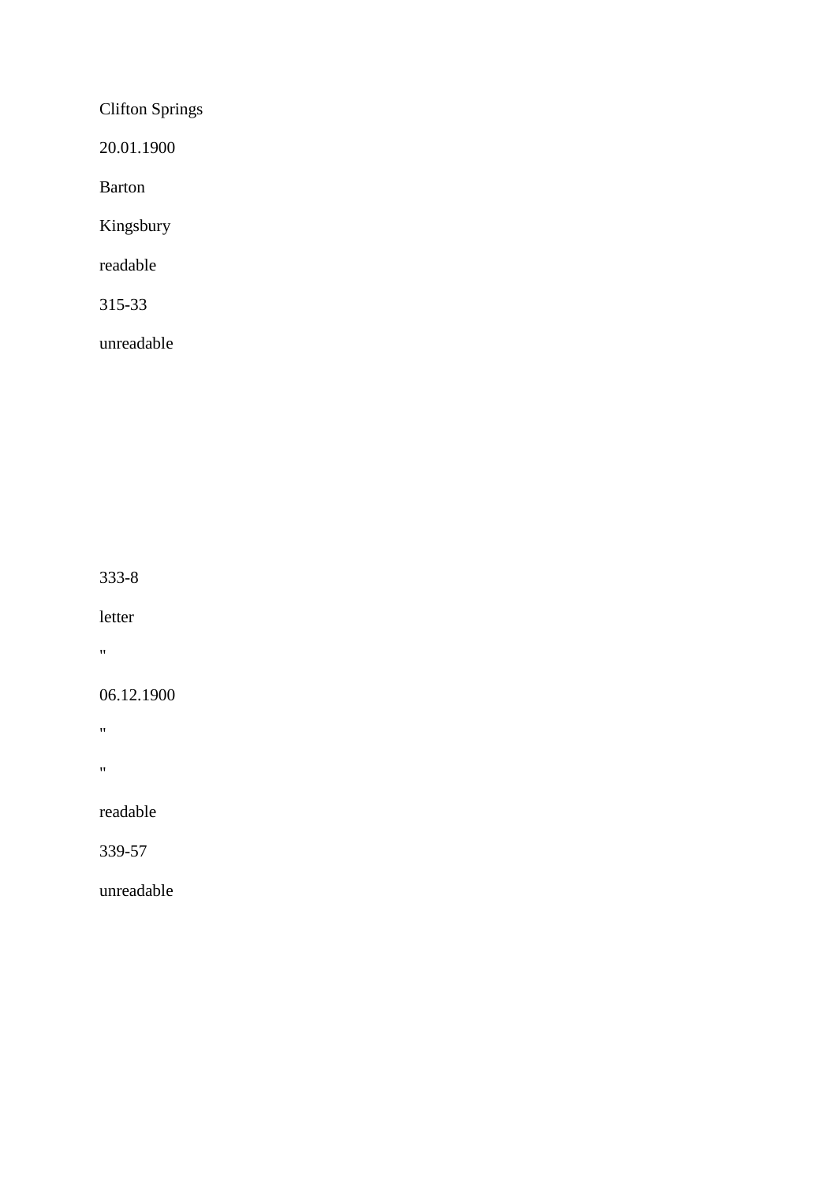Clifton Springs

20.01.1900

Barton

Kingsbury

readable

315-33

unreadable

333-8

letter

"

06.12.1900

"

"

readable

339-57

unreadable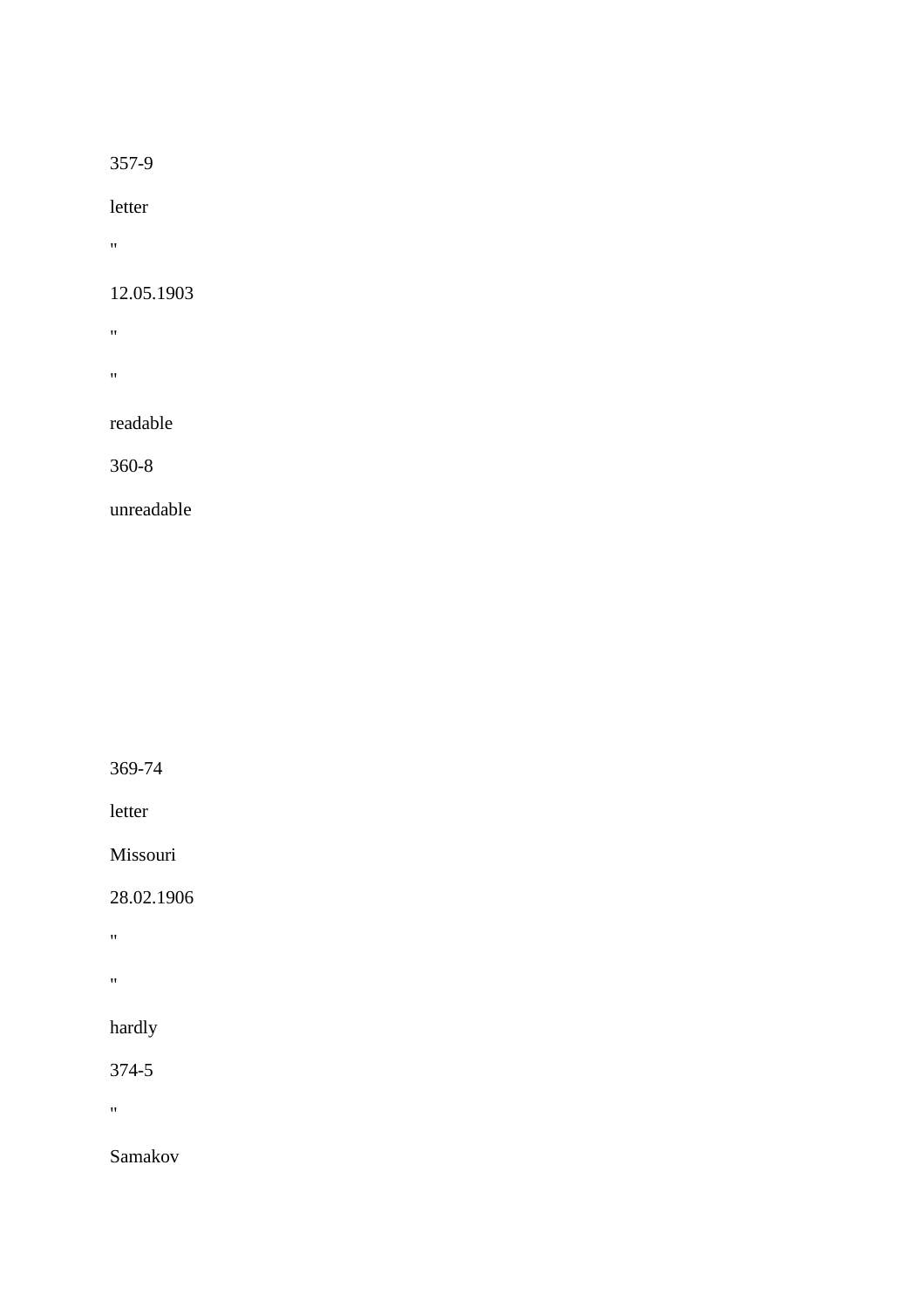357-9

letter

"

12.05.1903

"

"

readable

360-8

unreadable

369-74

letter

Missouri

28.02.1906

"

"

hardly

374-5

"

Samakov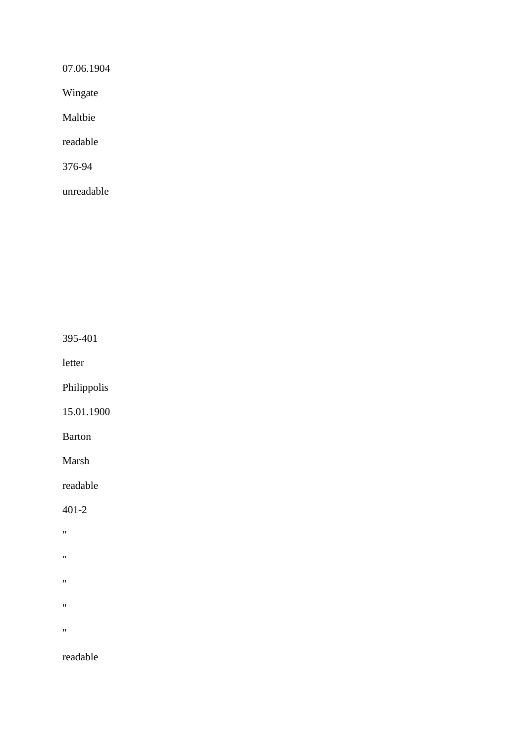07.06.1904

Wingate

Maltbie

readable

376-94

unreadable

395-401

letter

Philippolis

15.01.1900

Barton

Marsh

readable

401-2

"

"

"

"

"

readable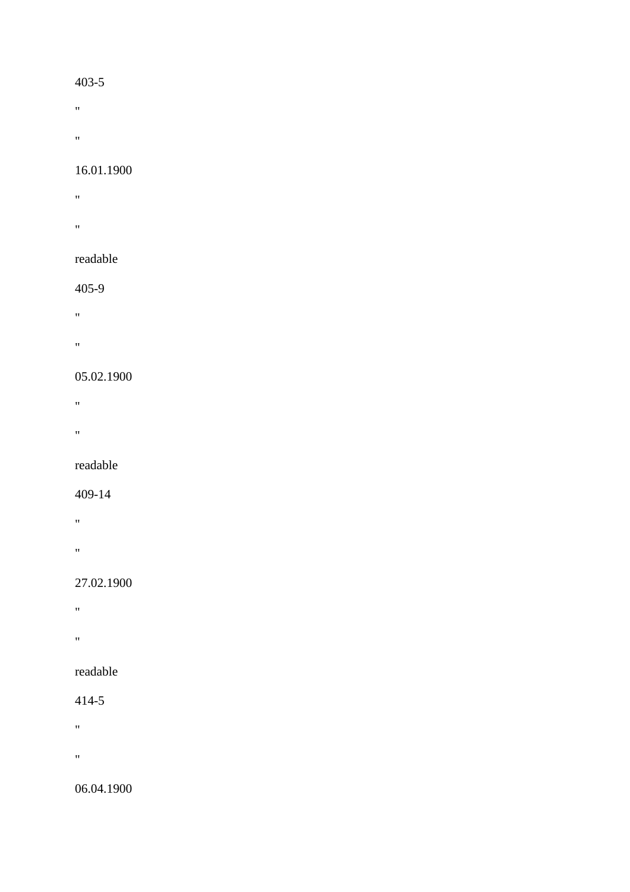403-5

"

"

16.01.1900

"

"

readable

405-9

"

"

05.02.1900

"

"

readable

409-14

"

"

27.02.1900

"

"

readable

414-5

"

"

06.04.1900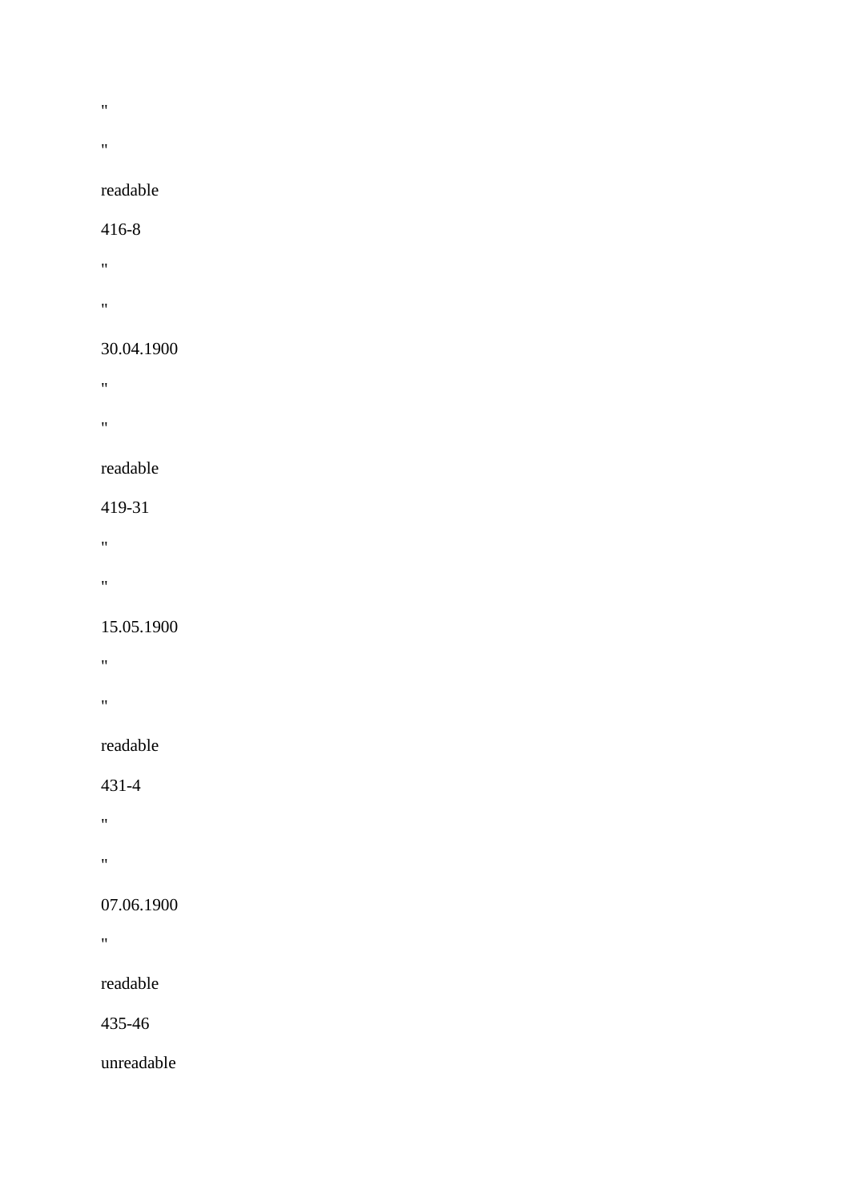"

"

readable

416-8

"

"

30.04.1900

"

"

readable

419-31

"

"

15.05.1900

"

"

readable

431-4

"

"

07.06.1900

"

readable

435-46

unreadable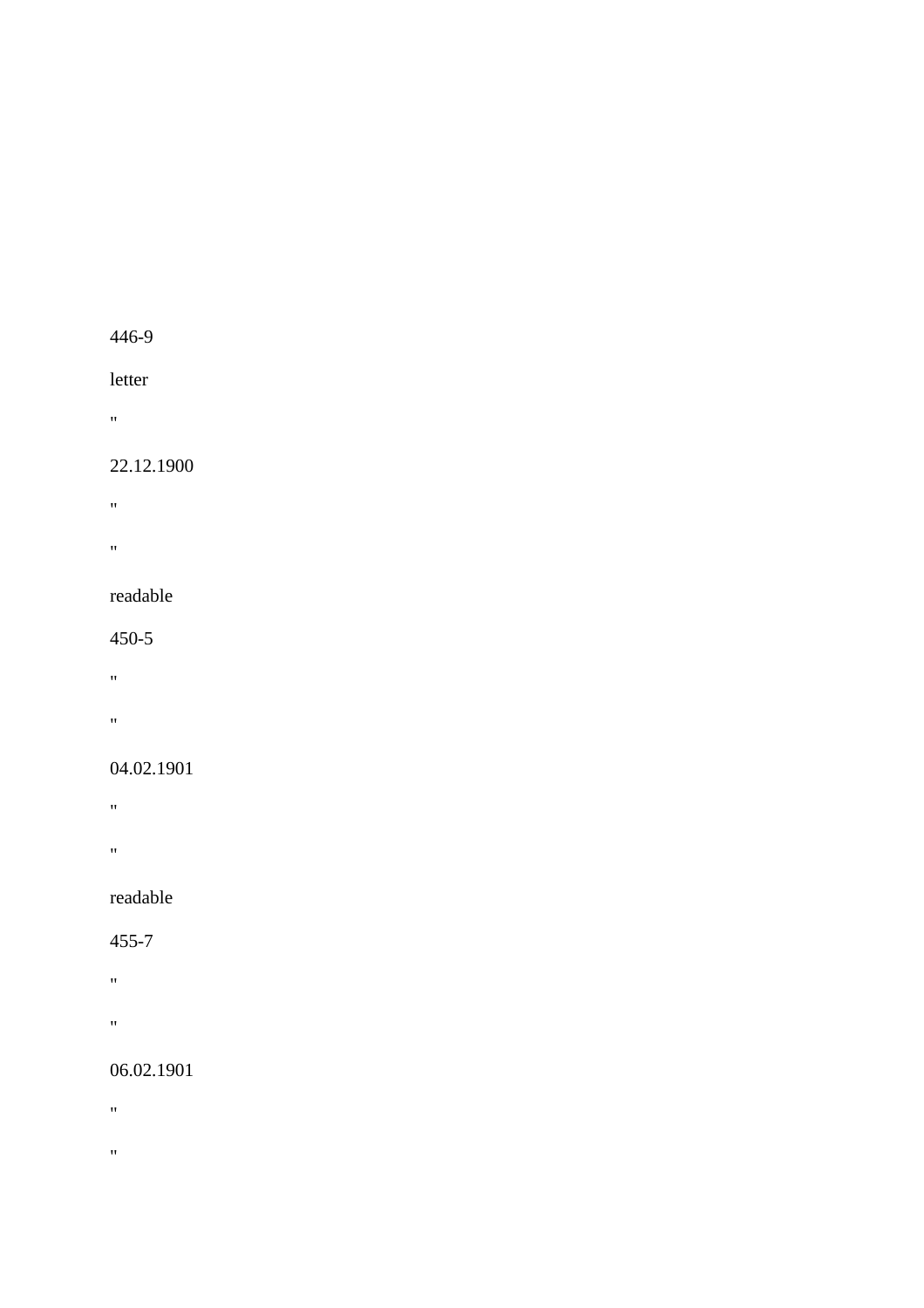446-9

letter

"

22.12.1900

"

"

readable

450-5

"

"

04.02.1901

"

"

readable

455-7

"

"

06.02.1901

"

"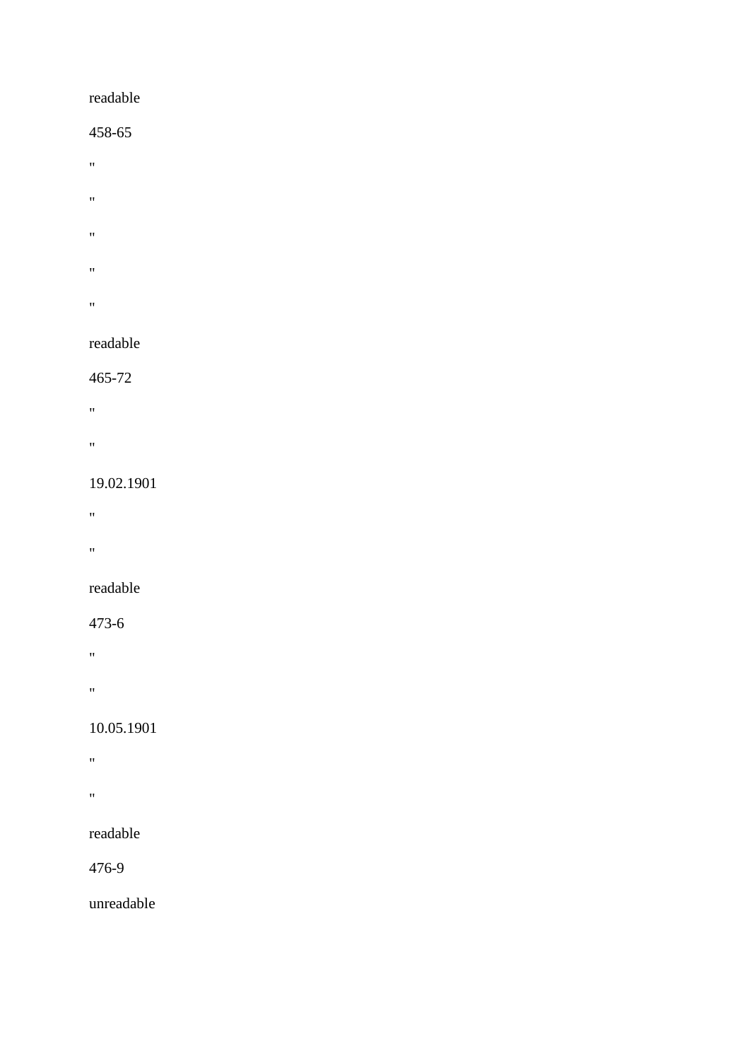readable

458-65

"

"

"

"

"

readable

465-72

"

"

19.02.1901

"

"

readable

473-6

"

"

10.05.1901

"

"

readable

476-9

unreadable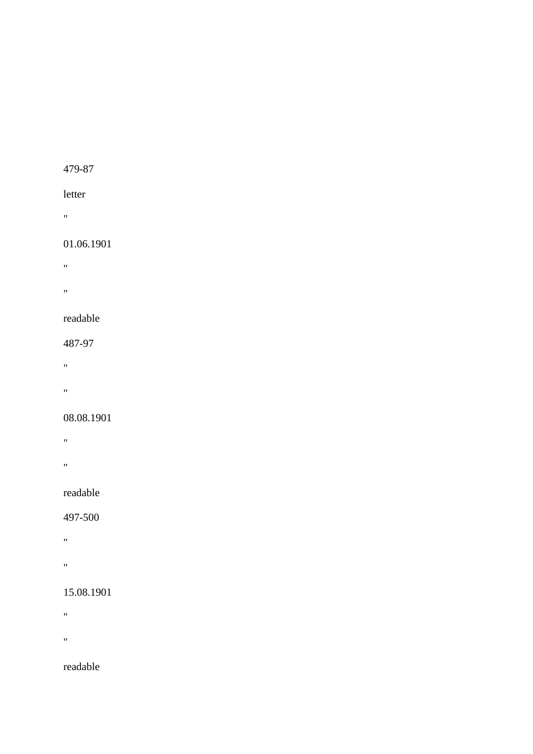479-87

letter

"

01.06.1901

"

"

readable

487-97

"

"

08.08.1901

"

"

readable

497-500

"

"

15.08.1901

"

"

readable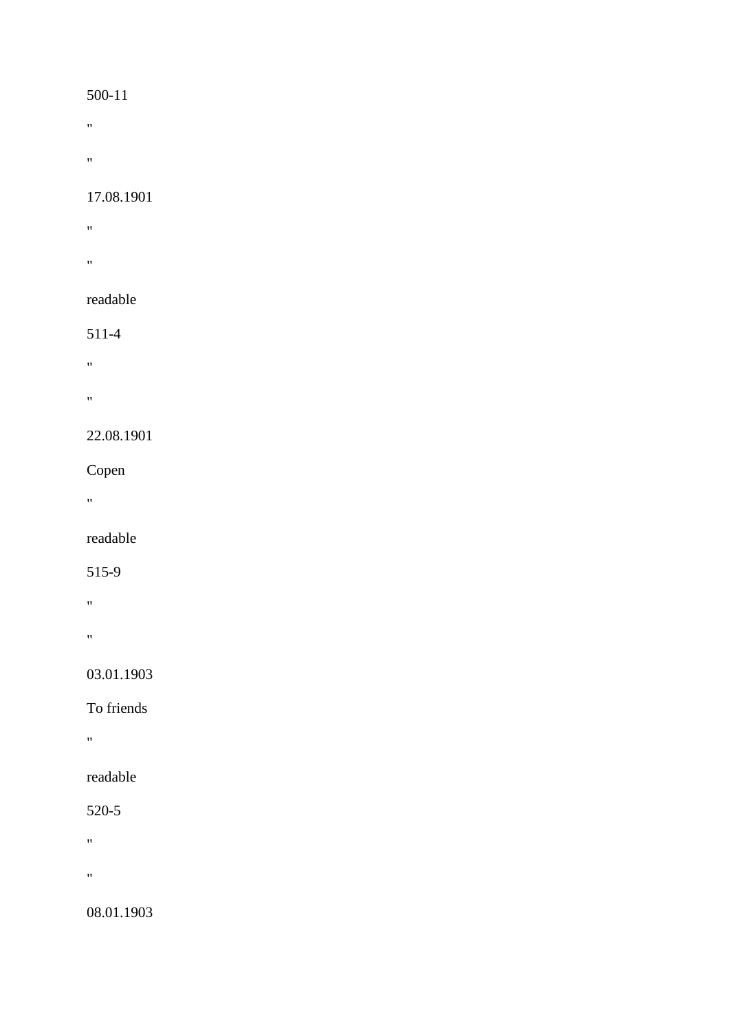500-11

"

"

17.08.1901

"

"

readable

511-4

"

"

22.08.1901

Copen

"

readable

515-9

"

"

03.01.1903

To friends

"

readable

520-5

"

"

08.01.1903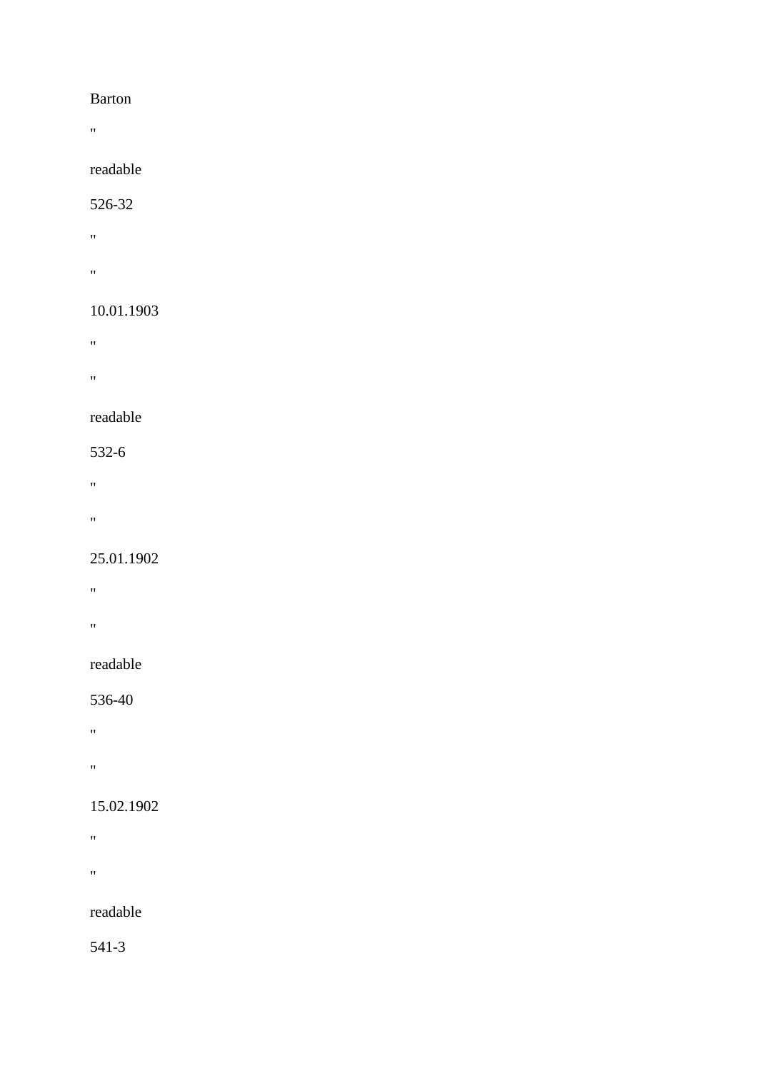Barton

"

readable

526-32

"

"

10.01.1903

"

"

readable

532-6

"

"

25.01.1902

"

"

readable

536-40

"

"

15.02.1902

"

"

readable

541-3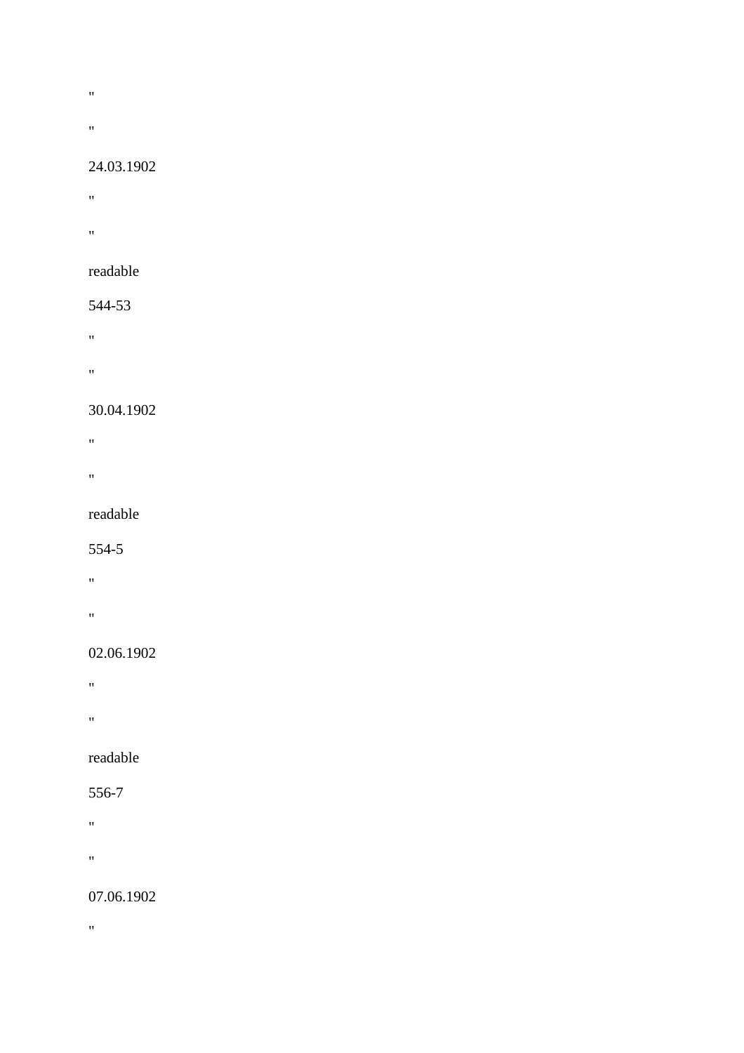"

"

24.03.1902

"

"

readable

544-53

"

"

30.04.1902

"

"

readable

554-5

"

"

02.06.1902

"

"

readable

556-7

"

"

07.06.1902

"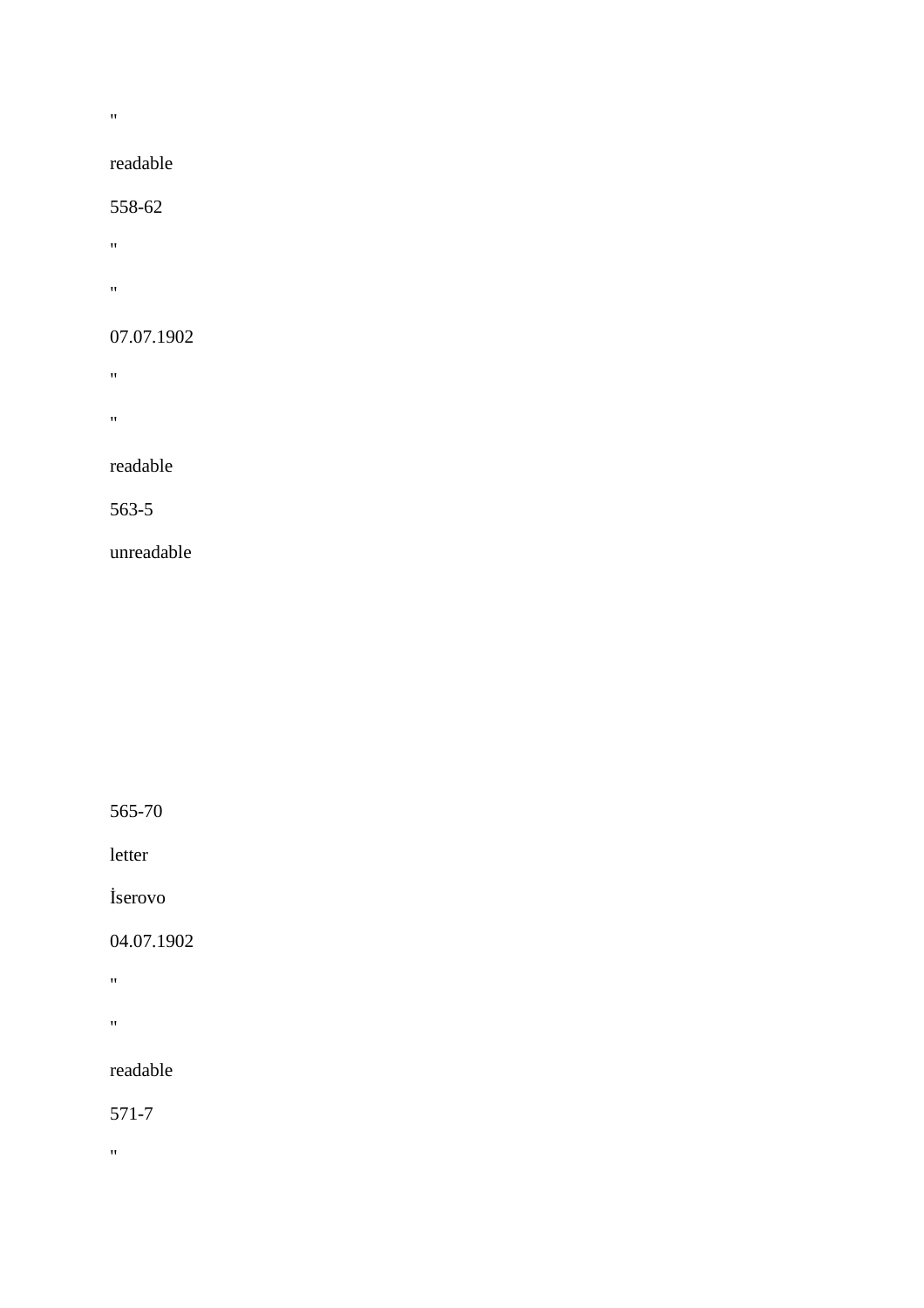"

readable

558-62

"

"

07.07.1902

"

"

readable

563-5

unreadable

565-70

letter

İserovo

04.07.1902

"

"

readable

571-7

"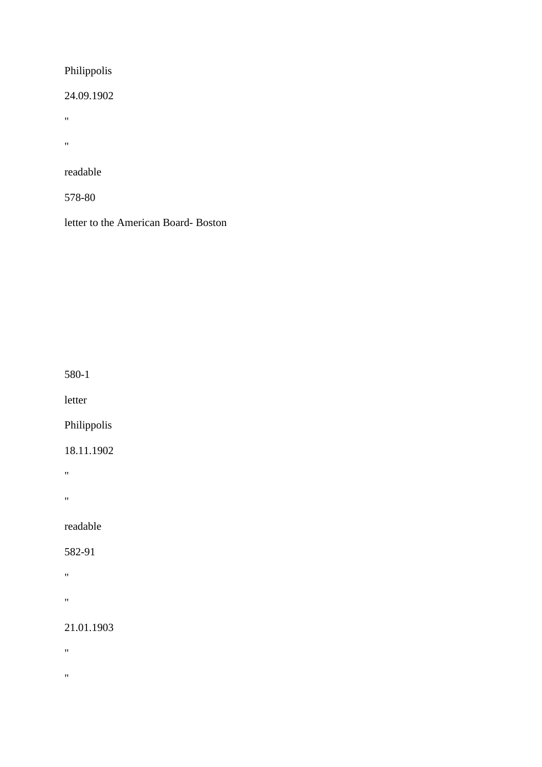Philippolis

24.09.1902

"

"

readable

578-80

letter to the American Board- Boston

580-1

letter

Philippolis

18.11.1902

"

"

readable

582-91

"

"

21.01.1903

"

"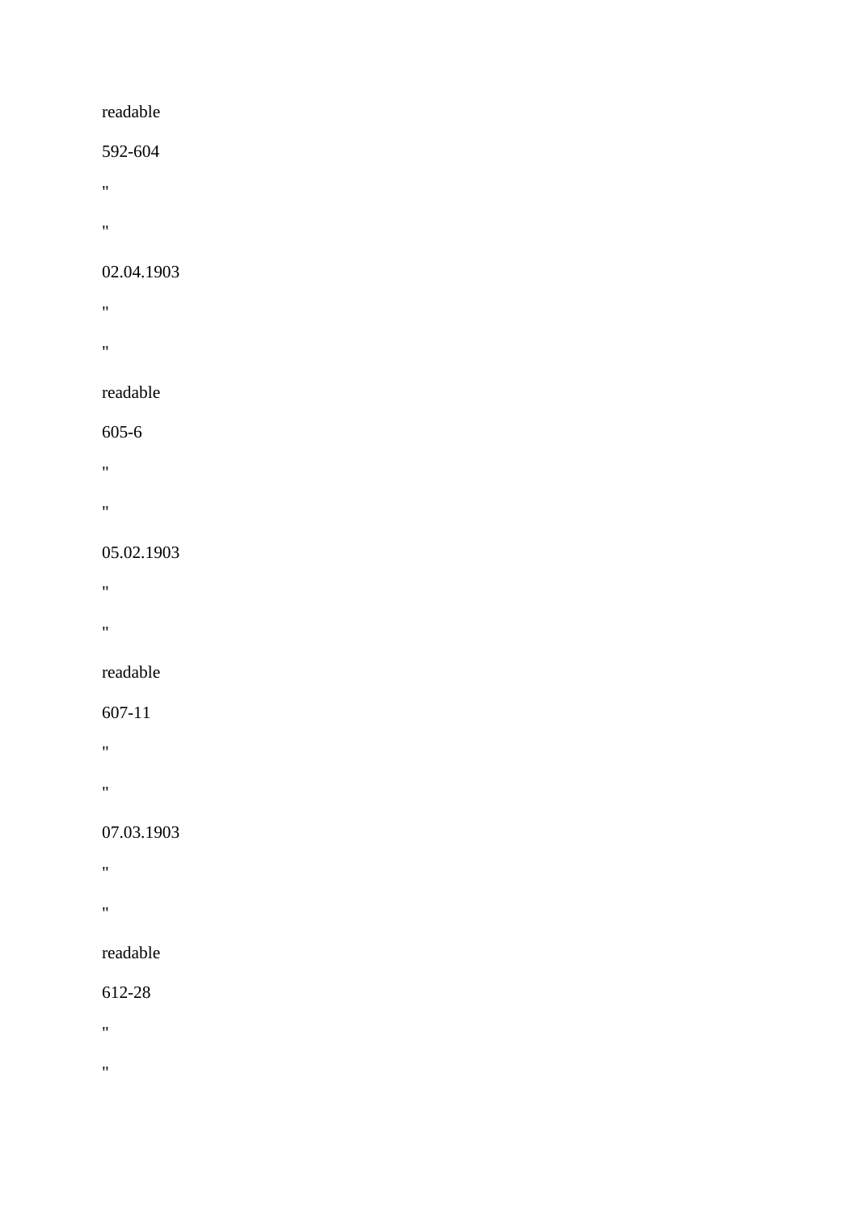readable

592-604

"

"

02.04.1903

"

"

readable

605-6

"

"

05.02.1903

"

"

readable

607-11

"

"

07.03.1903

"

"

readable

612-28

"

"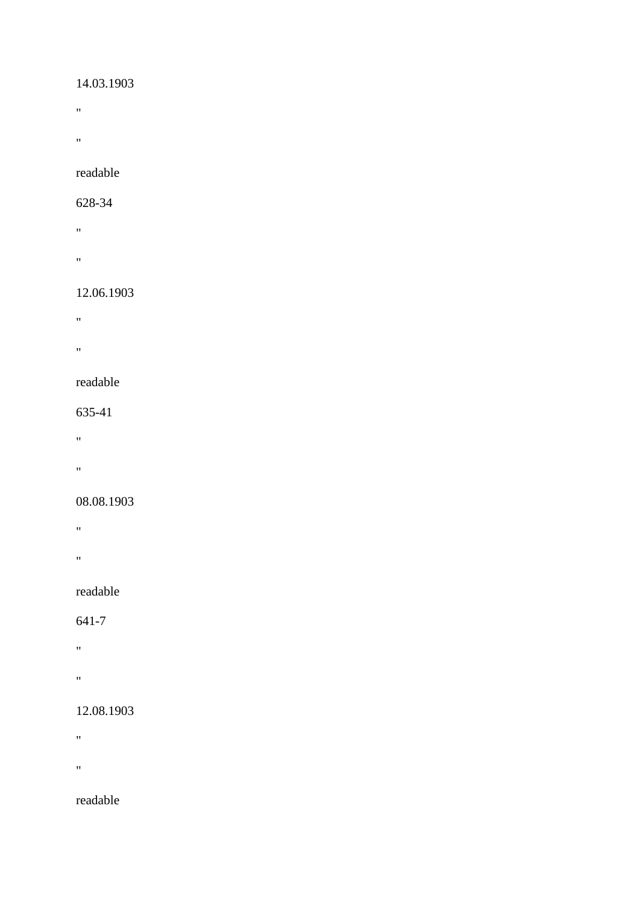14.03.1903

"

"

readable

628-34

"

"

12.06.1903

"

"

readable

635-41

"

"

08.08.1903

"

"

readable

641-7

"

"

12.08.1903

"

"

readable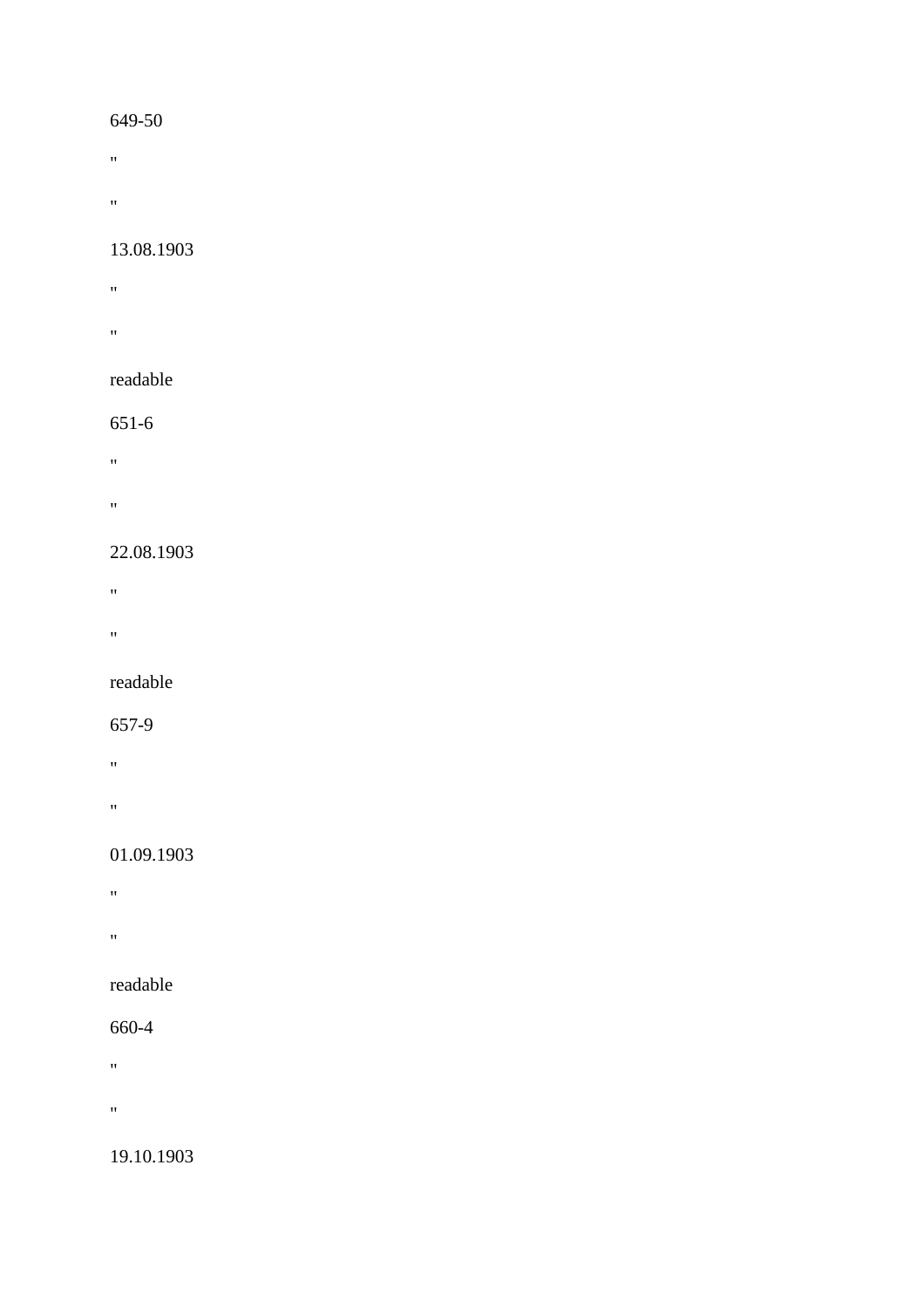649-50

"

"

13.08.1903

"

"

readable

651-6

"

"

22.08.1903

"

"

readable

657-9

"

"

01.09.1903

"

"

readable

660-4

"

"

19.10.1903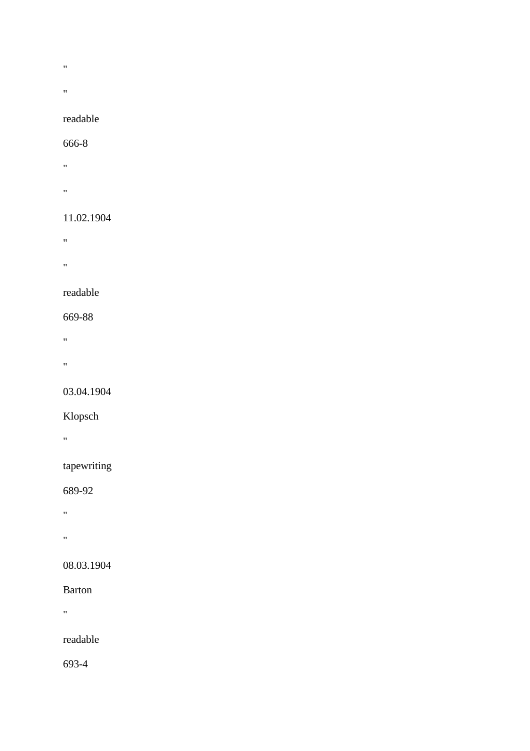"

"

readable

666-8

"

"

11.02.1904

"

"

readable

669-88

"

"

03.04.1904

Klopsch

"

tapewriting

689-92

"

"

08.03.1904

Barton

"

readable

693-4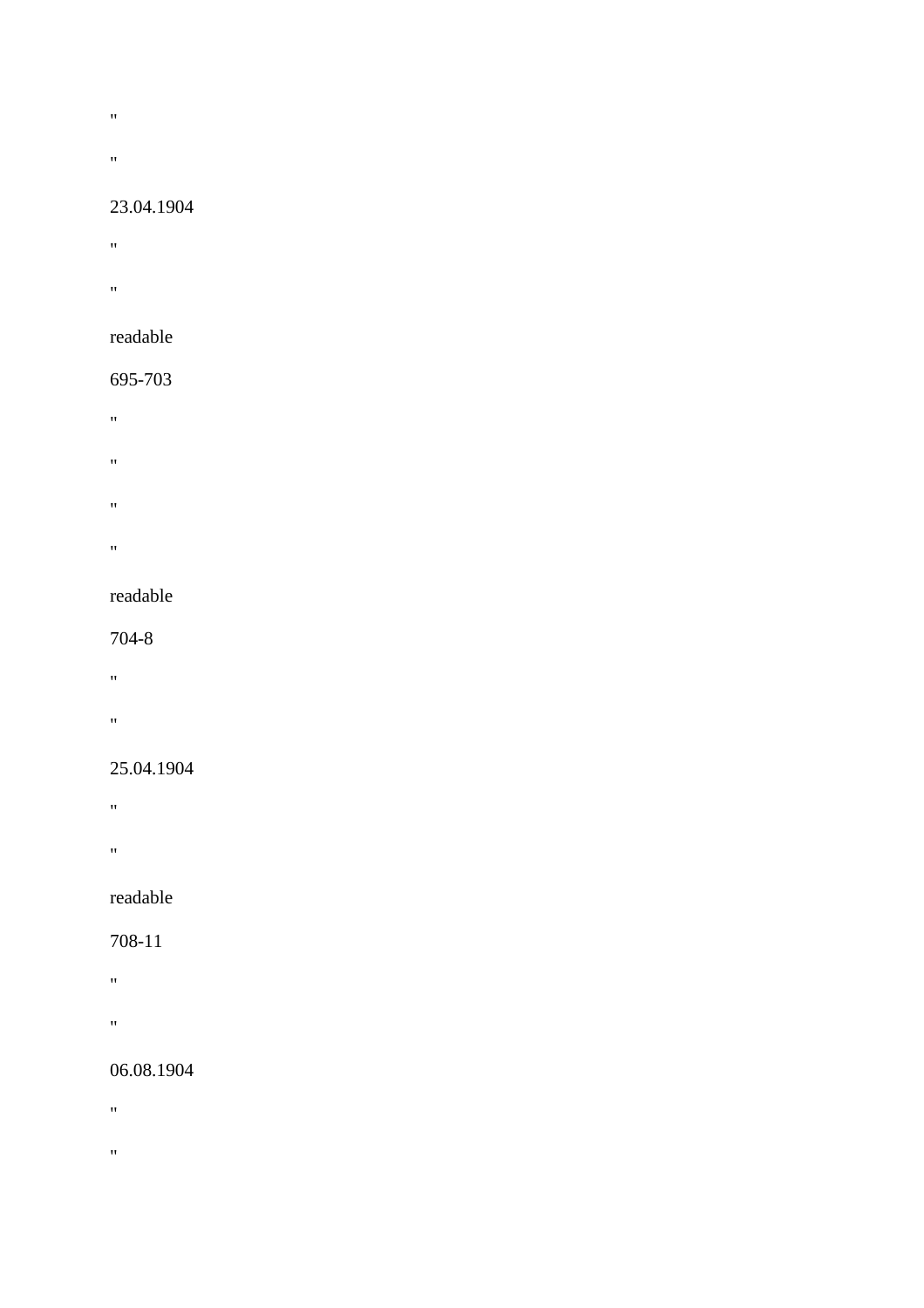"

"

23.04.1904

"

"

readable

695-703

"

"

"

"

readable

704-8

"

"

25.04.1904

"

"

readable

708-11

"

"

06.08.1904

"

"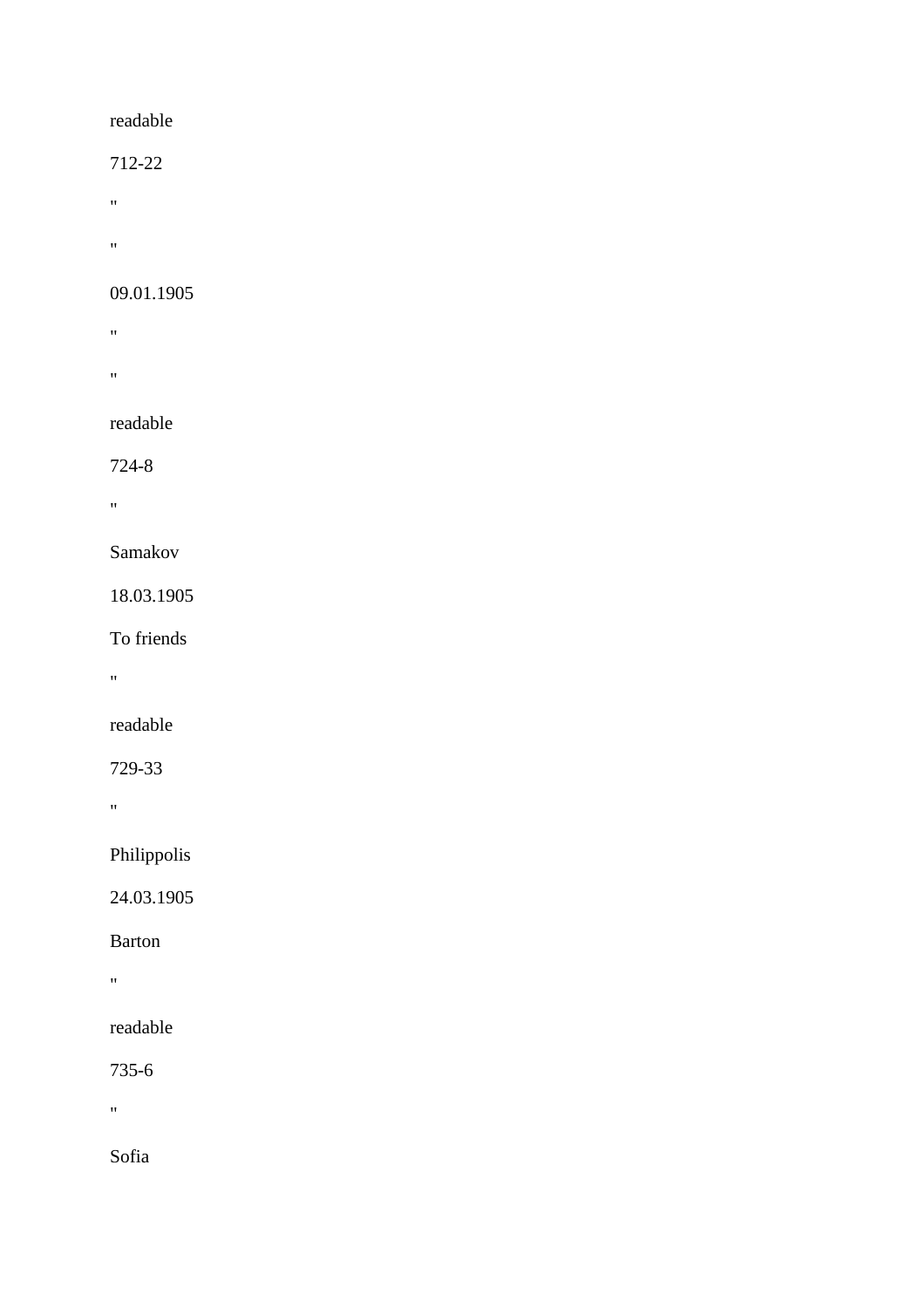readable

712-22

"

"

09.01.1905

"

"

readable

724-8

"

Samakov

18.03.1905

To friends

"

readable

729-33

"

Philippolis

24.03.1905

Barton

"

readable

735-6

"

Sofia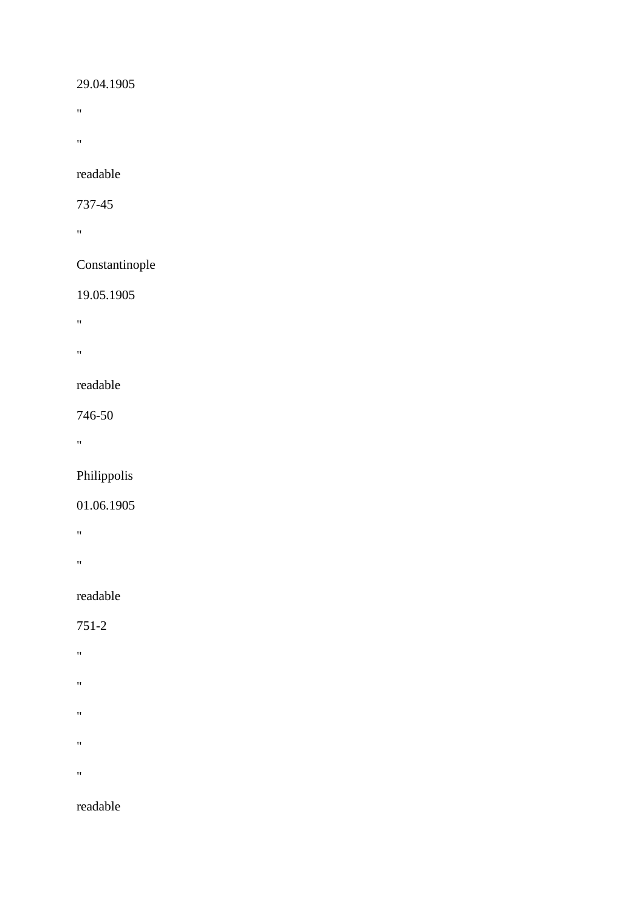29.04.1905

"

"

readable

737-45

"

Constantinople

19.05.1905

"

"

readable

746-50

"

Philippolis

01.06.1905

"

"

readable

751-2

"

"

"

"

"

readable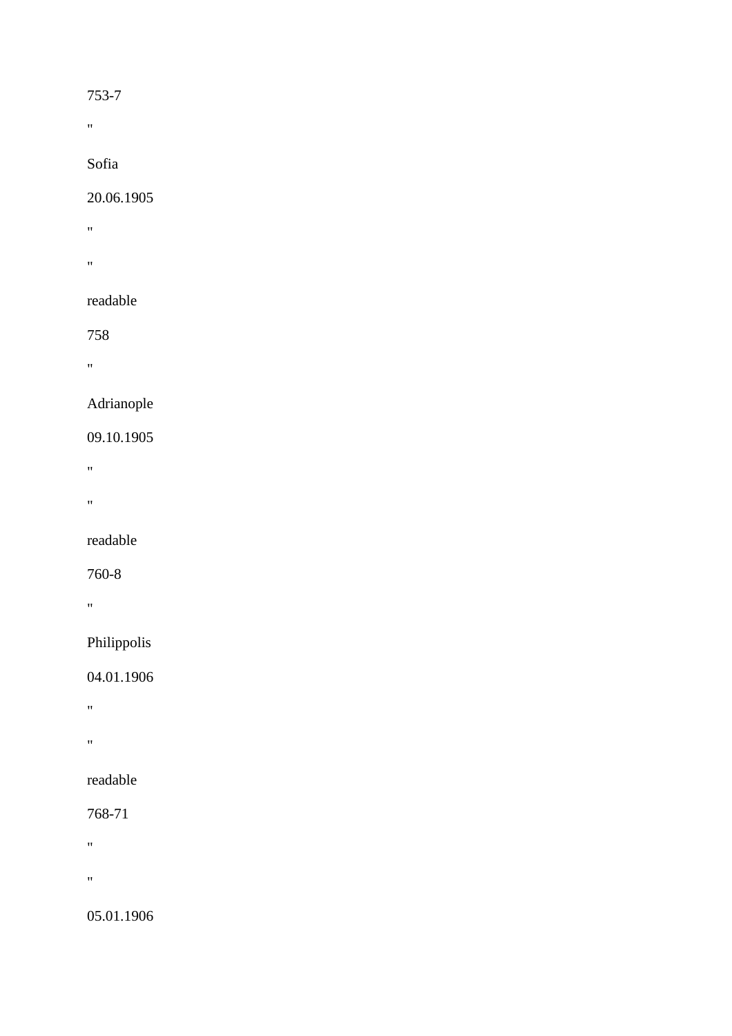753-7

"

Sofia

20.06.1905

"

"

readable

758

"

Adrianople

09.10.1905

"

"

readable

760-8

"

Philippolis

04.01.1906

"

"

readable

768-71

"

"

05.01.1906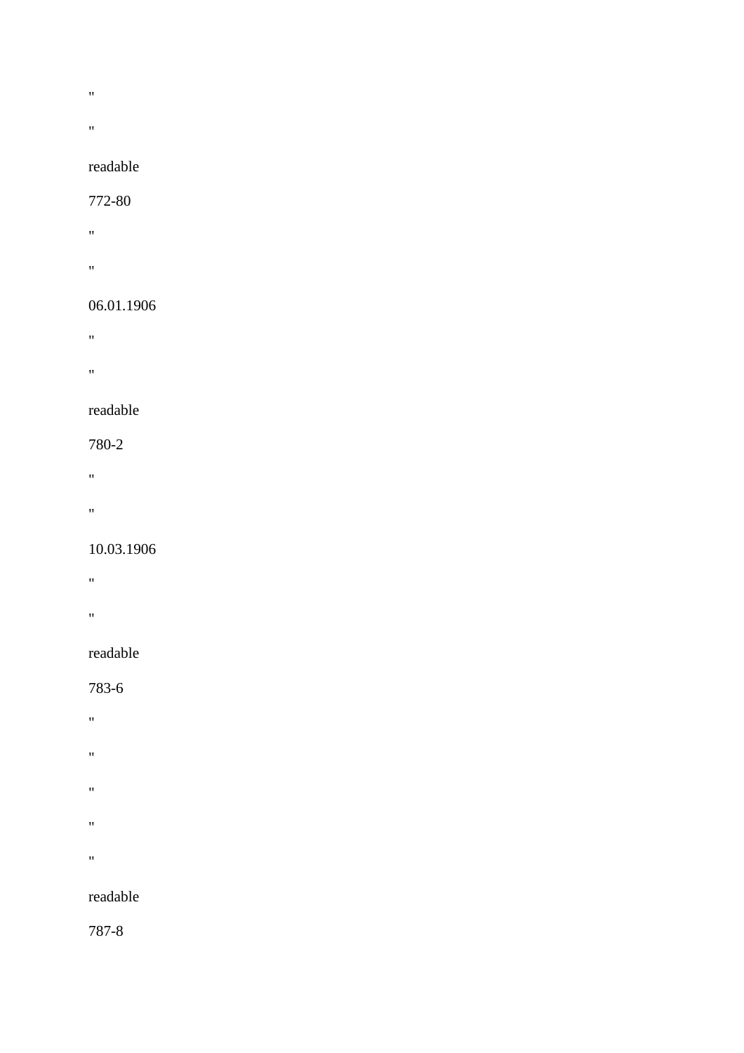"

"

readable

772-80

"

"

06.01.1906

"

"

readable

780-2

"

"

10.03.1906

"

"

readable

783-6

"

"

"

"

"

readable

787-8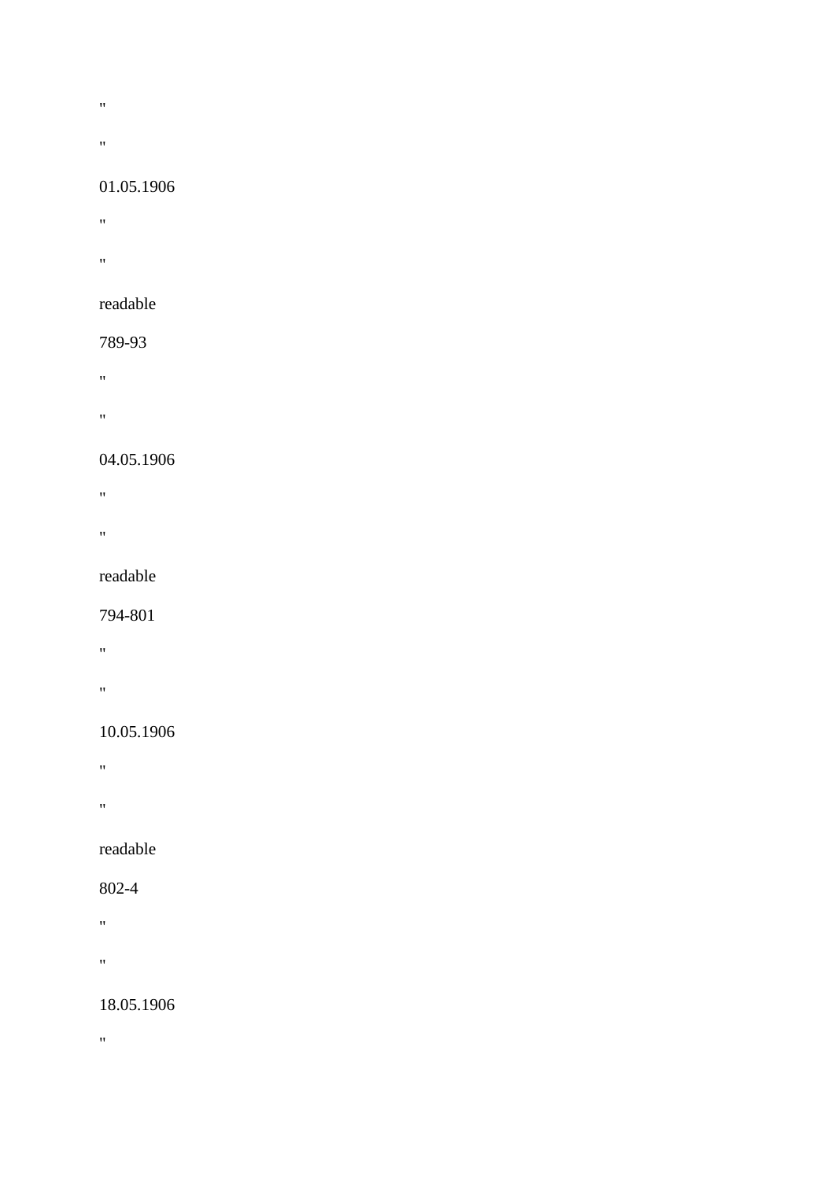"

"

01.05.1906

"

"

readable

789-93

"

"

04.05.1906

"

"

readable

794-801

"

"

10.05.1906

"

"

readable

802-4

"

"

18.05.1906

"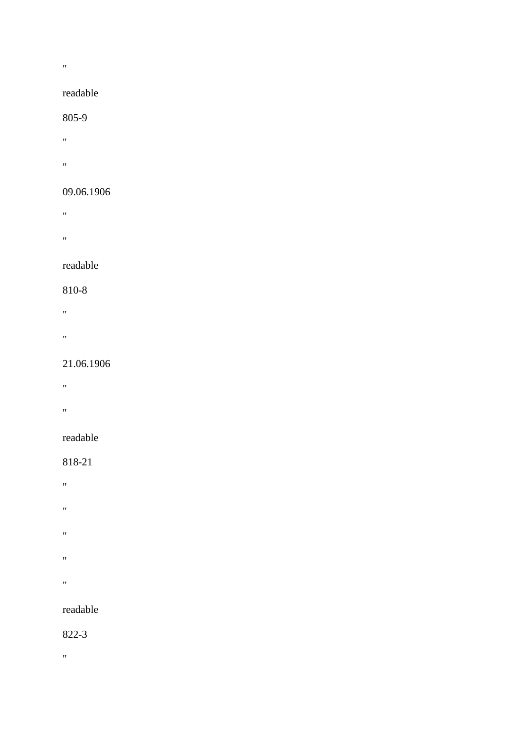"

readable

805-9

"

"

09.06.1906

"

"

readable

810-8

"

"

21.06.1906

"

"

readable

818-21

"

"

"

"

"

readable

822-3

"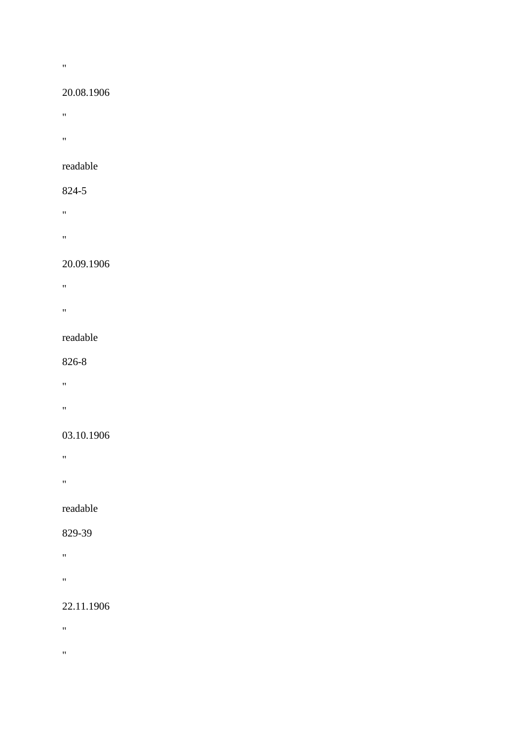"

20.08.1906

"

"

readable

824-5

"

"

20.09.1906

"

"

readable

826-8

"

"

03.10.1906

"

"

readable

829-39

"

"

22.11.1906

"

"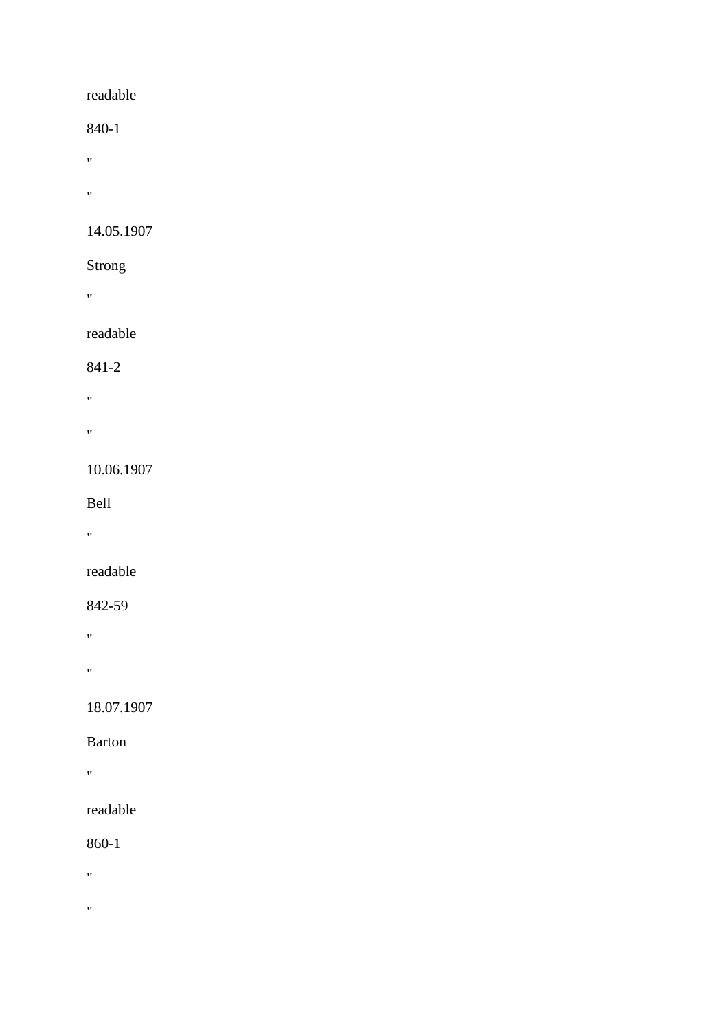readable

840-1

"

"

14.05.1907

Strong

"

readable

841-2

"

"

10.06.1907

Bell

"

readable

842-59

"

"

18.07.1907

Barton

"

readable

860-1

"

"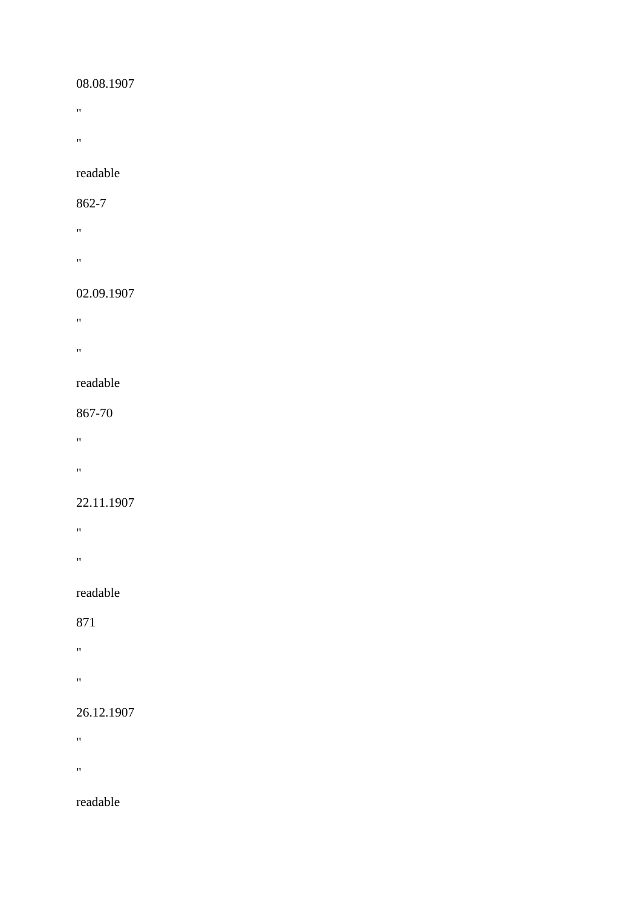08.08.1907

"

"

readable

862-7

"

"

02.09.1907

"

"

readable

867-70

"

"

22.11.1907

"

"

readable

871

"

"

26.12.1907

"

"

readable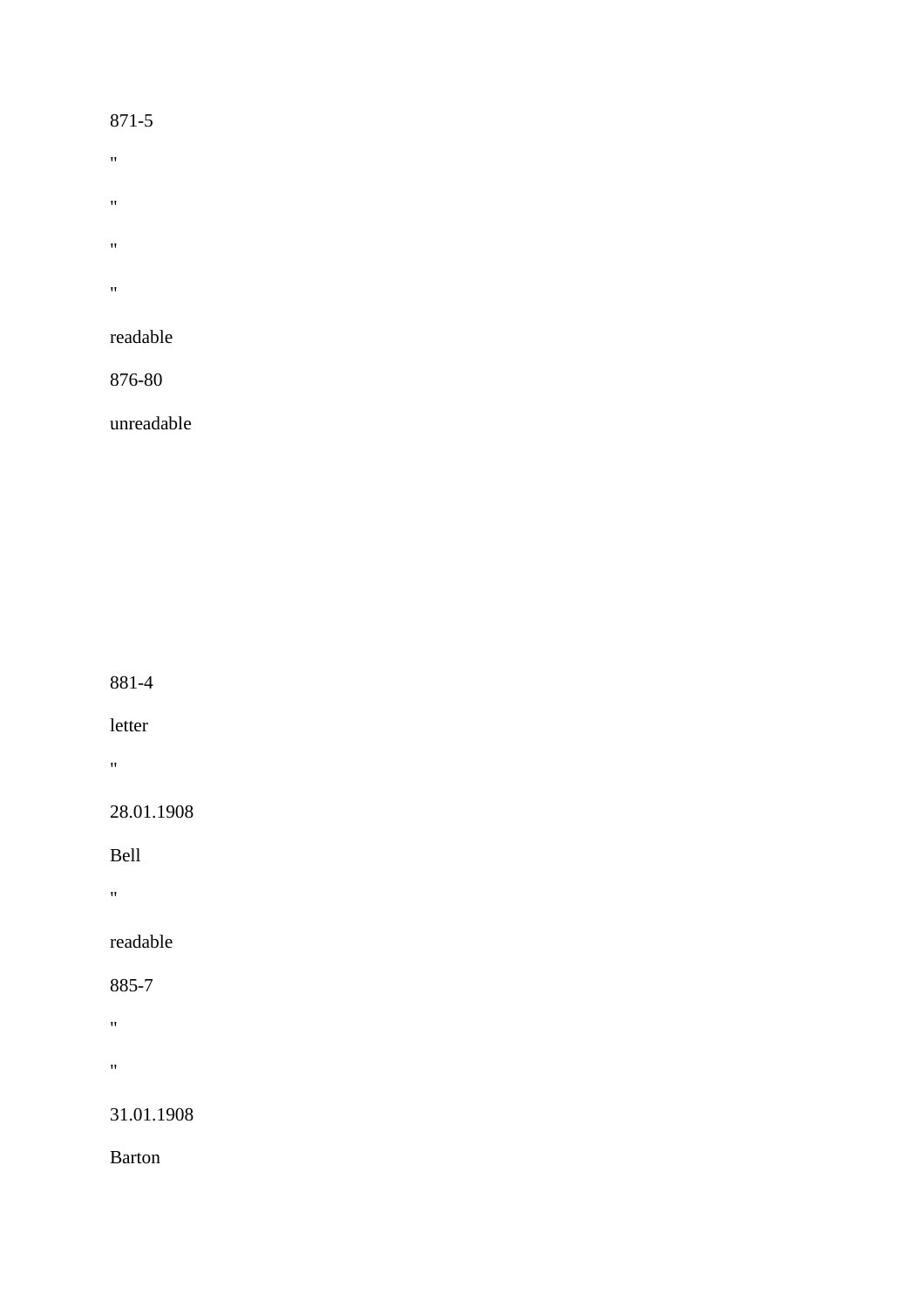871-5

"

"

"

"

readable

876-80

unreadable

881-4

letter

"

28.01.1908

Bell

"

readable

885-7

"

"

31.01.1908

Barton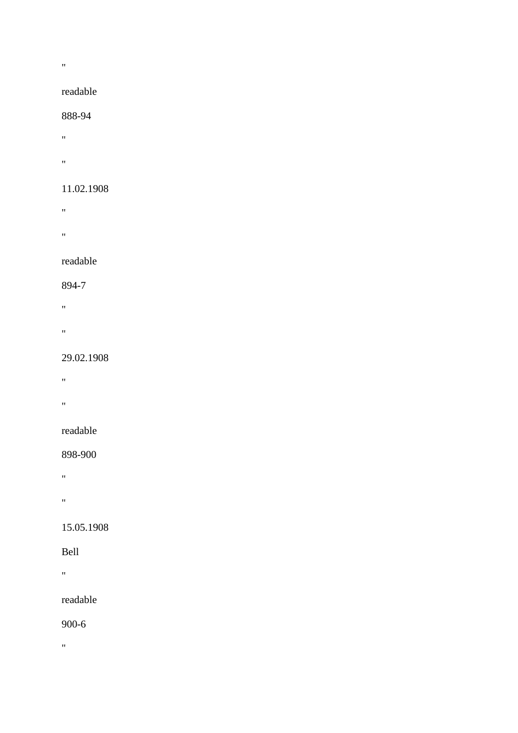"

readable

888-94

"

"

11.02.1908

"

"

readable

894-7

"

"

29.02.1908

"

"

readable

898-900

"

"

15.05.1908

Bell

"

readable

900-6

"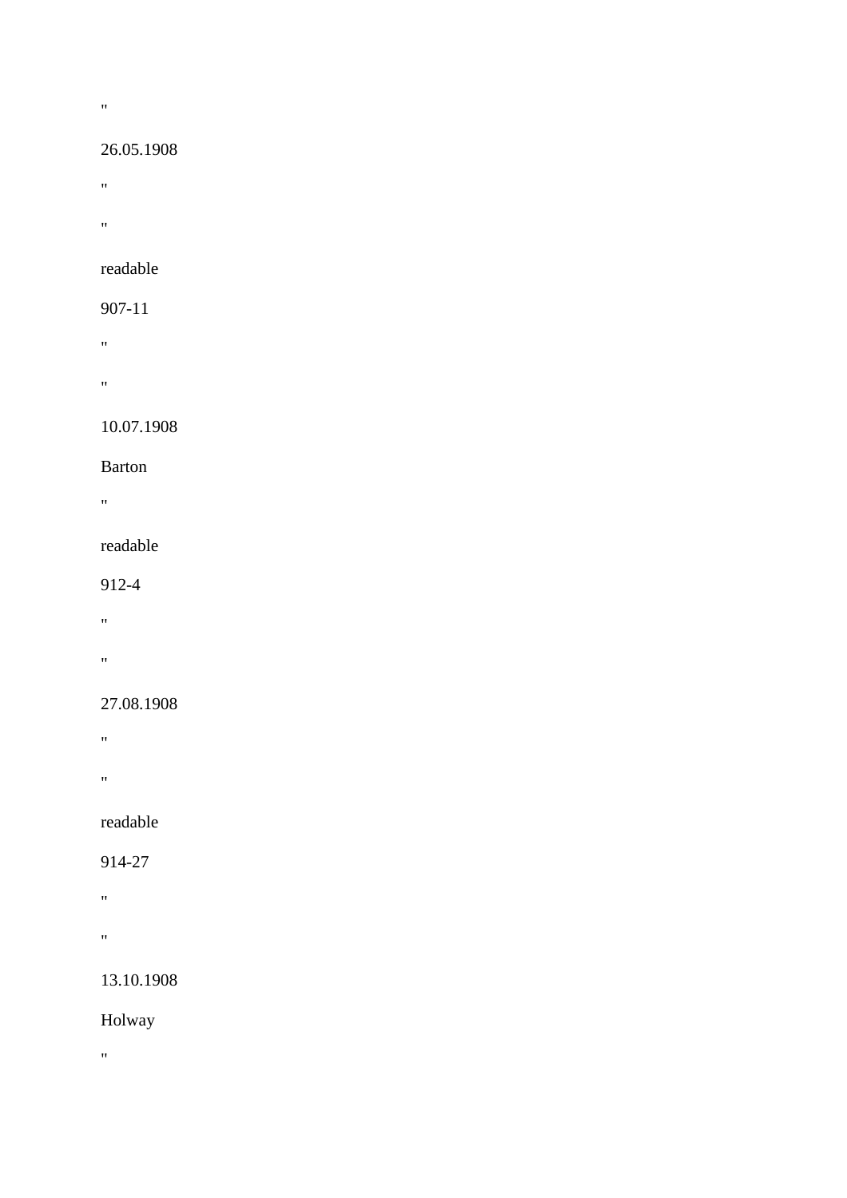"

26.05.1908

"

"

readable

907-11

"

"

10.07.1908

Barton

"

readable

912-4

"

"

27.08.1908

"

"

readable

914-27

"

"

13.10.1908

Holway

"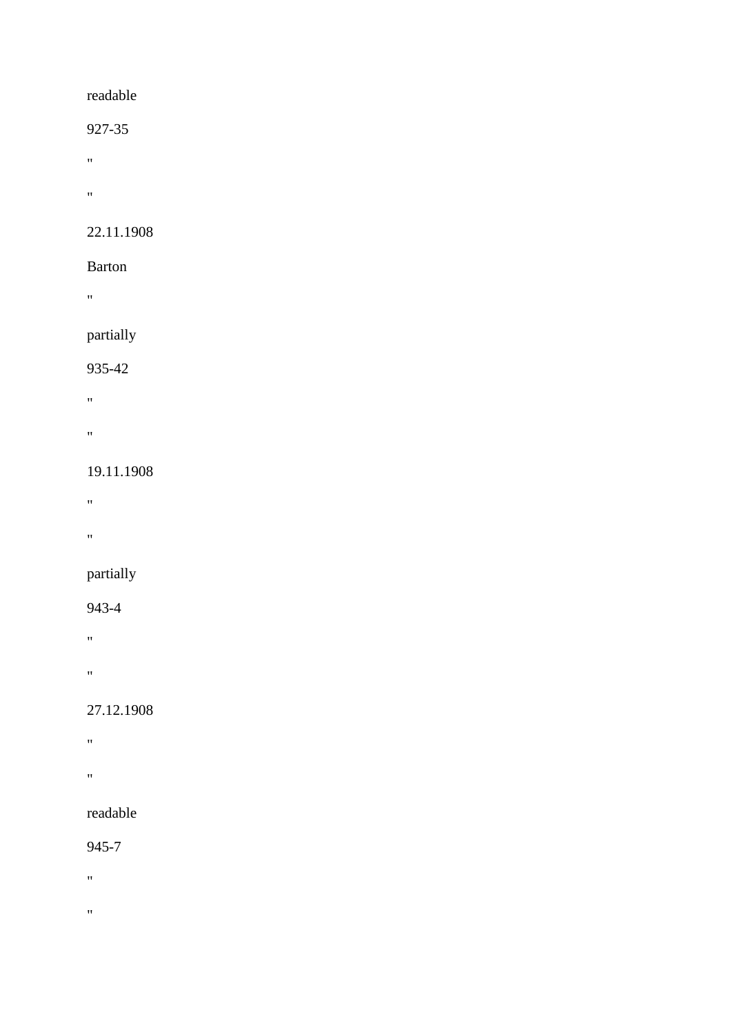readable

927-35

"

"

22.11.1908

Barton

"

partially

935-42

"

"

19.11.1908

"

"

partially

943-4

"

"

27.12.1908

"

"

readable

945-7

"

"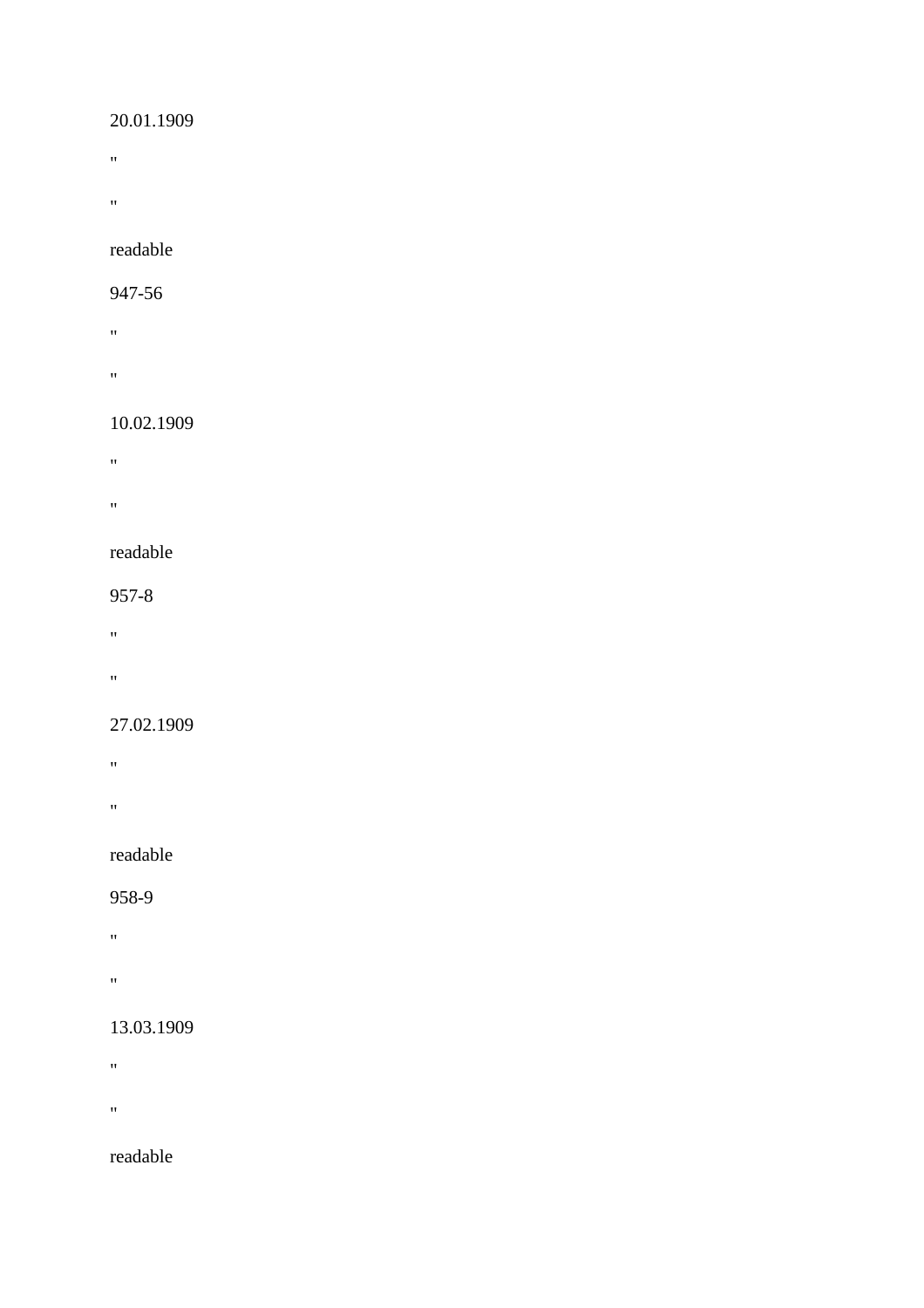20.01.1909

"

"

readable

947-56

"

"

10.02.1909

"

"

readable

957-8

"

"

27.02.1909

"

"

readable

958-9

"

"

13.03.1909

"

"

readable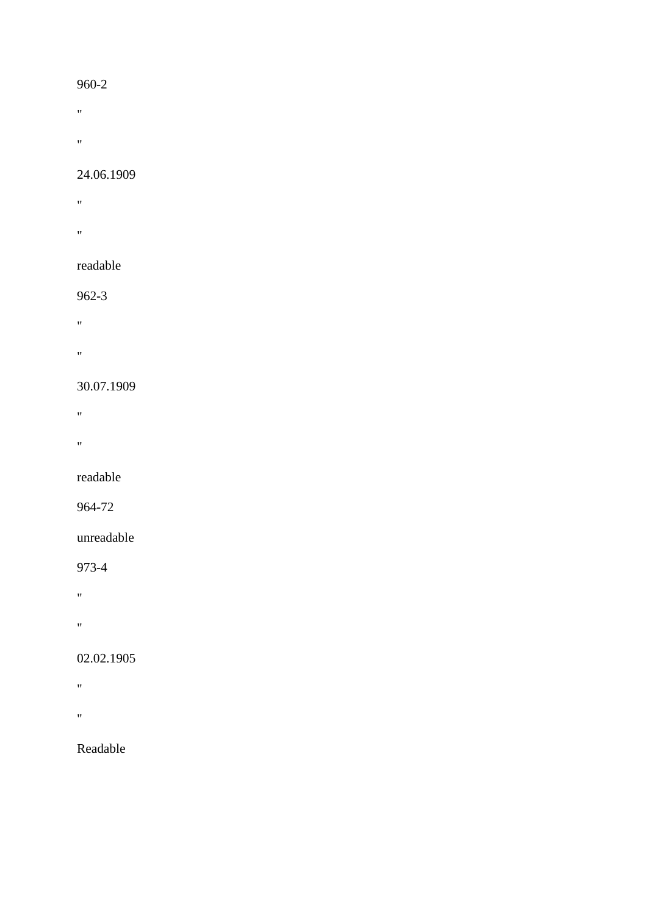960-2

"

"

24.06.1909

"

"

readable

962-3

"

"

30.07.1909

"

"

readable

964-72

unreadable

973-4

"

"

02.02.1905

"

"

Readable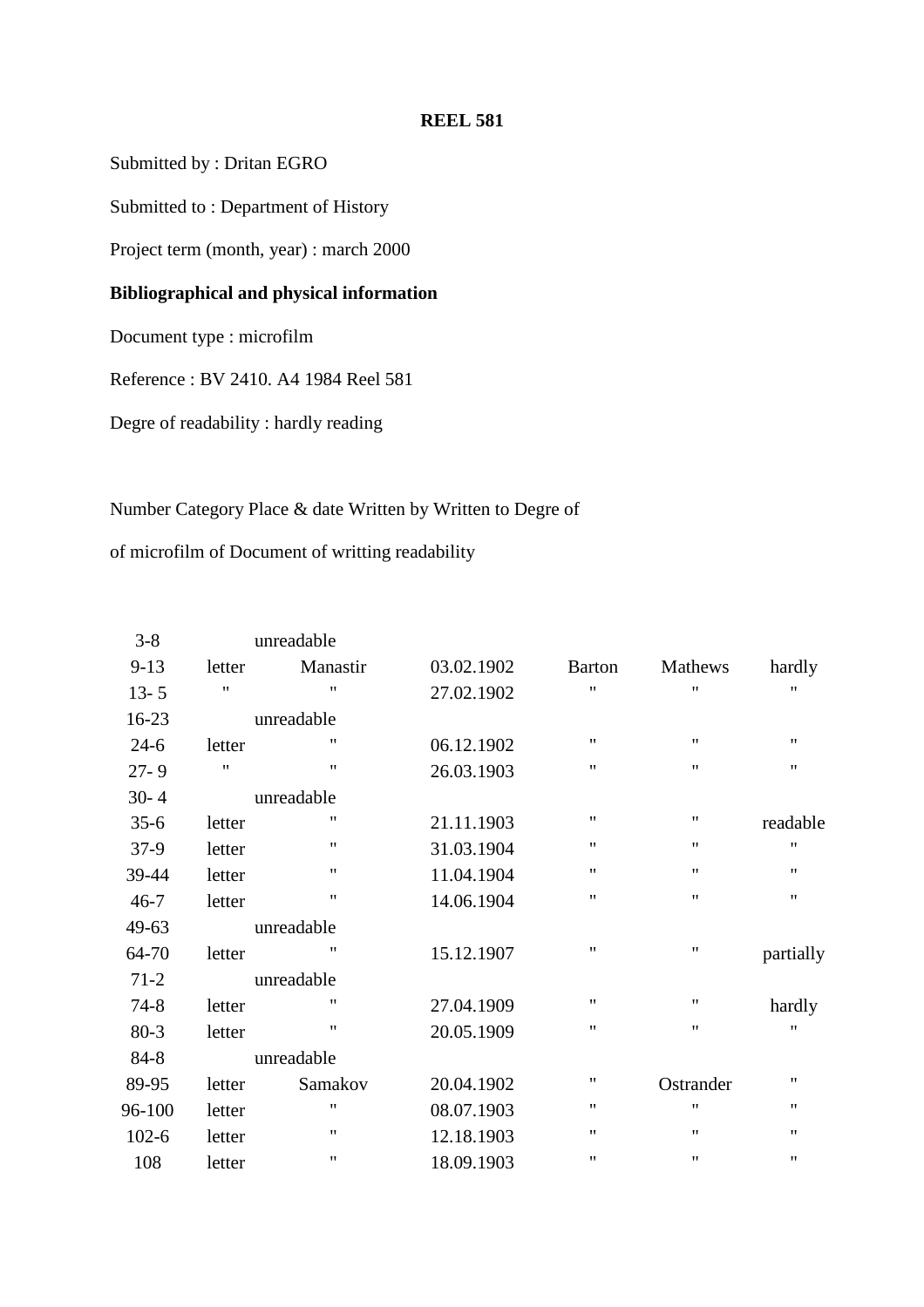**REEL 581**

Submitted by : Dritan EGRO

Submitted to : Department of History

Project term (month, year) : march 2000

**Bibliographical and physical information**

Document type : microfilm

Reference : BV 2410. A4 1984 Reel 581

Degre of readability : hardly reading

Number Category Place & date Written by Written to Degre of

of microfilm of Document of writting readability

| | | | | | | |
|---|---|---|---|---|---|---|
| 3-8 | unreadable | | | | | |
| 9-13 | letter | Manastir | 03.02.1902 | Barton | Mathews | hardly |
| 13- 5 | " | " | 27.02.1902 | " | " | " |
| 16-23 | unreadable | | | | | |
| 24-6 | letter | " | 06.12.1902 | " | " | " |
| 27- 9 | " | " | 26.03.1903 | " | " | " |
| 30- 4 | unreadable | | | | | |
| 35-6 | letter | " | 21.11.1903 | " | " | readable |
| 37-9 | letter | " | 31.03.1904 | " | " | " |
| 39-44 | letter | " | 11.04.1904 | " | " | " |
| 46-7 | letter | " | 14.06.1904 | " | " | " |
| 49-63 | unreadable | | | | | |
| 64-70 | letter | " | 15.12.1907 | " | " | partially |
| 71-2 | unreadable | | | | | |
| 74-8 | letter | " | 27.04.1909 | " | " | hardly |
| 80-3 | letter | " | 20.05.1909 | " | " | " |
| 84-8 | unreadable | | | | | |
| 89-95 | letter | Samakov | 20.04.1902 | " | Ostrander | " |
| 96-100 | letter | " | 08.07.1903 | " | " | " |
| 102-6 | letter | " | 12.18.1903 | " | " | " |
| 108 | letter | " | 18.09.1903 | " | " | " |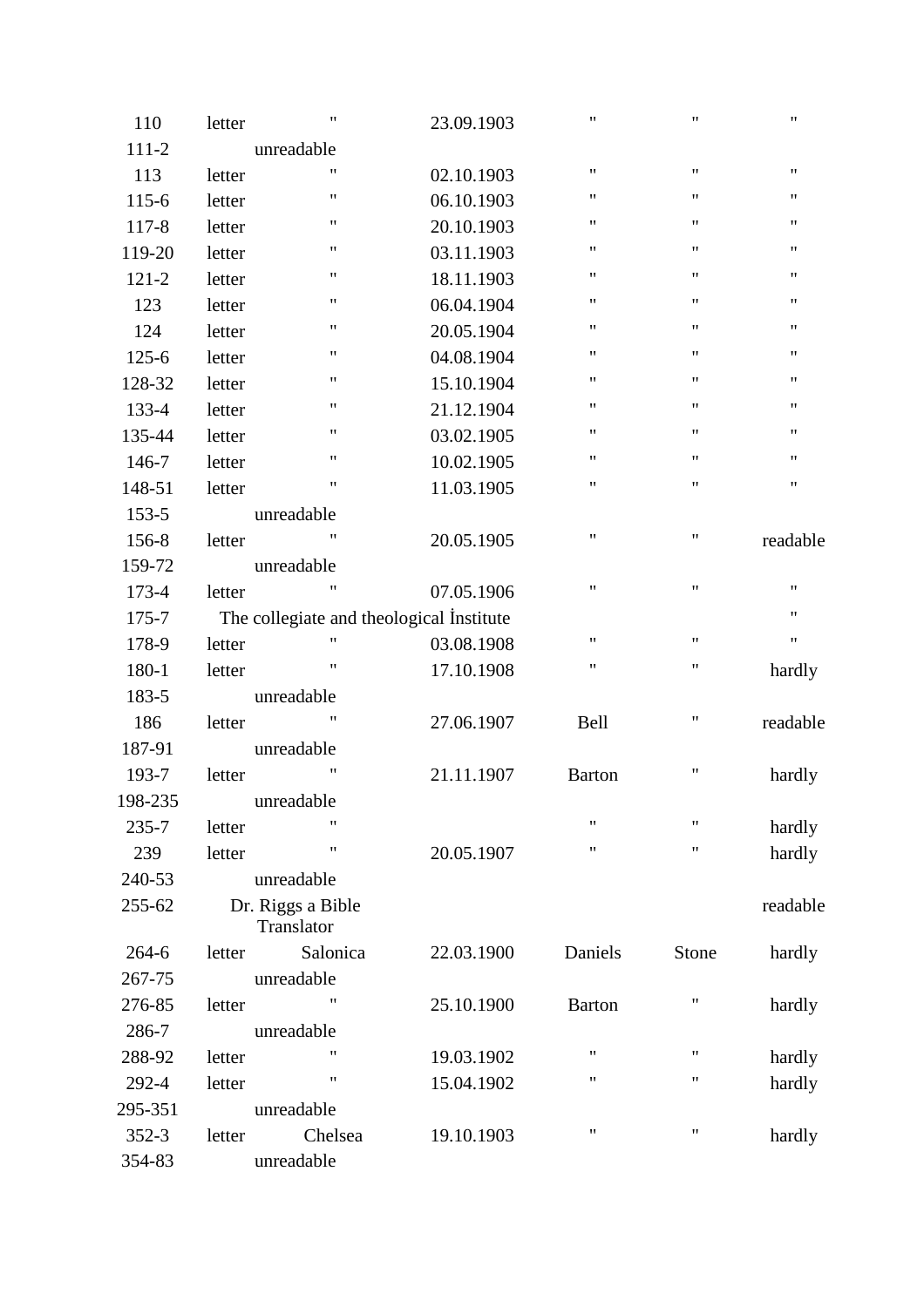| | | | | | | |
|---|---|---|---|---|---|---|
| 110 | letter | " | 23.09.1903 | " | " | " |
| 111-2 | | unreadable | | | | |
| 113 | letter | " | 02.10.1903 | " | " | " |
| 115-6 | letter | " | 06.10.1903 | " | " | " |
| 117-8 | letter | " | 20.10.1903 | " | " | " |
| 119-20 | letter | " | 03.11.1903 | " | " | " |
| 121-2 | letter | " | 18.11.1903 | " | " | " |
| 123 | letter | " | 06.04.1904 | " | " | " |
| 124 | letter | " | 20.05.1904 | " | " | " |
| 125-6 | letter | " | 04.08.1904 | " | " | " |
| 128-32 | letter | " | 15.10.1904 | " | " | " |
| 133-4 | letter | " | 21.12.1904 | " | " | " |
| 135-44 | letter | " | 03.02.1905 | " | " | " |
| 146-7 | letter | " | 10.02.1905 | " | " | " |
| 148-51 | letter | " | 11.03.1905 | " | " | " |
| 153-5 | | unreadable | | | | |
| 156-8 | letter | " | 20.05.1905 | " | " | readable |
| 159-72 | | unreadable | | | | |
| 173-4 | letter | " | 07.05.1906 | " | " | " |
| 175-7 | | The collegiate and theological İnstitute | | | | " |
| 178-9 | letter | " | 03.08.1908 | " | " | " |
| 180-1 | letter | " | 17.10.1908 | " | " | hardly |
| 183-5 | | unreadable | | | | |
| 186 | letter | " | 27.06.1907 | Bell | " | readable |
| 187-91 | | unreadable | | | | |
| 193-7 | letter | " | 21.11.1907 | Barton | " | hardly |
| 198-235 | | unreadable | | | | |
| 235-7 | letter | " | | " | " | hardly |
| 239 | letter | " | 20.05.1907 | " | " | hardly |
| 240-53 | | unreadable | | | | |
| 255-62 | | Dr. Riggs a Bible Translator | | | | readable |
| 264-6 | letter | Salonica | 22.03.1900 | Daniels | Stone | hardly |
| 267-75 | | unreadable | | | | |
| 276-85 | letter | " | 25.10.1900 | Barton | " | hardly |
| 286-7 | | unreadable | | | | |
| 288-92 | letter | " | 19.03.1902 | " | " | hardly |
| 292-4 | letter | " | 15.04.1902 | " | " | hardly |
| 295-351 | | unreadable | | | | |
| 352-3 | letter | Chelsea | 19.10.1903 | " | " | hardly |
| 354-83 | | unreadable | | | | |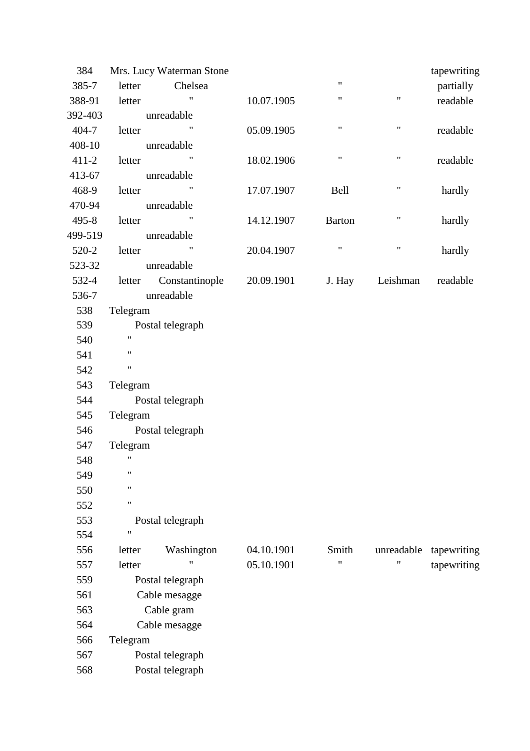| | | | | | | |
|---|---|---|---|---|---|---|
| 384 | Mrs. Lucy Waterman Stone | | | | | tapewriting |
| 385-7 | letter | Chelsea | | " | | partially |
| 388-91 | letter | " | 10.07.1905 | " | " | readable |
| 392-403 | unreadable | | | | | |
| 404-7 | letter | " | 05.09.1905 | " | " | readable |
| 408-10 | unreadable | | | | | |
| 411-2 | letter | " | 18.02.1906 | " | " | readable |
| 413-67 | unreadable | | | | | |
| 468-9 | letter | " | 17.07.1907 | Bell | " | hardly |
| 470-94 | unreadable | | | | | |
| 495-8 | letter | " | 14.12.1907 | Barton | " | hardly |
| 499-519 | unreadable | | | | | |
| 520-2 | letter | " | 20.04.1907 | " | " | hardly |
| 523-32 | unreadable | | | | | |
| 532-4 | letter | Constantinople | 20.09.1901 | J. Hay | Leishman | readable |
| 536-7 | unreadable | | | | | |
| 538 | Telegram | | | | | |
| 539 | Postal telegraph | | | | | |
| 540 | " | | | | | |
| 541 | " | | | | | |
| 542 | " | | | | | |
| 543 | Telegram | | | | | |
| 544 | Postal telegraph | | | | | |
| 545 | Telegram | | | | | |
| 546 | Postal telegraph | | | | | |
| 547 | Telegram | | | | | |
| 548 | " | | | | | |
| 549 | " | | | | | |
| 550 | " | | | | | |
| 552 | " | | | | | |
| 553 | Postal telegraph | | | | | |
| 554 | " | | | | | |
| 556 | letter | Washington | 04.10.1901 | Smith | unreadable | tapewriting |
| 557 | letter | " | 05.10.1901 | " | " | tapewriting |
| 559 | Postal telegraph | | | | | |
| 561 | Cable mesagge | | | | | |
| 563 | Cable gram | | | | | |
| 564 | Cable mesagge | | | | | |
| 566 | Telegram | | | | | |
| 567 | Postal telegraph | | | | | |
| 568 | Postal telegraph | | | | | |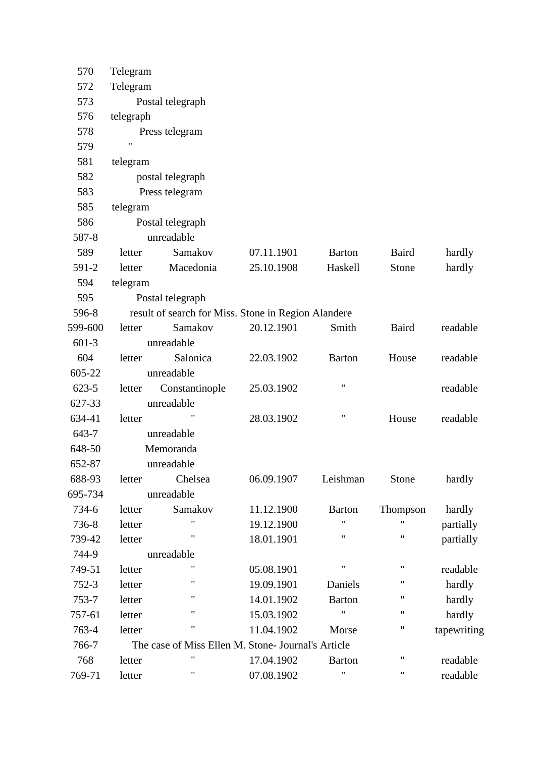| | | | | | | |
|---|---|---|---|---|---|---|
| 570 | Telegram | | | | | |
| 572 | Telegram | | | | | |
| 573 | Postal telegraph | | | | | |
| 576 | telegraph | | | | | |
| 578 | Press telegram | | | | | |
| 579 | " | | | | | |
| 581 | telegram | | | | | |
| 582 | postal telegraph | | | | | |
| 583 | Press telegram | | | | | |
| 585 | telegram | | | | | |
| 586 | Postal telegraph | | | | | |
| 587-8 | unreadable | | | | | |
| 589 | letter | Samakov | 07.11.1901 | Barton | Baird | hardly |
| 591-2 | letter | Macedonia | 25.10.1908 | Haskell | Stone | hardly |
| 594 | telegram | | | | | |
| 595 | Postal telegraph | | | | | |
| 596-8 | result of search for Miss. Stone in Region Alandere | | | | | |
| 599-600 | letter | Samakov | 20.12.1901 | Smith | Baird | readable |
| 601-3 | unreadable | | | | | |
| 604 | letter | Salonica | 22.03.1902 | Barton | House | readable |
| 605-22 | unreadable | | | | | |
| 623-5 | letter | Constantinople | 25.03.1902 | " | | readable |
| 627-33 | unreadable | | | | | |
| 634-41 | letter | " | 28.03.1902 | " | House | readable |
| 643-7 | unreadable | | | | | |
| 648-50 | Memoranda | | | | | |
| 652-87 | unreadable | | | | | |
| 688-93 | letter | Chelsea | 06.09.1907 | Leishman | Stone | hardly |
| 695-734 | unreadable | | | | | |
| 734-6 | letter | Samakov | 11.12.1900 | Barton | Thompson | hardly |
| 736-8 | letter | " | 19.12.1900 | " | " | partially |
| 739-42 | letter | " | 18.01.1901 | " | " | partially |
| 744-9 | unreadable | | | | | |
| 749-51 | letter | " | 05.08.1901 | " | " | readable |
| 752-3 | letter | " | 19.09.1901 | Daniels | " | hardly |
| 753-7 | letter | " | 14.01.1902 | Barton | " | hardly |
| 757-61 | letter | " | 15.03.1902 | " | " | hardly |
| 763-4 | letter | " | 11.04.1902 | Morse | " | tapewriting |
| 766-7 | The case of Miss Ellen M. Stone- Journal's Article | | | | | |
| 768 | letter | " | 17.04.1902 | Barton | " | readable |
| 769-71 | letter | " | 07.08.1902 | " | " | readable |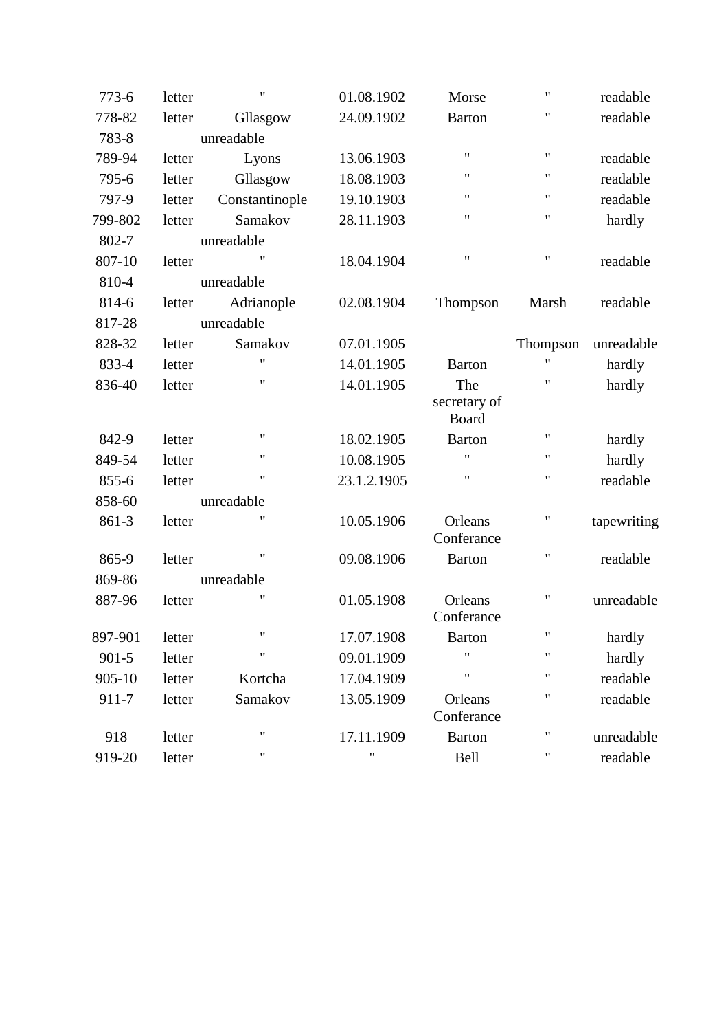| | | | | | | |
|---|---|---|---|---|---|---|
| 773-6 | letter | " | 01.08.1902 | Morse | " | readable |
| 778-82 | letter | Gllasgow | 24.09.1902 | Barton | " | readable |
| 783-8 | unreadable | | | | | |
| 789-94 | letter | Lyons | 13.06.1903 | " | " | readable |
| 795-6 | letter | Gllasgow | 18.08.1903 | " | " | readable |
| 797-9 | letter | Constantinople | 19.10.1903 | " | " | readable |
| 799-802 | letter | Samakov | 28.11.1903 | " | " | hardly |
| 802-7 | unreadable | | | | | |
| 807-10 | letter | " | 18.04.1904 | " | " | readable |
| 810-4 | unreadable | | | | | |
| 814-6 | letter | Adrianople | 02.08.1904 | Thompson | Marsh | readable |
| 817-28 | unreadable | | | | | |
| 828-32 | letter | Samakov | 07.01.1905 | | Thompson | unreadable |
| 833-4 | letter | " | 14.01.1905 | Barton | " | hardly |
| 836-40 | letter | " | 14.01.1905 | The secretary of Board | " | hardly |
| 842-9 | letter | " | 18.02.1905 | Barton | " | hardly |
| 849-54 | letter | " | 10.08.1905 | " | " | hardly |
| 855-6 | letter | " | 23.1.2.1905 | " | " | readable |
| 858-60 | unreadable | | | | | |
| 861-3 | letter | " | 10.05.1906 | Orleans Conferance | " | tapewriting |
| 865-9 | letter | " | 09.08.1906 | Barton | " | readable |
| 869-86 | unreadable | | | | | |
| 887-96 | letter | " | 01.05.1908 | Orleans Conferance | " | unreadable |
| 897-901 | letter | " | 17.07.1908 | Barton | " | hardly |
| 901-5 | letter | " | 09.01.1909 | " | " | hardly |
| 905-10 | letter | Kortcha | 17.04.1909 | " | " | readable |
| 911-7 | letter | Samakov | 13.05.1909 | Orleans Conferance | " | readable |
| 918 | letter | " | 17.11.1909 | Barton | " | unreadable |
| 919-20 | letter | " | " | Bell | " | readable |